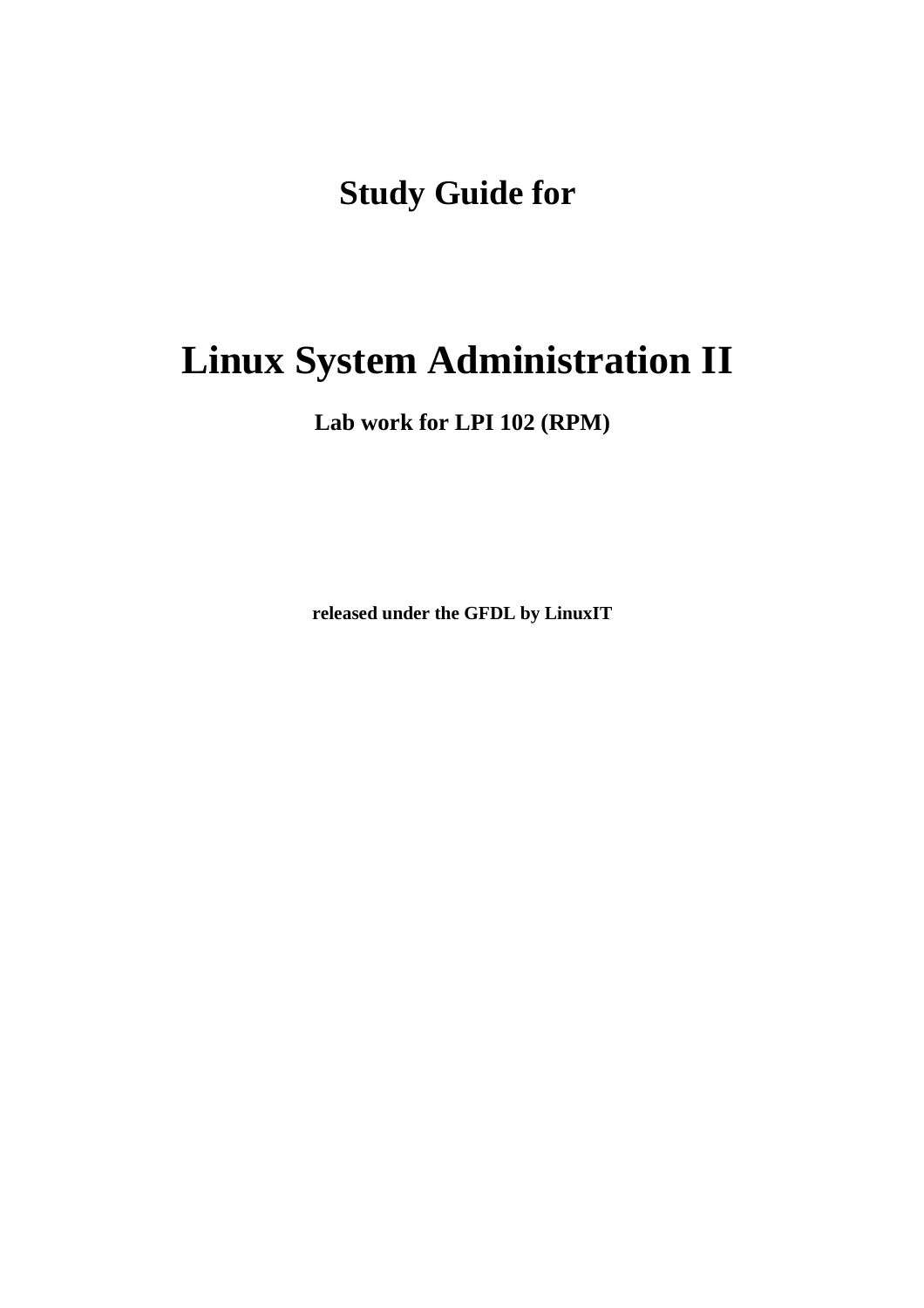# Study Guide for

# Linux System Administration II

**Lab work for LPI 102 (RPM)**

**released under the GFDL by LinuxIT**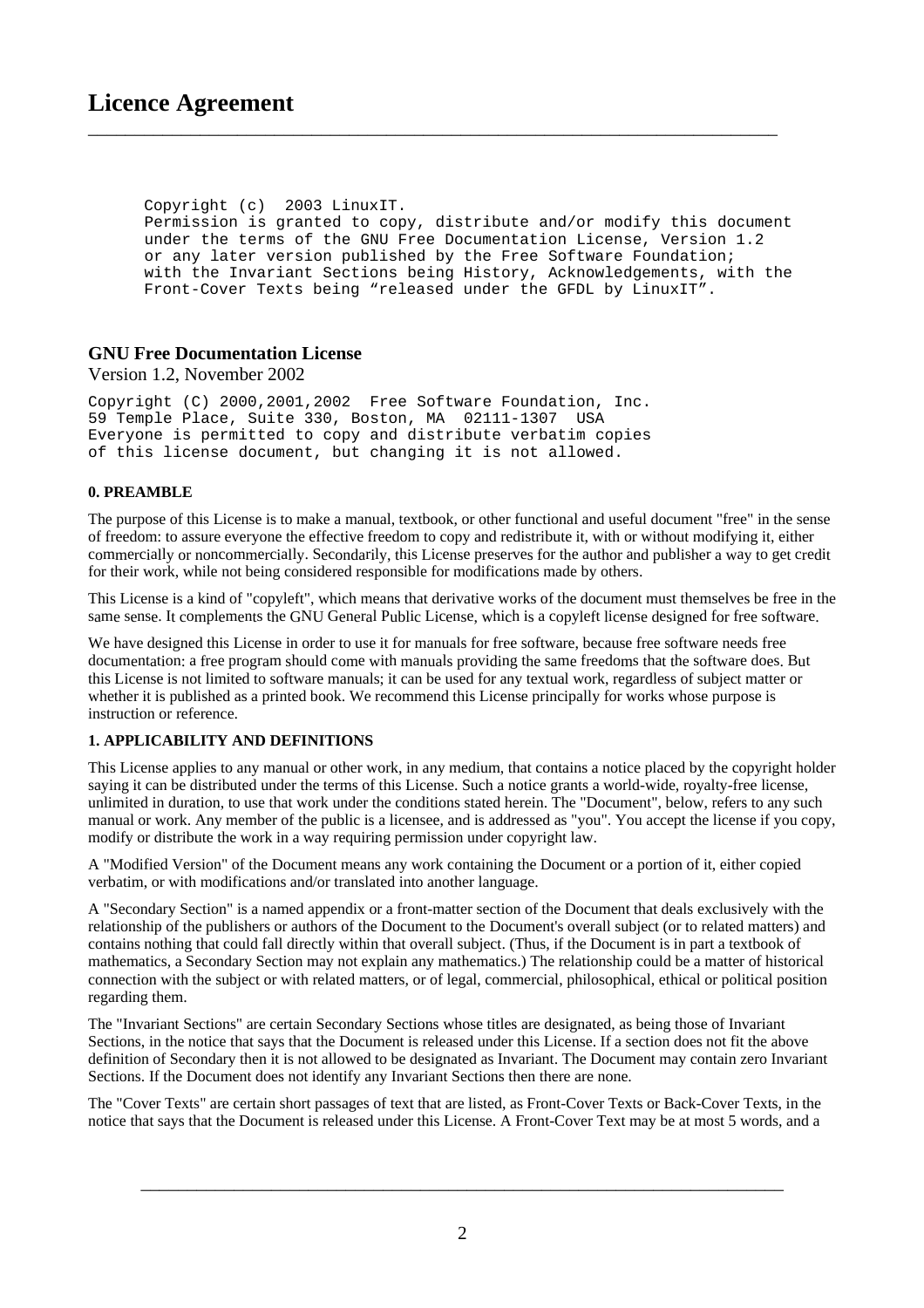# Licence Agreement

```
Copyright (c)  2003 LinuxIT.
Permission is granted to copy, distribute and/or modify this document
under the terms of the GNU Free Documentation License, Version 1.2
or any later version published by the Free Software Foundation;
with the Invariant Sections being History, Acknowledgements, with the
Front-Cover Texts being "released under the GFDL by LinuxIT".
```

## GNU Free Documentation License

Version 1.2, November 2002

```
Copyright (C) 2000,2001,2002  Free Software Foundation, Inc.
59 Temple Place, Suite 330, Boston, MA  02111-1307  USA
Everyone is permitted to copy and distribute verbatim copies
of this license document, but changing it is not allowed.
```

**0. PREAMBLE**

The purpose of this License is to make a manual, textbook, or other functional and useful document "free" in the sense of freedom: to assure everyone the effective freedom to copy and redistribute it, with or without modifying it, either commercially or noncommercially. Secondarily, this License preserves for the author and publisher a way to get credit for their work, while not being considered responsible for modifications made by others.

This License is a kind of "copyleft", which means that derivative works of the document must themselves be free in the same sense. It complements the GNU General Public License, which is a copyleft license designed for free software.

We have designed this License in order to use it for manuals for free software, because free software needs free documentation: a free program should come with manuals providing the same freedoms that the software does. But this License is not limited to software manuals; it can be used for any textual work, regardless of subject matter or whether it is published as a printed book. We recommend this License principally for works whose purpose is instruction or reference.

**1. APPLICABILITY AND DEFINITIONS**

This License applies to any manual or other work, in any medium, that contains a notice placed by the copyright holder saying it can be distributed under the terms of this License. Such a notice grants a world-wide, royalty-free license, unlimited in duration, to use that work under the conditions stated herein. The "Document", below, refers to any such manual or work. Any member of the public is a licensee, and is addressed as "you". You accept the license if you copy, modify or distribute the work in a way requiring permission under copyright law.

A "Modified Version" of the Document means any work containing the Document or a portion of it, either copied verbatim, or with modifications and/or translated into another language.

A "Secondary Section" is a named appendix or a front-matter section of the Document that deals exclusively with the relationship of the publishers or authors of the Document to the Document's overall subject (or to related matters) and contains nothing that could fall directly within that overall subject. (Thus, if the Document is in part a textbook of mathematics, a Secondary Section may not explain any mathematics.) The relationship could be a matter of historical connection with the subject or with related matters, or of legal, commercial, philosophical, ethical or political position regarding them.

The "Invariant Sections" are certain Secondary Sections whose titles are designated, as being those of Invariant Sections, in the notice that says that the Document is released under this License. If a section does not fit the above definition of Secondary then it is not allowed to be designated as Invariant. The Document may contain zero Invariant Sections. If the Document does not identify any Invariant Sections then there are none.

The "Cover Texts" are certain short passages of text that are listed, as Front-Cover Texts or Back-Cover Texts, in the notice that says that the Document is released under this License. A Front-Cover Text may be at most 5 words, and a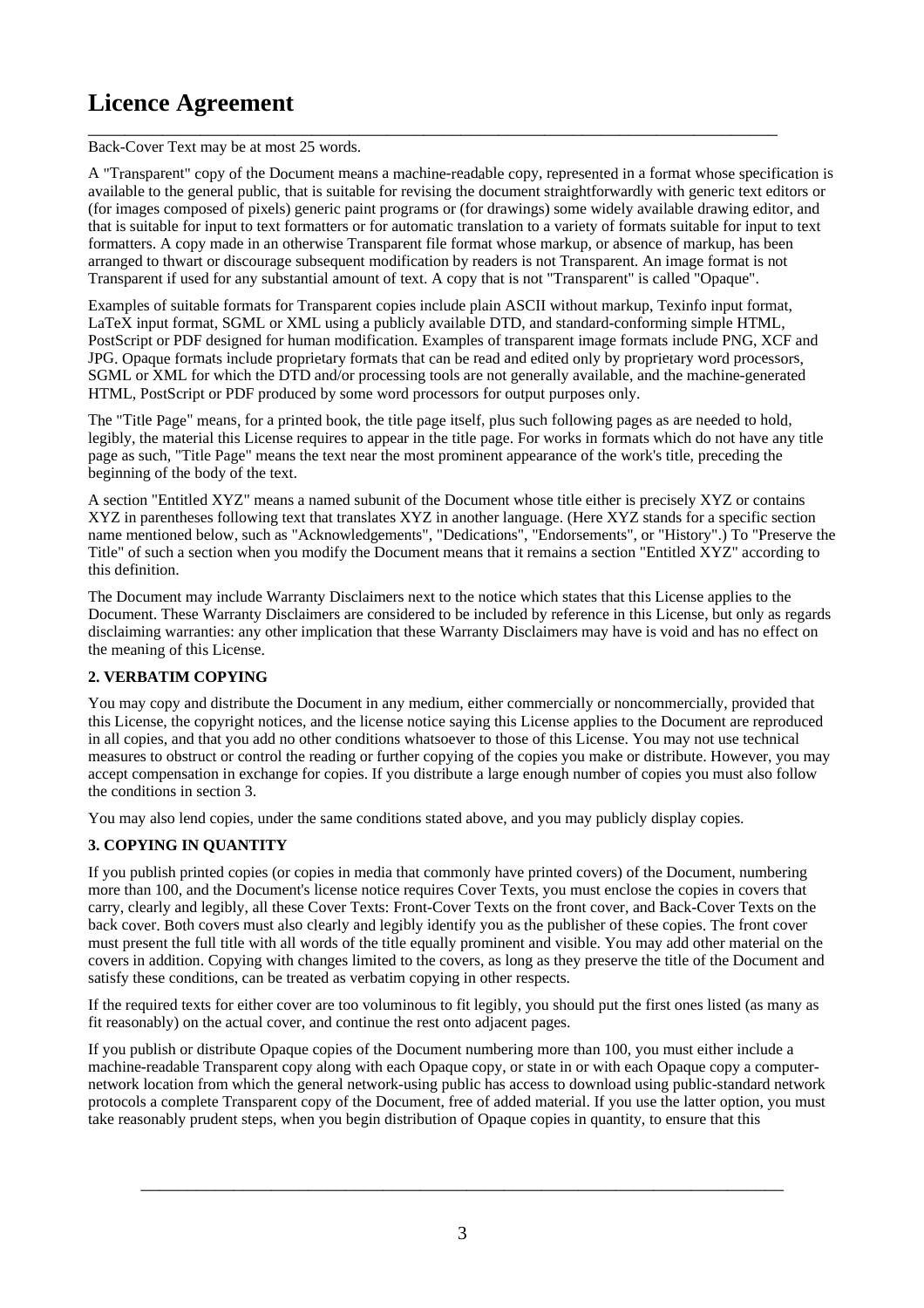Back-Cover Text may be at most 25 words.

A "Transparent" copy of the Document means a machine-readable copy, represented in a format whose specification is available to the general public, that is suitable for revising the document straightforwardly with generic text editors or (for images composed of pixels) generic paint programs or (for drawings) some widely available drawing editor, and that is suitable for input to text formatters or for automatic translation to a variety of formats suitable for input to text formatters. A copy made in an otherwise Transparent file format whose markup, or absence of markup, has been arranged to thwart or discourage subsequent modification by readers is not Transparent. An image format is not Transparent if used for any substantial amount of text. A copy that is not "Transparent" is called "Opaque".

Examples of suitable formats for Transparent copies include plain ASCII without markup, Texinfo input format, LaTeX input format, SGML or XML using a publicly available DTD, and standard-conforming simple HTML, PostScript or PDF designed for human modification. Examples of transparent image formats include PNG, XCF and JPG. Opaque formats include proprietary formats that can be read and edited only by proprietary word processors, SGML or XML for which the DTD and/or processing tools are not generally available, and the machine-generated HTML, PostScript or PDF produced by some word processors for output purposes only.

The "Title Page" means, for a printed book, the title page itself, plus such following pages as are needed to hold, legibly, the material this License requires to appear in the title page. For works in formats which do not have any title page as such, "Title Page" means the text near the most prominent appearance of the work's title, preceding the beginning of the body of the text.

A section "Entitled XYZ" means a named subunit of the Document whose title either is precisely XYZ or contains XYZ in parentheses following text that translates XYZ in another language. (Here XYZ stands for a specific section name mentioned below, such as "Acknowledgements", "Dedications", "Endorsements", or "History".) To "Preserve the Title" of such a section when you modify the Document means that it remains a section "Entitled XYZ" according to this definition.

The Document may include Warranty Disclaimers next to the notice which states that this License applies to the Document. These Warranty Disclaimers are considered to be included by reference in this License, but only as regards disclaiming warranties: any other implication that these Warranty Disclaimers may have is void and has no effect on the meaning of this License.

**2. VERBATIM COPYING**

You may copy and distribute the Document in any medium, either commercially or noncommercially, provided that this License, the copyright notices, and the license notice saying this License applies to the Document are reproduced in all copies, and that you add no other conditions whatsoever to those of this License. You may not use technical measures to obstruct or control the reading or further copying of the copies you make or distribute. However, you may accept compensation in exchange for copies. If you distribute a large enough number of copies you must also follow the conditions in section 3.

You may also lend copies, under the same conditions stated above, and you may publicly display copies.

**3. COPYING IN QUANTITY**

If you publish printed copies (or copies in media that commonly have printed covers) of the Document, numbering more than 100, and the Document's license notice requires Cover Texts, you must enclose the copies in covers that carry, clearly and legibly, all these Cover Texts: Front-Cover Texts on the front cover, and Back-Cover Texts on the back cover. Both covers must also clearly and legibly identify you as the publisher of these copies. The front cover must present the full title with all words of the title equally prominent and visible. You may add other material on the covers in addition. Copying with changes limited to the covers, as long as they preserve the title of the Document and satisfy these conditions, can be treated as verbatim copying in other respects.

If the required texts for either cover are too voluminous to fit legibly, you should put the first ones listed (as many as fit reasonably) on the actual cover, and continue the rest onto adjacent pages.

If you publish or distribute Opaque copies of the Document numbering more than 100, you must either include a machine-readable Transparent copy along with each Opaque copy, or state in or with each Opaque copy a computer-network location from which the general network-using public has access to download using public-standard network protocols a complete Transparent copy of the Document, free of added material. If you use the latter option, you must take reasonably prudent steps, when you begin distribution of Opaque copies in quantity, to ensure that this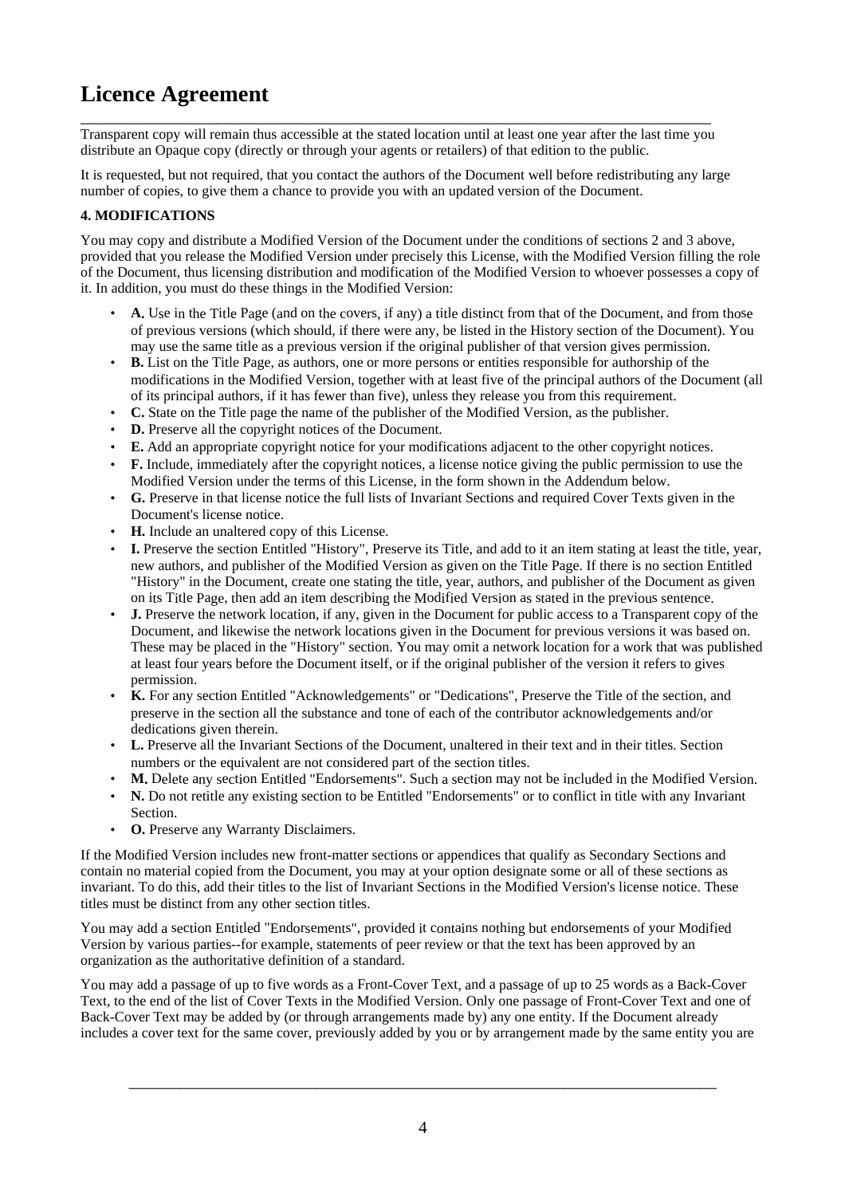# Licence Agreement

Transparent copy will remain thus accessible at the stated location until at least one year after the last time you distribute an Opaque copy (directly or through your agents or retailers) of that edition to the public.

It is requested, but not required, that you contact the authors of the Document well before redistributing any large number of copies, to give them a chance to provide you with an updated version of the Document.

**4. MODIFICATIONS**

You may copy and distribute a Modified Version of the Document under the conditions of sections 2 and 3 above, provided that you release the Modified Version under precisely this License, with the Modified Version filling the role of the Document, thus licensing distribution and modification of the Modified Version to whoever possesses a copy of it. In addition, you must do these things in the Modified Version:

- **A.** Use in the Title Page (and on the covers, if any) a title distinct from that of the Document, and from those of previous versions (which should, if there were any, be listed in the History section of the Document). You may use the same title as a previous version if the original publisher of that version gives permission.
- **B.** List on the Title Page, as authors, one or more persons or entities responsible for authorship of the modifications in the Modified Version, together with at least five of the principal authors of the Document (all of its principal authors, if it has fewer than five), unless they release you from this requirement.
- **C.** State on the Title page the name of the publisher of the Modified Version, as the publisher.
- **D.** Preserve all the copyright notices of the Document.
- **E.** Add an appropriate copyright notice for your modifications adjacent to the other copyright notices.
- **F.** Include, immediately after the copyright notices, a license notice giving the public permission to use the Modified Version under the terms of this License, in the form shown in the Addendum below.
- **G.** Preserve in that license notice the full lists of Invariant Sections and required Cover Texts given in the Document's license notice.
- **H.** Include an unaltered copy of this License.
- **I.** Preserve the section Entitled "History", Preserve its Title, and add to it an item stating at least the title, year, new authors, and publisher of the Modified Version as given on the Title Page. If there is no section Entitled "History" in the Document, create one stating the title, year, authors, and publisher of the Document as given on its Title Page, then add an item describing the Modified Version as stated in the previous sentence.
- **J.** Preserve the network location, if any, given in the Document for public access to a Transparent copy of the Document, and likewise the network locations given in the Document for previous versions it was based on. These may be placed in the "History" section. You may omit a network location for a work that was published at least four years before the Document itself, or if the original publisher of the version it refers to gives permission.
- **K.** For any section Entitled "Acknowledgements" or "Dedications", Preserve the Title of the section, and preserve in the section all the substance and tone of each of the contributor acknowledgements and/or dedications given therein.
- **L.** Preserve all the Invariant Sections of the Document, unaltered in their text and in their titles. Section numbers or the equivalent are not considered part of the section titles.
- **M.** Delete any section Entitled "Endorsements". Such a section may not be included in the Modified Version.
- **N.** Do not retitle any existing section to be Entitled "Endorsements" or to conflict in title with any Invariant Section.
- **O.** Preserve any Warranty Disclaimers.

If the Modified Version includes new front-matter sections or appendices that qualify as Secondary Sections and contain no material copied from the Document, you may at your option designate some or all of these sections as invariant. To do this, add their titles to the list of Invariant Sections in the Modified Version's license notice. These titles must be distinct from any other section titles.

You may add a section Entitled "Endorsements", provided it contains nothing but endorsements of your Modified Version by various parties--for example, statements of peer review or that the text has been approved by an organization as the authoritative definition of a standard.

You may add a passage of up to five words as a Front-Cover Text, and a passage of up to 25 words as a Back-Cover Text, to the end of the list of Cover Texts in the Modified Version. Only one passage of Front-Cover Text and one of Back-Cover Text may be added by (or through arrangements made by) any one entity. If the Document already includes a cover text for the same cover, previously added by you or by arrangement made by the same entity you are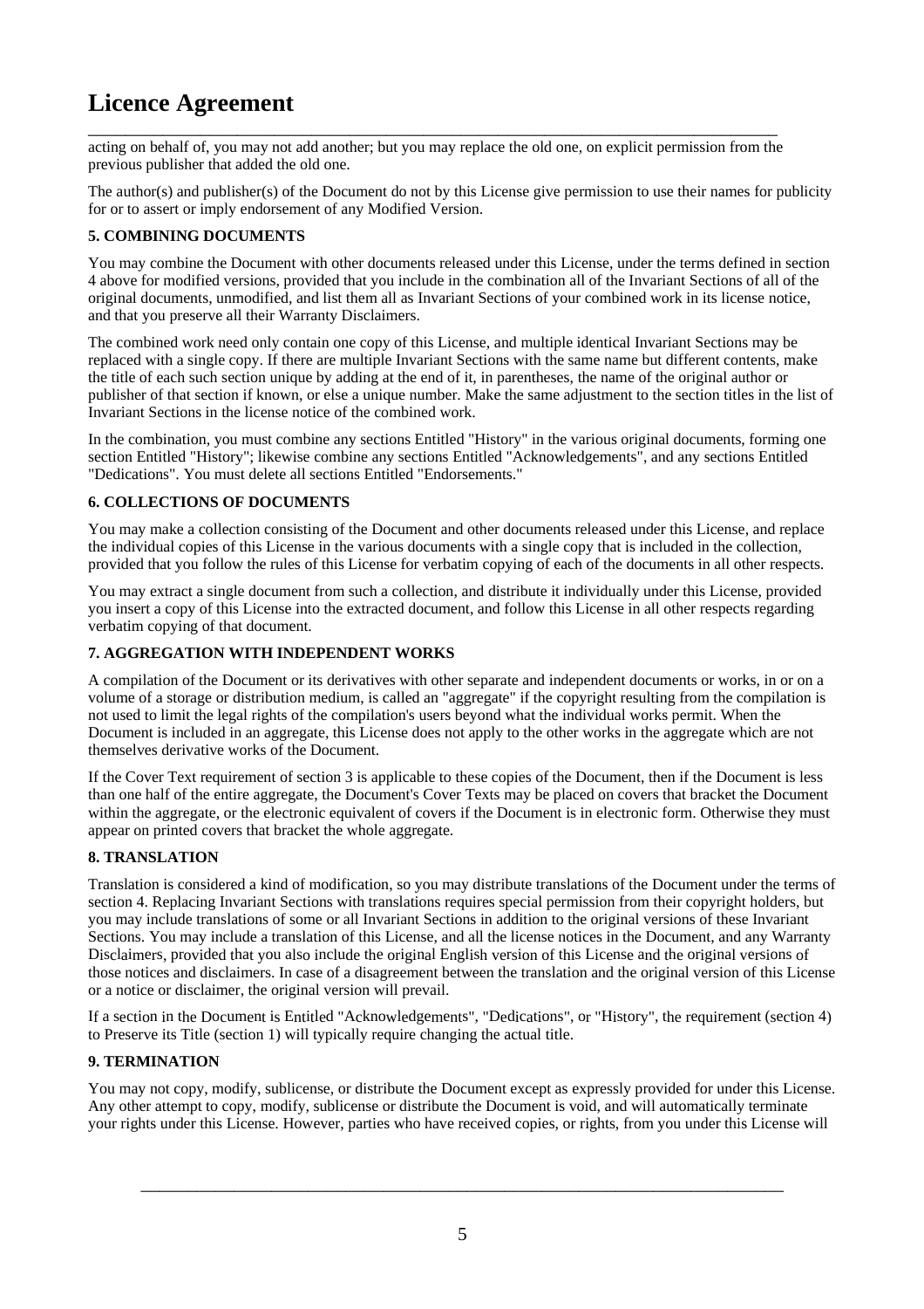acting on behalf of, you may not add another; but you may replace the old one, on explicit permission from the previous publisher that added the old one.

The author(s) and publisher(s) of the Document do not by this License give permission to use their names for publicity for or to assert or imply endorsement of any Modified Version.

**5. COMBINING DOCUMENTS**

You may combine the Document with other documents released under this License, under the terms defined in section 4 above for modified versions, provided that you include in the combination all of the Invariant Sections of all of the original documents, unmodified, and list them all as Invariant Sections of your combined work in its license notice, and that you preserve all their Warranty Disclaimers.

The combined work need only contain one copy of this License, and multiple identical Invariant Sections may be replaced with a single copy. If there are multiple Invariant Sections with the same name but different contents, make the title of each such section unique by adding at the end of it, in parentheses, the name of the original author or publisher of that section if known, or else a unique number. Make the same adjustment to the section titles in the list of Invariant Sections in the license notice of the combined work.

In the combination, you must combine any sections Entitled "History" in the various original documents, forming one section Entitled "History"; likewise combine any sections Entitled "Acknowledgements", and any sections Entitled "Dedications". You must delete all sections Entitled "Endorsements."

**6. COLLECTIONS OF DOCUMENTS**

You may make a collection consisting of the Document and other documents released under this License, and replace the individual copies of this License in the various documents with a single copy that is included in the collection, provided that you follow the rules of this License for verbatim copying of each of the documents in all other respects.

You may extract a single document from such a collection, and distribute it individually under this License, provided you insert a copy of this License into the extracted document, and follow this License in all other respects regarding verbatim copying of that document.

**7. AGGREGATION WITH INDEPENDENT WORKS**

A compilation of the Document or its derivatives with other separate and independent documents or works, in or on a volume of a storage or distribution medium, is called an "aggregate" if the copyright resulting from the compilation is not used to limit the legal rights of the compilation's users beyond what the individual works permit. When the Document is included in an aggregate, this License does not apply to the other works in the aggregate which are not themselves derivative works of the Document.

If the Cover Text requirement of section 3 is applicable to these copies of the Document, then if the Document is less than one half of the entire aggregate, the Document's Cover Texts may be placed on covers that bracket the Document within the aggregate, or the electronic equivalent of covers if the Document is in electronic form. Otherwise they must appear on printed covers that bracket the whole aggregate.

**8. TRANSLATION**

Translation is considered a kind of modification, so you may distribute translations of the Document under the terms of section 4. Replacing Invariant Sections with translations requires special permission from their copyright holders, but you may include translations of some or all Invariant Sections in addition to the original versions of these Invariant Sections. You may include a translation of this License, and all the license notices in the Document, and any Warranty Disclaimers, provided that you also include the original English version of this License and the original versions of those notices and disclaimers. In case of a disagreement between the translation and the original version of this License or a notice or disclaimer, the original version will prevail.

If a section in the Document is Entitled "Acknowledgements", "Dedications", or "History", the requirement (section 4) to Preserve its Title (section 1) will typically require changing the actual title.

**9. TERMINATION**

You may not copy, modify, sublicense, or distribute the Document except as expressly provided for under this License. Any other attempt to copy, modify, sublicense or distribute the Document is void, and will automatically terminate your rights under this License. However, parties who have received copies, or rights, from you under this License will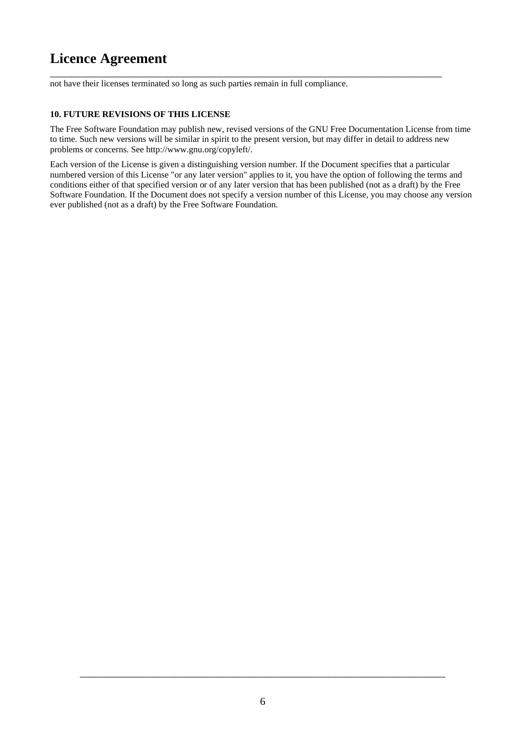not have their licenses terminated so long as such parties remain in full compliance.

**10. FUTURE REVISIONS OF THIS LICENSE**

The Free Software Foundation may publish new, revised versions of the GNU Free Documentation License from time to time. Such new versions will be similar in spirit to the present version, but may differ in detail to address new problems or concerns. See http://www.gnu.org/copyleft/.

Each version of the License is given a distinguishing version number. If the Document specifies that a particular numbered version of this License "or any later version" applies to it, you have the option of following the terms and conditions either of that specified version or of any later version that has been published (not as a draft) by the Free Software Foundation. If the Document does not specify a version number of this License, you may choose any version ever published (not as a draft) by the Free Software Foundation.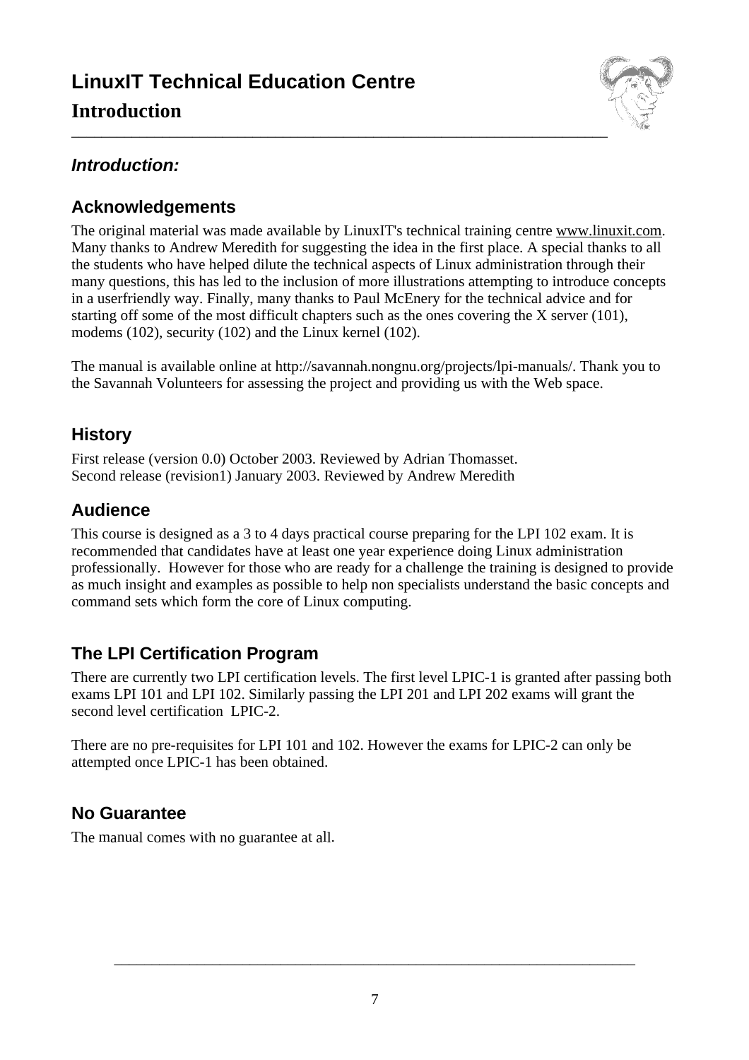# LinuxIT Technical Education Centre

## Introduction

### *Introduction:*

### Acknowledgements

The original material was made available by LinuxIT's technical training centre www.linuxit.com. Many thanks to Andrew Meredith for suggesting the idea in the first place. A special thanks to all the students who have helped dilute the technical aspects of Linux administration through their many questions, this has led to the inclusion of more illustrations attempting to introduce concepts in a userfriendly way. Finally, many thanks to Paul McEnery for the technical advice and for starting off some of the most difficult chapters such as the ones covering the X server (101), modems (102), security (102) and the Linux kernel (102).

The manual is available online at http://savannah.nongnu.org/projects/lpi-manuals/. Thank you to the Savannah Volunteers for assessing the project and providing us with the Web space.

### History

First release (version 0.0) October 2003. Reviewed by Adrian Thomasset.
Second release (revision1) January 2003. Reviewed by Andrew Meredith

### Audience

This course is designed as a 3 to 4 days practical course preparing for the LPI 102 exam. It is recommended that candidates have at least one year experience doing Linux administration professionally. However for those who are ready for a challenge the training is designed to provide as much insight and examples as possible to help non specialists understand the basic concepts and command sets which form the core of Linux computing.

### The LPI Certification Program

There are currently two LPI certification levels. The first level LPIC-1 is granted after passing both exams LPI 101 and LPI 102. Similarly passing the LPI 201 and LPI 202 exams will grant the second level certification LPIC-2.

There are no pre-requisites for LPI 101 and 102. However the exams for LPIC-2 can only be attempted once LPIC-1 has been obtained.

### No Guarantee

The manual comes with no guarantee at all.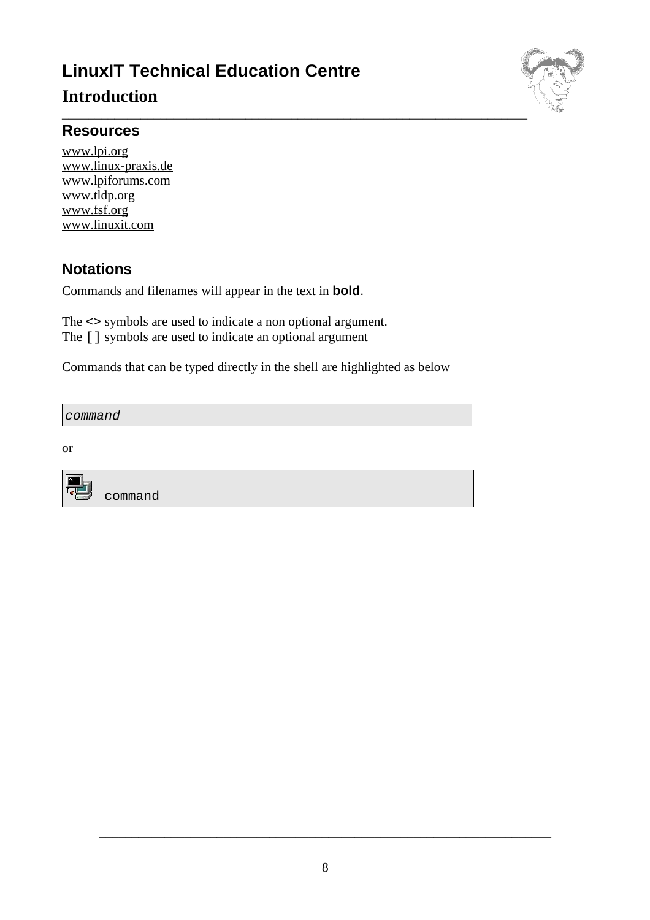## Introduction

### Resources

www.lpi.org
www.linux-praxis.de
www.lpiforums.com
www.tldp.org
www.fsf.org
www.linuxit.com

### Notations

Commands and filenames will appear in the text in **bold**.

The **<>** symbols are used to indicate a non optional argument.
The [] symbols are used to indicate an optional argument

Commands that can be typed directly in the shell are highlighted as below

```
command
```

or

```
command
```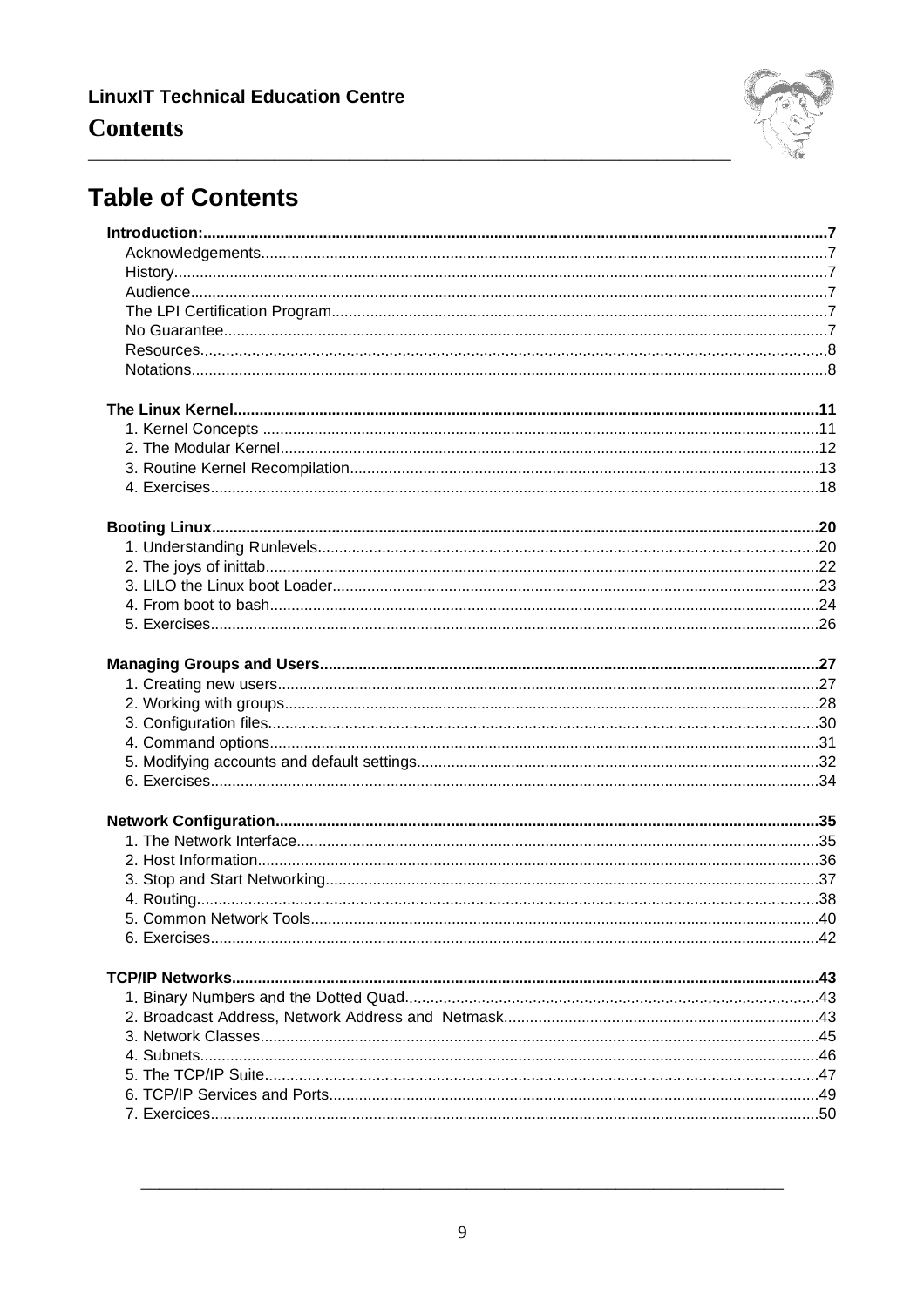# Table of Contents

**Introduction:** 7
- Acknowledgements 7
- History 7
- Audience 7
- The LPI Certification Program 7
- No Guarantee 7
- Resources 8
- Notations 8

**The Linux Kernel** 11
1. Kernel Concepts 11
2. The Modular Kernel 12
3. Routine Kernel Recompilation 13
4. Exercises 18

**Booting Linux** 20
1. Understanding Runlevels 20
2. The joys of inittab 22
3. LILO the Linux boot Loader 23
4. From boot to bash 24
5. Exercises 26

**Managing Groups and Users** 27
1. Creating new users 27
2. Working with groups 28
3. Configuration files 30
4. Command options 31
5. Modifying accounts and default settings 32
6. Exercises 34

**Network Configuration** 35
1. The Network Interface 35
2. Host Information 36
3. Stop and Start Networking 37
4. Routing 38
5. Common Network Tools 40
6. Exercises 42

**TCP/IP Networks** 43
1. Binary Numbers and the Dotted Quad 43
2. Broadcast Address, Network Address and Netmask 43
3. Network Classes 45
4. Subnets 46
5. The TCP/IP Suite 47
6. TCP/IP Services and Ports 49
7. Exercices 50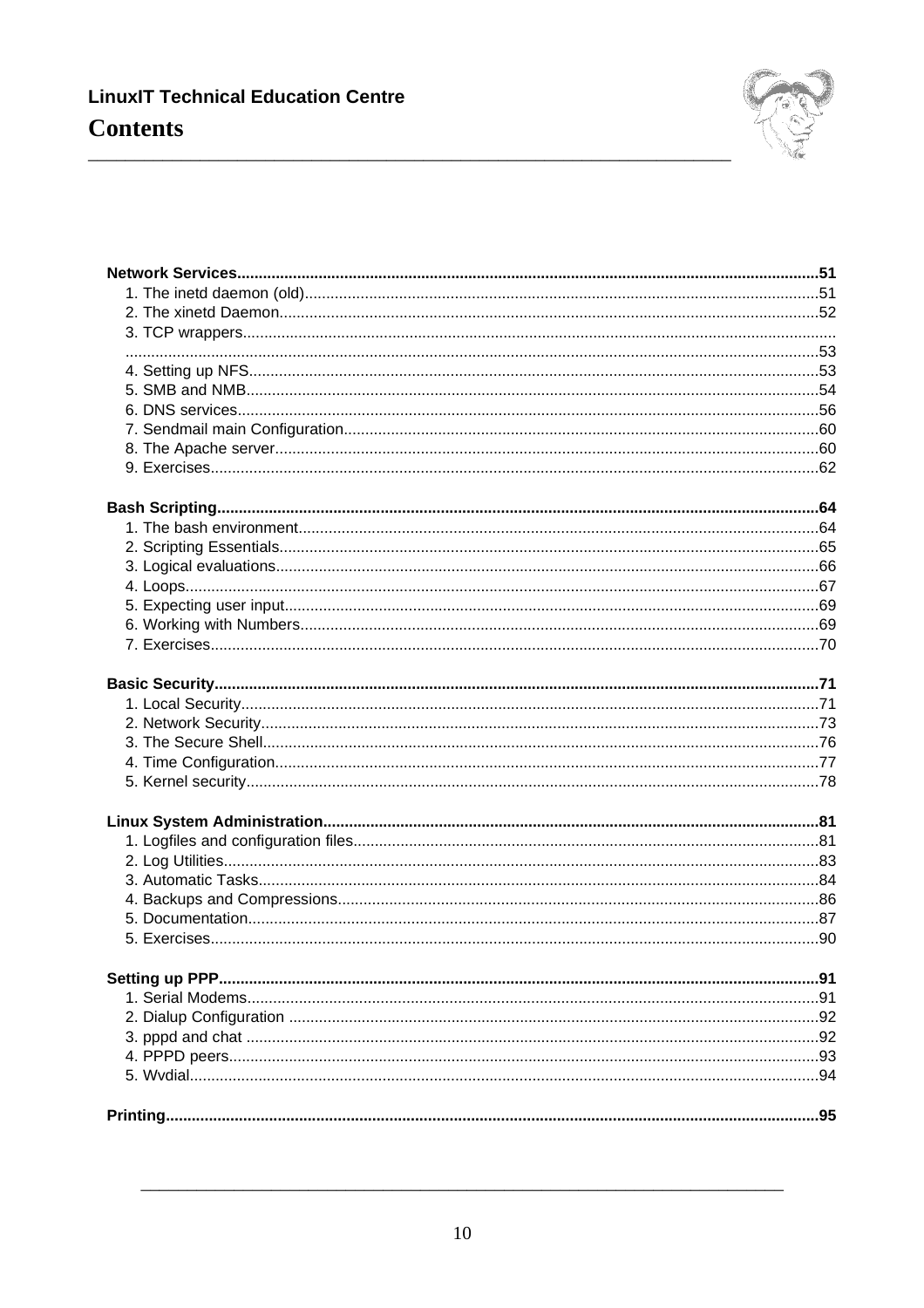# Contents

**Network Services....................................................................................................51**

1. The inetd daemon (old)....................................................................................51
2. The xinetd Daemon..........................................................................................52
3. TCP wrappers....................................................................................................53
4. Setting up NFS..................................................................................................53
5. SMB and NMB..................................................................................................54
6. DNS services....................................................................................................56
7. Sendmail main Configuration...........................................................................60
8. The Apache server............................................................................................60
9. Exercises..........................................................................................................62

**Bash Scripting.......................................................................................................64**

1. The bash environment......................................................................................64
2. Scripting Essentials..........................................................................................65
3. Logical evaluations...........................................................................................66
4. Loops................................................................................................................67
5. Expecting user input.........................................................................................69
6. Working with Numbers.....................................................................................69
7. Exercises..........................................................................................................70

**Basic Security........................................................................................................71**

1. Local Security...................................................................................................71
2. Network Security..............................................................................................73
3. The Secure Shell..............................................................................................76
4. Time Configuration...........................................................................................77
5. Kernel security..................................................................................................78

**Linux System Administration...............................................................................81**

1. Logfiles and configuration files.........................................................................81
2. Log Utilities.......................................................................................................83
3. Automatic Tasks...............................................................................................84
4. Backups and Compressions.............................................................................86
5. Documentation.................................................................................................87
5. Exercises..........................................................................................................90

**Setting up PPP.......................................................................................................91**

1. Serial Modems..................................................................................................91
2. Dialup Configuration ........................................................................................92
3. pppd and chat ..................................................................................................92
4. PPPD peers......................................................................................................93
5. Wvdial...............................................................................................................94

**Printing..................................................................................................................95**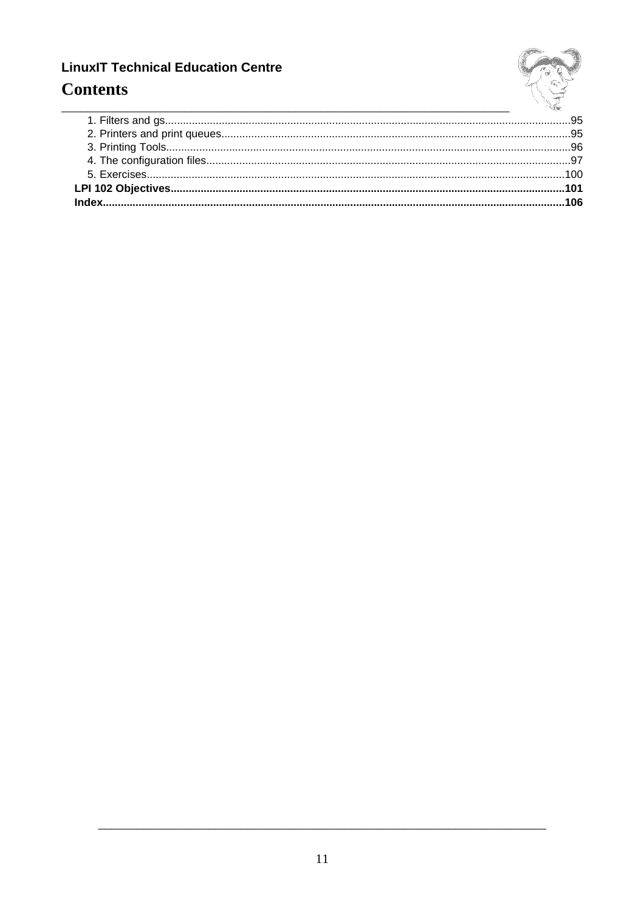# Contents

1. Filters and gs......................................................................................................................95
2. Printers and print queues....................................................................................................95
3. Printing Tools......................................................................................................................96
4. The configuration files........................................................................................................97
5. Exercises...........................................................................................................................100

**LPI 102 Objectives..................................................................................................................101**

**Index........................................................................................................................................106**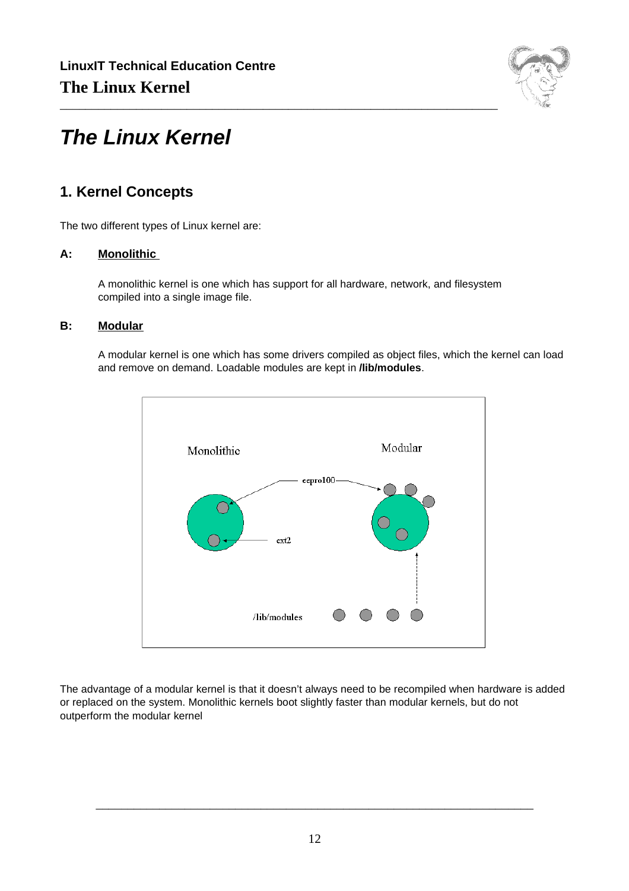# The Linux Kernel

## 1. Kernel Concepts

The two different types of Linux kernel are:

**A: Monolithic**

A monolithic kernel is one which has support for all hardware, network, and filesystem compiled into a single image file.

**B: Modular**

A modular kernel is one which has some drivers compiled as object files, which the kernel can load and remove on demand. Loadable modules are kept in **/lib/modules**.

The advantage of a modular kernel is that it doesn't always need to be recompiled when hardware is added or replaced on the system. Monolithic kernels boot slightly faster than modular kernels, but do not outperform the modular kernel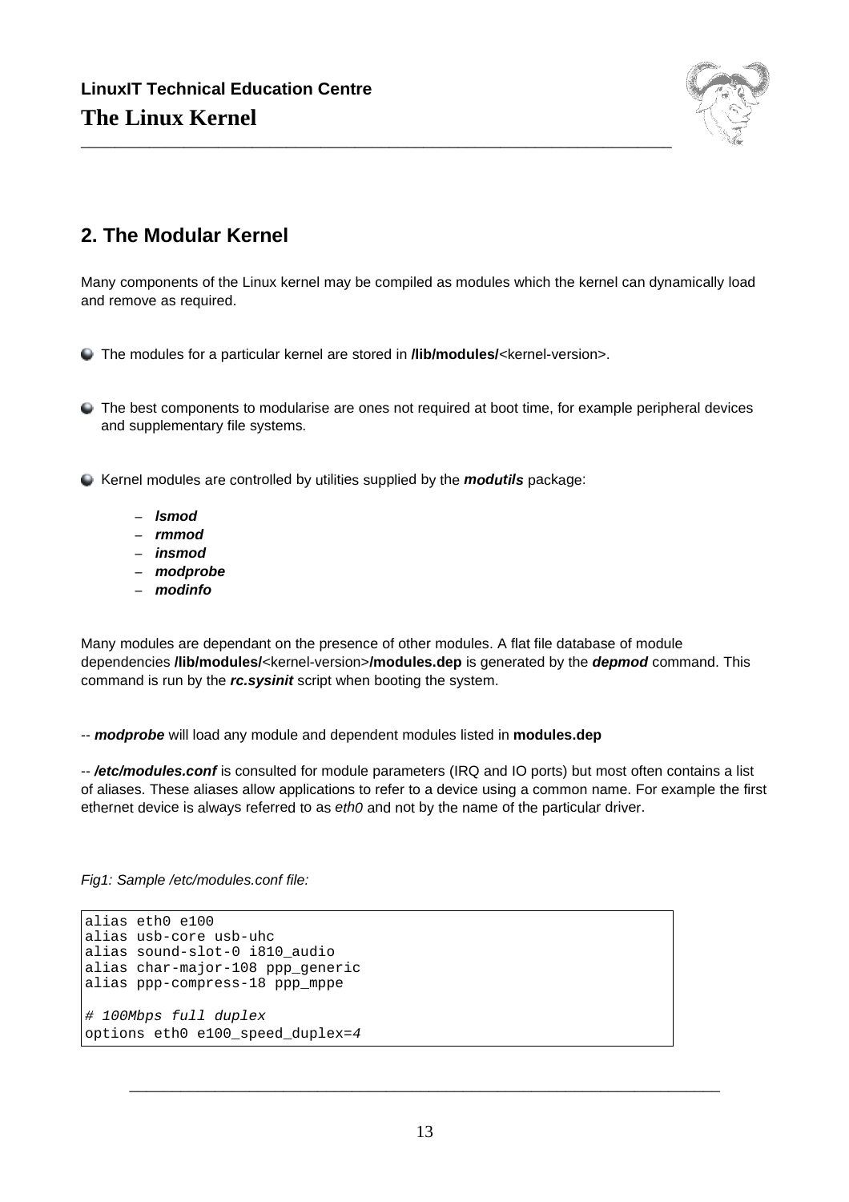## 2. The Modular Kernel

Many components of the Linux kernel may be compiled as modules which the kernel can dynamically load and remove as required.

- The modules for a particular kernel are stored in **/lib/modules/**<kernel-version>.

- The best components to modularise are ones not required at boot time, for example peripheral devices and supplementary file systems.

- Kernel modules are controlled by utilities supplied by the ***modutils*** package:

  - ***lsmod***
  - ***rmmod***
  - ***insmod***
  - ***modprobe***
  - ***modinfo***

Many modules are dependant on the presence of other modules. A flat file database of module dependencies **/lib/modules/**<kernel-version>**/modules.dep** is generated by the ***depmod*** command. This command is run by the ***rc.sysinit*** script when booting the system.

-- ***modprobe*** will load any module and dependent modules listed in **modules.dep**

-- ***/etc/modules.conf*** is consulted for module parameters (IRQ and IO ports) but most often contains a list of aliases. These aliases allow applications to refer to a device using a common name. For example the first ethernet device is always referred to as *eth0* and not by the name of the particular driver.

*Fig1: Sample /etc/modules.conf file:*

```
alias eth0 e100
alias usb-core usb-uhc
alias sound-slot-0 i810_audio
alias char-major-108 ppp_generic
alias ppp-compress-18 ppp_mppe

# 100Mbps full duplex
options eth0 e100_speed_duplex=4
```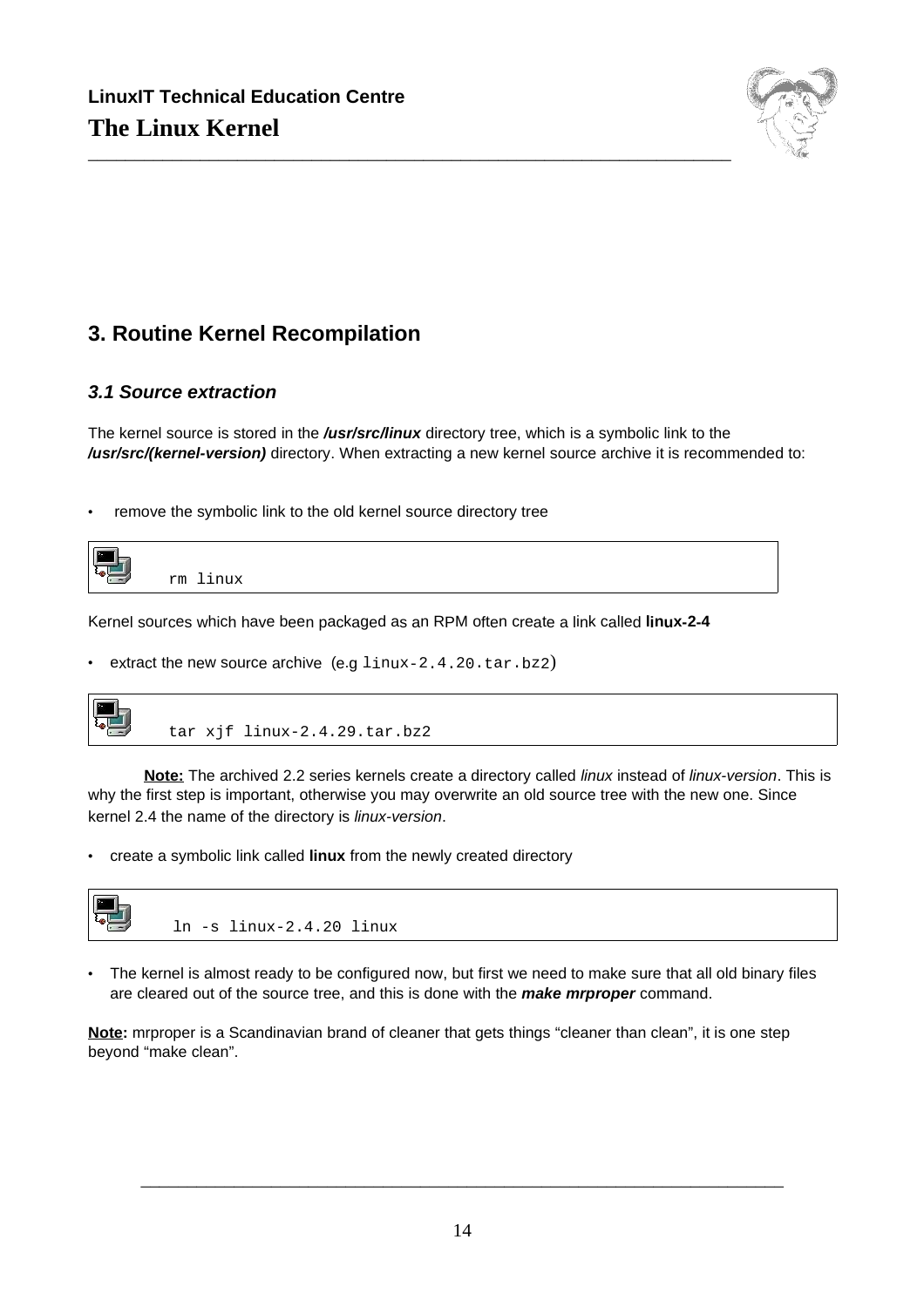## 3. Routine Kernel Recompilation

### *3.1 Source extraction*

The kernel source is stored in the ***/usr/src/linux*** directory tree, which is a symbolic link to the ***/usr/src/(kernel-version)*** directory. When extracting a new kernel source archive it is recommended to:

- remove the symbolic link to the old kernel source directory tree

```
rm linux
```

Kernel sources which have been packaged as an RPM often create a link called **linux-2-4**

- extract the new source archive (e.g `linux-2.4.20.tar.bz2`)

```
tar xjf linux-2.4.29.tar.bz2
```

**Note:** The archived 2.2 series kernels create a directory called *linux* instead of *linux-version*. This is why the first step is important, otherwise you may overwrite an old source tree with the new one. Since kernel 2.4 the name of the directory is *linux-version*.

- create a symbolic link called **linux** from the newly created directory

```
ln -s linux-2.4.20 linux
```

- The kernel is almost ready to be configured now, but first we need to make sure that all old binary files are cleared out of the source tree, and this is done with the ***make mrproper*** command.

**Note:** mrproper is a Scandinavian brand of cleaner that gets things "cleaner than clean", it is one step beyond "make clean".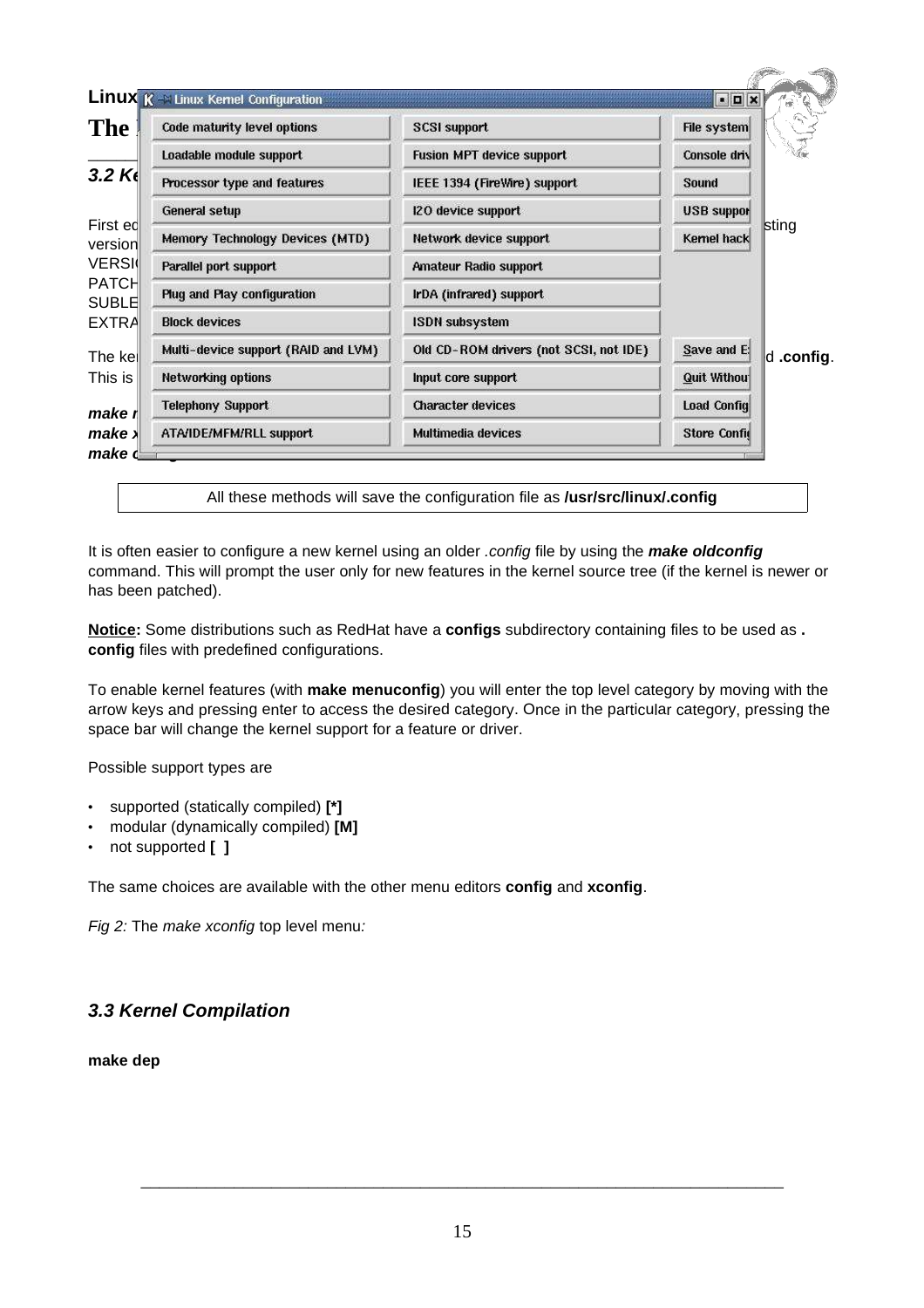All these methods will save the configuration file as **/usr/src/linux/.config**

It is often easier to configure a new kernel using an older *.config* file by using the ***make oldconfig*** command. This will prompt the user only for new features in the kernel source tree (if the kernel is newer or has been patched).

**Notice:** Some distributions such as RedHat have a **configs** subdirectory containing files to be used as **.config** files with predefined configurations.

To enable kernel features (with **make menuconfig**) you will enter the top level category by moving with the arrow keys and pressing enter to access the desired category. Once in the particular category, pressing the space bar will change the kernel support for a feature or driver.

Possible support types are

- supported (statically compiled) **[*]**
- modular (dynamically compiled) **[M]**
- not supported **[ ]**

The same choices are available with the other menu editors **config** and **xconfig**.

*Fig 2:* The *make xconfig* top level menu*:*

### *3.3 Kernel Compilation*

**make dep**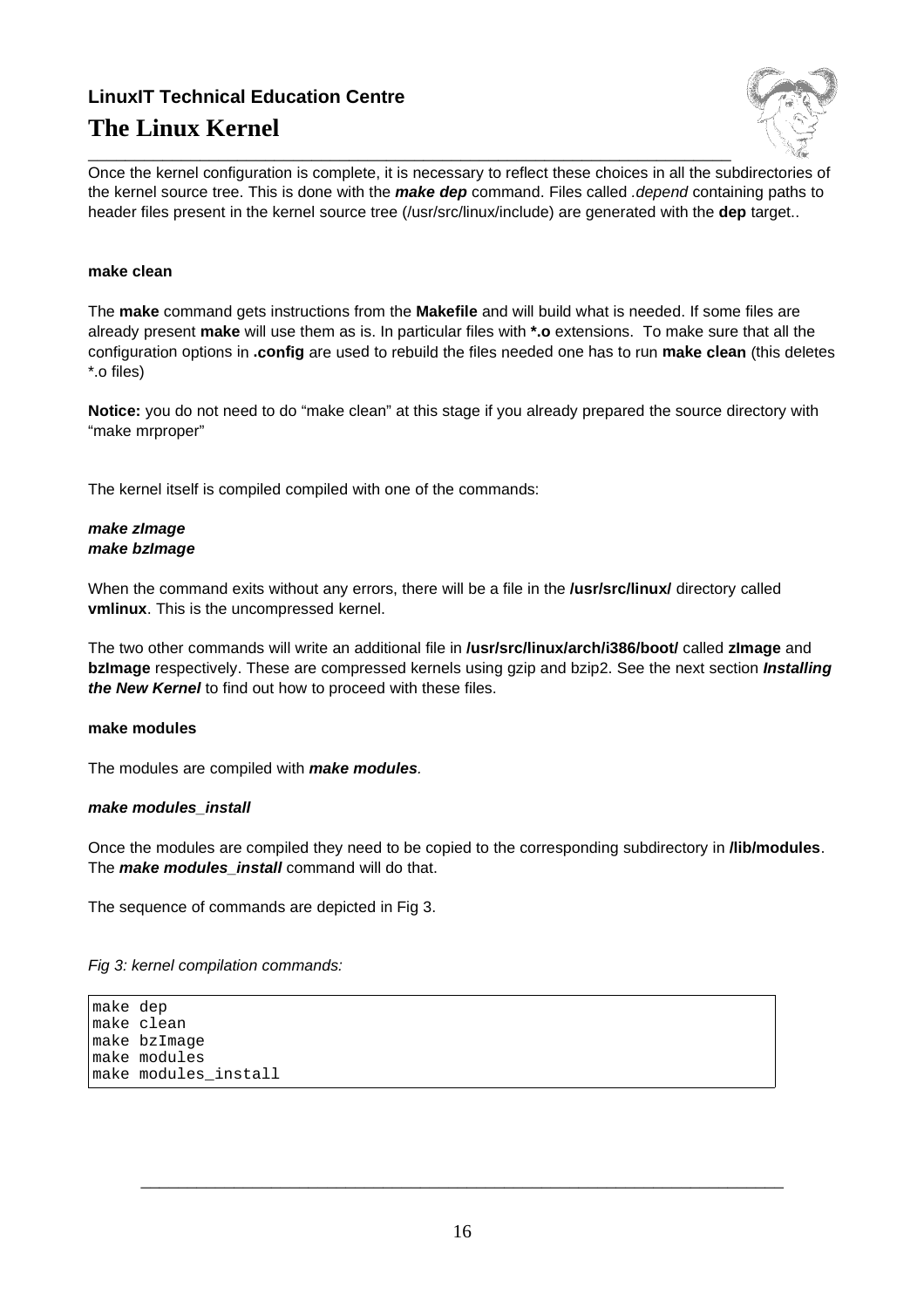Once the kernel configuration is complete, it is necessary to reflect these choices in all the subdirectories of the kernel source tree. This is done with the ***make dep*** command. Files called *.depend* containing paths to header files present in the kernel source tree (/usr/src/linux/include) are generated with the **dep** target..

**make clean**

The **make** command gets instructions from the **Makefile** and will build what is needed. If some files are already present **make** will use them as is. In particular files with ***.o** extensions. To make sure that all the configuration options in **.config** are used to rebuild the files needed one has to run **make clean** (this deletes *.o files)

**Notice:** you do not need to do "make clean" at this stage if you already prepared the source directory with "make mrproper"

The kernel itself is compiled compiled with one of the commands:

***make zImage***
***make bzImage***

When the command exits without any errors, there will be a file in the **/usr/src/linux/** directory called **vmlinux**. This is the uncompressed kernel.

The two other commands will write an additional file in **/usr/src/linux/arch/i386/boot/** called **zImage** and **bzImage** respectively. These are compressed kernels using gzip and bzip2. See the next section ***Installing the New Kernel*** to find out how to proceed with these files.

**make modules**

The modules are compiled with ***make modules****.*

***make modules_install***

Once the modules are compiled they need to be copied to the corresponding subdirectory in **/lib/modules**. The ***make modules_install*** command will do that.

The sequence of commands are depicted in Fig 3.

*Fig 3: kernel compilation commands:*

```
make dep
make clean
make bzImage
make modules
make modules_install
```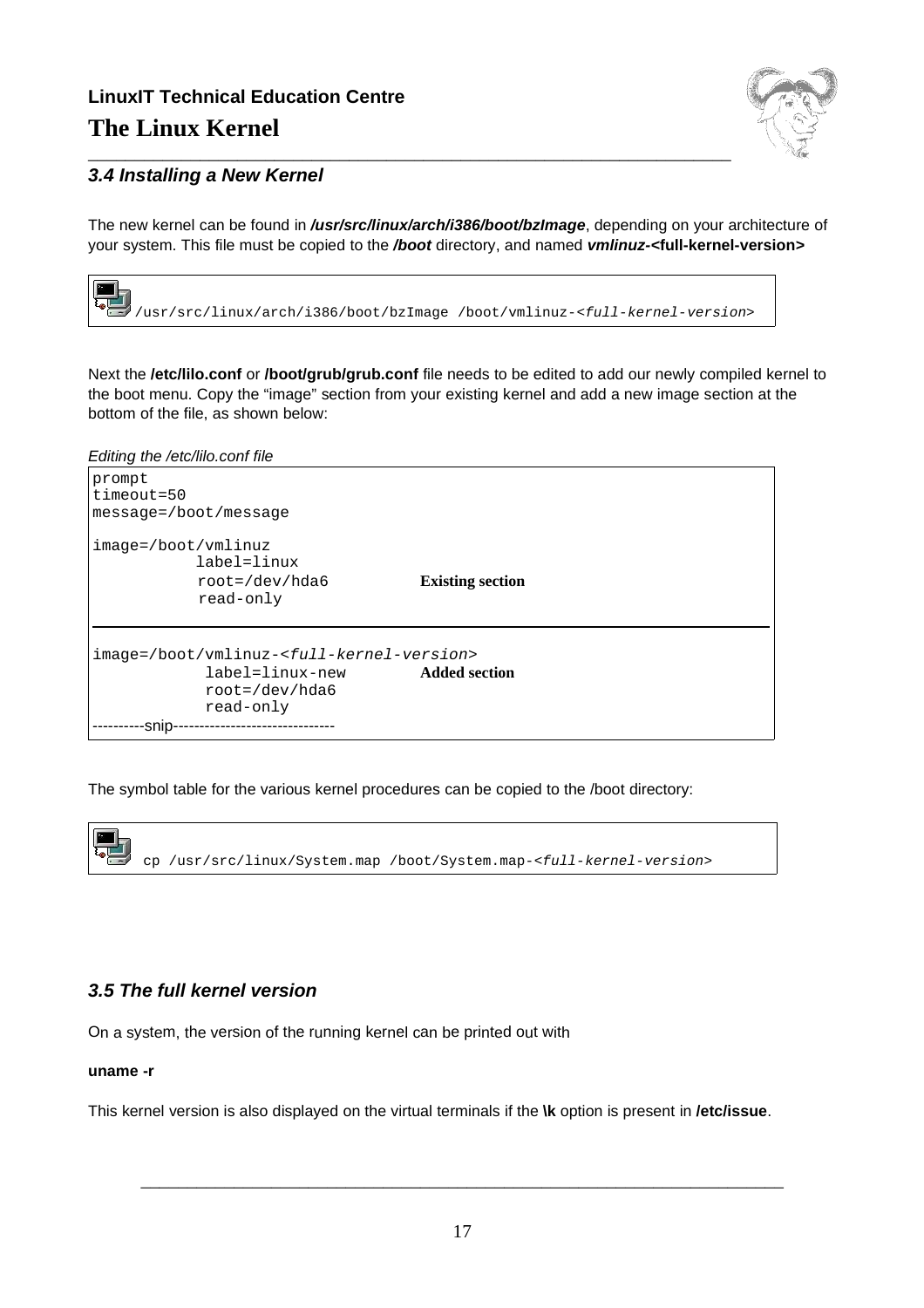### 3.4 Installing a New Kernel

The new kernel can be found in ***/usr/src/linux/arch/i386/boot/bzImage***, depending on your architecture of your system. This file must be copied to the ***/boot*** directory, and named ***vmlinuz*-<full-kernel-version>**

```
/usr/src/linux/arch/i386/boot/bzImage /boot/vmlinuz-<full-kernel-version>
```

Next the **/etc/lilo.conf** or **/boot/grub/grub.conf** file needs to be edited to add our newly compiled kernel to the boot menu. Copy the "image" section from your existing kernel and add a new image section at the bottom of the file, as shown below:

*Editing the /etc/lilo.conf file*

```
prompt
timeout=50
message=/boot/message

image=/boot/vmlinuz
          label=linux
          root=/dev/hda6          Existing section
          read-only
-------------------------------------------------------------------
image=/boot/vmlinuz-<full-kernel-version>
           label=linux-new        Added section
           root=/dev/hda6
           read-only
----------snip-------------------------------
```

The symbol table for the various kernel procedures can be copied to the /boot directory:

```
cp /usr/src/linux/System.map /boot/System.map-<full-kernel-version>
```

### 3.5 The full kernel version

On a system, the version of the running kernel can be printed out with

**uname -r**

This kernel version is also displayed on the virtual terminals if the **\k** option is present in **/etc/issue**.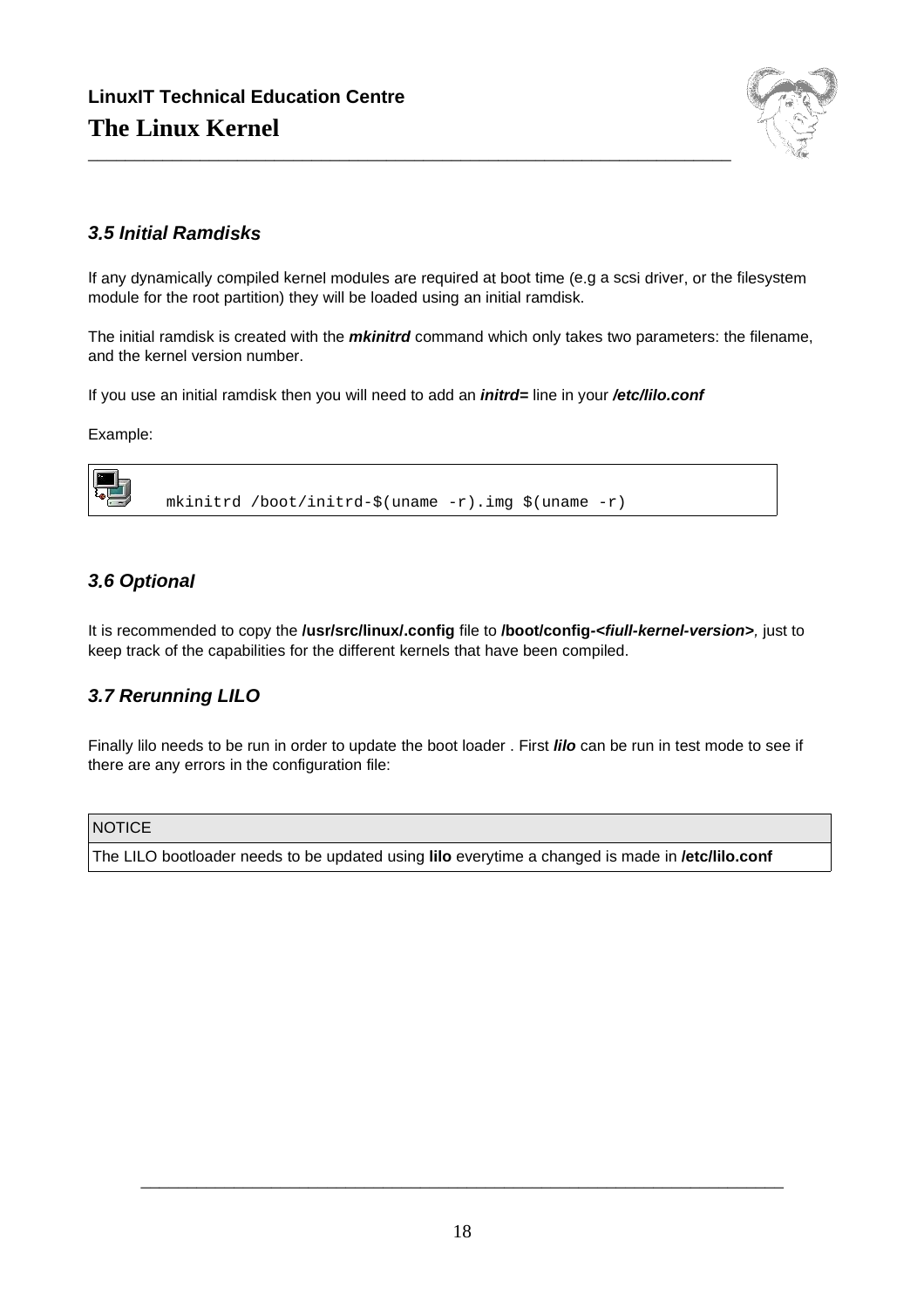### *3.5 Initial Ramdisks*

If any dynamically compiled kernel modules are required at boot time (e.g a scsi driver, or the filesystem module for the root partition) they will be loaded using an initial ramdisk.

The initial ramdisk is created with the ***mkinitrd*** command which only takes two parameters: the filename, and the kernel version number.

If you use an initial ramdisk then you will need to add an ***initrd=*** line in your ***/etc/lilo.conf***

Example:

```
mkinitrd /boot/initrd-$(uname -r).img $(uname -r)
```

### *3.6 Optional*

It is recommended to copy the **/usr/src/linux/.config** file to **/boot/config-*<fiull-kernel-version>***, just to keep track of the capabilities for the different kernels that have been compiled.

### *3.7 Rerunning LILO*

Finally lilo needs to be run in order to update the boot loader . First ***lilo*** can be run in test mode to see if there are any errors in the configuration file:

| NOTICE |
|---|
| The LILO bootloader needs to be updated using **lilo** everytime a changed is made in **/etc/lilo.conf** |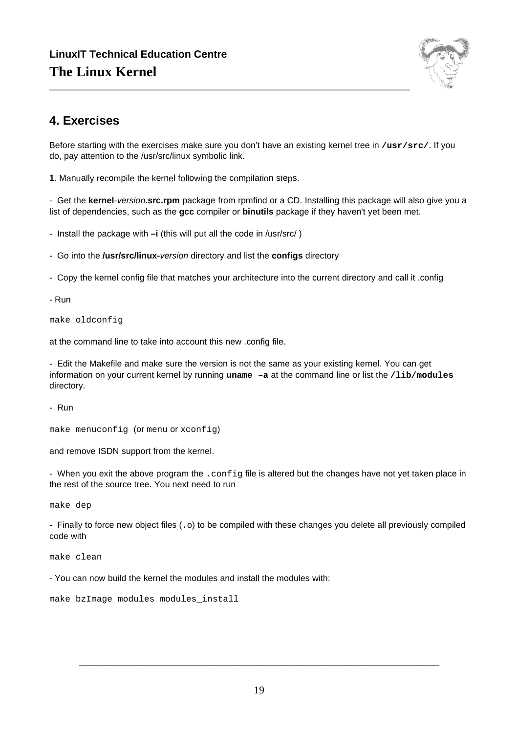## 4. Exercises

Before starting with the exercises make sure you don't have an existing kernel tree in **`/usr/src/`**. If you do, pay attention to the /usr/src/linux symbolic link.

**1.** Manually recompile the kernel following the compilation steps.

- Get the **kernel**-*version***.src.rpm** package from rpmfind or a CD. Installing this package will also give you a list of dependencies, such as the **gcc** compiler or **binutils** package if they haven't yet been met.

- Install the package with **–i** (this will put all the code in /usr/src/ )

- Go into the **/usr/src/linux-***version* directory and list the **configs** directory

- Copy the kernel config file that matches your architecture into the current directory and call it .config

- Run

```
make oldconfig
```

at the command line to take into account this new .config file.

- Edit the Makefile and make sure the version is not the same as your existing kernel. You can get information on your current kernel by running **`uname –a`** at the command line or list the **`/lib/modules`** directory.

- Run

`make menuconfig` (or `menu` or `xconfig`)

and remove ISDN support from the kernel.

- When you exit the above program the `.config` file is altered but the changes have not yet taken place in the rest of the source tree. You next need to run

```
make dep
```

- Finally to force new object files (`.o`) to be compiled with these changes you delete all previously compiled code with

```
make clean
```

- You can now build the kernel the modules and install the modules with:

```
make bzImage modules modules_install
```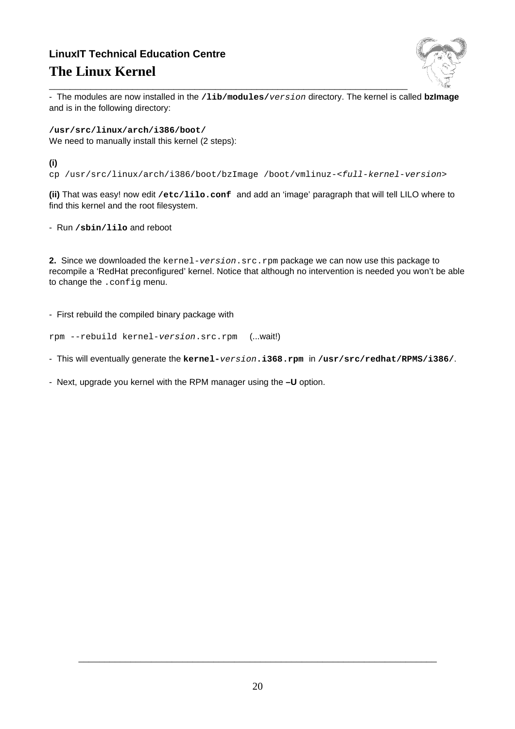- The modules are now installed in the **/lib/modules/***version* directory. The kernel is called **bzImage** and is in the following directory:

**/usr/src/linux/arch/i386/boot/**

We need to manually install this kernel (2 steps):

**(i)**

```
cp /usr/src/linux/arch/i386/boot/bzImage /boot/vmlinuz-<full-kernel-version>
```

**(ii)** That was easy! now edit **/etc/lilo.conf** and add an 'image' paragraph that will tell LILO where to find this kernel and the root filesystem.

- Run **/sbin/lilo** and reboot

**2.** Since we downloaded the kernel-*version*.src.rpm package we can now use this package to recompile a 'RedHat preconfigured' kernel. Notice that although no intervention is needed you won't be able to change the .config menu.

- First rebuild the compiled binary package with

```
rpm --rebuild kernel-version.src.rpm   (...wait!)
```

- This will eventually generate the **kernel-***version***.i368.rpm** in **/usr/src/redhat/RPMS/i386/**.

- Next, upgrade you kernel with the RPM manager using the **–U** option.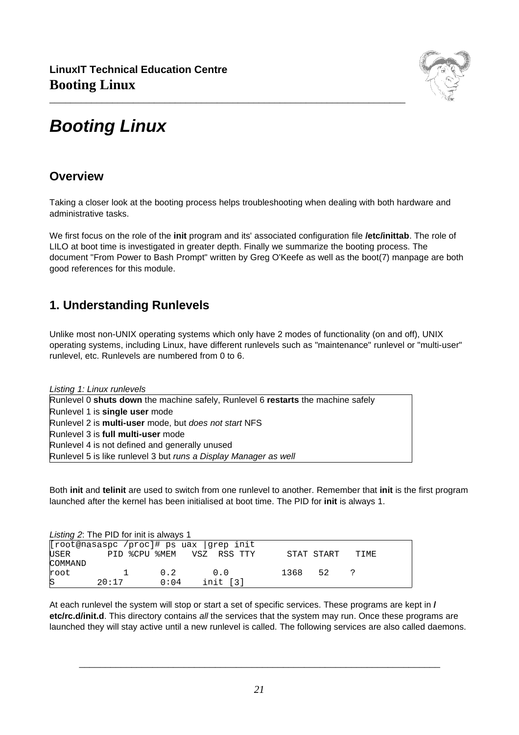# Booting Linux

## Overview

Taking a closer look at the booting process helps troubleshooting when dealing with both hardware and administrative tasks.

We first focus on the role of the **init** program and its' associated configuration file **/etc/inittab**. The role of LILO at boot time is investigated in greater depth. Finally we summarize the booting process. The document "From Power to Bash Prompt" written by Greg O'Keefe as well as the boot(7) manpage are both good references for this module.

## 1. Understanding Runlevels

Unlike most non-UNIX operating systems which only have 2 modes of functionality (on and off), UNIX operating systems, including Linux, have different runlevels such as "maintenance" runlevel or "multi-user" runlevel, etc. Runlevels are numbered from 0 to 6.

*Listing 1: Linux runlevels*

| |
|---|
| Runlevel 0 **shuts down** the machine safely, Runlevel 6 **restarts** the machine safely |
| Runlevel 1 is **single user** mode |
| Runlevel 2 is **multi-user** mode, but *does not start* NFS |
| Runlevel 3 is **full multi-user** mode |
| Runlevel 4 is not defined and generally unused |
| Runlevel 5 is like runlevel 3 but *runs a Display Manager as well* |

Both **init** and **telinit** are used to switch from one runlevel to another. Remember that **init** is the first program launched after the kernel has been initialised at boot time. The PID for **init** is always 1.

*Listing 2*: The PID for init is always 1

```
[root@nasaspc /proc]# ps uax |grep init
USER       PID %CPU %MEM   VSZ  RSS TTY      STAT START   TIME
COMMAND
root         1      0.2      0.0         1368   52    ?
S        20:17       0:04    init [3]
```

At each runlevel the system will stop or start a set of specific services. These programs are kept in **/etc/rc.d/init.d**. This directory contains *all* the services that the system may run. Once these programs are launched they will stay active until a new runlevel is called. The following services are also called daemons.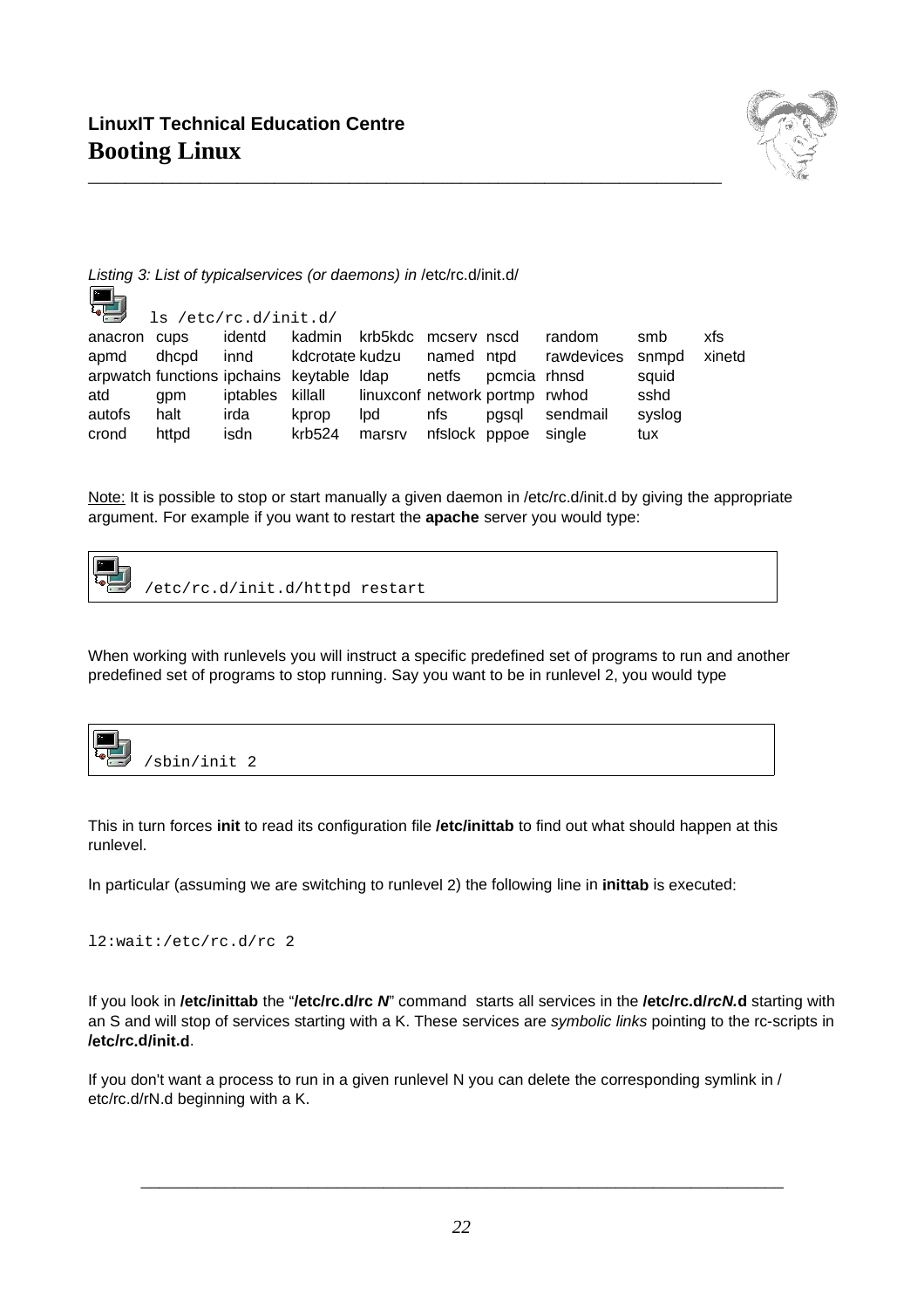*Listing 3: List of typicalservices (or daemons) in* /etc/rc.d/init.d/

```
ls /etc/rc.d/init.d/
```

| | | | | | | | | | |
|---|---|---|---|---|---|---|---|---|---|
| anacron | cups | identd | kadmin | krb5kdc | mcserv | nscd | random | smb | xfs |
| apmd | dhcpd | innd | kdcrotate | kudzu | named | ntpd | rawdevices | snmpd | xinetd |
| arpwatch | functions | ipchains | keytable | ldap | netfs | pcmcia | rhnsd | squid | |
| atd | gpm | iptables | killall | linuxconf | network | portmp | rwhod | sshd | |
| autofs | halt | irda | kprop | lpd | nfs | pgsql | sendmail | syslog | |
| crond | httpd | isdn | krb524 | marsrv | nfslock | pppoe | single | tux | |

Note: It is possible to stop or start manually a given daemon in /etc/rc.d/init.d by giving the appropriate argument. For example if you want to restart the **apache** server you would type:

```
/etc/rc.d/init.d/httpd restart
```

When working with runlevels you will instruct a specific predefined set of programs to run and another predefined set of programs to stop running. Say you want to be in runlevel 2, you would type

```
/sbin/init 2
```

This in turn forces **init** to read its configuration file **/etc/inittab** to find out what should happen at this runlevel.

In particular (assuming we are switching to runlevel 2) the following line in **inittab** is executed:

```
l2:wait:/etc/rc.d/rc 2
```

If you look in **/etc/inittab** the "**/etc/rc.d/rc *N***" command starts all services in the **/etc/rc.d/*rcN*.d** starting with an S and will stop of services starting with a K. These services are *symbolic links* pointing to the rc-scripts in **/etc/rc.d/init.d**.

If you don't want a process to run in a given runlevel N you can delete the corresponding symlink in /etc/rc.d/rN.d beginning with a K.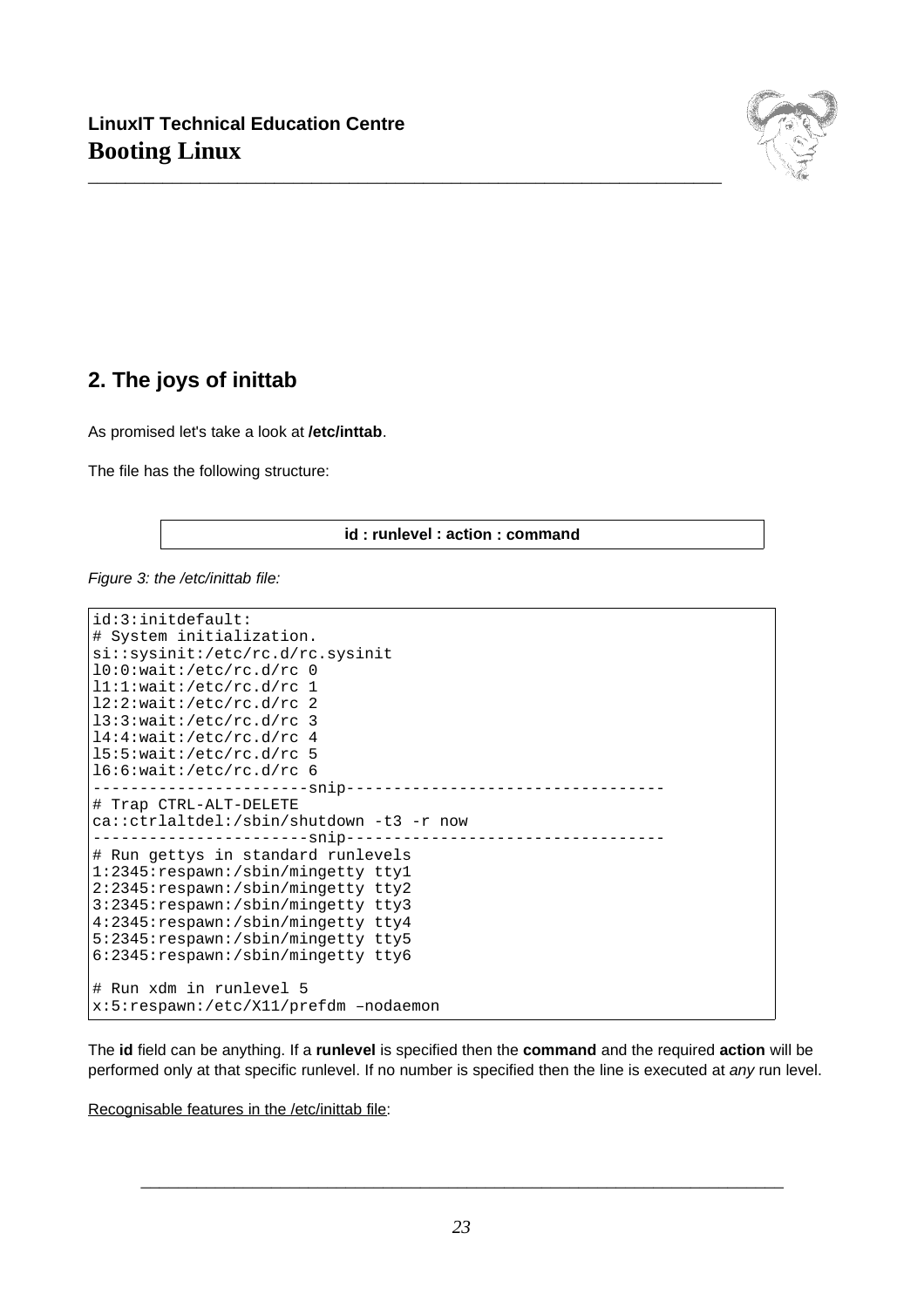## 2. The joys of inittab

As promised let's take a look at **/etc/inttab**.

The file has the following structure:

**id : runlevel : action : command**

*Figure 3: the /etc/inittab file:*

```
id:3:initdefault:
# System initialization.
si::sysinit:/etc/rc.d/rc.sysinit
l0:0:wait:/etc/rc.d/rc 0
l1:1:wait:/etc/rc.d/rc 1
l2:2:wait:/etc/rc.d/rc 2
l3:3:wait:/etc/rc.d/rc 3
l4:4:wait:/etc/rc.d/rc 4
l5:5:wait:/etc/rc.d/rc 5
l6:6:wait:/etc/rc.d/rc 6
----------------------snip---------------------------------
# Trap CTRL-ALT-DELETE
ca::ctrlaltdel:/sbin/shutdown -t3 -r now
----------------------snip---------------------------------
# Run gettys in standard runlevels
1:2345:respawn:/sbin/mingetty tty1
2:2345:respawn:/sbin/mingetty tty2
3:2345:respawn:/sbin/mingetty tty3
4:2345:respawn:/sbin/mingetty tty4
5:2345:respawn:/sbin/mingetty tty5
6:2345:respawn:/sbin/mingetty tty6

# Run xdm in runlevel 5
x:5:respawn:/etc/X11/prefdm –nodaemon
```

The **id** field can be anything. If a **runlevel** is specified then the **command** and the required **action** will be performed only at that specific runlevel. If no number is specified then the line is executed at *any* run level.

Recognisable features in the /etc/inittab file: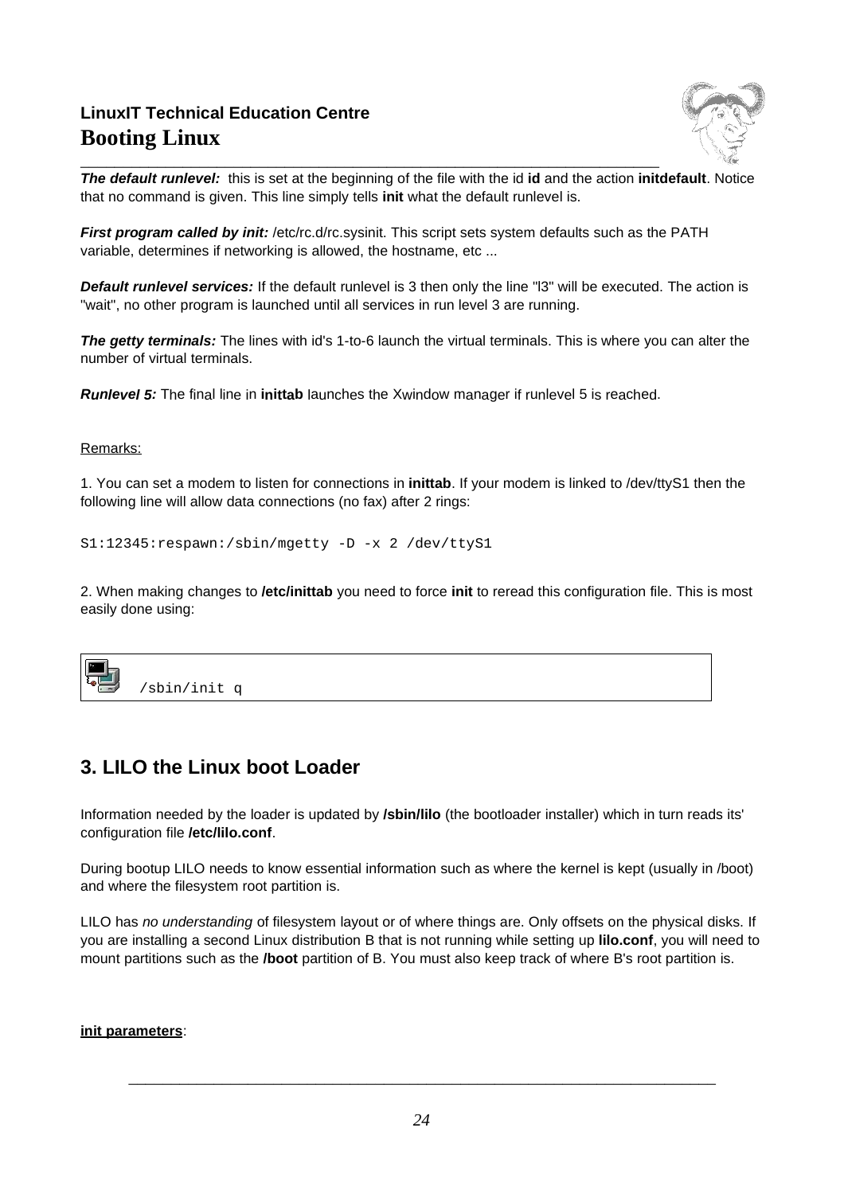***The default runlevel:*** this is set at the beginning of the file with the id **id** and the action **initdefault**. Notice that no command is given. This line simply tells **init** what the default runlevel is.

***First program called by init:*** /etc/rc.d/rc.sysinit. This script sets system defaults such as the PATH variable, determines if networking is allowed, the hostname, etc ...

***Default runlevel services:*** If the default runlevel is 3 then only the line "l3" will be executed. The action is "wait", no other program is launched until all services in run level 3 are running.

***The getty terminals:*** The lines with id's 1-to-6 launch the virtual terminals. This is where you can alter the number of virtual terminals.

***Runlevel 5:*** The final line in **inittab** launches the Xwindow manager if runlevel 5 is reached.

Remarks:

1. You can set a modem to listen for connections in **inittab**. If your modem is linked to /dev/ttyS1 then the following line will allow data connections (no fax) after 2 rings:

```
S1:12345:respawn:/sbin/mgetty -D -x 2 /dev/ttyS1
```

2. When making changes to **/etc/inittab** you need to force **init** to reread this configuration file. This is most easily done using:

```
/sbin/init q
```

## 3. LILO the Linux boot Loader

Information needed by the loader is updated by **/sbin/lilo** (the bootloader installer) which in turn reads its' configuration file **/etc/lilo.conf**.

During bootup LILO needs to know essential information such as where the kernel is kept (usually in /boot) and where the filesystem root partition is.

LILO has *no understanding* of filesystem layout or of where things are. Only offsets on the physical disks. If you are installing a second Linux distribution B that is not running while setting up **lilo.conf**, you will need to mount partitions such as the **/boot** partition of B. You must also keep track of where B's root partition is.

**init parameters**: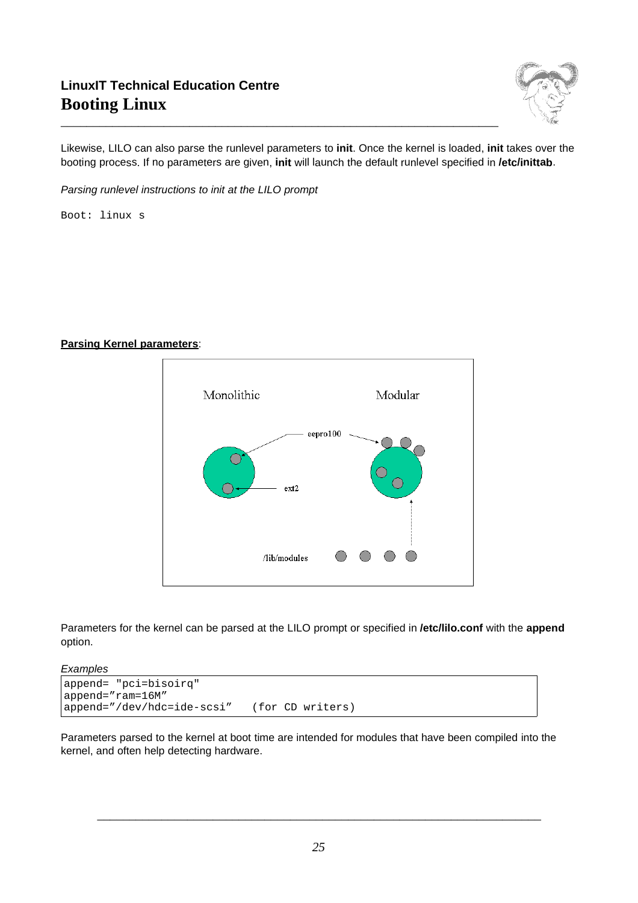Likewise, LILO can also parse the runlevel parameters to **init**. Once the kernel is loaded, **init** takes over the booting process. If no parameters are given, **init** will launch the default runlevel specified in **/etc/inittab**.

*Parsing runlevel instructions to init at the LILO prompt*

```
Boot: linux s
```

**Parsing Kernel parameters**:

Monolithic    Modular

eepro100

ext2

/lib/modules

Parameters for the kernel can be parsed at the LILO prompt or specified in **/etc/lilo.conf** with the **append** option.

*Examples*

```
append= "pci=bisoirq"
append="ram=16M"
append="/dev/hdc=ide-scsi"   (for CD writers)
```

Parameters parsed to the kernel at boot time are intended for modules that have been compiled into the kernel, and often help detecting hardware.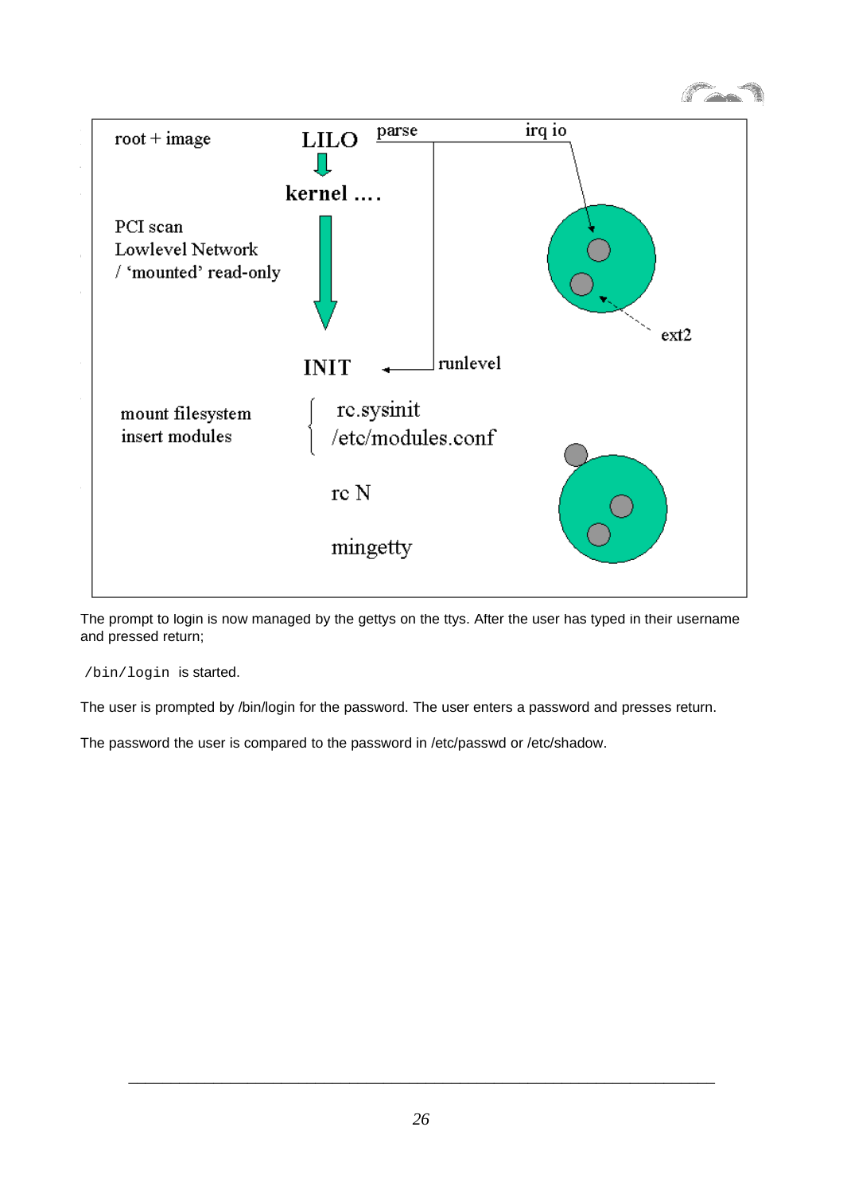root + image

LILO

parse

irq io

kernel ….

PCI scan
Lowlevel Network
/ ‘mounted’ read-only

ext2

INIT

runlevel

mount filesystem
insert modules

rc.sysinit
/etc/modules.conf

rc N

mingetty

The prompt to login is now managed by the gettys on the ttys. After the user has typed in their username and pressed return;

`/bin/login` is started.

The user is prompted by /bin/login for the password. The user enters a password and presses return.

The password the user is compared to the password in /etc/passwd or /etc/shadow.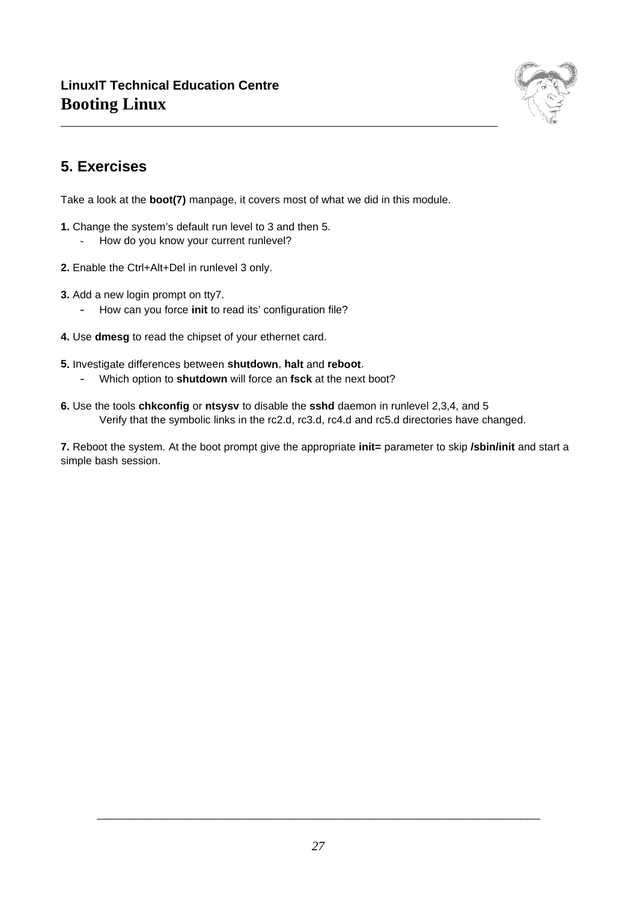## 5. Exercises

Take a look at the **boot(7)** manpage, it covers most of what we did in this module.

**1.** Change the system's default run level to 3 and then 5.
- How do you know your current runlevel?

**2.** Enable the Ctrl+Alt+Del in runlevel 3 only.

**3.** Add a new login prompt on tty7.
- How can you force **init** to read its' configuration file?

**4.** Use **dmesg** to read the chipset of your ethernet card.

**5.** Investigate differences between **shutdown**, **halt** and **reboot**.
- Which option to **shutdown** will force an **fsck** at the next boot?

**6.** Use the tools **chkconfig** or **ntsysv** to disable the **sshd** daemon in runlevel 2,3,4, and 5
Verify that the symbolic links in the rc2.d, rc3.d, rc4.d and rc5.d directories have changed.

**7.** Reboot the system. At the boot prompt give the appropriate **init=** parameter to skip **/sbin/init** and start a simple bash session.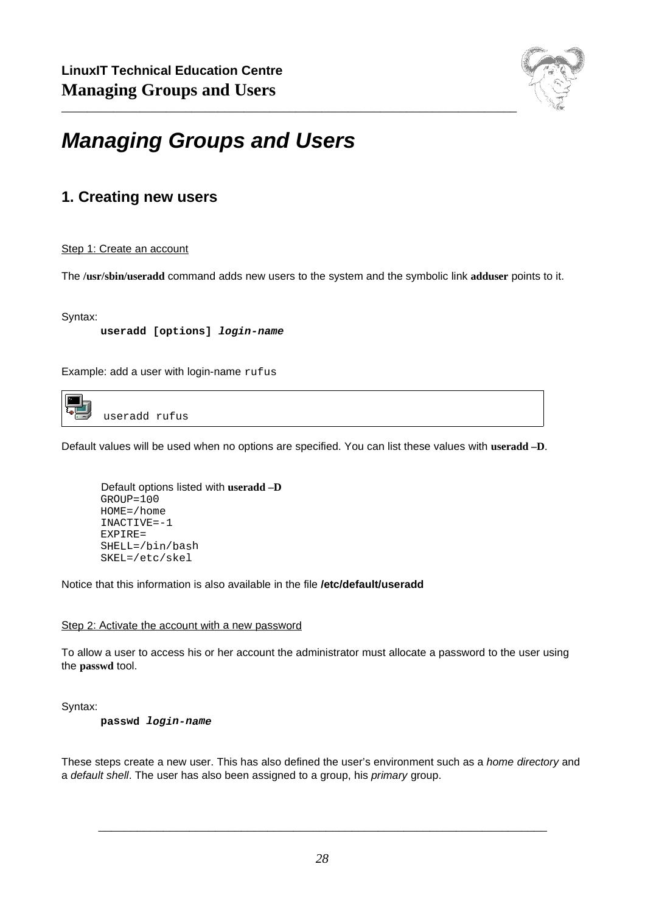# Managing Groups and Users

## 1. Creating new users

Step 1: Create an account

The **/usr/sbin/useradd** command adds new users to the system and the symbolic link **adduser** points to it.

Syntax:

**useradd [options]** ***login-name***

Example: add a user with login-name `rufus`

```
useradd rufus
```

Default values will be used when no options are specified. You can list these values with **useradd –D**.

Default options listed with **useradd –D**

```
GROUP=100
HOME=/home
INACTIVE=-1
EXPIRE=
SHELL=/bin/bash
SKEL=/etc/skel
```

Notice that this information is also available in the file **/etc/default/useradd**

Step 2: Activate the account with a new password

To allow a user to access his or her account the administrator must allocate a password to the user using the **passwd** tool.

Syntax:

**passwd** ***login-name***

These steps create a new user. This has also defined the user's environment such as a *home directory* and a *default shell*. The user has also been assigned to a group, his *primary* group.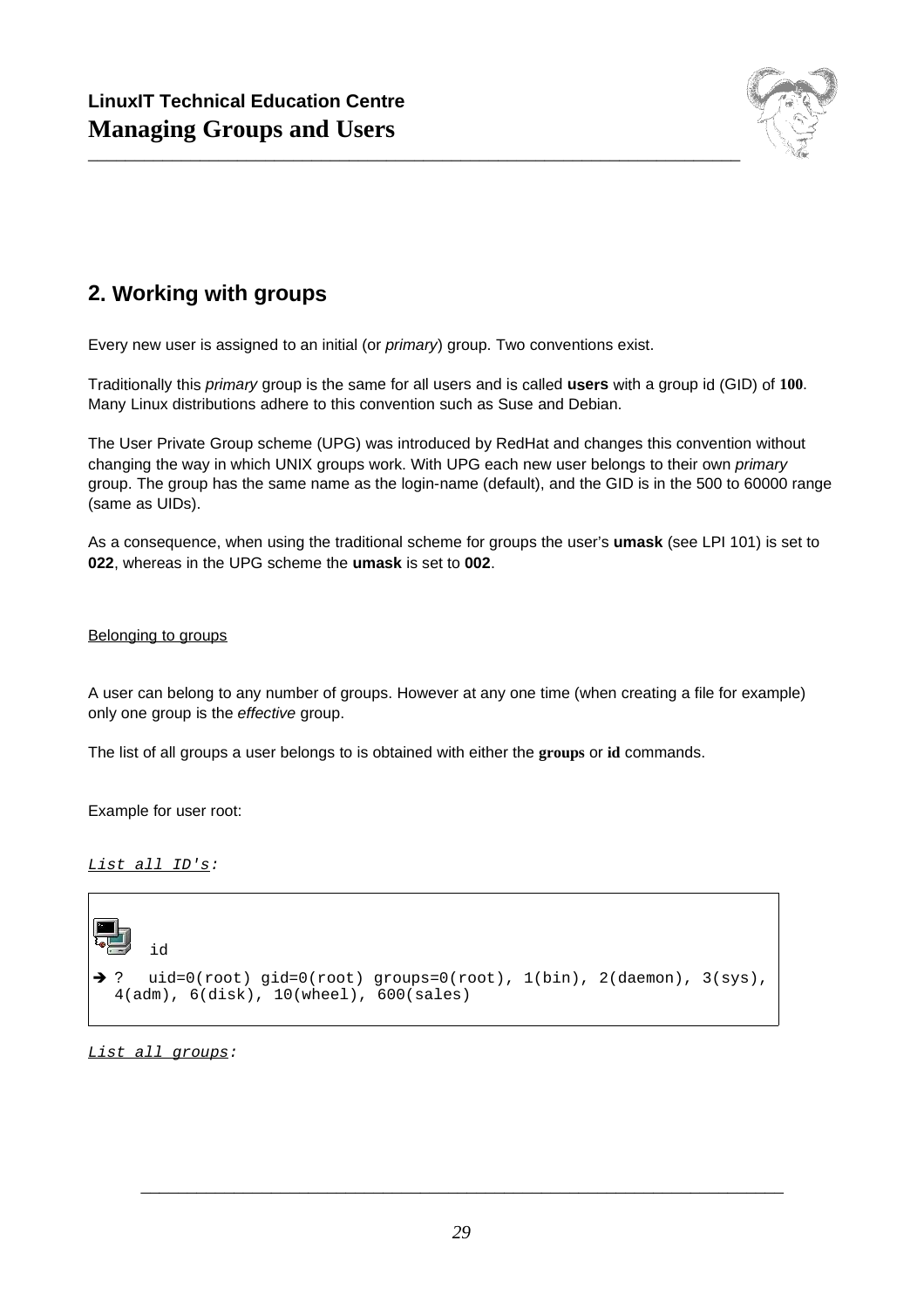## 2. Working with groups

Every new user is assigned to an initial (or *primary*) group. Two conventions exist.

Traditionally this *primary* group is the same for all users and is called **users** with a group id (GID) of **100**. Many Linux distributions adhere to this convention such as Suse and Debian.

The User Private Group scheme (UPG) was introduced by RedHat and changes this convention without changing the way in which UNIX groups work. With UPG each new user belongs to their own *primary* group. The group has the same name as the login-name (default), and the GID is in the 500 to 60000 range (same as UIDs).

As a consequence, when using the traditional scheme for groups the user's **umask** (see LPI 101) is set to **022**, whereas in the UPG scheme the **umask** is set to **002**.

Belonging to groups

A user can belong to any number of groups. However at any one time (when creating a file for example) only one group is the *effective* group.

The list of all groups a user belongs to is obtained with either the **groups** or **id** commands.

Example for user root:

*List all ID's:*

```
id

➔ ?  uid=0(root) gid=0(root) groups=0(root), 1(bin), 2(daemon), 3(sys),
  4(adm), 6(disk), 10(wheel), 600(sales)
```

*List all groups:*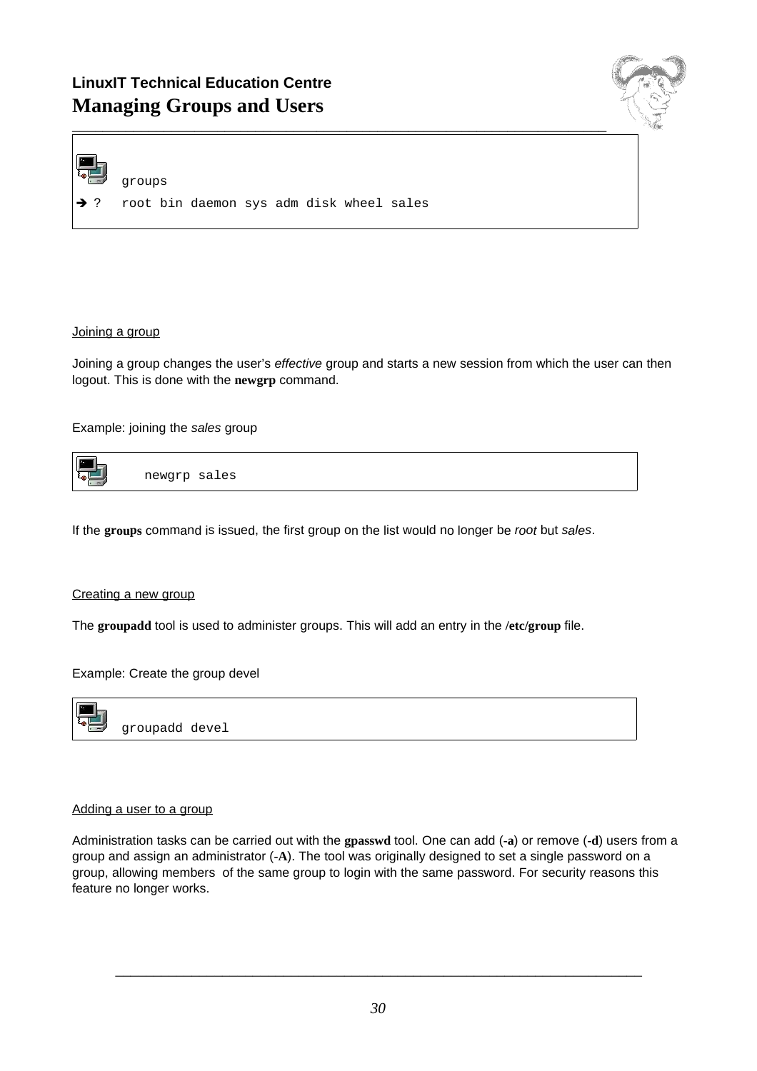```
groups
➔ ?   root bin daemon sys adm disk wheel sales
```

Joining a group

Joining a group changes the user's *effective* group and starts a new session from which the user can then logout. This is done with the **newgrp** command.

Example: joining the *sales* group

```
newgrp sales
```

If the **groups** command is issued, the first group on the list would no longer be *root* but *sales*.

Creating a new group

The **groupadd** tool is used to administer groups. This will add an entry in the /**etc**/**group** file.

Example: Create the group devel

```
groupadd devel
```

Adding a user to a group

Administration tasks can be carried out with the **gpasswd** tool. One can add (**-a**) or remove (**-d**) users from a group and assign an administrator (**-A**). The tool was originally designed to set a single password on a group, allowing members of the same group to login with the same password. For security reasons this feature no longer works.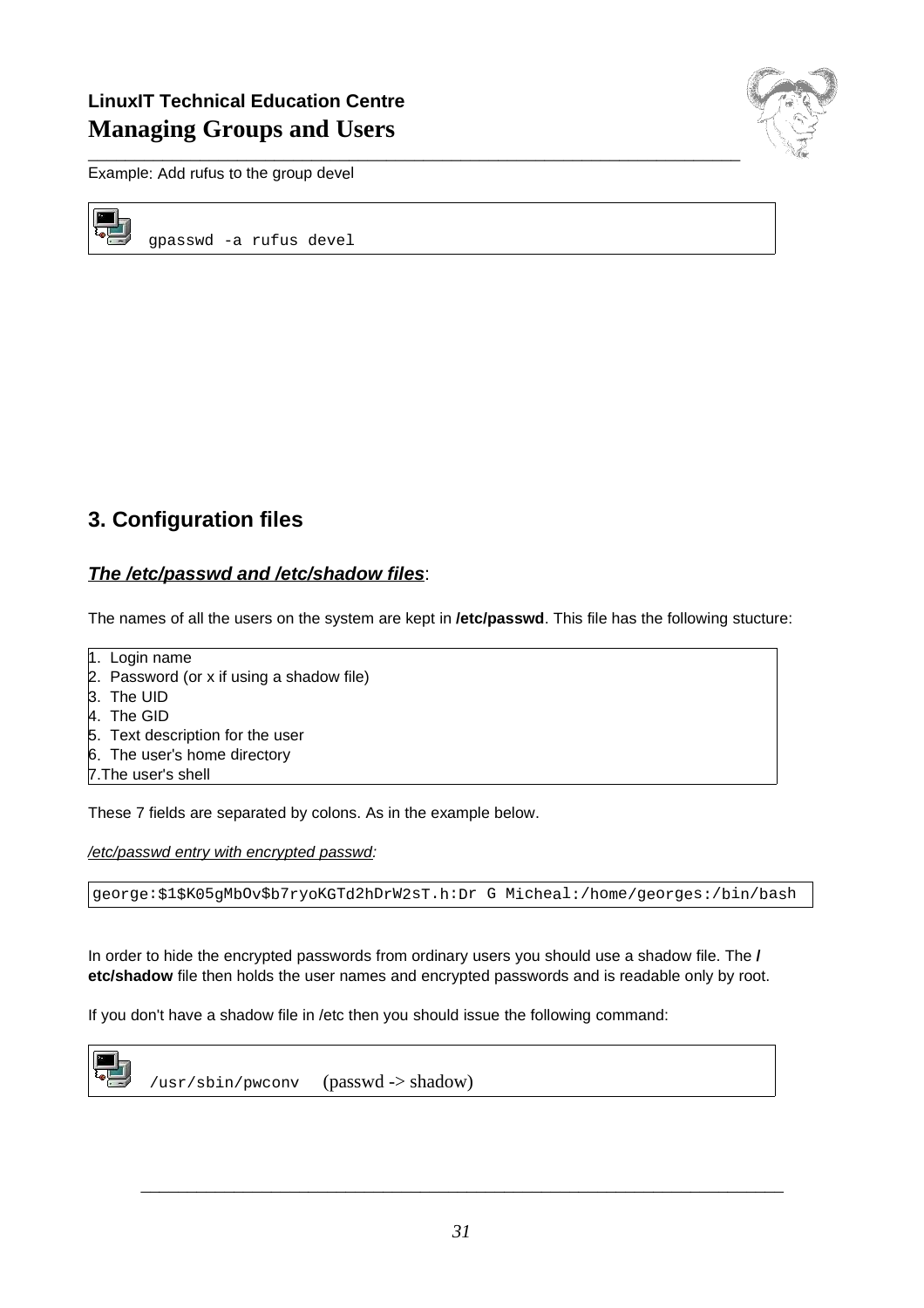Example: Add rufus to the group devel

```
gpasswd -a rufus devel
```

## 3. Configuration files

### ***The /etc/passwd and /etc/shadow files***:

The names of all the users on the system are kept in **/etc/passwd**. This file has the following stucture:

1. Login name
2. Password (or x if using a shadow file)
3. The UID
4. The GID
5. Text description for the user
6. The user's home directory
7. The user's shell

These 7 fields are separated by colons. As in the example below.

*/etc/passwd entry with encrypted passwd:*

```
george:$1$K05gMbOv$b7ryoKGTd2hDrW2sT.h:Dr G Micheal:/home/georges:/bin/bash
```

In order to hide the encrypted passwords from ordinary users you should use a shadow file. The **/etc/shadow** file then holds the user names and encrypted passwords and is readable only by root.

If you don't have a shadow file in /etc then you should issue the following command:

```
/usr/sbin/pwconv     (passwd -> shadow)
```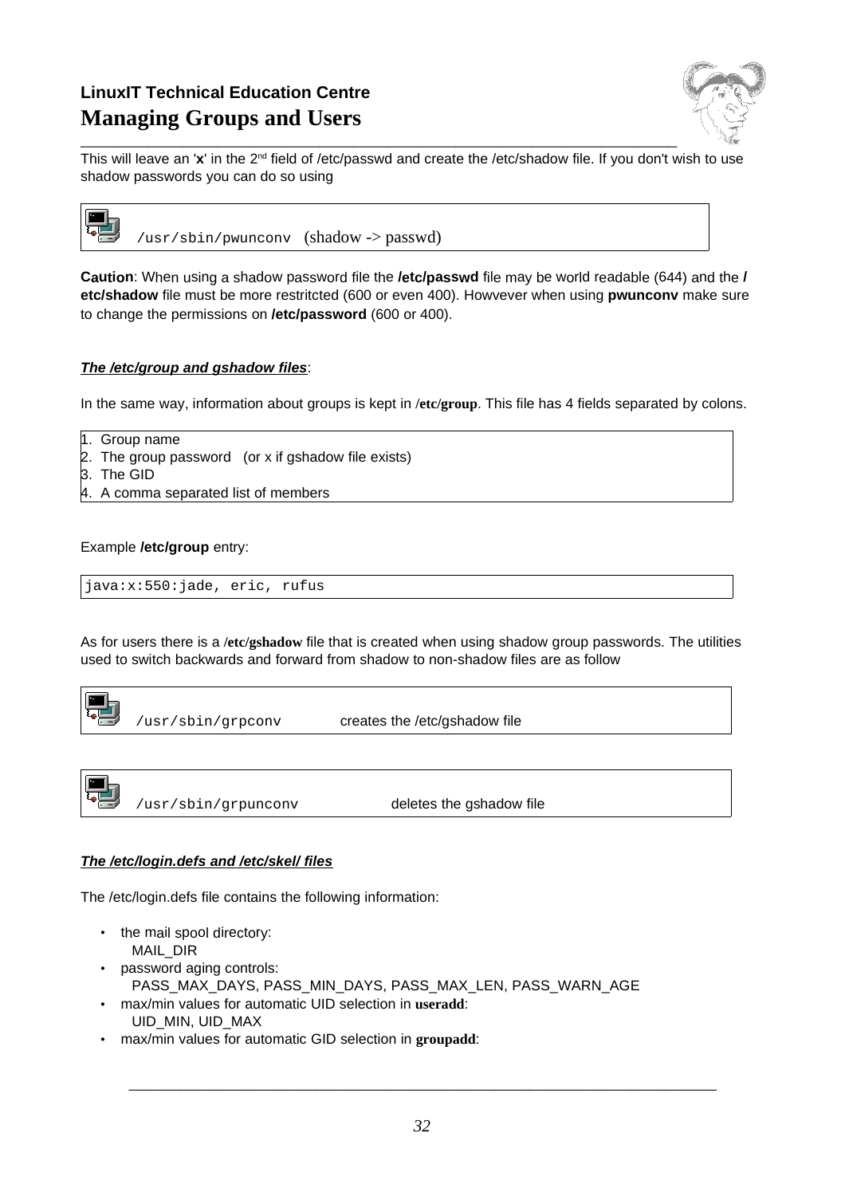This will leave an '**x**' in the 2nd field of /etc/passwd and create the /etc/shadow file. If you don't wish to use shadow passwords you can do so using

```
/usr/sbin/pwunconv   (shadow -> passwd)
```

**Caution**: When using a shadow password file the **/etc/passwd** file may be world readable (644) and the **/etc/shadow** file must be more restritcted (600 or even 400). Howvever when using **pwunconv** make sure to change the permissions on **/etc/password** (600 or 400).

***The /etc/group and gshadow files***:

In the same way, information about groups is kept in **/etc/group**. This file has 4 fields separated by colons.

1. Group name
2. The group password   (or x if gshadow file exists)
3. The GID
4. A comma separated list of members

Example **/etc/group** entry:

```
java:x:550:jade, eric, rufus
```

As for users there is a **/etc/gshadow** file that is created when using shadow group passwords. The utilities used to switch backwards and forward from shadow to non-shadow files are as follow

```
/usr/sbin/grpconv          creates the /etc/gshadow file
```

```
/usr/sbin/grpunconv        deletes the gshadow file
```

***The /etc/login.defs and /etc/skel/ files***

The /etc/login.defs file contains the following information:

- the mail spool directory:
  MAIL_DIR
- password aging controls:
  PASS_MAX_DAYS, PASS_MIN_DAYS, PASS_MAX_LEN, PASS_WARN_AGE
- max/min values for automatic UID selection in **useradd**:
  UID_MIN, UID_MAX
- max/min values for automatic GID selection in **groupadd**: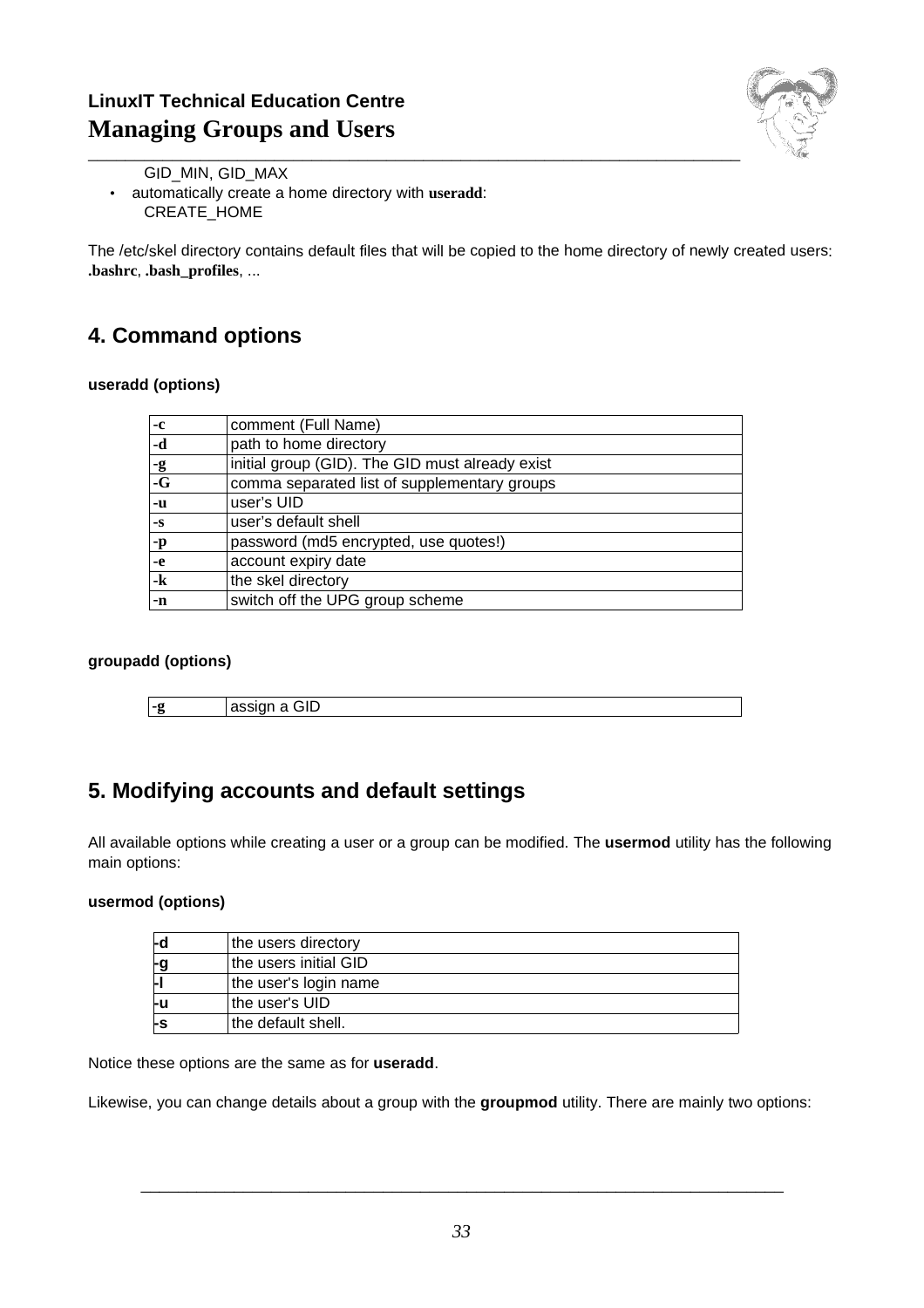GID_MIN, GID_MAX

- automatically create a home directory with **useradd**:
  CREATE_HOME

The /etc/skel directory contains default files that will be copied to the home directory of newly created users: **.bashrc**, **.bash_profiles**, ...

## 4. Command options

**useradd (options)**

| | |
|---|---|
| **-c** | comment (Full Name) |
| **-d** | path to home directory |
| **-g** | initial group (GID). The GID must already exist |
| **-G** | comma separated list of supplementary groups |
| **-u** | user's UID |
| **-s** | user's default shell |
| **-p** | password (md5 encrypted, use quotes!) |
| **-e** | account expiry date |
| **-k** | the skel directory |
| **-n** | switch off the UPG group scheme |

**groupadd (options)**

| | |
|---|---|
| **-g** | assign a GID |

## 5. Modifying accounts and default settings

All available options while creating a user or a group can be modified. The **usermod** utility has the following main options:

**usermod (options)**

| | |
|---|---|
| **-d** | the users directory |
| **-g** | the users initial GID |
| **-l** | the user's login name |
| **-u** | the user's UID |
| **-s** | the default shell. |

Notice these options are the same as for **useradd**.

Likewise, you can change details about a group with the **groupmod** utility. There are mainly two options: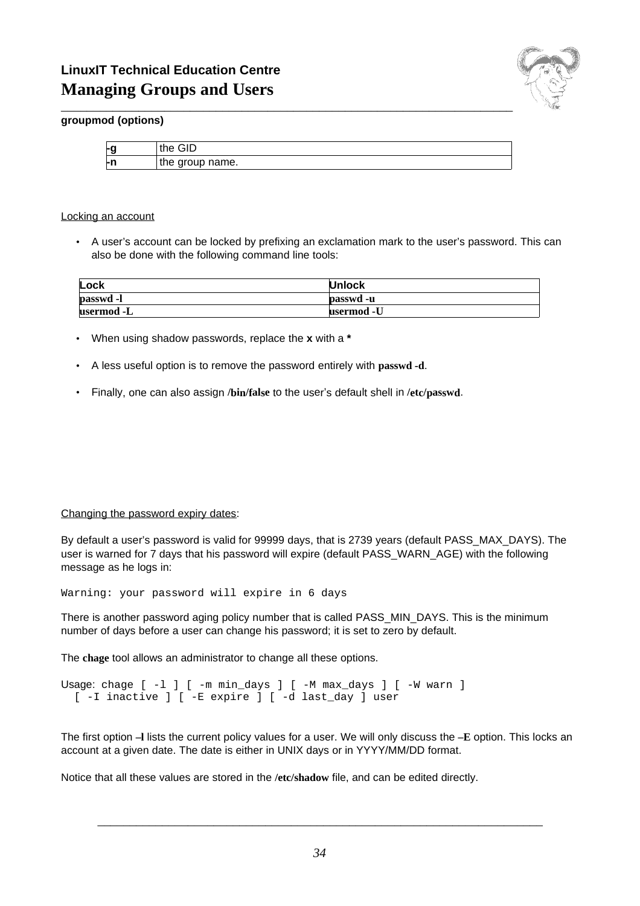**groupmod (options)**

| | |
|---|---|
| **-g** | the GID |
| **-n** | the group name. |

Locking an account

- A user's account can be locked by prefixing an exclamation mark to the user's password. This can also be done with the following command line tools:

| Lock | Unlock |
|---|---|
| **passwd -l** | **passwd -u** |
| **usermod -L** | **usermod -U** |

- When using shadow passwords, replace the **x** with a *
- A less useful option is to remove the password entirely with **passwd -d**.
- Finally, one can also assign **/bin/false** to the user's default shell in **/etc/passwd**.

Changing the password expiry dates:

By default a user's password is valid for 99999 days, that is 2739 years (default PASS_MAX_DAYS). The user is warned for 7 days that his password will expire (default PASS_WARN_AGE) with the following message as he logs in:

```
Warning: your password will expire in 6 days
```

There is another password aging policy number that is called PASS_MIN_DAYS. This is the minimum number of days before a user can change his password; it is set to zero by default.

The **chage** tool allows an administrator to change all these options.

```
Usage: chage [ -l ] [ -m min_days ] [ -M max_days ] [ -W warn ]
  [ -I inactive ] [ -E expire ] [ -d last_day ] user
```

The first option **–l** lists the current policy values for a user. We will only discuss the **–E** option. This locks an account at a given date. The date is either in UNIX days or in YYYY/MM/DD format.

Notice that all these values are stored in the **/etc/shadow** file, and can be edited directly.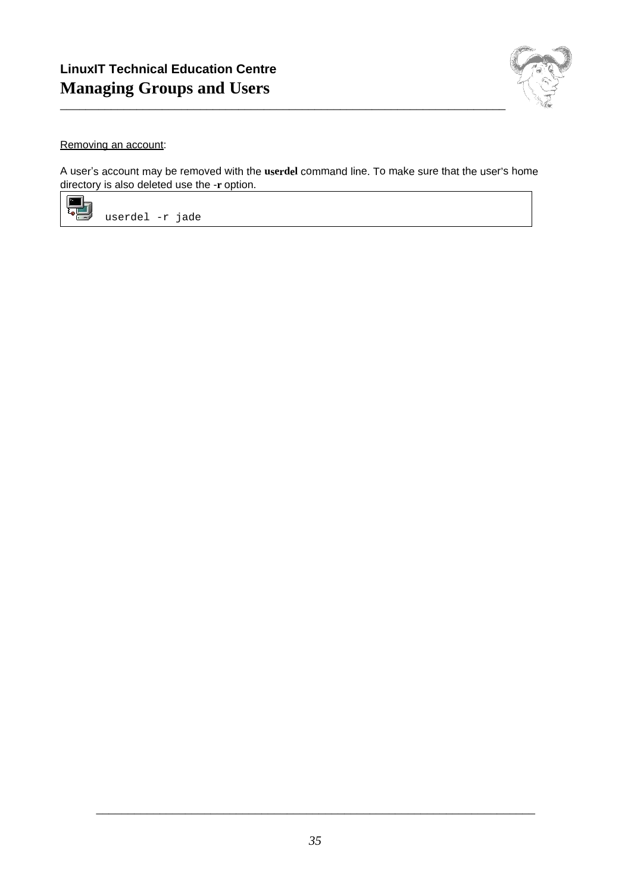Removing an account:

A user's account may be removed with the **userdel** command line. To make sure that the user's home directory is also deleted use the -**r** option.

```
userdel -r jade
```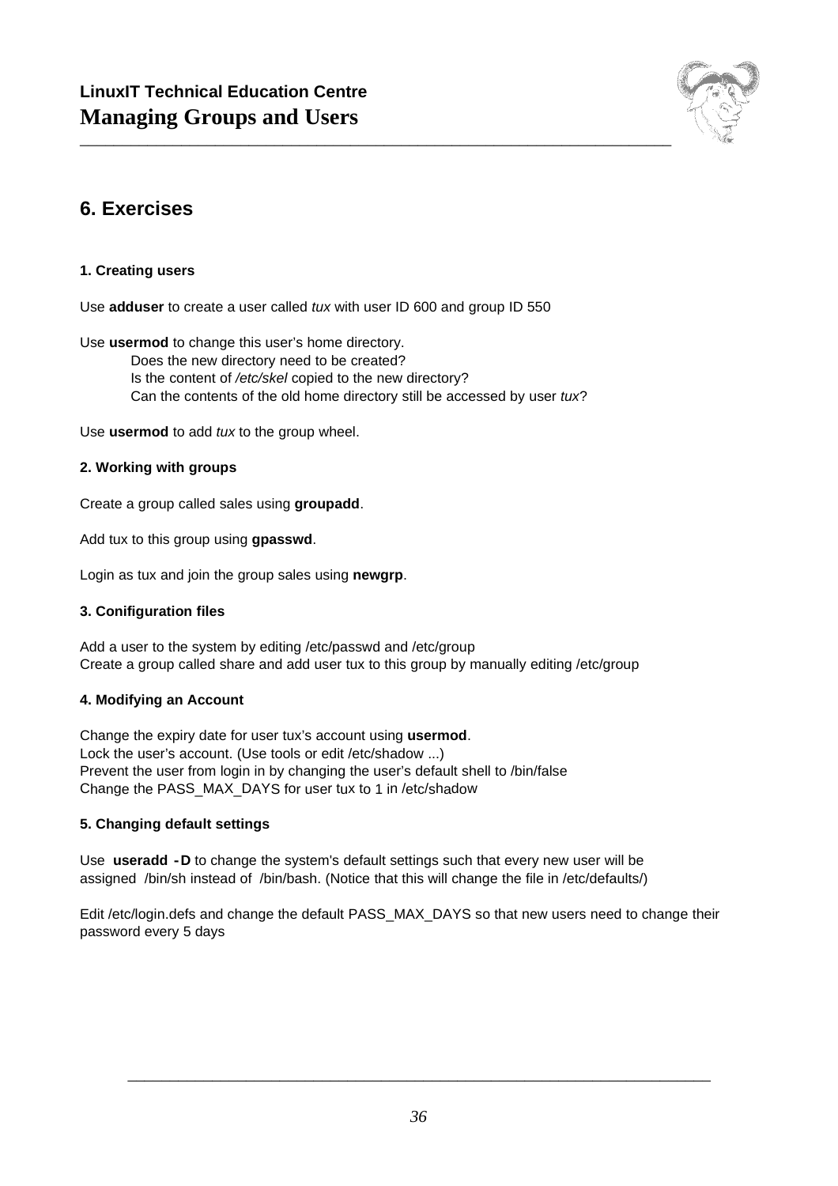## 6. Exercises

#### 1. Creating users

Use **adduser** to create a user called *tux* with user ID 600 and group ID 550

Use **usermod** to change this user's home directory.
  Does the new directory need to be created?
  Is the content of */etc/skel* copied to the new directory?
  Can the contents of the old home directory still be accessed by user *tux*?

Use **usermod** to add *tux* to the group wheel.

#### 2. Working with groups

Create a group called sales using **groupadd**.

Add tux to this group using **gpasswd**.

Login as tux and join the group sales using **newgrp**.

#### 3. Conifiguration files

Add a user to the system by editing /etc/passwd and /etc/group
Create a group called share and add user tux to this group by manually editing /etc/group

#### 4. Modifying an Account

Change the expiry date for user tux's account using **usermod**.
Lock the user's account. (Use tools or edit /etc/shadow ...)
Prevent the user from login in by changing the user's default shell to /bin/false
Change the PASS_MAX_DAYS for user tux to 1 in /etc/shadow

#### 5. Changing default settings

Use **useradd -D** to change the system's default settings such that every new user will be assigned /bin/sh instead of /bin/bash. (Notice that this will change the file in /etc/defaults/)

Edit /etc/login.defs and change the default PASS_MAX_DAYS so that new users need to change their password every 5 days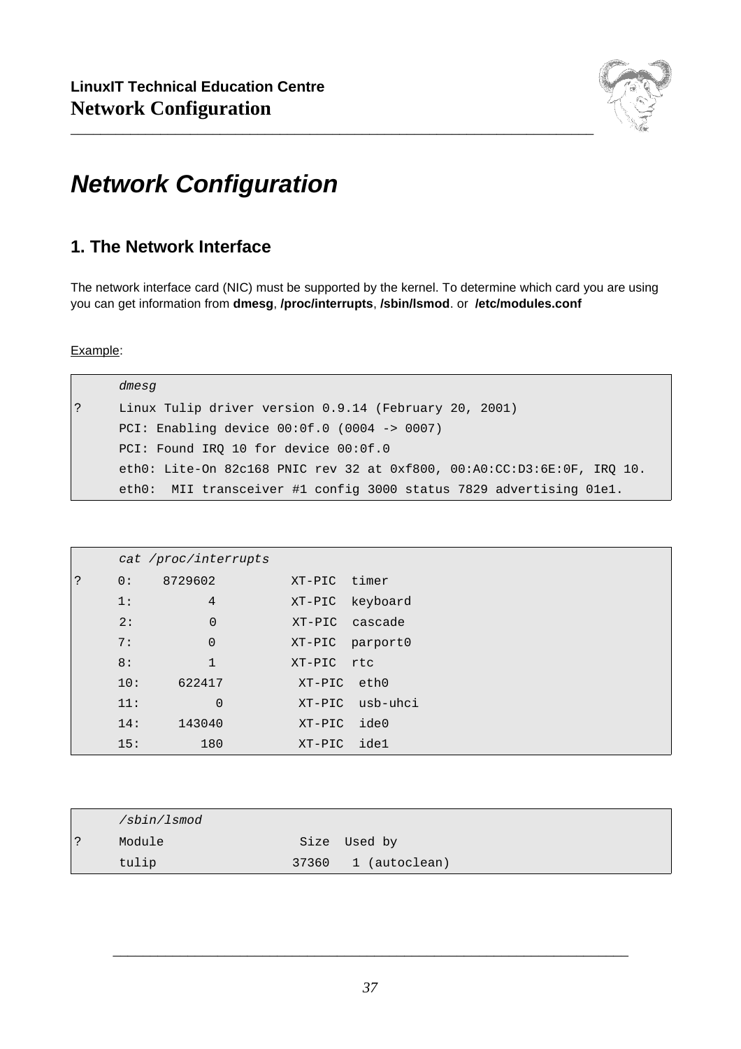# Network Configuration

## 1. The Network Interface

The network interface card (NIC) must be supported by the kernel. To determine which card you are using you can get information from **dmesg**, **/proc/interrupts**, **/sbin/lsmod**. or **/etc/modules.conf**

Example:

```
      dmesg
?     Linux Tulip driver version 0.9.14 (February 20, 2001)
      PCI: Enabling device 00:0f.0 (0004 -> 0007)
      PCI: Found IRQ 10 for device 00:0f.0
      eth0: Lite-On 82c168 PNIC rev 32 at 0xf800, 00:A0:CC:D3:6E:0F, IRQ 10.
      eth0:  MII transceiver #1 config 3000 status 7829 advertising 01e1.
```

```
      cat /proc/interrupts
?     0:    8729602          XT-PIC  timer
      1:          4          XT-PIC  keyboard
      2:          0          XT-PIC  cascade
      7:          0          XT-PIC  parport0
      8:          1          XT-PIC  rtc
      10:     622417          XT-PIC  eth0
      11:          0          XT-PIC  usb-uhci
      14:     143040          XT-PIC  ide0
      15:        180          XT-PIC  ide1
```

```
      /sbin/lsmod
?     Module                  Size  Used by
      tulip                  37360   1 (autoclean)
```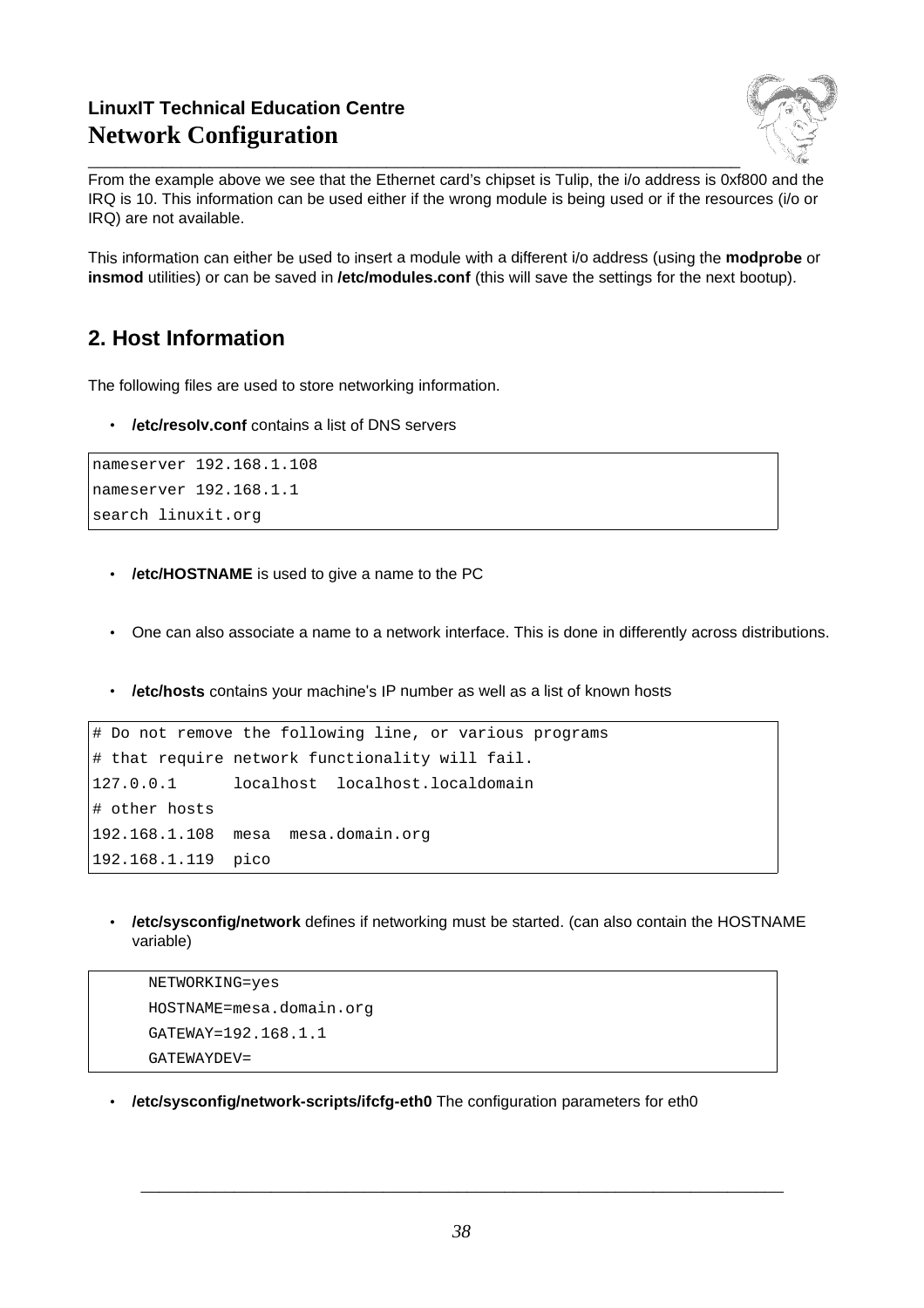From the example above we see that the Ethernet card's chipset is Tulip, the i/o address is 0xf800 and the IRQ is 10. This information can be used either if the wrong module is being used or if the resources (i/o or IRQ) are not available.

This information can either be used to insert a module with a different i/o address (using the **modprobe** or **insmod** utilities) or can be saved in **/etc/modules.conf** (this will save the settings for the next bootup).

## 2. Host Information

The following files are used to store networking information.

- **/etc/resolv.conf** contains a list of DNS servers

```
nameserver 192.168.1.108
nameserver 192.168.1.1
search linuxit.org
```

- **/etc/HOSTNAME** is used to give a name to the PC

- One can also associate a name to a network interface. This is done in differently across distributions.

- **/etc/hosts** contains your machine's IP number as well as a list of known hosts

```
# Do not remove the following line, or various programs
# that require network functionality will fail.
127.0.0.1      localhost  localhost.localdomain
# other hosts
192.168.1.108  mesa  mesa.domain.org
192.168.1.119  pico
```

- **/etc/sysconfig/network** defines if networking must be started. (can also contain the HOSTNAME variable)

```
NETWORKING=yes
HOSTNAME=mesa.domain.org
GATEWAY=192.168.1.1
GATEWAYDEV=
```

- **/etc/sysconfig/network-scripts/ifcfg-eth0** The configuration parameters for eth0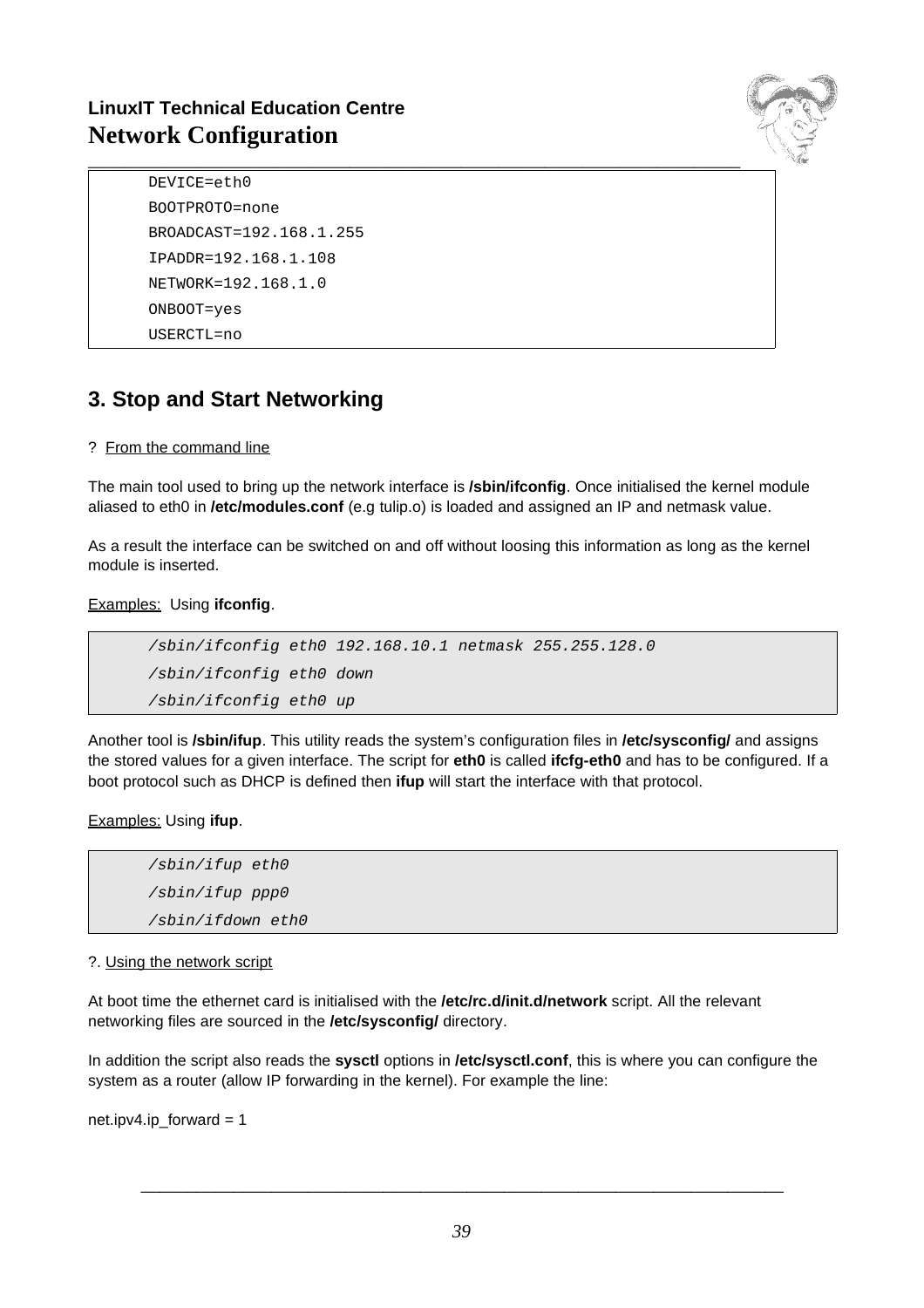```
DEVICE=eth0
BOOTPROTO=none
BROADCAST=192.168.1.255
IPADDR=192.168.1.108
NETWORK=192.168.1.0
ONBOOT=yes
USERCTL=no
```

## 3. Stop and Start Networking

? From the command line

The main tool used to bring up the network interface is **/sbin/ifconfig**. Once initialised the kernel module aliased to eth0 in **/etc/modules.conf** (e.g tulip.o) is loaded and assigned an IP and netmask value.

As a result the interface can be switched on and off without loosing this information as long as the kernel module is inserted.

Examples: Using **ifconfig**.

```
/sbin/ifconfig eth0 192.168.10.1 netmask 255.255.128.0
/sbin/ifconfig eth0 down
/sbin/ifconfig eth0 up
```

Another tool is **/sbin/ifup**. This utility reads the system's configuration files in **/etc/sysconfig/** and assigns the stored values for a given interface. The script for **eth0** is called **ifcfg-eth0** and has to be configured. If a boot protocol such as DHCP is defined then **ifup** will start the interface with that protocol.

Examples: Using **ifup**.

```
/sbin/ifup eth0
/sbin/ifup ppp0
/sbin/ifdown eth0
```

?. Using the network script

At boot time the ethernet card is initialised with the **/etc/rc.d/init.d/network** script. All the relevant networking files are sourced in the **/etc/sysconfig/** directory.

In addition the script also reads the **sysctl** options in **/etc/sysctl.conf**, this is where you can configure the system as a router (allow IP forwarding in the kernel). For example the line:

net.ipv4.ip_forward = 1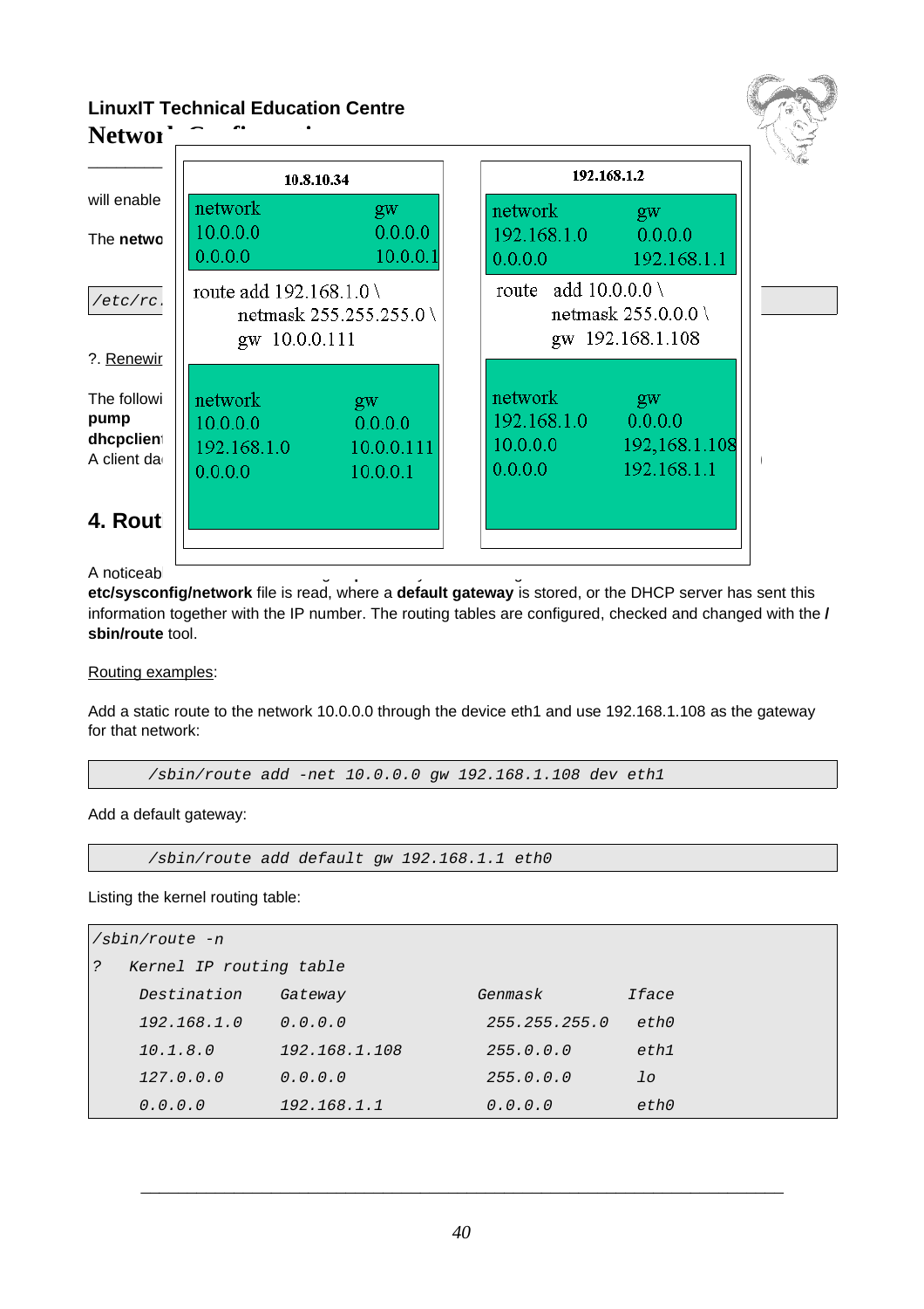LinuxIT Technical Education Centre

**Networ**

will enable

The **netwo**

```
/etc/rc.
```

?. Renewir

The followi
**pump**
**dhcpclien**
A client da

| 10.8.10.34 | | 192.168.1.2 | |
|---|---|---|---|
| network | gw | network | gw |
| 10.0.0.0 | 0.0.0.0 | 192.168.1.0 | 0.0.0.0 |
| 0.0.0.0 | 10.0.0.1 | 0.0.0.0 | 192.168.1.1 |

10.8.10.34:

```
route add 192.168.1.0 \
      netmask 255.255.255.0 \
      gw 10.0.0.111
```

| network | gw |
|---|---|
| 10.0.0.0 | 0.0.0.0 |
| 192.168.1.0 | 10.0.0.111 |
| 0.0.0.0 | 10.0.0.1 |

192.168.1.2:

```
route  add 10.0.0.0 \
      netmask 255.0.0.0 \
      gw 192.168.1.108
```

| network | gw |
|---|---|
| 192.168.1.0 | 0.0.0.0 |
| 10.0.0.0 | 192,168.1.108 |
| 0.0.0.0 | 192.168.1.1 |

## 4. Rout

A noticeab
**etc/sysconfig/network** file is read, where a **default gateway** is stored, or the DHCP server has sent this information together with the IP number. The routing tables are configured, checked and changed with the **/sbin/route** tool.

Routing examples:

Add a static route to the network 10.0.0.0 through the device eth1 and use 192.168.1.108 as the gateway for that network:

```
/sbin/route add -net 10.0.0.0 gw 192.168.1.108 dev eth1
```

Add a default gateway:

```
/sbin/route add default gw 192.168.1.1 eth0
```

Listing the kernel routing table:

```
/sbin/route -n
?   Kernel IP routing table
     Destination    Gateway          Genmask          Iface
     192.168.1.0    0.0.0.0          255.255.255.0    eth0
     10.1.8.0       192.168.1.108    255.0.0.0        eth1
     127.0.0.0      0.0.0.0          255.0.0.0        lo
     0.0.0.0        192.168.1.1      0.0.0.0          eth0
```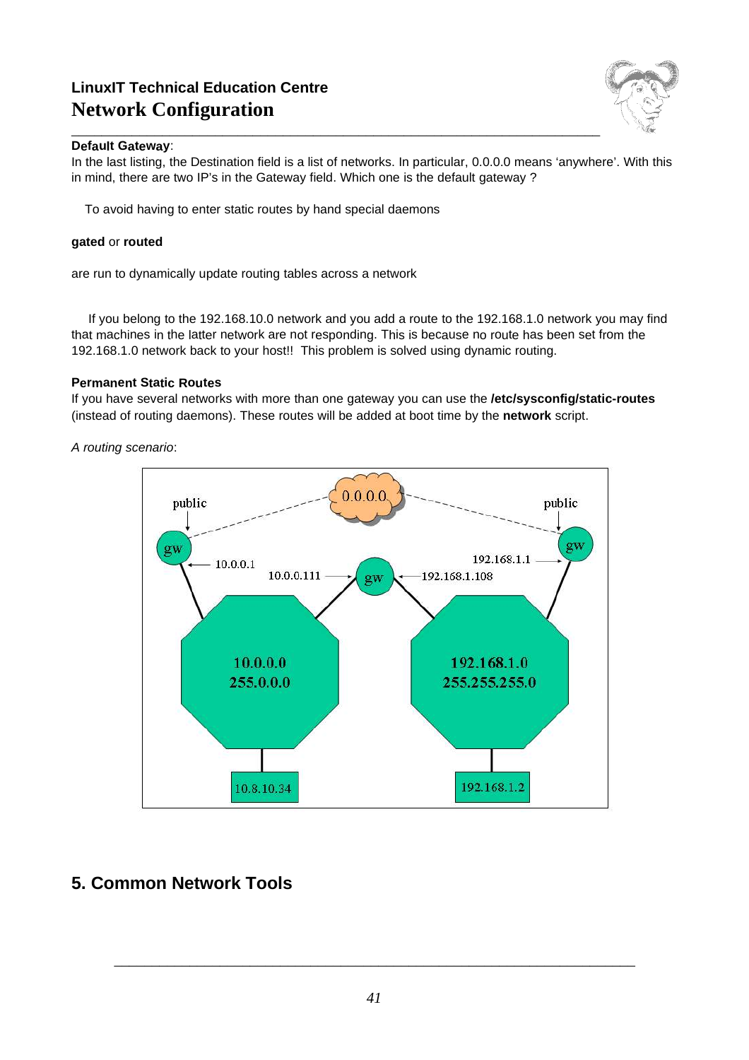**Default Gateway**:
In the last listing, the Destination field is a list of networks. In particular, 0.0.0.0 means 'anywhere'. With this in mind, there are two IP's in the Gateway field. Which one is the default gateway ?

To avoid having to enter static routes by hand special daemons

**gated** or **routed**

are run to dynamically update routing tables across a network

If you belong to the 192.168.10.0 network and you add a route to the 192.168.1.0 network you may find that machines in the latter network are not responding. This is because no route has been set from the 192.168.1.0 network back to your host!! This problem is solved using dynamic routing.

**Permanent Static Routes**
If you have several networks with more than one gateway you can use the **/etc/sysconfig/static-routes** (instead of routing daemons). These routes will be added at boot time by the **network** script.

*A routing scenario*:

## 5. Common Network Tools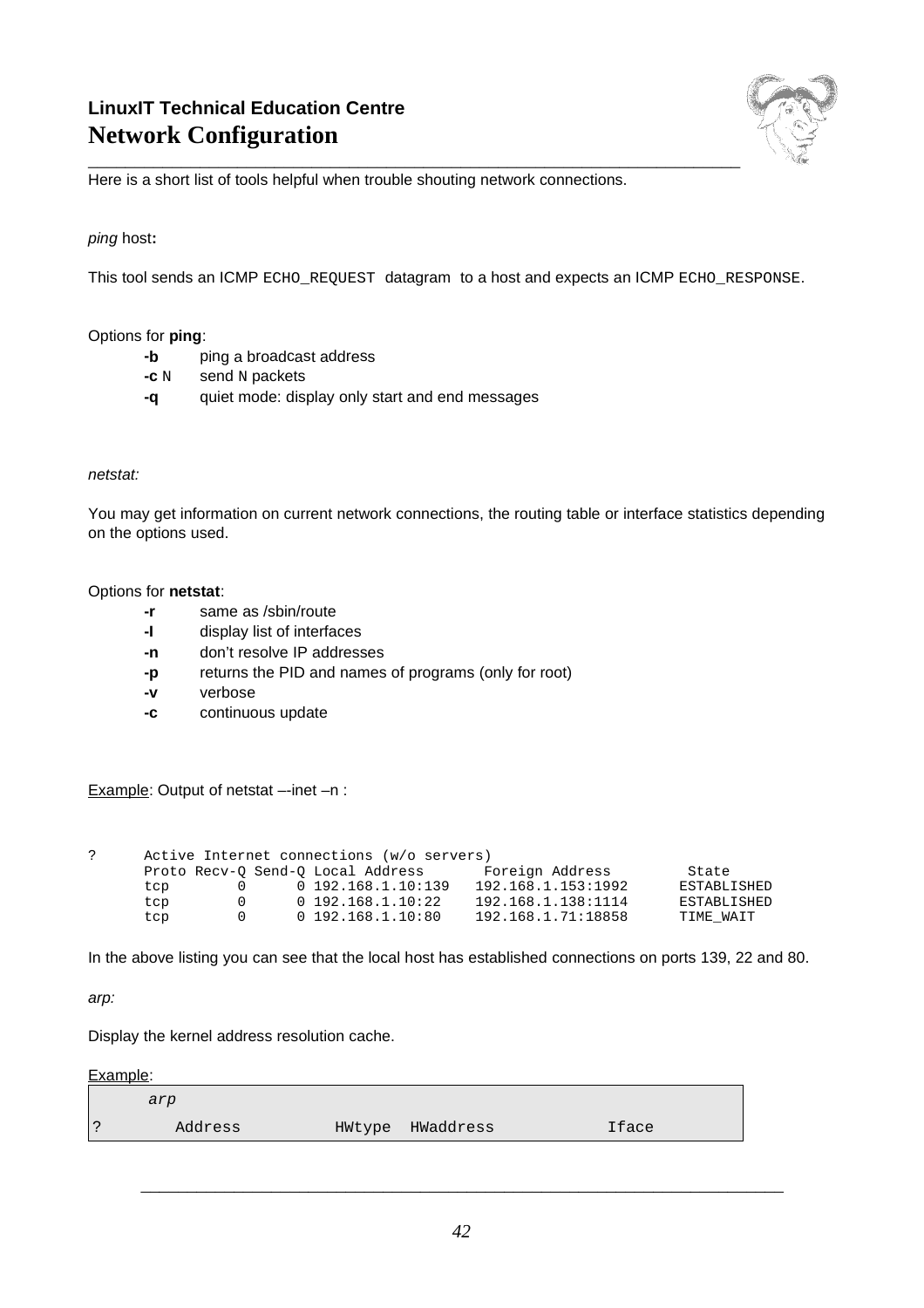**LinuxIT Technical Education Centre**

# Network Configuration

Here is a short list of tools helpful when trouble shouting network connections.

*ping* host**:**

This tool sends an ICMP `ECHO_REQUEST` datagram to a host and expects an ICMP `ECHO_RESPONSE`.

Options for **ping**:

- **-b** ping a broadcast address
- **-c** `N` send `N` packets
- **-q** quiet mode: display only start and end messages

*netstat:*

You may get information on current network connections, the routing table or interface statistics depending on the options used.

Options for **netstat**:

- **-r** same as /sbin/route
- **-I** display list of interfaces
- **-n** don't resolve IP addresses
- **-p** returns the PID and names of programs (only for root)
- **-v** verbose
- **-c** continuous update

Example: Output of netstat –-inet –n :

```
?      Active Internet connections (w/o servers)
       Proto Recv-Q Send-Q Local Address        Foreign Address         State
       tcp        0      0 192.168.1.10:139   192.168.1.153:1992      ESTABLISHED
       tcp        0      0 192.168.1.10:22    192.168.1.138:1114      ESTABLISHED
       tcp        0      0 192.168.1.10:80    192.168.1.71:18858      TIME_WAIT
```

In the above listing you can see that the local host has established connections on ports 139, 22 and 80.

*arp:*

Display the kernel address resolution cache.

Example:

```
     arp
?       Address          HWtype  HWaddress           Iface
```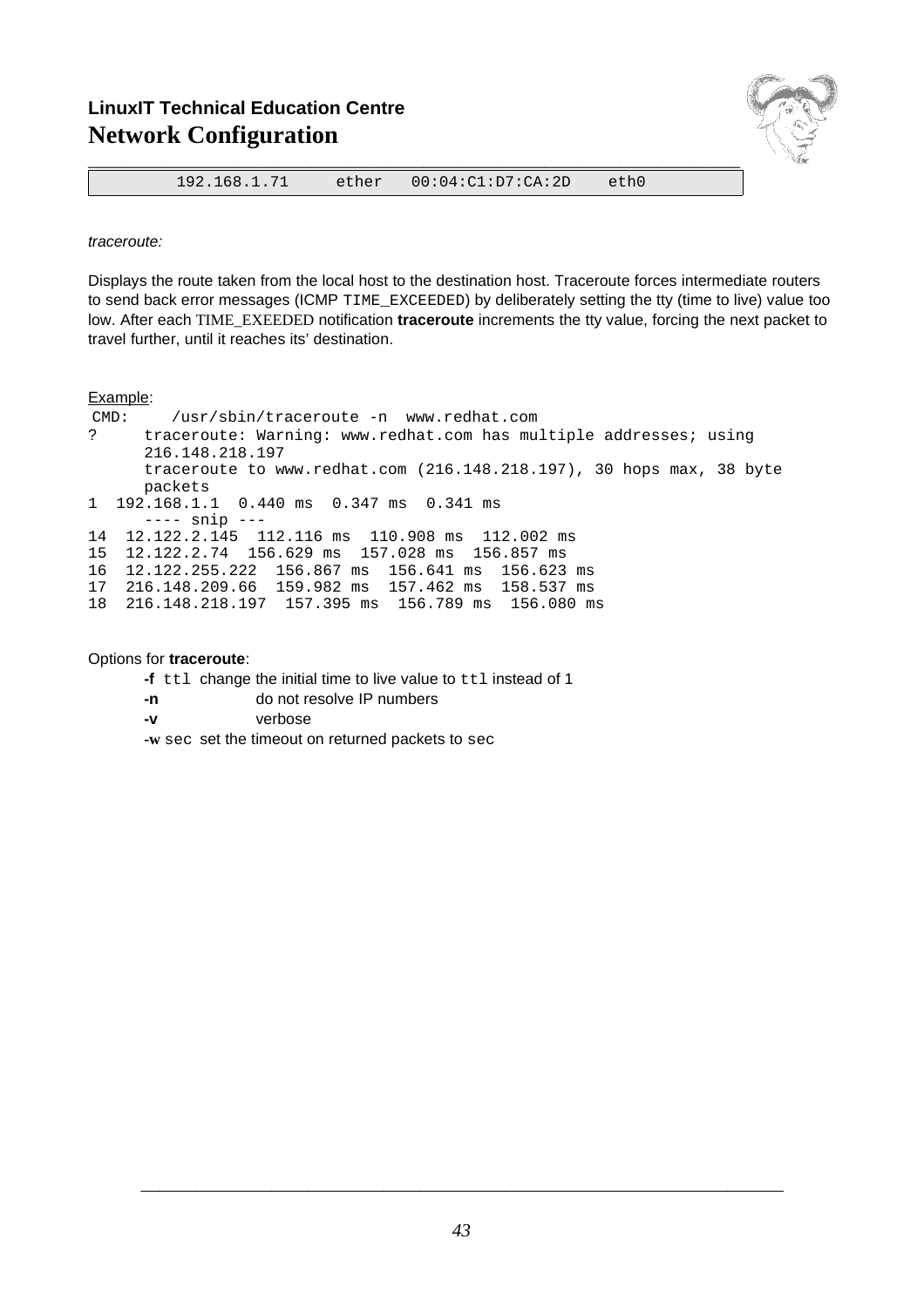```
        192.168.1.71     ether   00:04:C1:D7:CA:2D    eth0
```

*traceroute:*

Displays the route taken from the local host to the destination host. Traceroute forces intermediate routers to send back error messages (ICMP `TIME_EXCEEDED`) by deliberately setting the tty (time to live) value too low. After each TIME_EXEEDED notification **traceroute** increments the tty value, forcing the next packet to travel further, until it reaches its' destination.

Example:

```
 CMD:     /usr/sbin/traceroute -n  www.redhat.com
?     traceroute: Warning: www.redhat.com has multiple addresses; using
      216.148.218.197
      traceroute to www.redhat.com (216.148.218.197), 30 hops max, 38 byte
      packets
1  192.168.1.1  0.440 ms  0.347 ms  0.341 ms
      ---- snip ---
14  12.122.2.145  112.116 ms  110.908 ms  112.002 ms
15  12.122.2.74  156.629 ms  157.028 ms  156.857 ms
16  12.122.255.222  156.867 ms  156.641 ms  156.623 ms
17  216.148.209.66  159.982 ms  157.462 ms  158.537 ms
18  216.148.218.197  157.395 ms  156.789 ms  156.080 ms
```

Options for **traceroute**:

- **-f** `ttl` change the initial time to live value to `ttl` instead of 1
- **-n** do not resolve IP numbers
- **-v** verbose
- **-w** `sec` set the timeout on returned packets to `sec`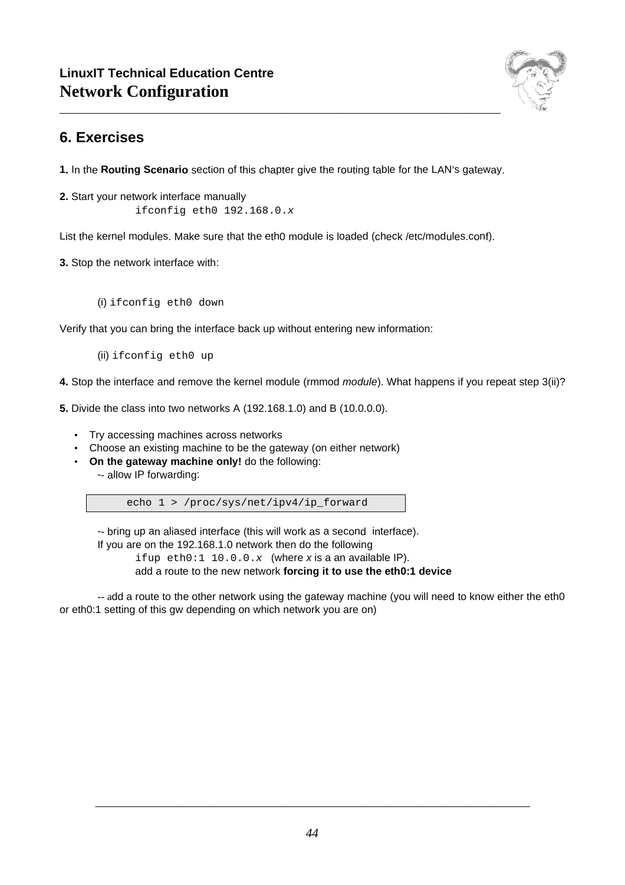## 6. Exercises

**1.** In the **Routing Scenario** section of this chapter give the routing table for the LAN's gateway.

**2.** Start your network interface manually

```
ifconfig eth0 192.168.0.x
```

List the kernel modules. Make sure that the eth0 module is loaded (check /etc/modules.conf).

**3.** Stop the network interface with:

(i) `ifconfig eth0 down`

Verify that you can bring the interface back up without entering new information:

(ii) `ifconfig eth0 up`

**4.** Stop the interface and remove the kernel module (rmmod *module*). What happens if you repeat step 3(ii)?

**5.** Divide the class into two networks A (192.168.1.0) and B (10.0.0.0).

- Try accessing machines across networks
- Choose an existing machine to be the gateway (on either network)
- **On the gateway machine only!** do the following:
  -- allow IP forwarding:

```
echo 1 > /proc/sys/net/ipv4/ip_forward
```

-- bring up an aliased interface (this will work as a second interface).
If you are on the 192.168.1.0 network then do the following
`ifup eth0:1 10.0.0.x` (where *x* is a an available IP).
add a route to the new network **forcing it to use the eth0:1 device**

-- add a route to the other network using the gateway machine (you will need to know either the eth0 or eth0:1 setting of this gw depending on which network you are on)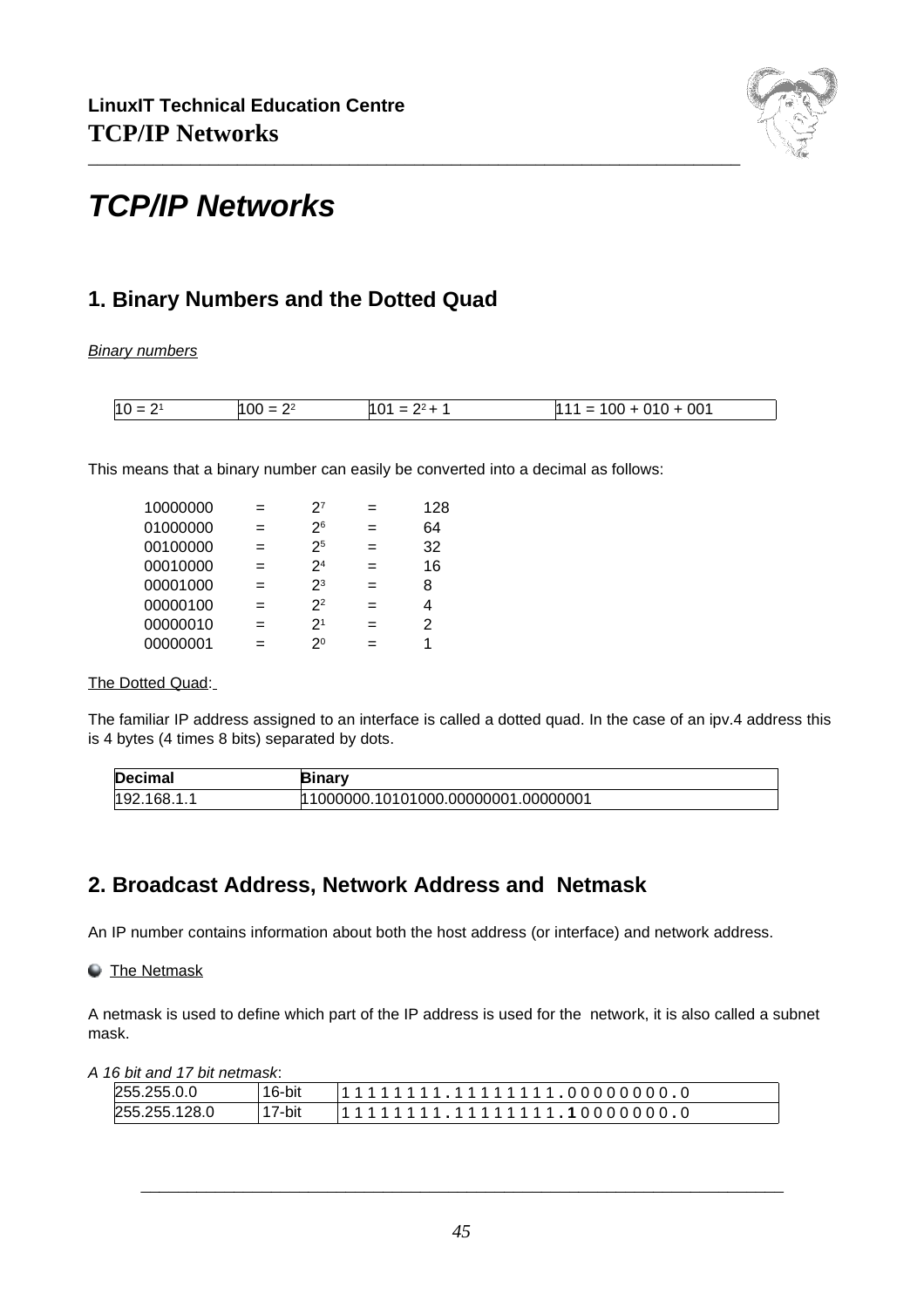# *TCP/IP Networks*

## 1. Binary Numbers and the Dotted Quad

*Binary numbers*

| $10 = 2^1$ | $100 = 2^2$ | $101 = 2^2 + 1$ | $111 = 100 + 010 + 001$ |
|---|---|---|---|

This means that a binary number can easily be converted into a decimal as follows:

| | | | | |
|---|---|---|---|---|
| 10000000 | = | $2^7$ | = | 128 |
| 01000000 | = | $2^6$ | = | 64 |
| 00100000 | = | $2^5$ | = | 32 |
| 00010000 | = | $2^4$ | = | 16 |
| 00001000 | = | $2^3$ | = | 8 |
| 00000100 | = | $2^2$ | = | 4 |
| 00000010 | = | $2^1$ | = | 2 |
| 00000001 | = | $2^0$ | = | 1 |

The Dotted Quad:

The familiar IP address assigned to an interface is called a dotted quad. In the case of an ipv.4 address this is 4 bytes (4 times 8 bits) separated by dots.

| Decimal | Binary |
|---|---|
| 192.168.1.1 | 11000000.10101000.00000001.00000001 |

## 2. Broadcast Address, Network Address and Netmask

An IP number contains information about both the host address (or interface) and network address.

- The Netmask

A netmask is used to define which part of the IP address is used for the network, it is also called a subnet mask.

*A 16 bit and 17 bit netmask*:

| | | |
|---|---|---|
| 255.255.0.0 | 16-bit | 11111111.11111111.00000000.0 |
| 255.255.128.0 | 17-bit | 11111111.11111111.**1**0000000.0 |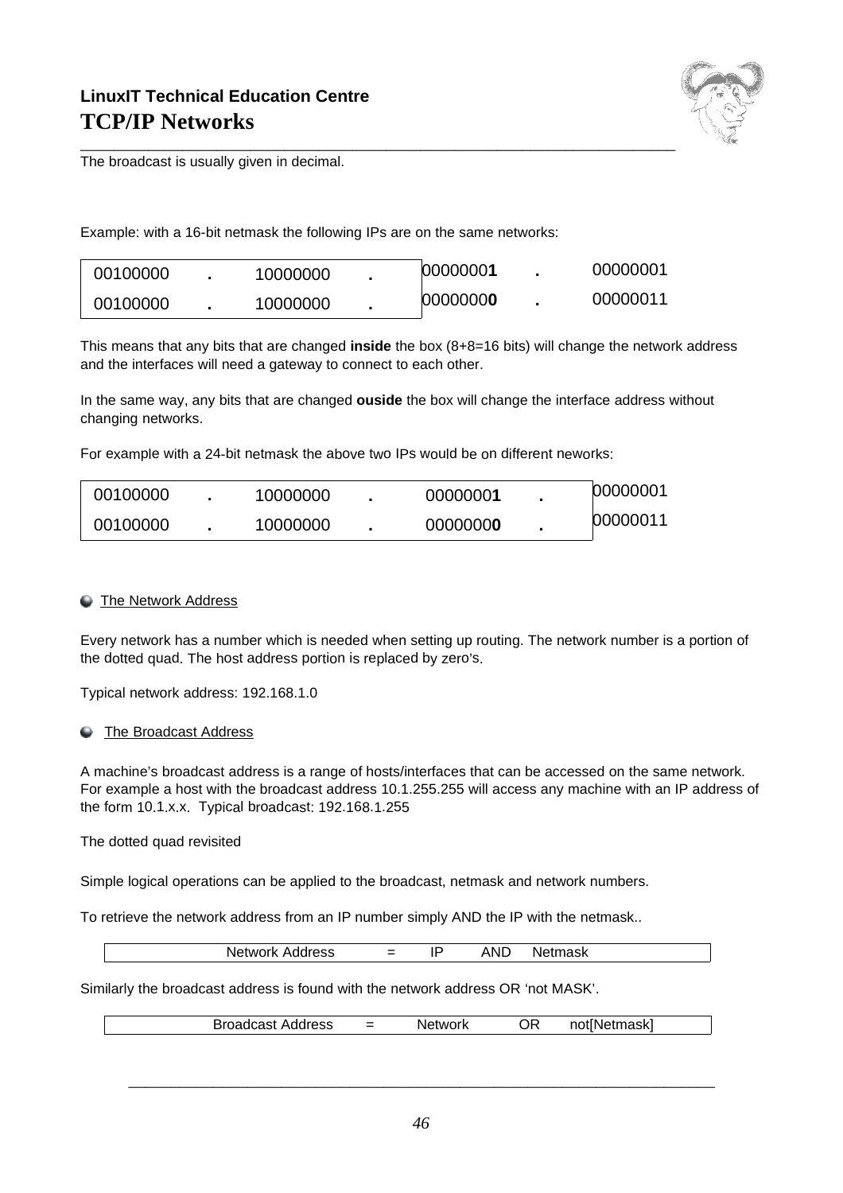The broadcast is usually given in decimal.

Example: with a 16-bit netmask the following IPs are on the same networks:

| | | | | | | |
|---|---|---|---|---|---|---|
| 00100000 | . | 10000000 | . | 0000000**1** | . | 00000001 |
| 00100000 | . | 10000000 | . | 0000000**0** | . | 00000011 |

This means that any bits that are changed **inside** the box (8+8=16 bits) will change the network address and the interfaces will need a gateway to connect to each other.

In the same way, any bits that are changed **ouside** the box will change the interface address without changing networks.

For example with a 24-bit netmask the above two IPs would be on different neworks:

| | | | | | | |
|---|---|---|---|---|---|---|
| 00100000 | . | 10000000 | . | 0000000**1** | . | 00000001 |
| 00100000 | . | 10000000 | . | 0000000**0** | . | 00000011 |

- The Network Address

Every network has a number which is needed when setting up routing. The network number is a portion of the dotted quad. The host address portion is replaced by zero's.

Typical network address: 192.168.1.0

- The Broadcast Address

A machine's broadcast address is a range of hosts/interfaces that can be accessed on the same network. For example a host with the broadcast address 10.1.255.255 will access any machine with an IP address of the form 10.1.x.x. Typical broadcast: 192.168.1.255

The dotted quad revisited

Simple logical operations can be applied to the broadcast, netmask and network numbers.

To retrieve the network address from an IP number simply AND the IP with the netmask..

| Network Address | = | IP | AND | Netmask |
|---|---|---|---|---|

Similarly the broadcast address is found with the network address OR 'not MASK'.

| Broadcast Address | = | Network | OR | not[Netmask] |
|---|---|---|---|---|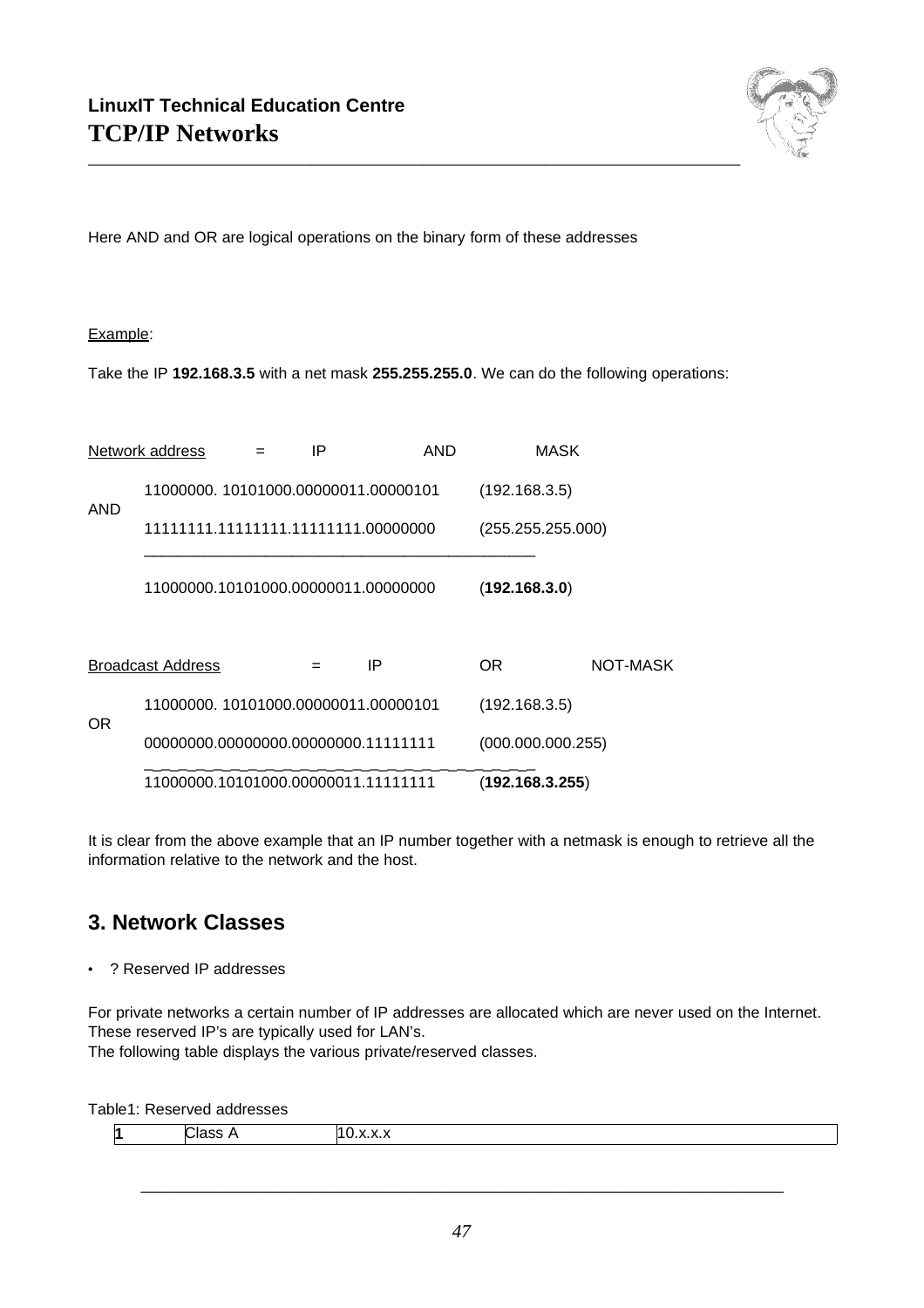Here AND and OR are logical operations on the binary form of these addresses

Example:

Take the IP **192.168.3.5** with a net mask **255.255.255.0**. We can do the following operations:

Network address = IP AND MASK

```
     11000000. 10101000.00000011.00000101    (192.168.3.5)
AND
     11111111.11111111.11111111.00000000     (255.255.255.000)
     ___________________________________
     11000000.10101000.00000011.00000000     (192.168.3.0)
```

Broadcast Address = IP OR NOT-MASK

```
     11000000. 10101000.00000011.00000101    (192.168.3.5)
OR
     00000000.00000000.00000000.11111111     (000.000.000.255)
     ___________________________________
     11000000.10101000.00000011.11111111     (192.168.3.255)
```

It is clear from the above example that an IP number together with a netmask is enough to retrieve all the information relative to the network and the host.

## 3. Network Classes

- ? Reserved IP addresses

For private networks a certain number of IP addresses are allocated which are never used on the Internet. These reserved IP's are typically used for LAN's.
The following table displays the various private/reserved classes.

Table1: Reserved addresses

| **1** | Class A | 10.x.x.x |
|---|---|---|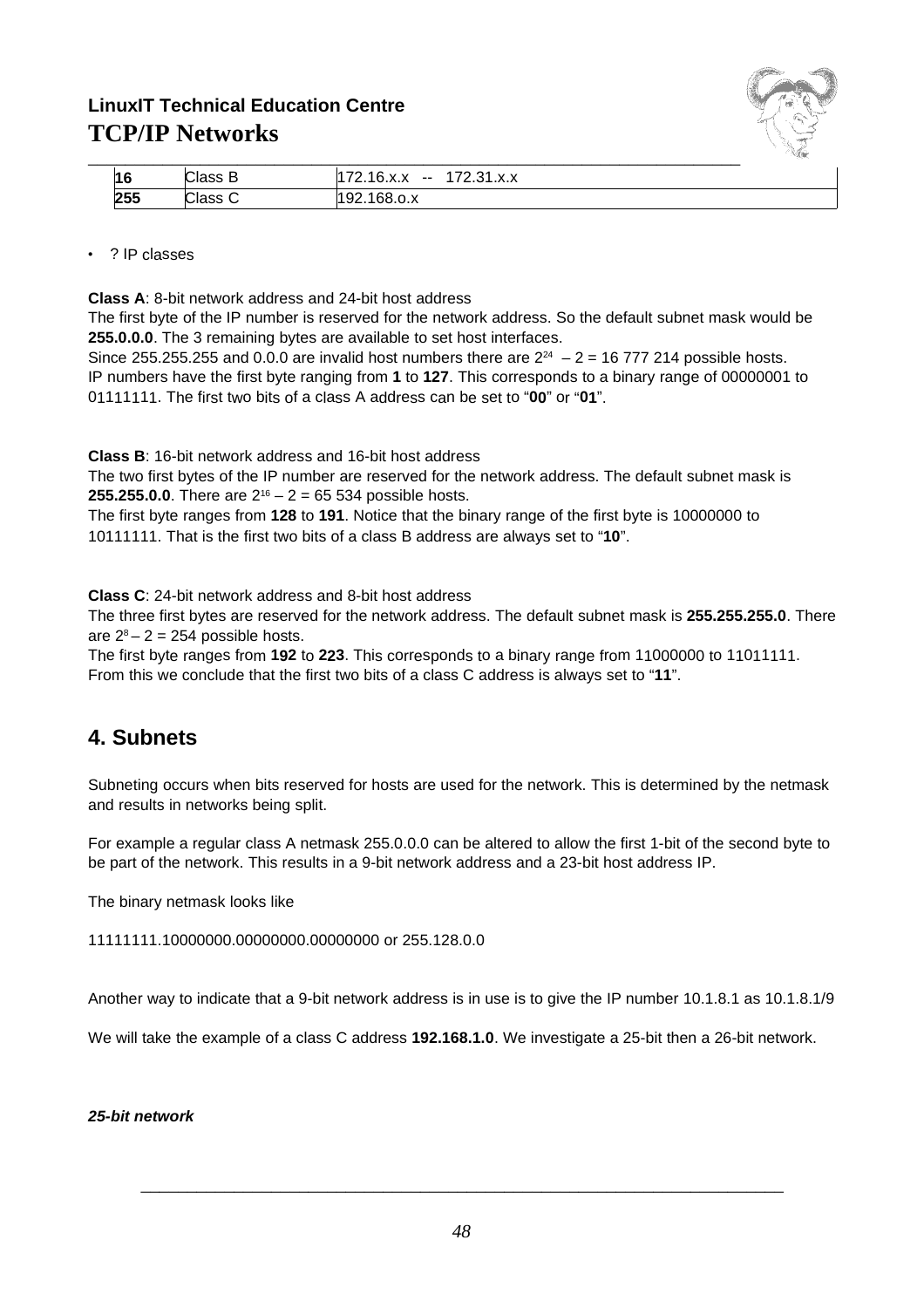| 16 | Class B | 172.16.x.x -- 172.31.x.x |
|---|---|---|
| 255 | Class C | 192.168.o.x |

- ? IP classes

**Class A**: 8-bit network address and 24-bit host address
The first byte of the IP number is reserved for the network address. So the default subnet mask would be **255.0.0.0**. The 3 remaining bytes are available to set host interfaces.
Since 255.255.255 and 0.0.0 are invalid host numbers there are $2^{24} - 2 = 16\ 777\ 214$ possible hosts.
IP numbers have the first byte ranging from **1** to **127**. This corresponds to a binary range of 00000001 to 01111111. The first two bits of a class A address can be set to "**00**" or "**01**".

**Class B**: 16-bit network address and 16-bit host address
The two first bytes of the IP number are reserved for the network address. The default subnet mask is **255.255.0.0**. There are $2^{16} - 2 = 65\ 534$ possible hosts.
The first byte ranges from **128** to **191**. Notice that the binary range of the first byte is 10000000 to 10111111. That is the first two bits of a class B address are always set to "**10**".

**Class C**: 24-bit network address and 8-bit host address
The three first bytes are reserved for the network address. The default subnet mask is **255.255.255.0**. There are $2^{8} - 2 = 254$ possible hosts.
The first byte ranges from **192** to **223**. This corresponds to a binary range from 11000000 to 11011111. From this we conclude that the first two bits of a class C address is always set to "**11**".

## 4. Subnets

Subneting occurs when bits reserved for hosts are used for the network. This is determined by the netmask and results in networks being split.

For example a regular class A netmask 255.0.0.0 can be altered to allow the first 1-bit of the second byte to be part of the network. This results in a 9-bit network address and a 23-bit host address IP.

The binary netmask looks like

11111111.10000000.00000000.00000000 or 255.128.0.0

Another way to indicate that a 9-bit network address is in use is to give the IP number 10.1.8.1 as 10.1.8.1/9

We will take the example of a class C address **192.168.1.0**. We investigate a 25-bit then a 26-bit network.

***25-bit network***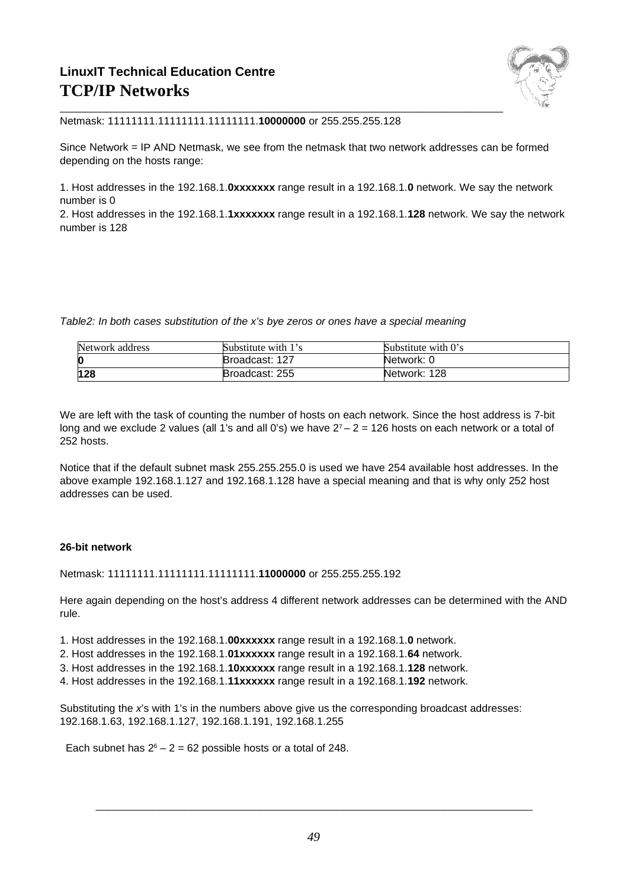Netmask: 11111111.11111111.11111111.**10000000** or 255.255.255.128

Since Network = IP AND Netmask, we see from the netmask that two network addresses can be formed depending on the hosts range:

1. Host addresses in the 192.168.1.**0xxxxxxx** range result in a 192.168.1.**0** network. We say the network number is 0
2. Host addresses in the 192.168.1.**1xxxxxxx** range result in a 192.168.1.**128** network. We say the network number is 128

*Table2: In both cases substitution of the x's bye zeros or ones have a special meaning*

| Network address | Substitute with 1's | Substitute with 0's |
|---|---|---|
| **0** | Broadcast: 127 | Network: 0 |
| **128** | Broadcast: 255 | Network: 128 |

We are left with the task of counting the number of hosts on each network. Since the host address is 7-bit long and we exclude 2 values (all 1's and all 0's) we have $2^7 - 2 = 126$ hosts on each network or a total of 252 hosts.

Notice that if the default subnet mask 255.255.255.0 is used we have 254 available host addresses. In the above example 192.168.1.127 and 192.168.1.128 have a special meaning and that is why only 252 host addresses can be used.

**26-bit network**

Netmask: 11111111.11111111.11111111.**11000000** or 255.255.255.192

Here again depending on the host's address 4 different network addresses can be determined with the AND rule.

1. Host addresses in the 192.168.1.**00xxxxxx** range result in a 192.168.1.**0** network.
2. Host addresses in the 192.168.1.**01xxxxxx** range result in a 192.168.1.**64** network.
3. Host addresses in the 192.168.1.**10xxxxxx** range result in a 192.168.1.**128** network.
4. Host addresses in the 192.168.1.**11xxxxxx** range result in a 192.168.1.**192** network.

Substituting the *x*'s with 1's in the numbers above give us the corresponding broadcast addresses: 192.168.1.63, 192.168.1.127, 192.168.1.191, 192.168.1.255

Each subnet has $2^6 - 2 = 62$ possible hosts or a total of 248.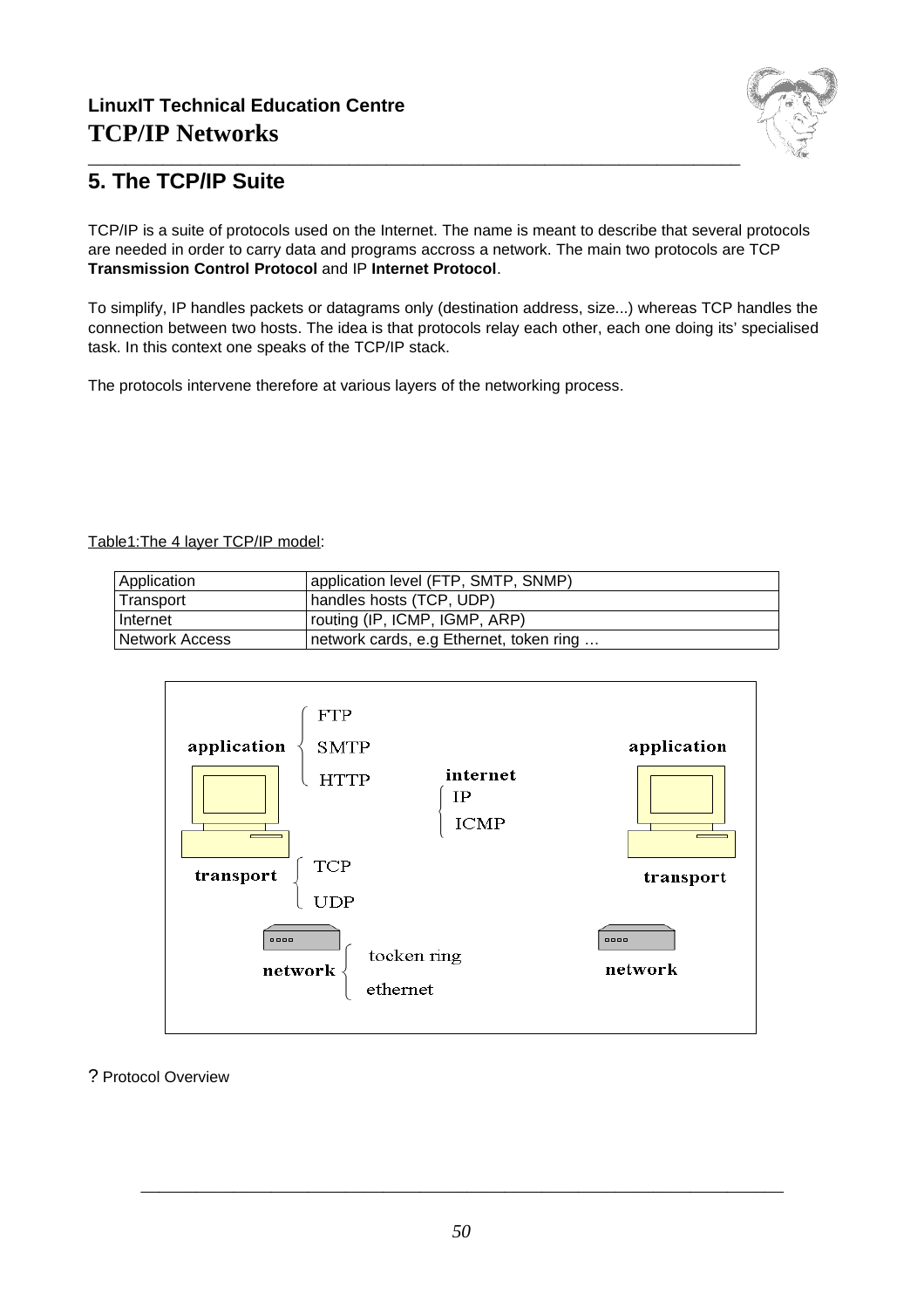## 5. The TCP/IP Suite

TCP/IP is a suite of protocols used on the Internet. The name is meant to describe that several protocols are needed in order to carry data and programs accross a network. The main two protocols are TCP **Transmission Control Protocol** and IP **Internet Protocol**.

To simplify, IP handles packets or datagrams only (destination address, size...) whereas TCP handles the connection between two hosts. The idea is that protocols relay each other, each one doing its' specialised task. In this context one speaks of the TCP/IP stack.

The protocols intervene therefore at various layers of the networking process.

Table1:The 4 layer TCP/IP model:

| Application | application level (FTP, SMTP, SNMP) |
|---|---|
| Transport | handles hosts (TCP, UDP) |
| Internet | routing (IP, ICMP, IGMP, ARP) |
| Network Access | network cards, e.g Ethernet, token ring … |

application: FTP, SMTP, HTTP — internet: IP, ICMP — application

transport: TCP, UDP — transport

network: tocken ring, ethernet — network

? Protocol Overview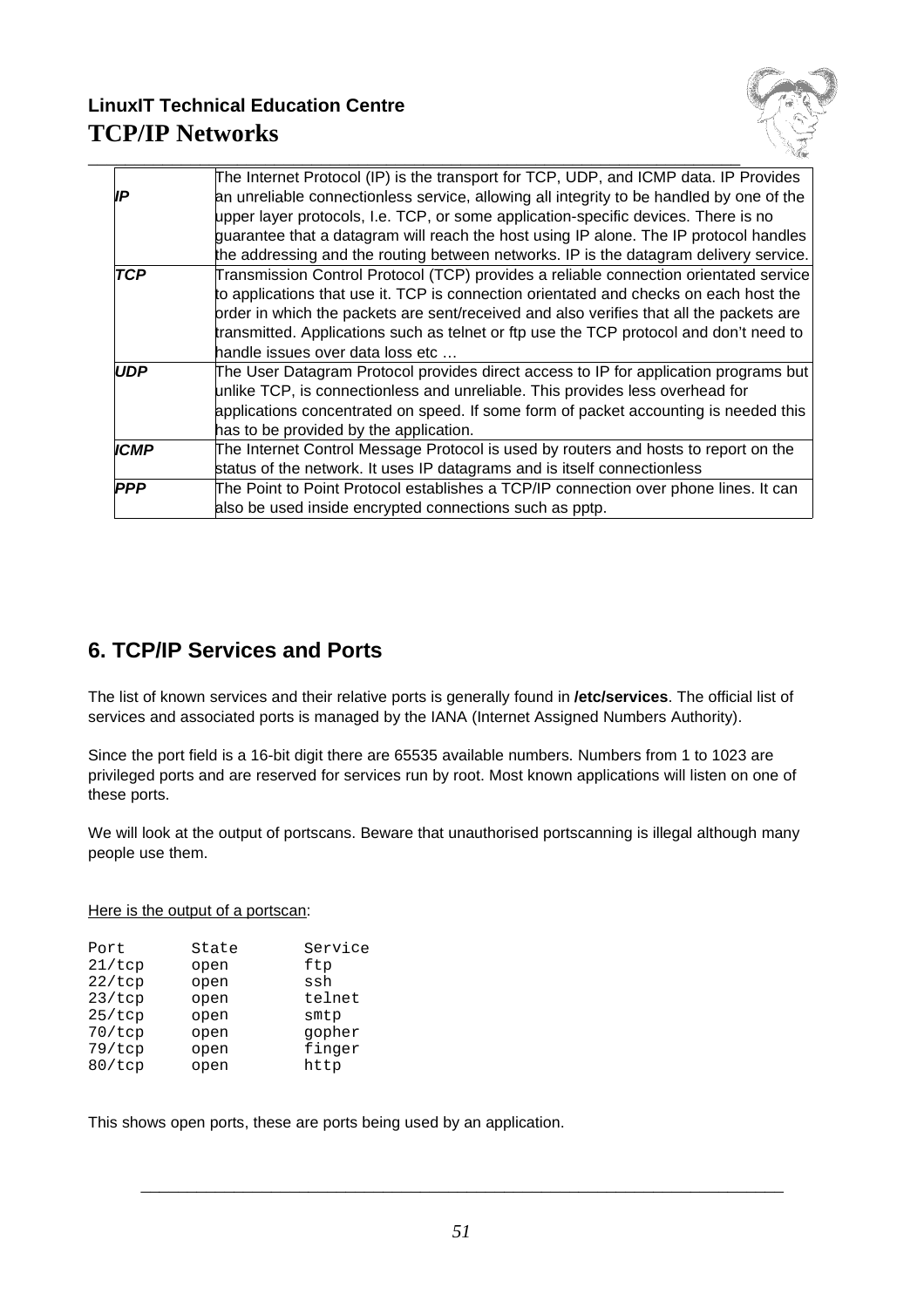| | |
|---|---|
| ***IP*** | The Internet Protocol (IP) is the transport for TCP, UDP, and ICMP data. IP Provides an unreliable connectionless service, allowing all integrity to be handled by one of the upper layer protocols, I.e. TCP, or some application-specific devices. There is no guarantee that a datagram will reach the host using IP alone. The IP protocol handles the addressing and the routing between networks. IP is the datagram delivery service. |
| ***TCP*** | Transmission Control Protocol (TCP) provides a reliable connection orientated service to applications that use it. TCP is connection orientated and checks on each host the order in which the packets are sent/received and also verifies that all the packets are transmitted. Applications such as telnet or ftp use the TCP protocol and don't need to handle issues over data loss etc … |
| ***UDP*** | The User Datagram Protocol provides direct access to IP for application programs but unlike TCP, is connectionless and unreliable. This provides less overhead for applications concentrated on speed. If some form of packet accounting is needed this has to be provided by the application. |
| ***ICMP*** | The Internet Control Message Protocol is used by routers and hosts to report on the status of the network. It uses IP datagrams and is itself connectionless |
| ***PPP*** | The Point to Point Protocol establishes a TCP/IP connection over phone lines. It can also be used inside encrypted connections such as pptp. |

## 6. TCP/IP Services and Ports

The list of known services and their relative ports is generally found in **/etc/services**. The official list of services and associated ports is managed by the IANA (Internet Assigned Numbers Authority).

Since the port field is a 16-bit digit there are 65535 available numbers. Numbers from 1 to 1023 are privileged ports and are reserved for services run by root. Most known applications will listen on one of these ports.

We will look at the output of portscans. Beware that unauthorised portscanning is illegal although many people use them.

Here is the output of a portscan:

```
Port        State       Service
21/tcp      open        ftp
22/tcp      open        ssh
23/tcp      open        telnet
25/tcp      open        smtp
70/tcp      open        gopher
79/tcp      open        finger
80/tcp      open        http
```

This shows open ports, these are ports being used by an application.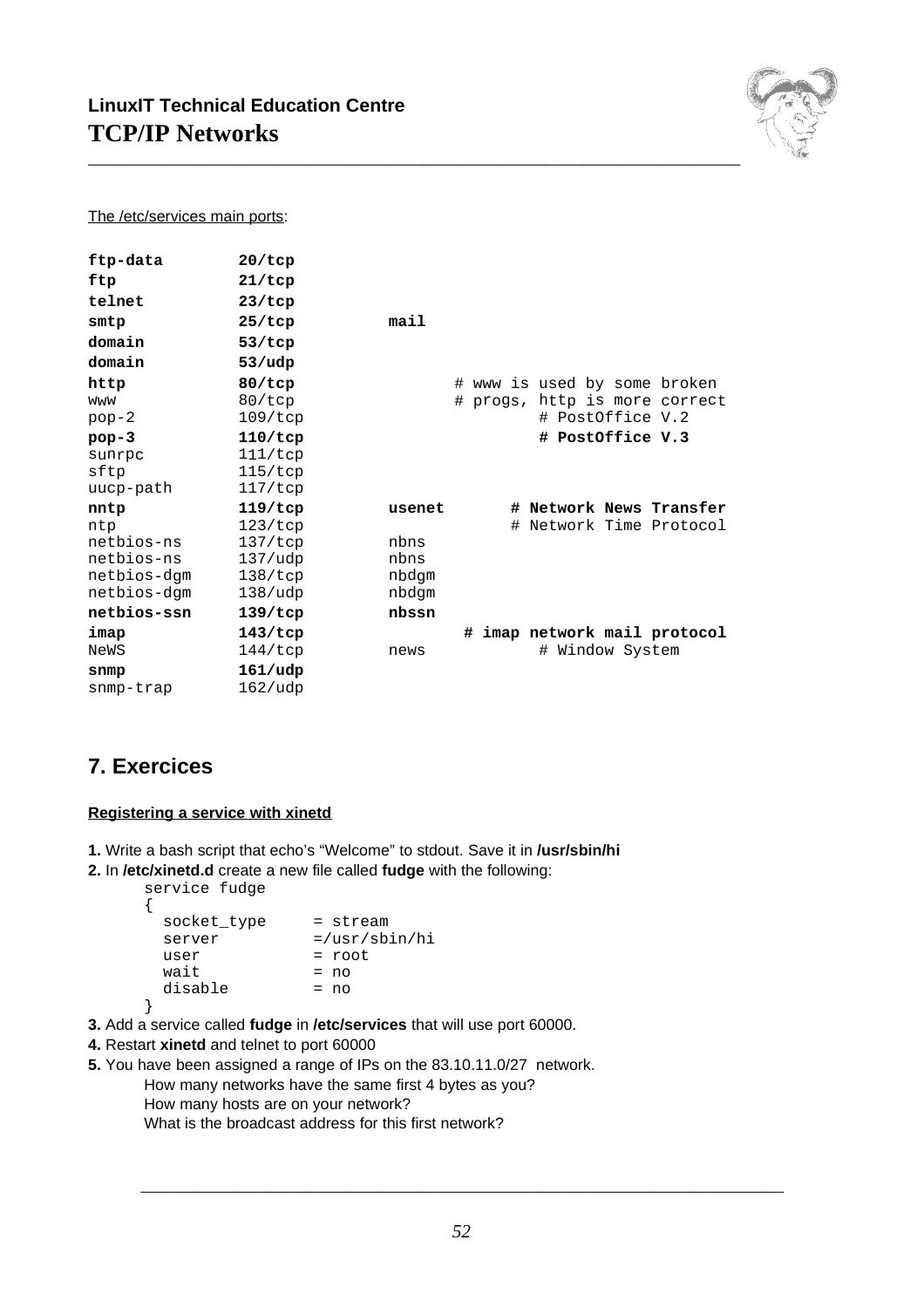The /etc/services main ports:

```
ftp-data        20/tcp
ftp             21/tcp
telnet          23/tcp
smtp            25/tcp          mail
domain          53/tcp
domain          53/udp
http            80/tcp                  # www is used by some broken
www             80/tcp                  # progs, http is more correct
pop-2           109/tcp                         # PostOffice V.2
pop-3           110/tcp                         # PostOffice V.3
sunrpc          111/tcp
sftp            115/tcp
uucp-path       117/tcp
nntp            119/tcp         usenet          # Network News Transfer
ntp             123/tcp                         # Network Time Protocol
netbios-ns      137/tcp         nbns
netbios-ns      137/udp         nbns
netbios-dgm     138/tcp         nbdgm
netbios-dgm     138/udp         nbdgm
netbios-ssn     139/tcp         nbssn
imap            143/tcp                 # imap network mail protocol
NeWS            144/tcp         news            # Window System
snmp            161/udp
snmp-trap       162/udp
```

## 7. Exercices

**Registering a service with xinetd**

**1.** Write a bash script that echo's "Welcome" to stdout. Save it in **/usr/sbin/hi**

**2.** In **/etc/xinetd.d** create a new file called **fudge** with the following:

```
service fudge
{
  socket_type     = stream
  server          =/usr/sbin/hi
  user            = root
  wait            = no
  disable         = no
}
```

**3.** Add a service called **fudge** in **/etc/services** that will use port 60000.

**4.** Restart **xinetd** and telnet to port 60000

**5.** You have been assigned a range of IPs on the 83.10.11.0/27 network.

How many networks have the same first 4 bytes as you?

How many hosts are on your network?

What is the broadcast address for this first network?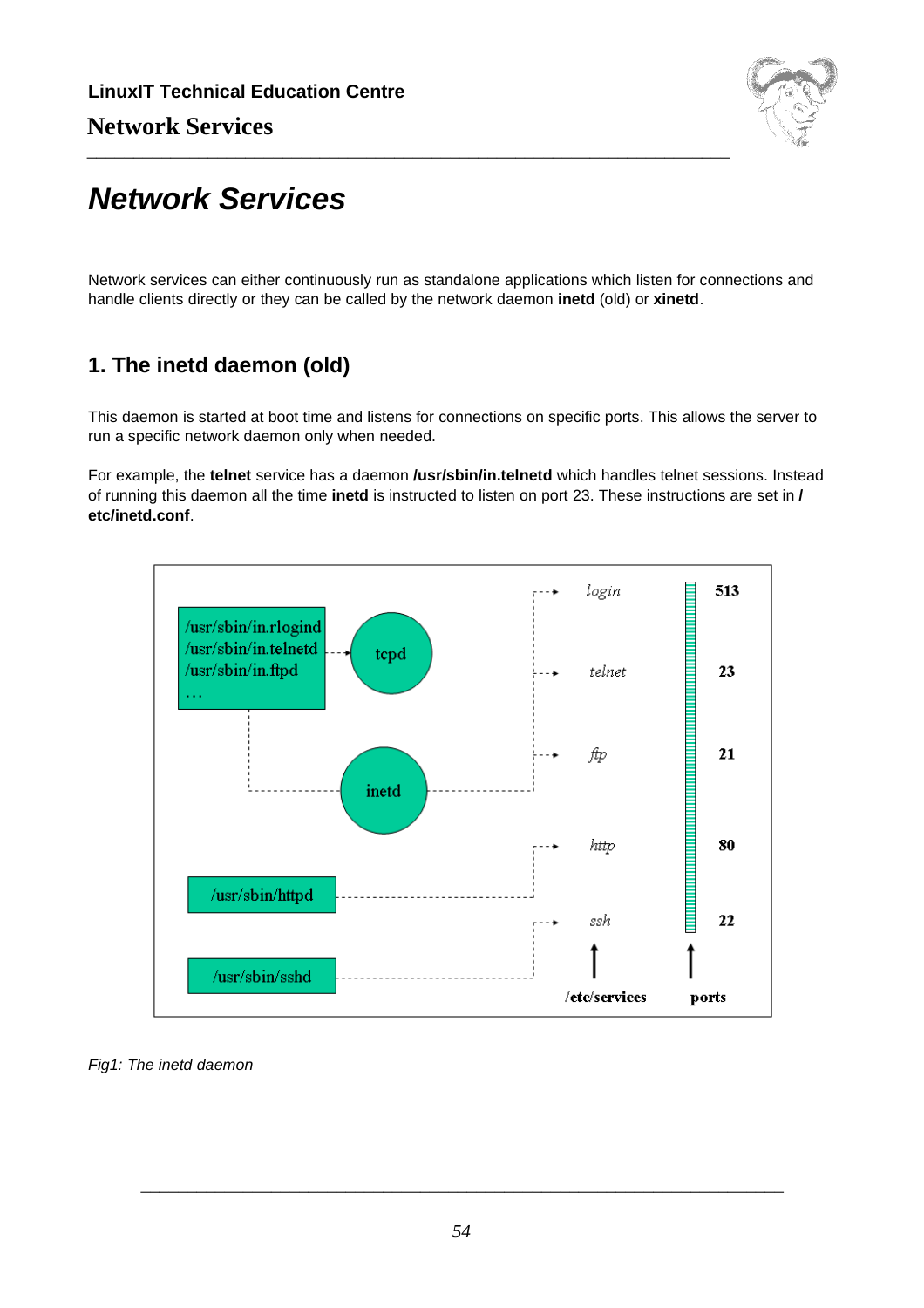# Network Services

Network services can either continuously run as standalone applications which listen for connections and handle clients directly or they can be called by the network daemon **inetd** (old) or **xinetd**.

## 1. The inetd daemon (old)

This daemon is started at boot time and listens for connections on specific ports. This allows the server to run a specific network daemon only when needed.

For example, the **telnet** service has a daemon **/usr/sbin/in.telnetd** which handles telnet sessions. Instead of running this daemon all the time **inetd** is instructed to listen on port 23. These instructions are set in **/etc/inetd.conf**.

*Fig1: The inetd daemon*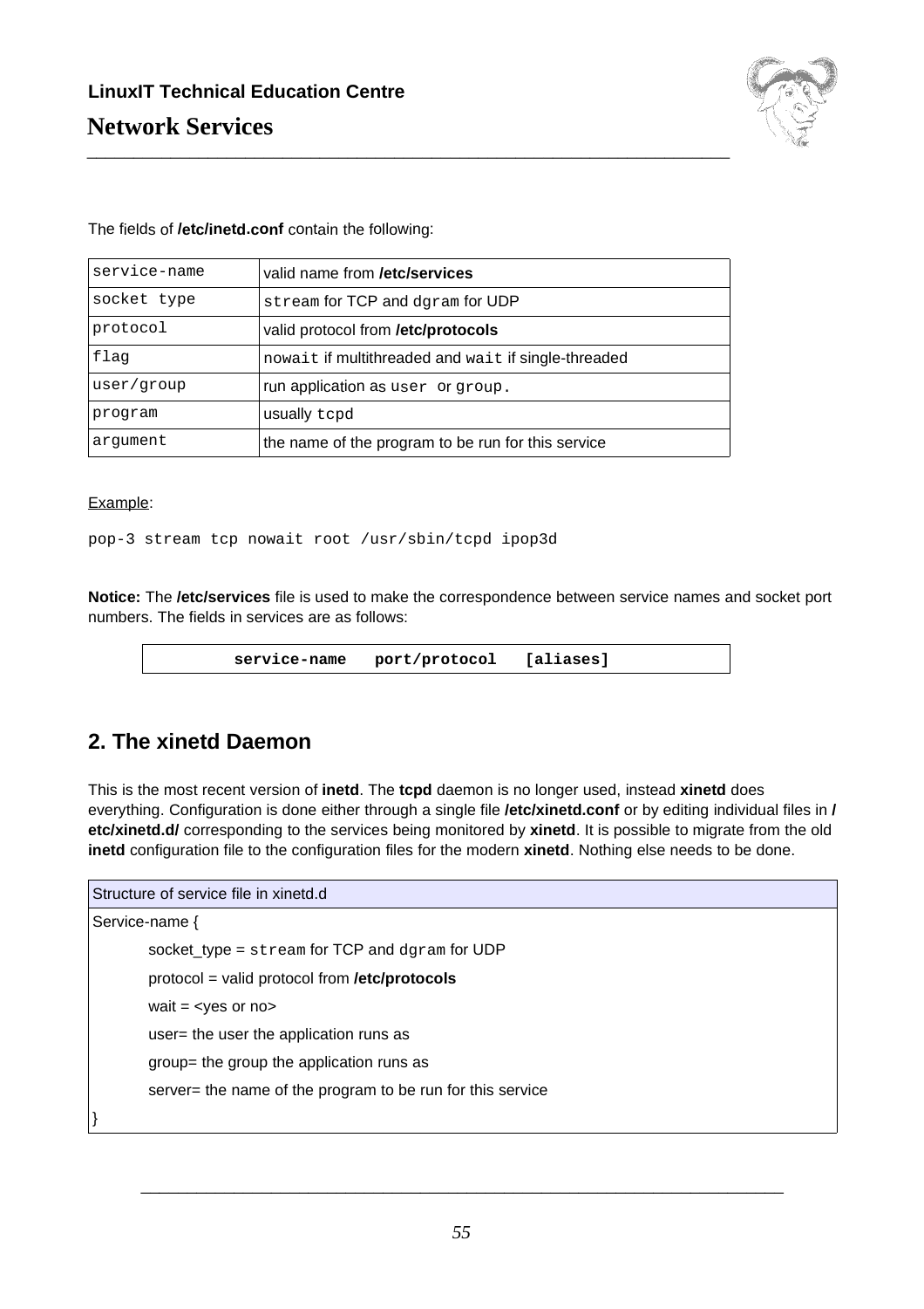The fields of **/etc/inetd.conf** contain the following:

| | |
|---|---|
| `service-name` | valid name from **/etc/services** |
| `socket type` | `stream` for TCP and `dgram` for UDP |
| `protocol` | valid protocol from **/etc/protocols** |
| `flag` | `nowait` if multithreaded and `wait` if single-threaded |
| `user/group` | run application as `user` or `group.` |
| `program` | usually `tcpd` |
| `argument` | the name of the program to be run for this service |

Example:

```
pop-3 stream tcp nowait root /usr/sbin/tcpd ipop3d
```

**Notice:** The **/etc/services** file is used to make the correspondence between service names and socket port numbers. The fields in services are as follows:

```
service-name   port/protocol   [aliases]
```

## 2. The xinetd Daemon

This is the most recent version of **inetd**. The **tcpd** daemon is no longer used, instead **xinetd** does everything. Configuration is done either through a single file **/etc/xinetd.conf** or by editing individual files in **/etc/xinetd.d/** corresponding to the services being monitored by **xinetd**. It is possible to migrate from the old **inetd** configuration file to the configuration files for the modern **xinetd**. Nothing else needs to be done.

| Structure of service file in xinetd.d |
|---|
| Service-name { |
| socket_type = `stream` for TCP and `dgram` for UDP |
| protocol = valid protocol from **/etc/protocols** |
| wait = <yes or no> |
| user= the user the application runs as |
| group= the group the application runs as |
| server= the name of the program to be run for this service |
| } |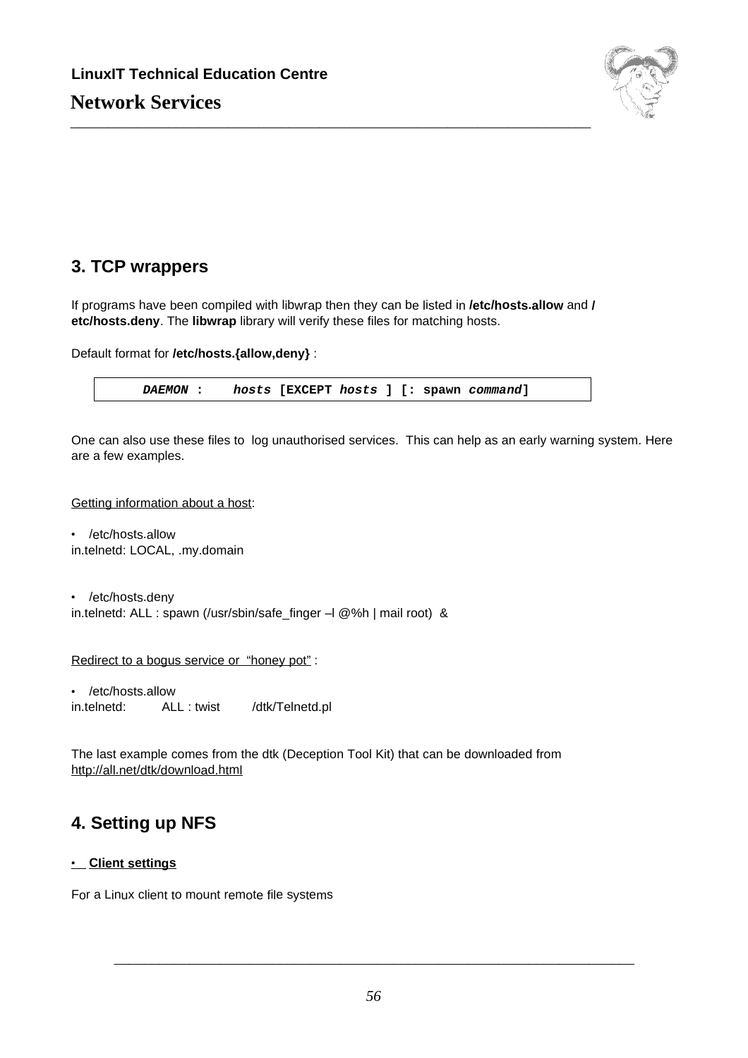## 3. TCP wrappers

If programs have been compiled with libwrap then they can be listed in **/etc/hosts.allow** and **/etc/hosts.deny**. The **libwrap** library will verify these files for matching hosts.

Default format for **/etc/hosts.{allow,deny}** :

```
DAEMON :    hosts [EXCEPT hosts ] [: spawn command]
```

One can also use these files to log unauthorised services. This can help as an early warning system. Here are a few examples.

Getting information about a host:

- /etc/hosts.allow

in.telnetd: LOCAL, .my.domain

- /etc/hosts.deny

in.telnetd: ALL : spawn (/usr/sbin/safe_finger –l @%h | mail root) &

Redirect to a bogus service or "honey pot" :

- /etc/hosts.allow

in.telnetd: ALL : twist /dtk/Telnetd.pl

The last example comes from the dtk (Deception Tool Kit) that can be downloaded from http://all.net/dtk/download.html

## 4. Setting up NFS

- **Client settings**

For a Linux client to mount remote file systems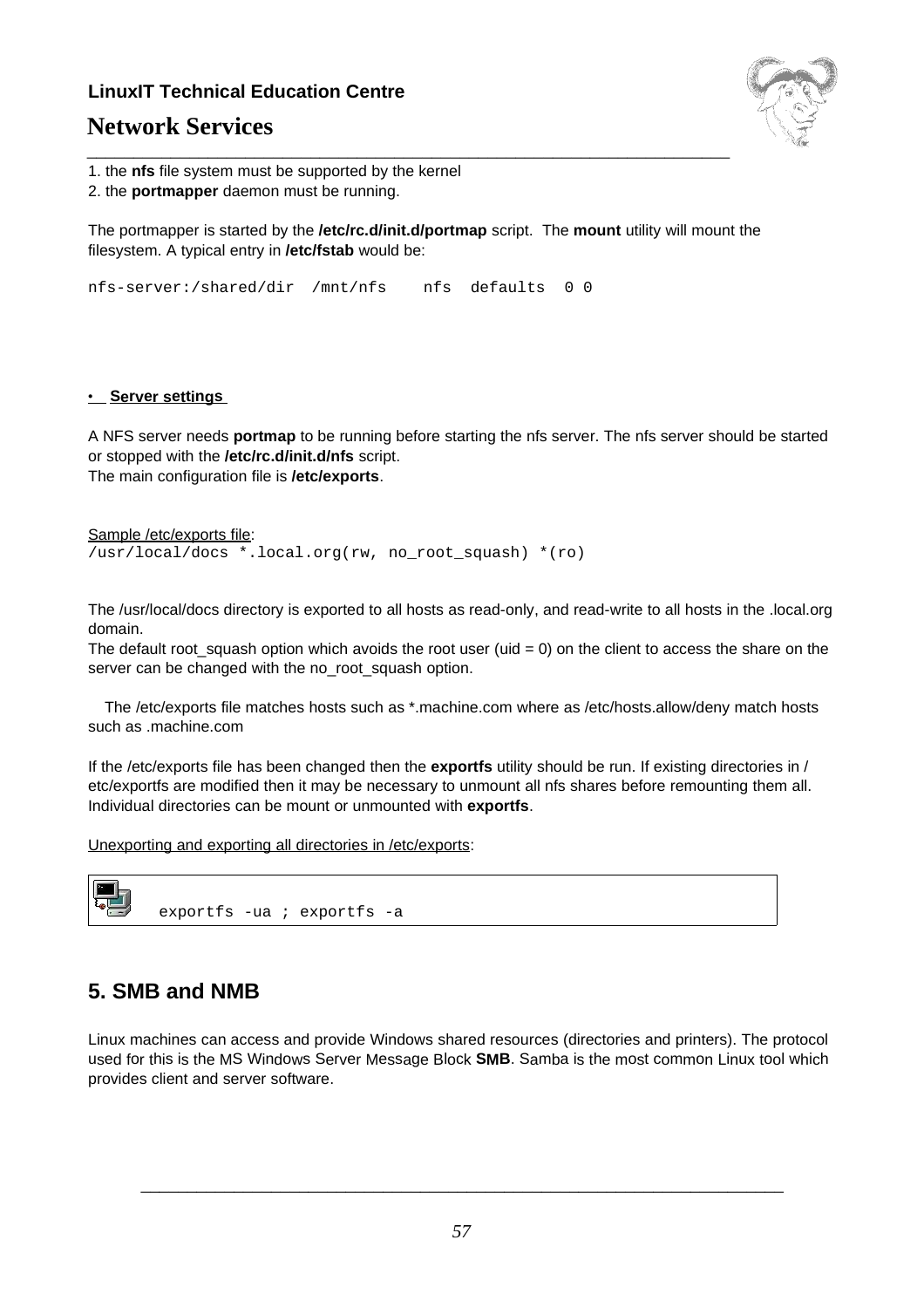1. the **nfs** file system must be supported by the kernel
2. the **portmapper** daemon must be running.

The portmapper is started by the **/etc/rc.d/init.d/portmap** script. The **mount** utility will mount the filesystem. A typical entry in **/etc/fstab** would be:

```
nfs-server:/shared/dir  /mnt/nfs    nfs  defaults  0 0
```

- **Server settings**

A NFS server needs **portmap** to be running before starting the nfs server. The nfs server should be started or stopped with the **/etc/rc.d/init.d/nfs** script.
The main configuration file is **/etc/exports**.

Sample /etc/exports file:

```
/usr/local/docs *.local.org(rw, no_root_squash) *(ro)
```

The /usr/local/docs directory is exported to all hosts as read-only, and read-write to all hosts in the .local.org domain.
The default root_squash option which avoids the root user (uid = 0) on the client to access the share on the server can be changed with the no_root_squash option.

The /etc/exports file matches hosts such as *.machine.com where as /etc/hosts.allow/deny match hosts such as .machine.com

If the /etc/exports file has been changed then the **exportfs** utility should be run. If existing directories in /etc/exportfs are modified then it may be necessary to unmount all nfs shares before remounting them all. Individual directories can be mount or unmounted with **exportfs**.

Unexporting and exporting all directories in /etc/exports:

```
exportfs -ua ; exportfs -a
```

## 5. SMB and NMB

Linux machines can access and provide Windows shared resources (directories and printers). The protocol used for this is the MS Windows Server Message Block **SMB**. Samba is the most common Linux tool which provides client and server software.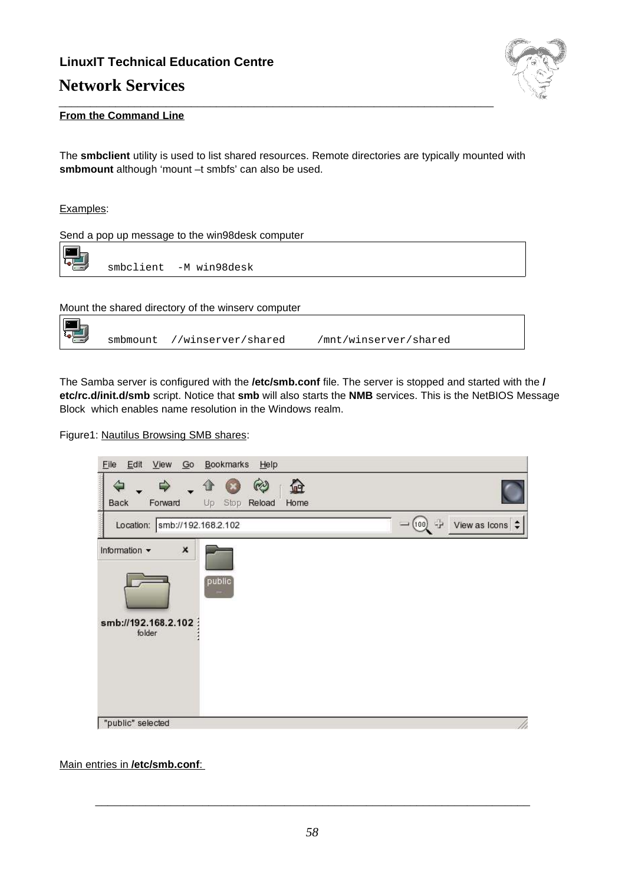**From the Command Line**

The **smbclient** utility is used to list shared resources. Remote directories are typically mounted with **smbmount** although 'mount –t smbfs' can also be used.

Examples:

Send a pop up message to the win98desk computer

```
smbclient  -M win98desk
```

Mount the shared directory of the winserv computer

```
smbmount  //winserver/shared     /mnt/winserver/shared
```

The Samba server is configured with the **/etc/smb.conf** file. The server is stopped and started with the **/etc/rc.d/init.d/smb** script. Notice that **smb** will also starts the **NMB** services. This is the NetBIOS Message Block which enables name resolution in the Windows realm.

Figure1: Nautilus Browsing SMB shares:

Main entries in **/etc/smb.conf**: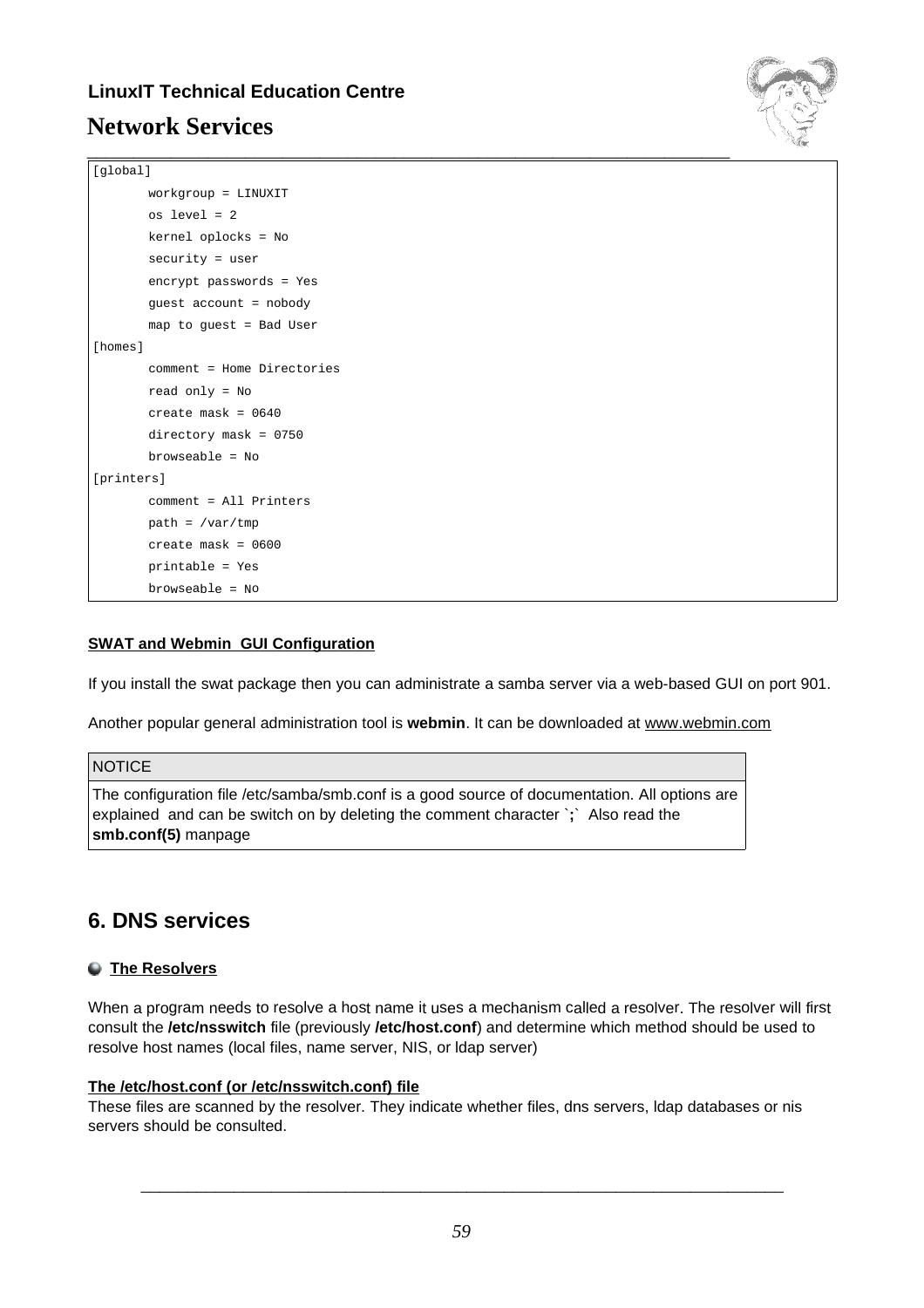```
[global]
        workgroup = LINUXIT
        os level = 2
        kernel oplocks = No
        security = user
        encrypt passwords = Yes
        guest account = nobody
        map to guest = Bad User
[homes]
        comment = Home Directories
        read only = No
        create mask = 0640
        directory mask = 0750
        browseable = No
[printers]
        comment = All Printers
        path = /var/tmp
        create mask = 0600
        printable = Yes
        browseable = No
```

**SWAT and Webmin GUI Configuration**

If you install the swat package then you can administrate a samba server via a web-based GUI on port 901.

Another popular general administration tool is **webmin**. It can be downloaded at www.webmin.com

| NOTICE |
| --- |
| The configuration file /etc/samba/smb.conf is a good source of documentation. All options are explained and can be switch on by deleting the comment character `**;**` Also read the **smb.conf(5)** manpage |

## 6. DNS services

### The Resolvers

When a program needs to resolve a host name it uses a mechanism called a resolver. The resolver will first consult the **/etc/nsswitch** file (previously **/etc/host.conf**) and determine which method should be used to resolve host names (local files, name server, NIS, or ldap server)

**The /etc/host.conf (or /etc/nsswitch.conf) file**

These files are scanned by the resolver. They indicate whether files, dns servers, ldap databases or nis servers should be consulted.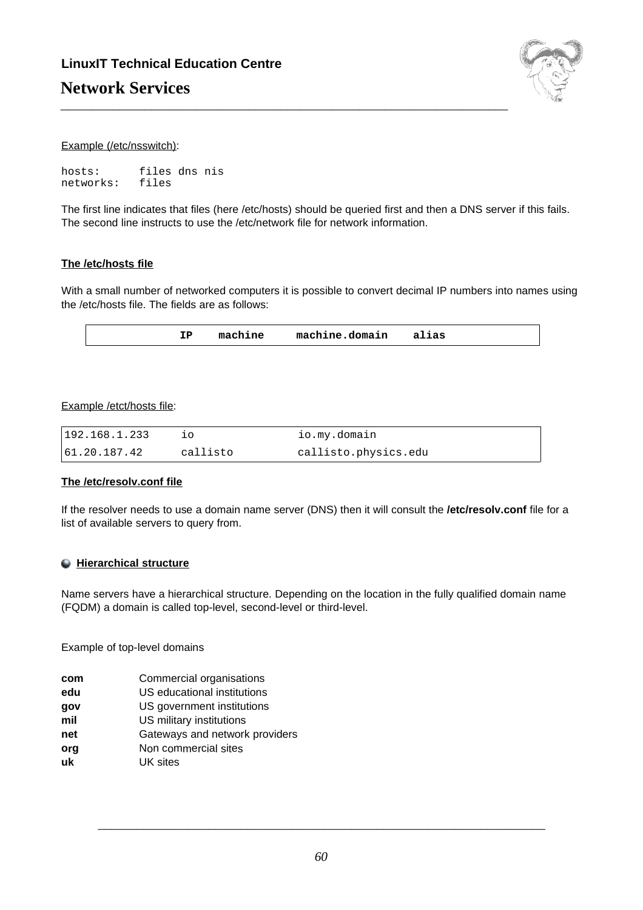Example (/etc/nsswitch):

```
hosts:      files dns nis
networks:   files
```

The first line indicates that files (here /etc/hosts) should be queried first and then a DNS server if this fails. The second line instructs to use the /etc/network file for network information.

**The /etc/hosts file**

With a small number of networked computers it is possible to convert decimal IP numbers into names using the /etc/hosts file. The fields are as follows:

```
IP    machine     machine.domain    alias
```

Example /etct/hosts file:

| | | |
|---|---|---|
| 192.168.1.233 | io | io.my.domain |
| 61.20.187.42 | callisto | callisto.physics.edu |

**The /etc/resolv.conf file**

If the resolver needs to use a domain name server (DNS) then it will consult the **/etc/resolv.conf** file for a list of available servers to query from.

## Hierarchical structure

Name servers have a hierarchical structure. Depending on the location in the fully qualified domain name (FQDM) a domain is called top-level, second-level or third-level.

Example of top-level domains

| | |
|---|---|
| **com** | Commercial organisations |
| **edu** | US educational institutions |
| **gov** | US government institutions |
| **mil** | US military institutions |
| **net** | Gateways and network providers |
| **org** | Non commercial sites |
| **uk** | UK sites |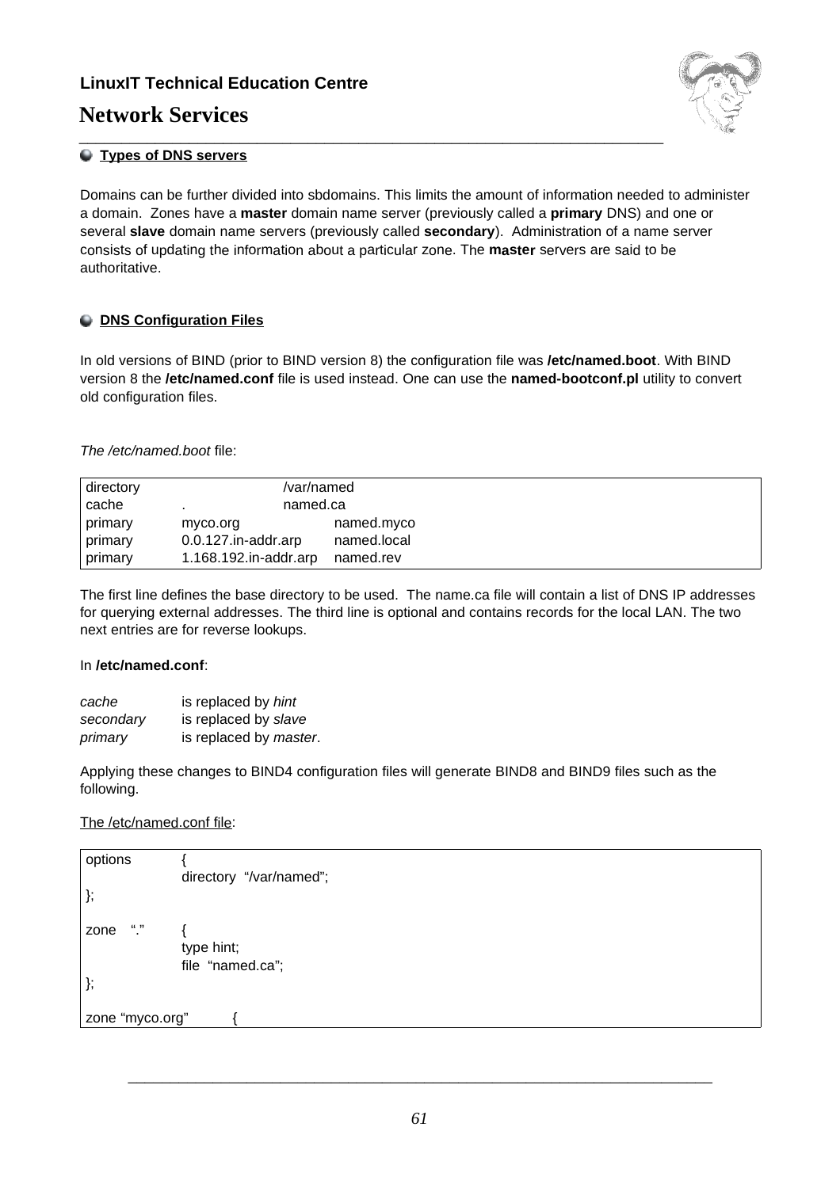## Types of DNS servers

Domains can be further divided into sbdomains. This limits the amount of information needed to administer a domain. Zones have a **master** domain name server (previously called a **primary** DNS) and one or several **slave** domain name servers (previously called **secondary**). Administration of a name server consists of updating the information about a particular zone. The **master** servers are said to be authoritative.

## DNS Configuration Files

In old versions of BIND (prior to BIND version 8) the configuration file was **/etc/named.boot**. With BIND version 8 the **/etc/named.conf** file is used instead. One can use the **named-bootconf.pl** utility to convert old configuration files.

*The /etc/named.boot* file:

```
directory                   /var/named
cache       .               named.ca
primary     myco.org              named.myco
primary     0.0.127.in-addr.arp   named.local
primary     1.168.192.in-addr.arp named.rev
```

The first line defines the base directory to be used. The name.ca file will contain a list of DNS IP addresses for querying external addresses. The third line is optional and contains records for the local LAN. The two next entries are for reverse lookups.

In **/etc/named.conf**:

| | |
|---|---|
| *cache* | is replaced by *hint* |
| *secondary* | is replaced by *slave* |
| *primary* | is replaced by *master*. |

Applying these changes to BIND4 configuration files will generate BIND8 and BIND9 files such as the following.

The /etc/named.conf file:

```
options        {
               directory  "/var/named";
};

zone   "."     {
               type hint;
               file  "named.ca";
};

zone "myco.org"       {
```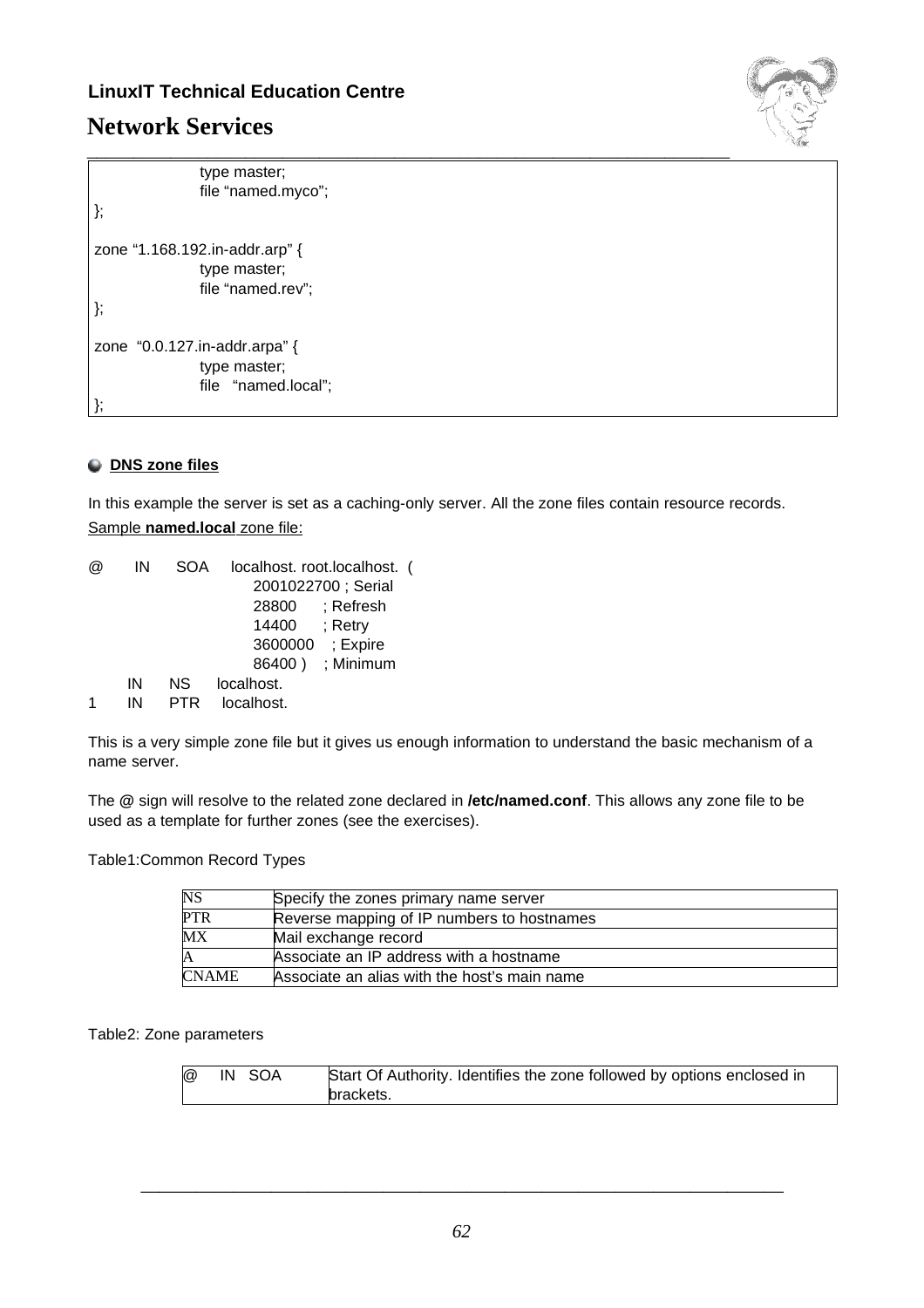```
        type master;
        file “named.myco”;
};

zone “1.168.192.in-addr.arp” {
        type master;
        file “named.rev”;
};

zone  “0.0.127.in-addr.arpa” {
        type master;
        file   “named.local”;
};
```

### DNS zone files

In this example the server is set as a caching-only server. All the zone files contain resource records.

Sample **named.local** zone file:

```
@      IN     SOA     localhost. root.localhost.  (
                          2001022700 ; Serial
                          28800      ; Refresh
                          14400      ; Retry
                          3600000    ; Expire
                          86400 )    ; Minimum
       IN     NS      localhost.
1      IN     PTR     localhost.
```

This is a very simple zone file but it gives us enough information to understand the basic mechanism of a name server.

The **@** sign will resolve to the related zone declared in **/etc/named.conf**. This allows any zone file to be used as a template for further zones (see the exercises).

Table1:Common Record Types

| | |
|---|---|
| NS | Specify the zones primary name server |
| PTR | Reverse mapping of IP numbers to hostnames |
| MX | Mail exchange record |
| A | Associate an IP address with a hostname |
| CNAME | Associate an alias with the host’s main name |

Table2: Zone parameters

| | |
|---|---|
| @ IN SOA | Start Of Authority. Identifies the zone followed by options enclosed in brackets. |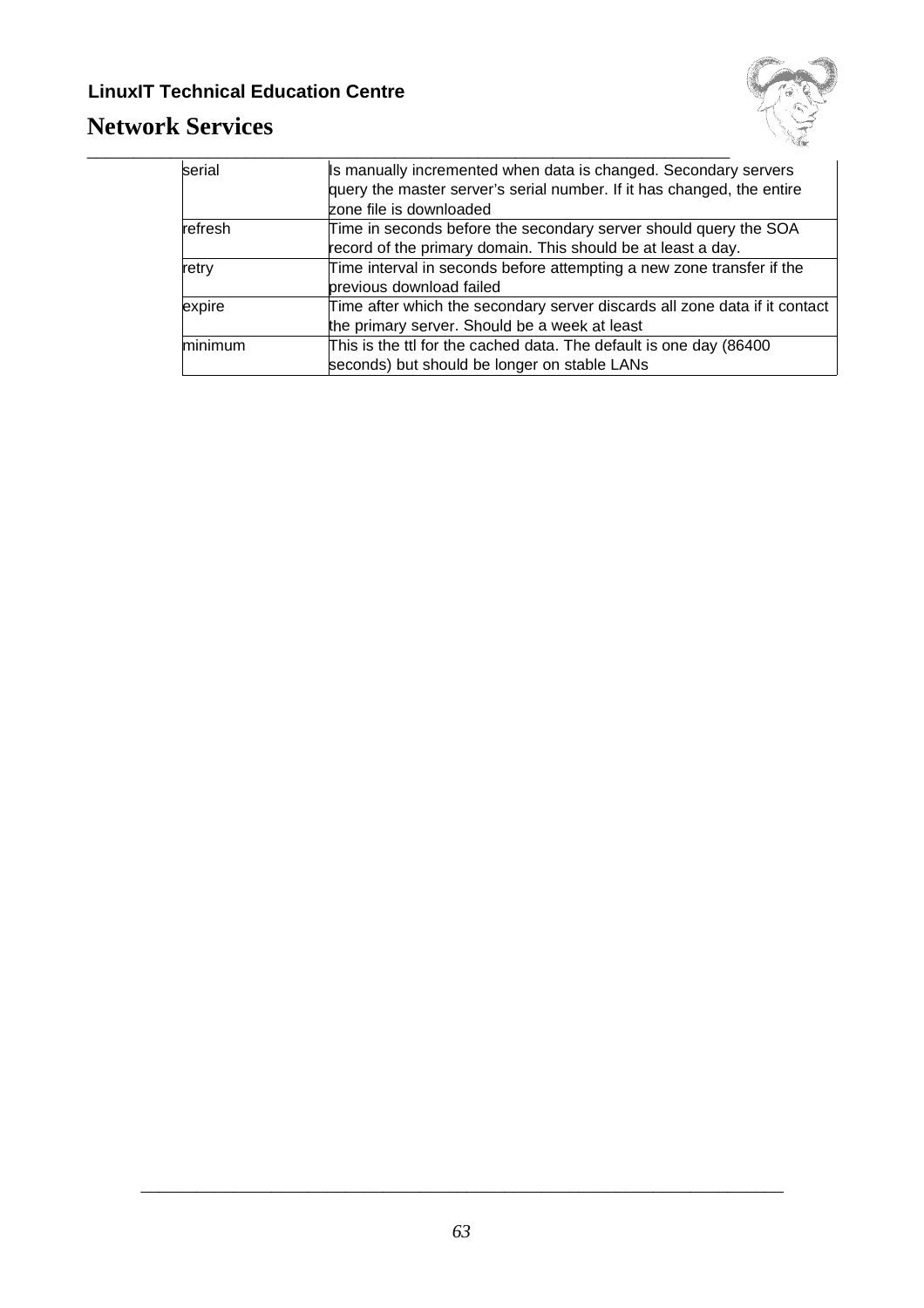| | |
|---|---|
| serial | Is manually incremented when data is changed. Secondary servers query the master server's serial number. If it has changed, the entire zone file is downloaded |
| refresh | Time in seconds before the secondary server should query the SOA record of the primary domain. This should be at least a day. |
| retry | Time interval in seconds before attempting a new zone transfer if the previous download failed |
| expire | Time after which the secondary server discards all zone data if it contact the primary server. Should be a week at least |
| minimum | This is the ttl for the cached data. The default is one day (86400 seconds) but should be longer on stable LANs |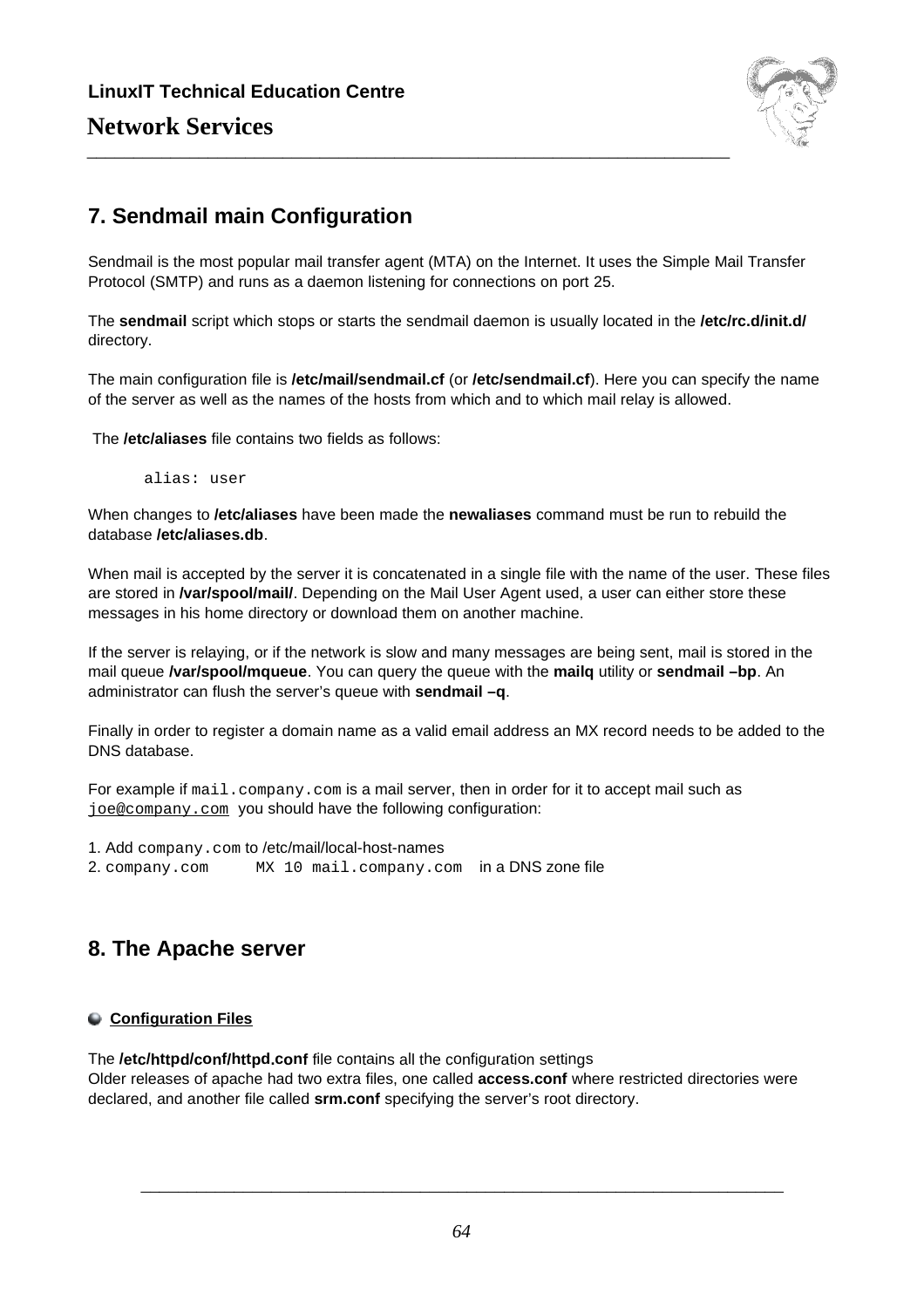## 7. Sendmail main Configuration

Sendmail is the most popular mail transfer agent (MTA) on the Internet. It uses the Simple Mail Transfer Protocol (SMTP) and runs as a daemon listening for connections on port 25.

The **sendmail** script which stops or starts the sendmail daemon is usually located in the **/etc/rc.d/init.d/** directory.

The main configuration file is **/etc/mail/sendmail.cf** (or **/etc/sendmail.cf**). Here you can specify the name of the server as well as the names of the hosts from which and to which mail relay is allowed.

The **/etc/aliases** file contains two fields as follows:

```
alias: user
```

When changes to **/etc/aliases** have been made the **newaliases** command must be run to rebuild the database **/etc/aliases.db**.

When mail is accepted by the server it is concatenated in a single file with the name of the user. These files are stored in **/var/spool/mail/**. Depending on the Mail User Agent used, a user can either store these messages in his home directory or download them on another machine.

If the server is relaying, or if the network is slow and many messages are being sent, mail is stored in the mail queue **/var/spool/mqueue**. You can query the queue with the **mailq** utility or **sendmail –bp**. An administrator can flush the server's queue with **sendmail –q**.

Finally in order to register a domain name as a valid email address an MX record needs to be added to the DNS database.

For example if `mail.company.com` is a mail server, then in order for it to accept mail such as `joe@company.com` you should have the following configuration:

1. Add `company.com` to /etc/mail/local-host-names
2. `company.com      MX 10 mail.company.com` in a DNS zone file

## 8. The Apache server

### Configuration Files

The **/etc/httpd/conf/httpd.conf** file contains all the configuration settings
Older releases of apache had two extra files, one called **access.conf** where restricted directories were declared, and another file called **srm.conf** specifying the server's root directory.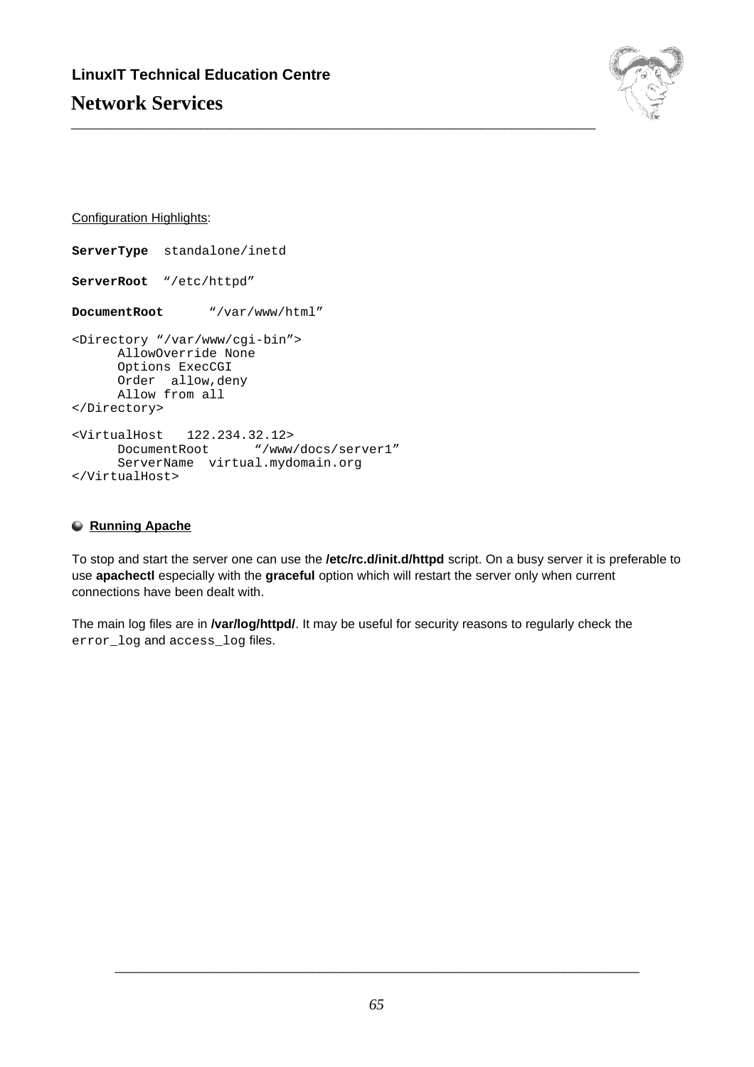Configuration Highlights:

```
ServerType  standalone/inetd

ServerRoot  "/etc/httpd"

DocumentRoot      "/var/www/html"

<Directory "/var/www/cgi-bin">
      AllowOverride None
      Options ExecCGI
      Order  allow,deny
      Allow from all
</Directory>

<VirtualHost   122.234.32.12>
      DocumentRoot      "/www/docs/server1"
      ServerName  virtual.mydomain.org
</VirtualHost>
```

## Running Apache

To stop and start the server one can use the **/etc/rc.d/init.d/httpd** script. On a busy server it is preferable to use **apachectl** especially with the **graceful** option which will restart the server only when current connections have been dealt with.

The main log files are in **/var/log/httpd/**. It may be useful for security reasons to regularly check the `error_log` and `access_log` files.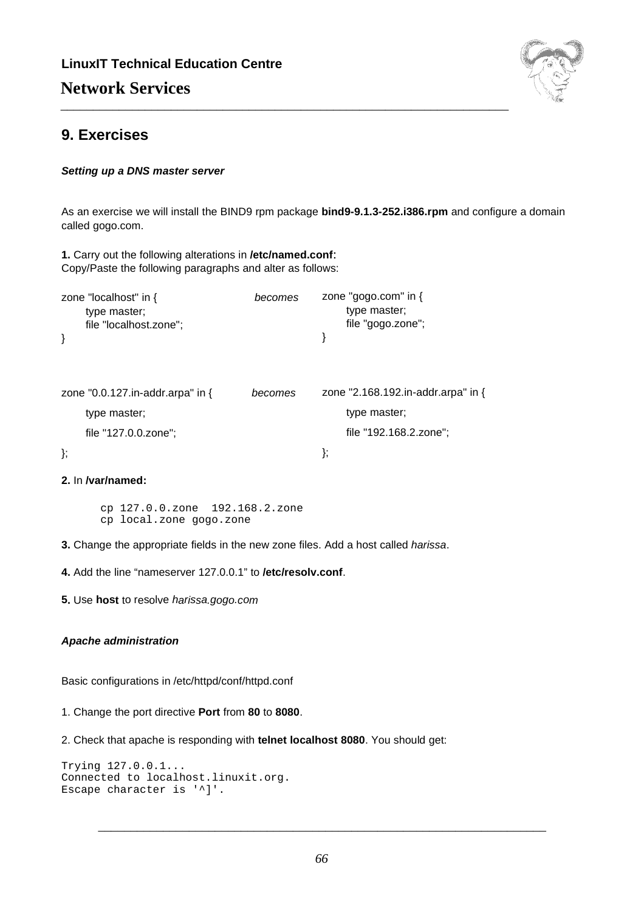## 9. Exercises

***Setting up a DNS master server***

As an exercise we will install the BIND9 rpm package **bind9-9.1.3-252.i386.rpm** and configure a domain called gogo.com.

**1.** Carry out the following alterations in **/etc/named.conf**:
Copy/Paste the following paragraphs and alter as follows:

```
zone "localhost" in {
      type master;
      file "localhost.zone";
}
```

*becomes*

```
zone "gogo.com" in {
      type master;
      file "gogo.zone";
}
```

```
zone "0.0.127.in-addr.arpa" in {
      type master;
      file "127.0.0.zone";
};
```

*becomes*

```
zone "2.168.192.in-addr.arpa" in {
      type master;
      file "192.168.2.zone";
};
```

**2.** In **/var/named:**

```
cp 127.0.0.zone  192.168.2.zone
cp local.zone gogo.zone
```

**3.** Change the appropriate fields in the new zone files. Add a host called *harissa*.

**4.** Add the line "nameserver 127.0.0.1" to **/etc/resolv.conf**.

**5.** Use **host** to resolve *harissa.gogo.com*

***Apache administration***

Basic configurations in /etc/httpd/conf/httpd.conf

1. Change the port directive **Port** from **80** to **8080**.

2. Check that apache is responding with **telnet localhost 8080**. You should get:

```
Trying 127.0.0.1...
Connected to localhost.linuxit.org.
Escape character is '^]'.
```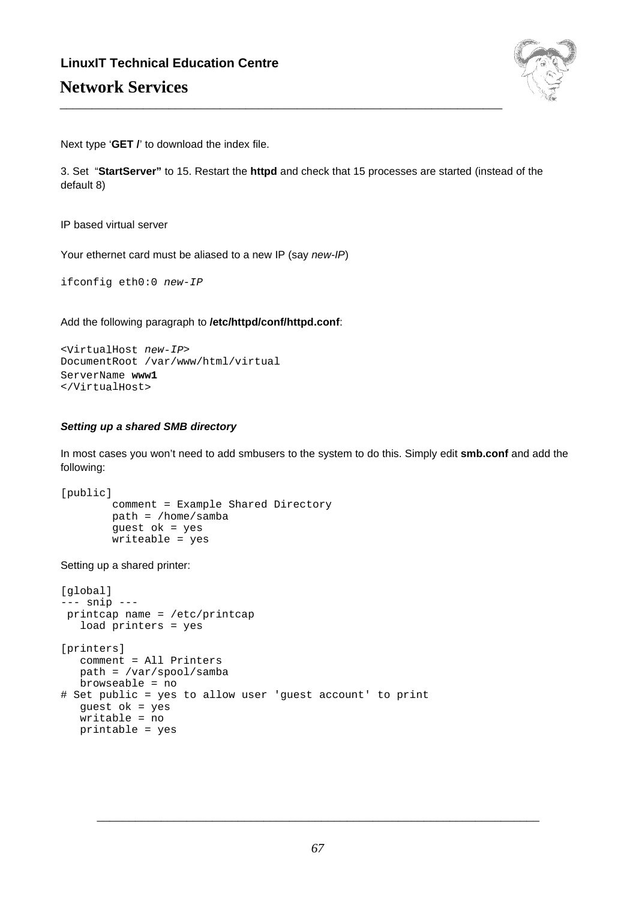Next type '**GET /**' to download the index file.

3. Set "**StartServer"** to 15. Restart the **httpd** and check that 15 processes are started (instead of the default 8)

IP based virtual server

Your ethernet card must be aliased to a new IP (say *new-IP*)

```
ifconfig eth0:0 new-IP
```

Add the following paragraph to **/etc/httpd/conf/httpd.conf**:

```
<VirtualHost new-IP>
DocumentRoot /var/www/html/virtual
ServerName www1
</VirtualHost>
```

***Setting up a shared SMB directory***

In most cases you won't need to add smbusers to the system to do this. Simply edit **smb.conf** and add the following:

```
[public]
        comment = Example Shared Directory
        path = /home/samba
        guest ok = yes
        writeable = yes
```

Setting up a shared printer:

```
[global]
--- snip ---
 printcap name = /etc/printcap
   load printers = yes

[printers]
   comment = All Printers
   path = /var/spool/samba
   browseable = no
# Set public = yes to allow user 'guest account' to print
   guest ok = yes
   writable = no
   printable = yes
```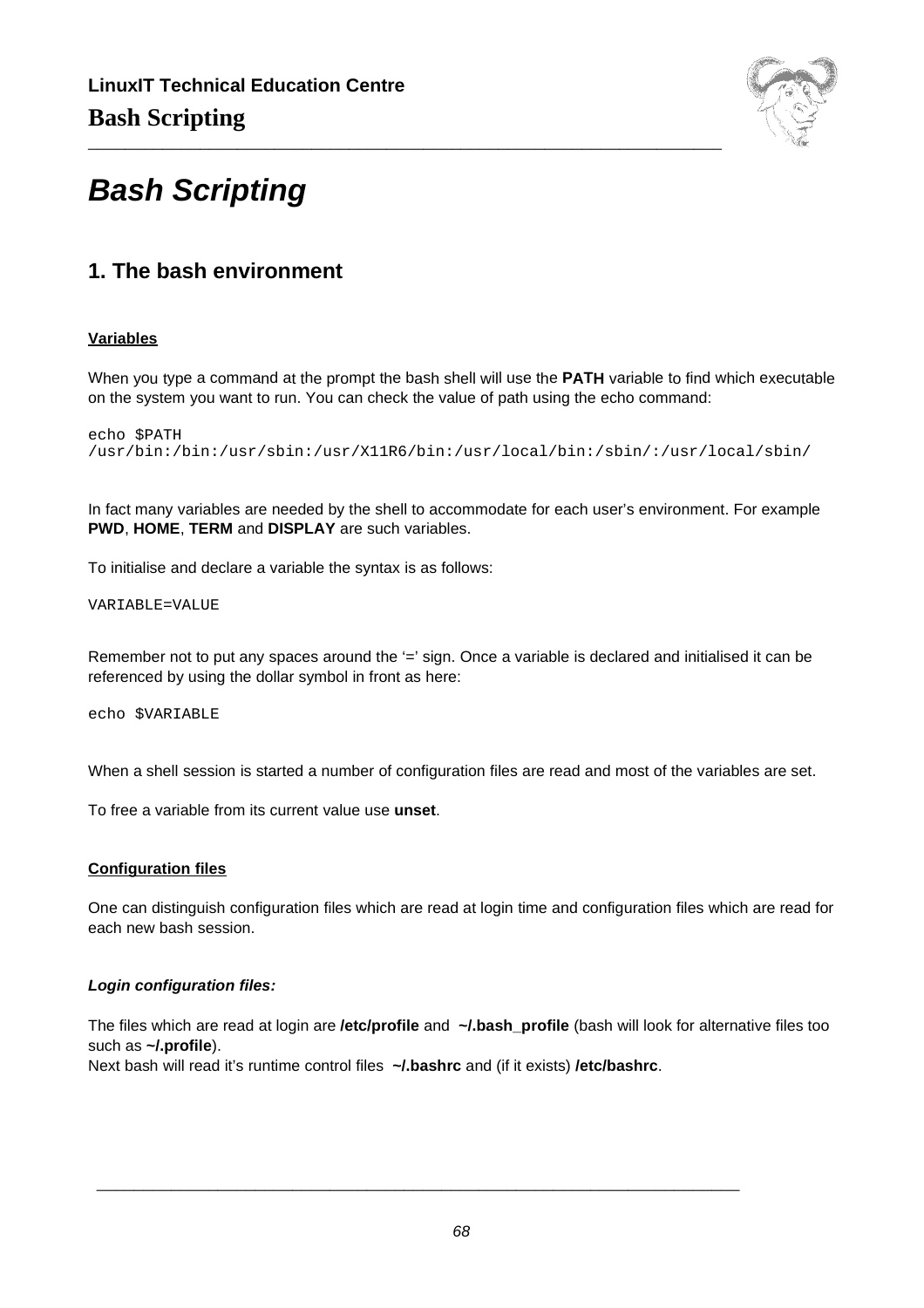# Bash Scripting

## 1. The bash environment

**Variables**

When you type a command at the prompt the bash shell will use the **PATH** variable to find which executable on the system you want to run. You can check the value of path using the echo command:

```
echo $PATH
/usr/bin:/bin:/usr/sbin:/usr/X11R6/bin:/usr/local/bin:/sbin/:/usr/local/sbin/
```

In fact many variables are needed by the shell to accommodate for each user's environment. For example **PWD**, **HOME**, **TERM** and **DISPLAY** are such variables.

To initialise and declare a variable the syntax is as follows:

```
VARIABLE=VALUE
```

Remember not to put any spaces around the '=' sign. Once a variable is declared and initialised it can be referenced by using the dollar symbol in front as here:

```
echo $VARIABLE
```

When a shell session is started a number of configuration files are read and most of the variables are set.

To free a variable from its current value use **unset**.

**Configuration files**

One can distinguish configuration files which are read at login time and configuration files which are read for each new bash session.

***Login configuration files:***

The files which are read at login are **/etc/profile** and **~/.bash_profile** (bash will look for alternative files too such as **~/.profile**).
Next bash will read it's runtime control files **~/.bashrc** and (if it exists) **/etc/bashrc**.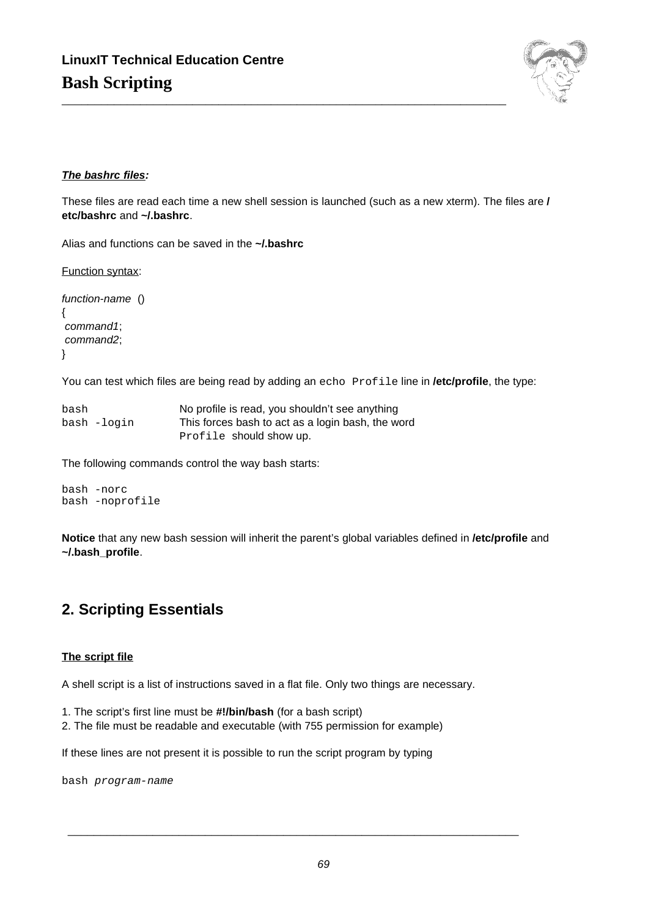***The bashrc files:***

These files are read each time a new shell session is launched (such as a new xterm). The files are **/etc/bashrc** and **~/.bashrc**.

Alias and functions can be saved in the **~/.bashrc**

Function syntax:

```
function-name ()
{
 command1;
 command2;
}
```

You can test which files are being read by adding an `echo Profile` line in **/etc/profile**, the type:

| | |
|---|---|
| `bash` | No profile is read, you shouldn't see anything |
| `bash -login` | This forces bash to act as a login bash, the word `Profile` should show up. |

The following commands control the way bash starts:

```
bash -norc
bash -noprofile
```

**Notice** that any new bash session will inherit the parent's global variables defined in **/etc/profile** and **~/.bash_profile**.

## 2. Scripting Essentials

**The script file**

A shell script is a list of instructions saved in a flat file. Only two things are necessary.

1. The script's first line must be **#!/bin/bash** (for a bash script)
2. The file must be readable and executable (with 755 permission for example)

If these lines are not present it is possible to run the script program by typing

```
bash program-name
```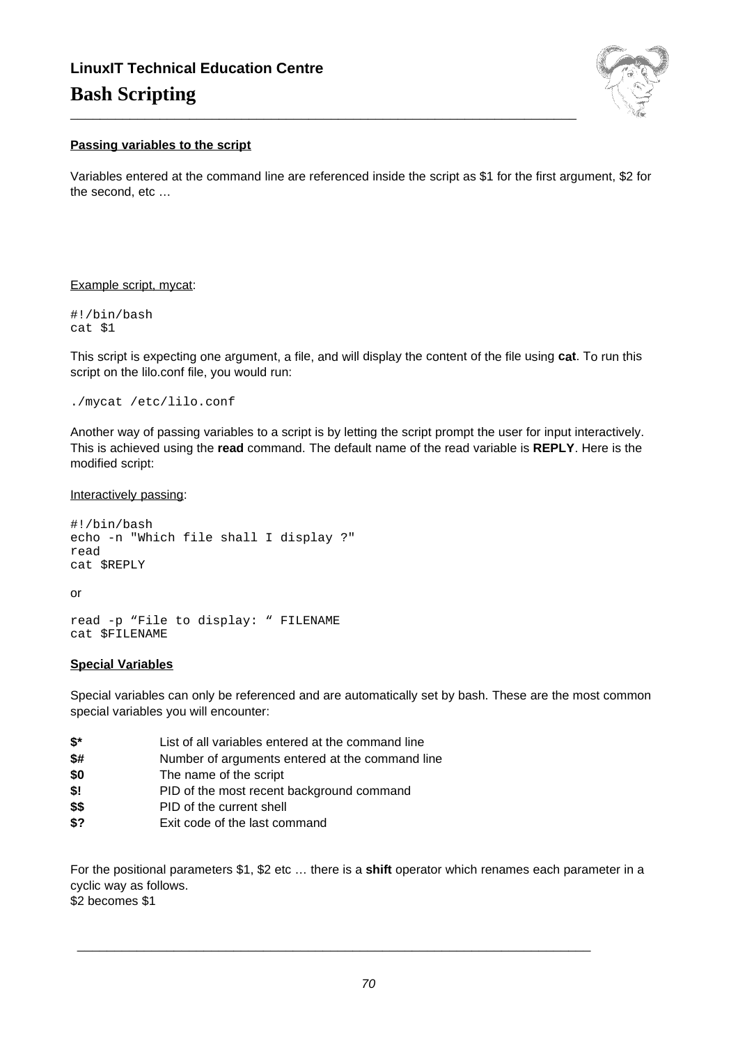**Passing variables to the script**

Variables entered at the command line are referenced inside the script as $1 for the first argument, $2 for the second, etc …

Example script, mycat:

```
#!/bin/bash
cat $1
```

This script is expecting one argument, a file, and will display the content of the file using **cat**. To run this script on the lilo.conf file, you would run:

```
./mycat /etc/lilo.conf
```

Another way of passing variables to a script is by letting the script prompt the user for input interactively. This is achieved using the **read** command. The default name of the read variable is **REPLY**. Here is the modified script:

Interactively passing:

```
#!/bin/bash
echo -n "Which file shall I display ?"
read
cat $REPLY
```

or

```
read -p “File to display: “ FILENAME
cat $FILENAME
```

**Special Variables**

Special variables can only be referenced and are automatically set by bash. These are the most common special variables you will encounter:

| | |
|---|---|
| **$*** | List of all variables entered at the command line |
| **$#** | Number of arguments entered at the command line |
| **$0** | The name of the script |
| **$!** | PID of the most recent background command |
| **$$** | PID of the current shell |
| **$?** | Exit code of the last command |

For the positional parameters $1, $2 etc … there is a **shift** operator which renames each parameter in a cyclic way as follows.
$2 becomes $1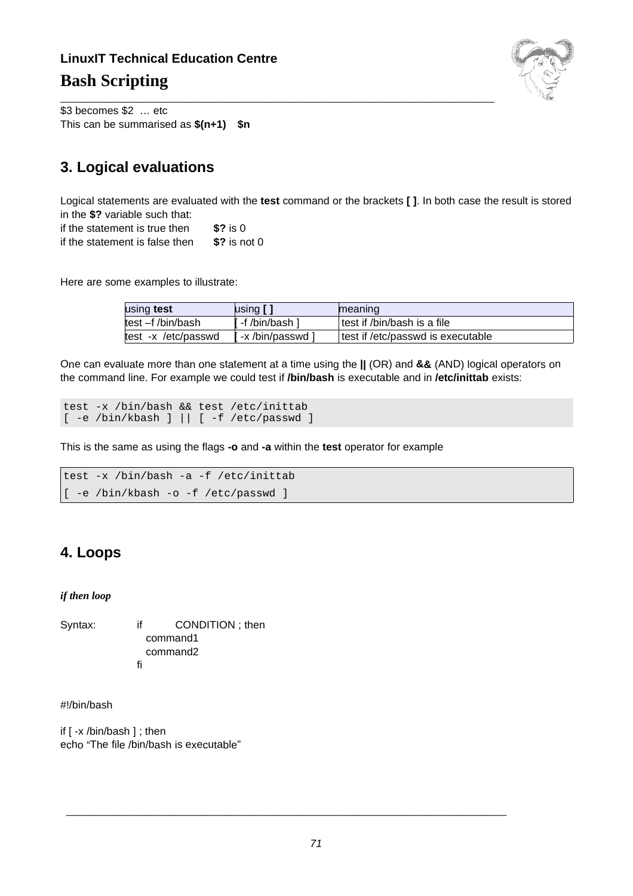$3 becomes $2 … etc
This can be summarised as **$(n+1)    $n**

## 3. Logical evaluations

Logical statements are evaluated with the **test** command or the brackets **[ ]**. In both case the result is stored in the **$?** variable such that:
if the statement is true then      **$?** is 0
if the statement is false then     **$?** is not 0

Here are some examples to illustrate:

| using **test** | using **[ ]** | meaning |
|---|---|---|
| test –f /bin/bash | [ -f /bin/bash ] | test if /bin/bash is a file |
| test -x /etc/passwd | [ -x /bin/passwd ] | test if /etc/passwd is executable |

One can evaluate more than one statement at a time using the **||** (OR) and **&&** (AND) logical operators on the command line. For example we could test if **/bin/bash** is executable and in **/etc/inittab** exists:

```
test -x /bin/bash && test /etc/inittab
[ -e /bin/kbash ] || [ -f /etc/passwd ]
```

This is the same as using the flags **-o** and **-a** within the **test** operator for example

```
test -x /bin/bash -a -f /etc/inittab
[ -e /bin/kbash -o -f /etc/passwd ]
```

## 4. Loops

***if then loop***

Syntax:
```
if      CONDITION ; then
  command1
  command2
fi
```

```
#!/bin/bash

if [ -x /bin/bash ] ; then
echo "The file /bin/bash is executable"
```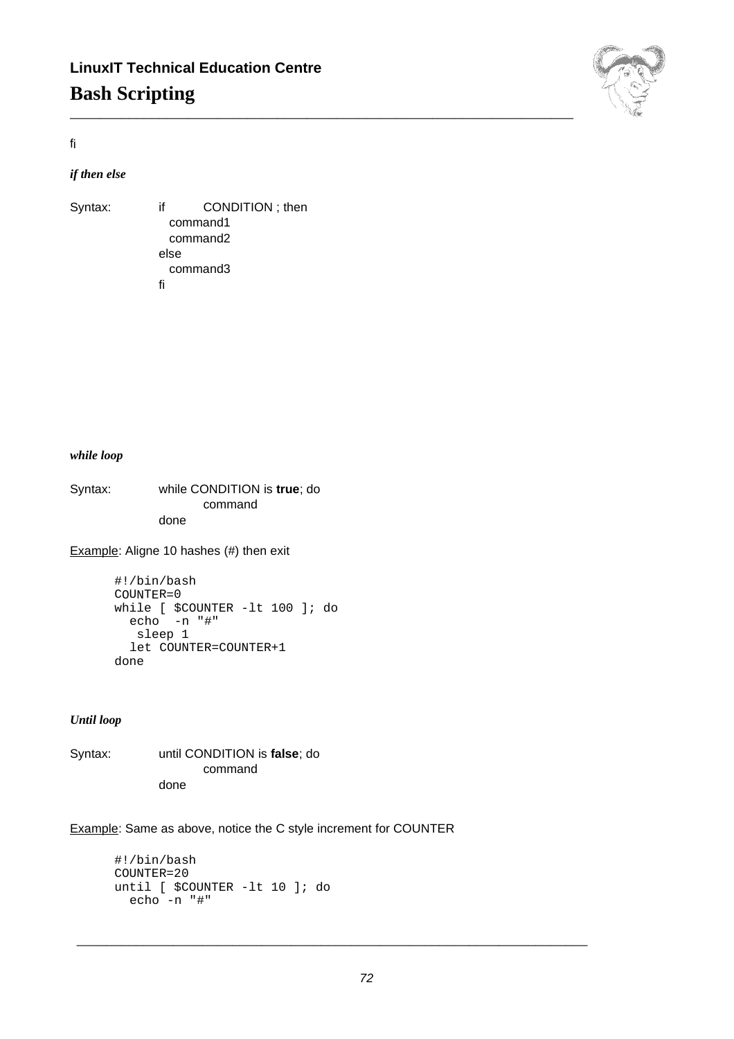fi

***if then else***

Syntax:

```
if CONDITION ; then
  command1
  command2
else
  command3
fi
```

***while loop***

Syntax:

```
while CONDITION is true; do
        command
done
```

Example: Aligne 10 hashes (#) then exit

```
#!/bin/bash
COUNTER=0
while [ $COUNTER -lt 100 ]; do
  echo  -n "#"
   sleep 1
  let COUNTER=COUNTER+1
done
```

***Until loop***

Syntax:

```
until CONDITION is false; do
        command
done
```

Example: Same as above, notice the C style increment for COUNTER

```
#!/bin/bash
COUNTER=20
until [ $COUNTER -lt 10 ]; do
  echo -n "#"
```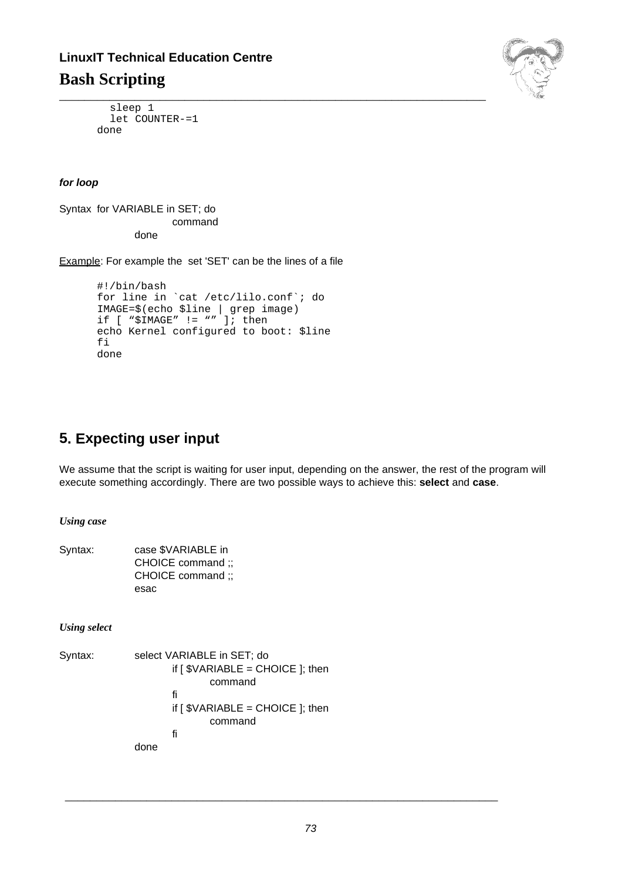```
  sleep 1
  let COUNTER-=1
done
```

***for loop***

Syntax for VARIABLE in SET; do
command
done

Example: For example the set 'SET' can be the lines of a file

```
#!/bin/bash
for line in `cat /etc/lilo.conf`; do
IMAGE=$(echo $line | grep image)
if [ “$IMAGE” != “” ]; then
echo Kernel configured to boot: $line
fi
done
```

## 5. Expecting user input

We assume that the script is waiting for user input, depending on the answer, the rest of the program will execute something accordingly. There are two possible ways to achieve this: **select** and **case**.

***Using case***

Syntax:

```
case $VARIABLE in
CHOICE command ;;
CHOICE command ;;
esac
```

***Using select***

Syntax:

```
select VARIABLE in SET; do
        if [ $VARIABLE = CHOICE ]; then
                command
        fi
        if [ $VARIABLE = CHOICE ]; then
                command
        fi
done
```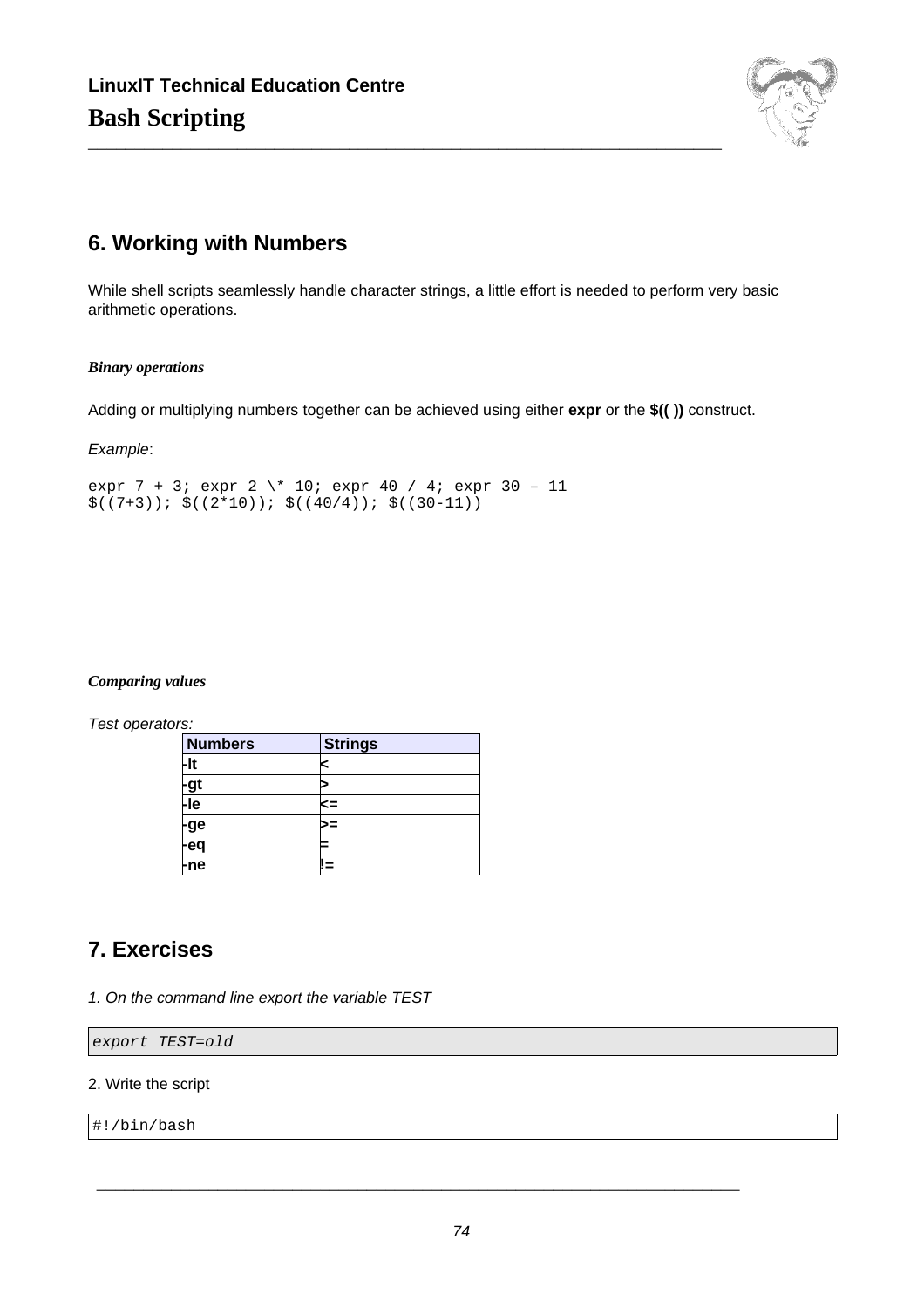## 6. Working with Numbers

While shell scripts seamlessly handle character strings, a little effort is needed to perform very basic arithmetic operations.

***Binary operations***

Adding or multiplying numbers together can be achieved using either **expr** or the **$(( ))** construct.

*Example*:

```
expr 7 + 3; expr 2 \* 10; expr 40 / 4; expr 30 – 11
$((7+3)); $((2*10)); $((40/4)); $((30-11))
```

***Comparing values***

*Test operators:*

| Numbers | Strings |
|---|---|
| -lt | < |
| -gt | > |
| -le | <= |
| -ge | >= |
| -eq | = |
| -ne | != |

## 7. Exercises

*1. On the command line export the variable TEST*

```
export TEST=old
```

2. Write the script

```
#!/bin/bash
```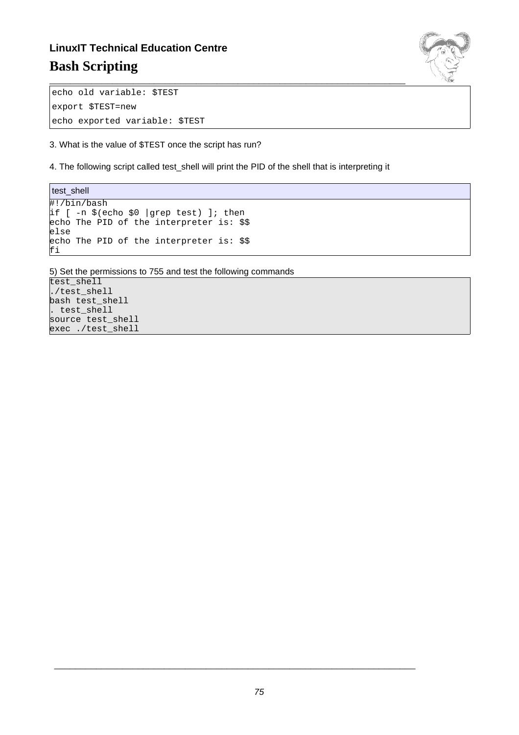```
echo old variable: $TEST
export $TEST=new
echo exported variable: $TEST
```

3. What is the value of $TEST once the script has run?

4. The following script called test_shell will print the PID of the shell that is interpreting it

test_shell

```
#!/bin/bash
if [ -n $(echo $0 |grep test) ]; then
echo The PID of the interpreter is: $$
else
echo The PID of the interpreter is: $$
fi
```

5) Set the permissions to 755 and test the following commands

```
test_shell
./test_shell
bash test_shell
. test_shell
source test_shell
exec ./test_shell
```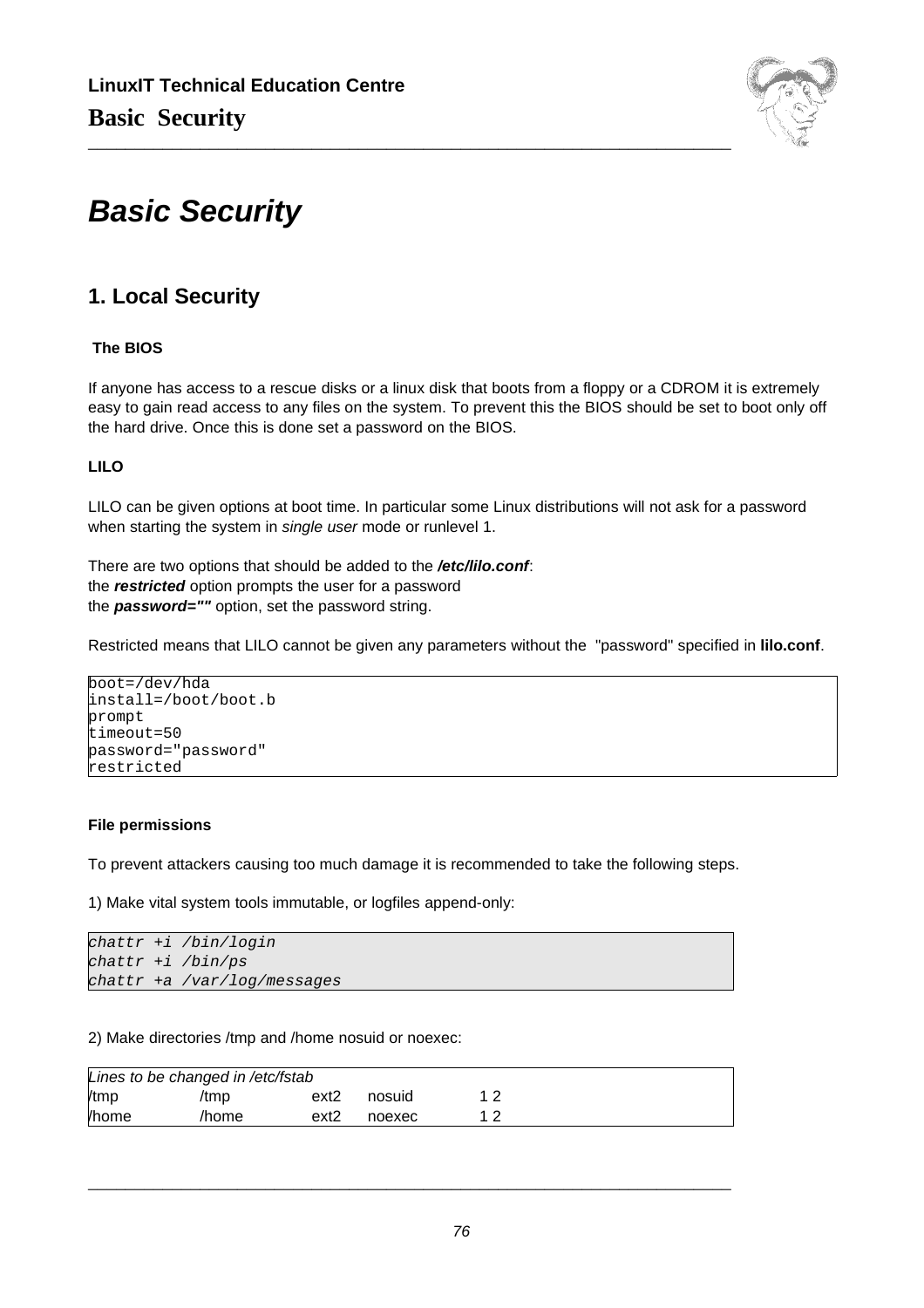# Basic Security

## 1. Local Security

### The BIOS

If anyone has access to a rescue disks or a linux disk that boots from a floppy or a CDROM it is extremely easy to gain read access to any files on the system. To prevent this the BIOS should be set to boot only off the hard drive. Once this is done set a password on the BIOS.

### LILO

LILO can be given options at boot time. In particular some Linux distributions will not ask for a password when starting the system in *single user* mode or runlevel 1.

There are two options that should be added to the ***/etc/lilo.conf***:
the ***restricted*** option prompts the user for a password
the ***password=""*** option, set the password string.

Restricted means that LILO cannot be given any parameters without the "password" specified in **lilo.conf**.

```
boot=/dev/hda
install=/boot/boot.b
prompt
timeout=50
password="password"
restricted
```

### File permissions

To prevent attackers causing too much damage it is recommended to take the following steps.

1) Make vital system tools immutable, or logfiles append-only:

```
chattr +i /bin/login
chattr +i /bin/ps
chattr +a /var/log/messages
```

2) Make directories /tmp and /home nosuid or noexec:

*Lines to be changed in /etc/fstab*

```
/tmp     /tmp     ext2   nosuid   1 2
/home    /home    ext2   noexec   1 2
```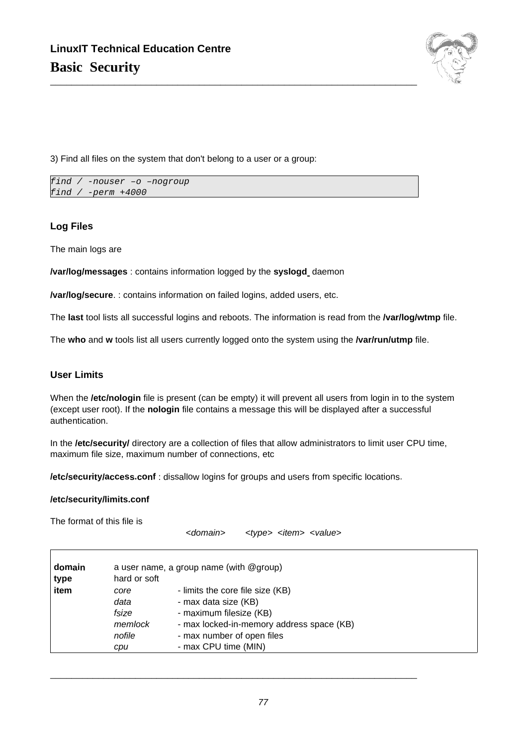3) Find all files on the system that don't belong to a user or a group:

```
find / -nouser –o –nogroup
find / -perm +4000
```

### Log Files

The main logs are

**/var/log/messages** : contains information logged by the **syslogd** daemon

**/var/log/secure**. : contains information on failed logins, added users, etc.

The **last** tool lists all successful logins and reboots. The information is read from the **/var/log/wtmp** file.

The **who** and **w** tools list all users currently logged onto the system using the **/var/run/utmp** file.

### User Limits

When the **/etc/nologin** file is present (can be empty) it will prevent all users from login in to the system (except user root). If the **nologin** file contains a message this will be displayed after a successful authentication.

In the **/etc/security/** directory are a collection of files that allow administrators to limit user CPU time, maximum file size, maximum number of connections, etc

**/etc/security/access.conf** : dissallow logins for groups and users from specific locations.

**/etc/security/limits.conf**

The format of this file is

*<domain> <type> <item> <value>*

| | | |
|---|---|---|
| **domain** | a user name, a group name (with @group) | |
| **type** | hard or soft | |
| **item** | *core* | - limits the core file size (KB) |
| | *data* | - max data size (KB) |
| | *fsize* | - maximum filesize (KB) |
| | *memlock* | - max locked-in-memory address space (KB) |
| | *nofile* | - max number of open files |
| | *cpu* | - max CPU time (MIN) |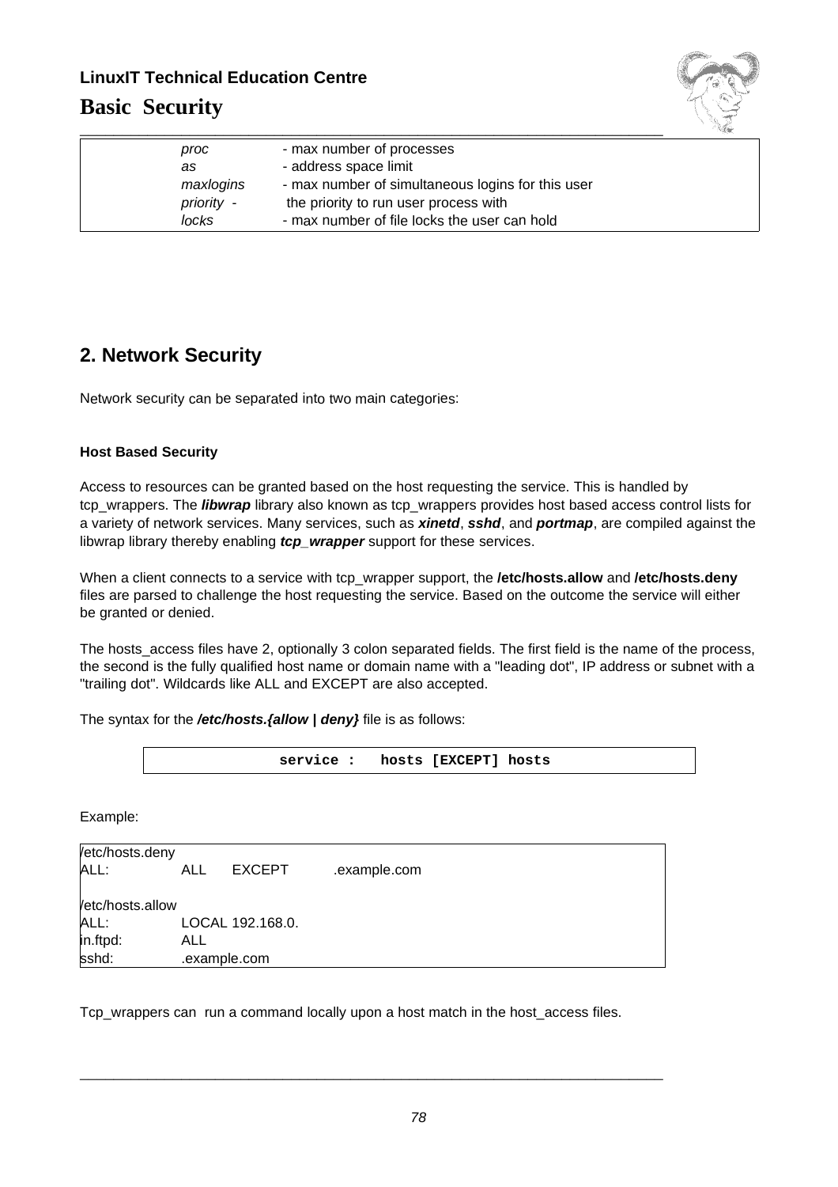| | | |
|---|---|---|
| | *proc* | - max number of processes |
| | *as* | - address space limit |
| | *maxlogins* | - max number of simultaneous logins for this user |
| | *priority* - | the priority to run user process with |
| | *locks* | - max number of file locks the user can hold |

## 2. Network Security

Network security can be separated into two main categories:

### Host Based Security

Access to resources can be granted based on the host requesting the service. This is handled by tcp_wrappers. The ***libwrap*** library also known as tcp_wrappers provides host based access control lists for a variety of network services. Many services, such as ***xinetd***, ***sshd***, and ***portmap***, are compiled against the libwrap library thereby enabling ***tcp_wrapper*** support for these services.

When a client connects to a service with tcp_wrapper support, the **/etc/hosts.allow** and **/etc/hosts.deny** files are parsed to challenge the host requesting the service. Based on the outcome the service will either be granted or denied.

The hosts_access files have 2, optionally 3 colon separated fields. The first field is the name of the process, the second is the fully qualified host name or domain name with a "leading dot", IP address or subnet with a "trailing dot". Wildcards like ALL and EXCEPT are also accepted.

The syntax for the ***/etc/hosts.{allow | deny}*** file is as follows:

```
service :   hosts [EXCEPT] hosts
```

Example:

```
/etc/hosts.deny
ALL:        ALL    EXCEPT      .example.com

/etc/hosts.allow
ALL:        LOCAL 192.168.0.
in.ftpd:    ALL
sshd:       .example.com
```

Tcp_wrappers can run a command locally upon a host match in the host_access files.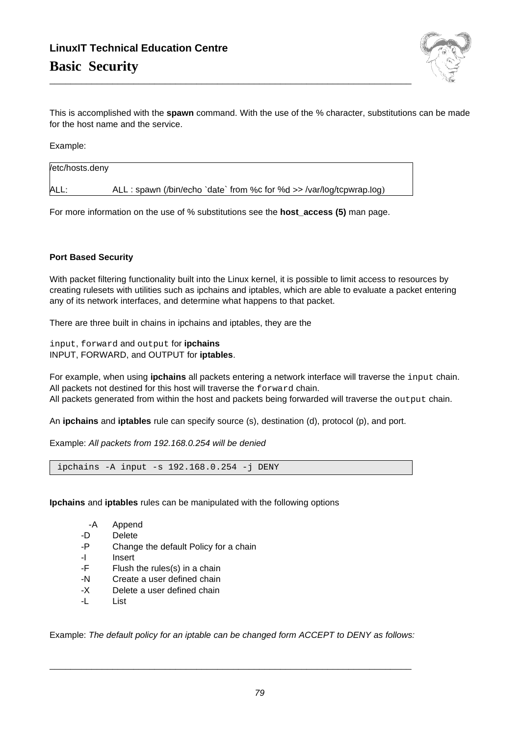This is accomplished with the **spawn** command. With the use of the % character, substitutions can be made for the host name and the service.

Example:

```
/etc/hosts.deny

ALL:        ALL : spawn (/bin/echo `date` from %c for %d >> /var/log/tcpwrap.log)
```

For more information on the use of % substitutions see the **host_access (5)** man page.

**Port Based Security**

With packet filtering functionality built into the Linux kernel, it is possible to limit access to resources by creating rulesets with utilities such as ipchains and iptables, which are able to evaluate a packet entering any of its network interfaces, and determine what happens to that packet.

There are three built in chains in ipchains and iptables, they are the

`input`, `forward` and `output` for **ipchains**
INPUT, FORWARD, and OUTPUT for **iptables**.

For example, when using **ipchains** all packets entering a network interface will traverse the `input` chain.
All packets not destined for this host will traverse the `forward` chain.
All packets generated from within the host and packets being forwarded will traverse the `output` chain.

An **ipchains** and **iptables** rule can specify source (s), destination (d), protocol (p), and port.

Example: *All packets from 192.168.0.254 will be denied*

```
ipchains -A input -s 192.168.0.254 -j DENY
```

**Ipchains** and **iptables** rules can be manipulated with the following options

- -A Append
- -D Delete
- -P Change the default Policy for a chain
- -I Insert
- -F Flush the rules(s) in a chain
- -N Create a user defined chain
- -X Delete a user defined chain
- -L List

Example: *The default policy for an iptable can be changed form ACCEPT to DENY as follows:*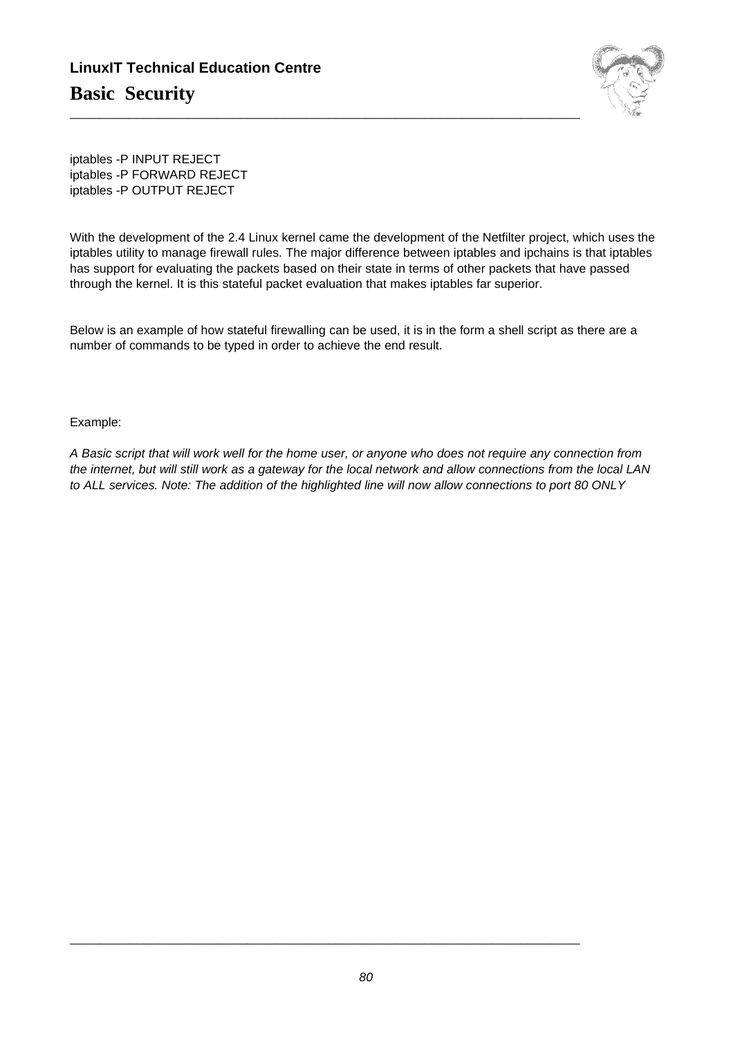```
iptables -P INPUT REJECT
iptables -P FORWARD REJECT
iptables -P OUTPUT REJECT
```

With the development of the 2.4 Linux kernel came the development of the Netfilter project, which uses the iptables utility to manage firewall rules. The major difference between iptables and ipchains is that iptables has support for evaluating the packets based on their state in terms of other packets that have passed through the kernel. It is this stateful packet evaluation that makes iptables far superior.

Below is an example of how stateful firewalling can be used, it is in the form a shell script as there are a number of commands to be typed in order to achieve the end result.

Example:

*A Basic script that will work well for the home user, or anyone who does not require any connection from the internet, but will still work as a gateway for the local network and allow connections from the local LAN to ALL services. Note: The addition of the highlighted line will now allow connections to port 80 ONLY*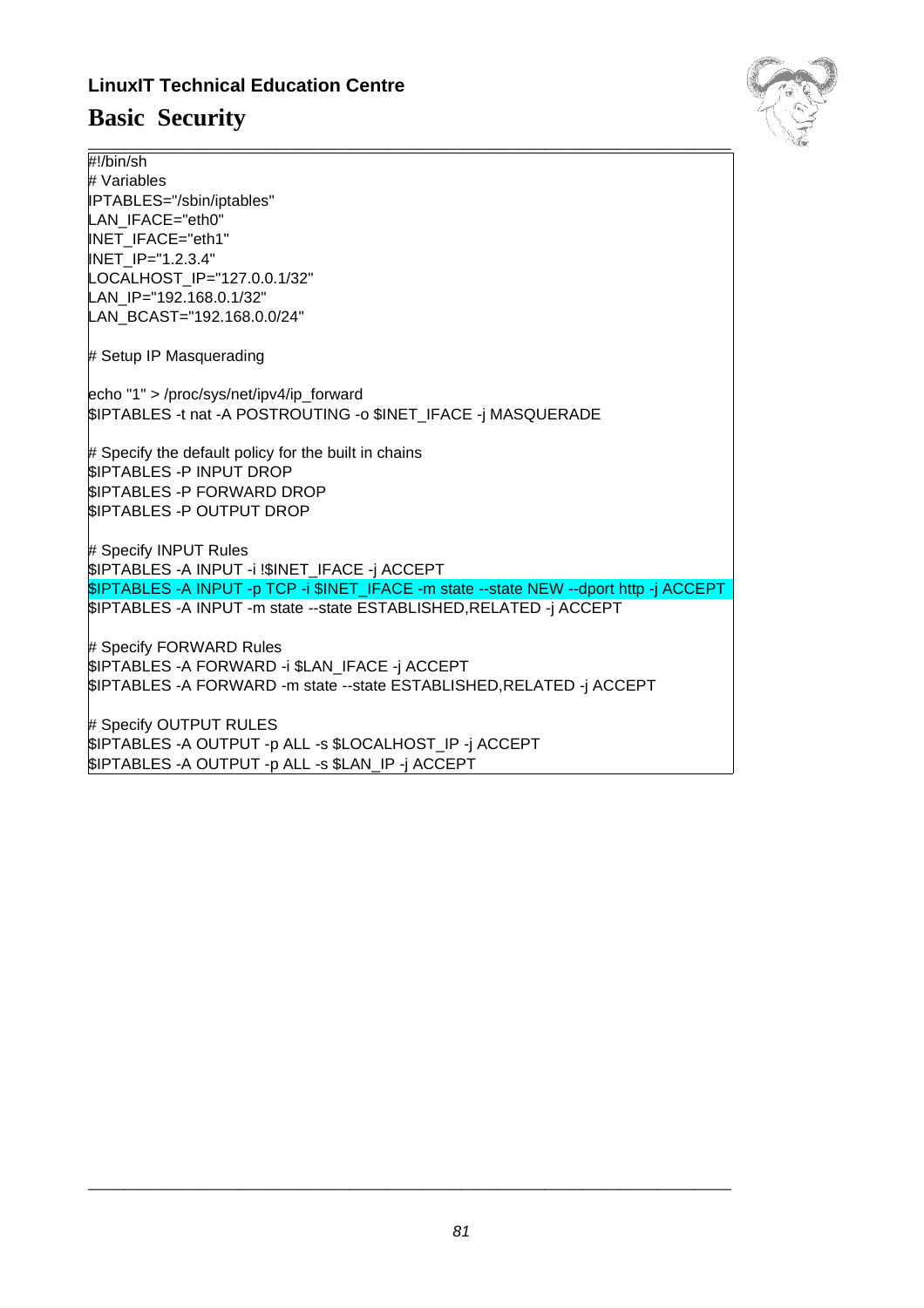```
#!/bin/sh
# Variables
IPTABLES="/sbin/iptables"
LAN_IFACE="eth0"
INET_IFACE="eth1"
INET_IP="1.2.3.4"
LOCALHOST_IP="127.0.0.1/32"
LAN_IP="192.168.0.1/32"
LAN_BCAST="192.168.0.0/24"

# Setup IP Masquerading

echo "1" > /proc/sys/net/ipv4/ip_forward
$IPTABLES -t nat -A POSTROUTING -o $INET_IFACE -j MASQUERADE

# Specify the default policy for the built in chains
$IPTABLES -P INPUT DROP
$IPTABLES -P FORWARD DROP
$IPTABLES -P OUTPUT DROP

# Specify INPUT Rules
$IPTABLES -A INPUT -i !$INET_IFACE -j ACCEPT
$IPTABLES -A INPUT -p TCP -i $INET_IFACE -m state --state NEW --dport http -j ACCEPT
$IPTABLES -A INPUT -m state --state ESTABLISHED,RELATED -j ACCEPT

# Specify FORWARD Rules
$IPTABLES -A FORWARD -i $LAN_IFACE -j ACCEPT
$IPTABLES -A FORWARD -m state --state ESTABLISHED,RELATED -j ACCEPT

# Specify OUTPUT RULES
$IPTABLES -A OUTPUT -p ALL -s $LOCALHOST_IP -j ACCEPT
$IPTABLES -A OUTPUT -p ALL -s $LAN_IP -j ACCEPT
```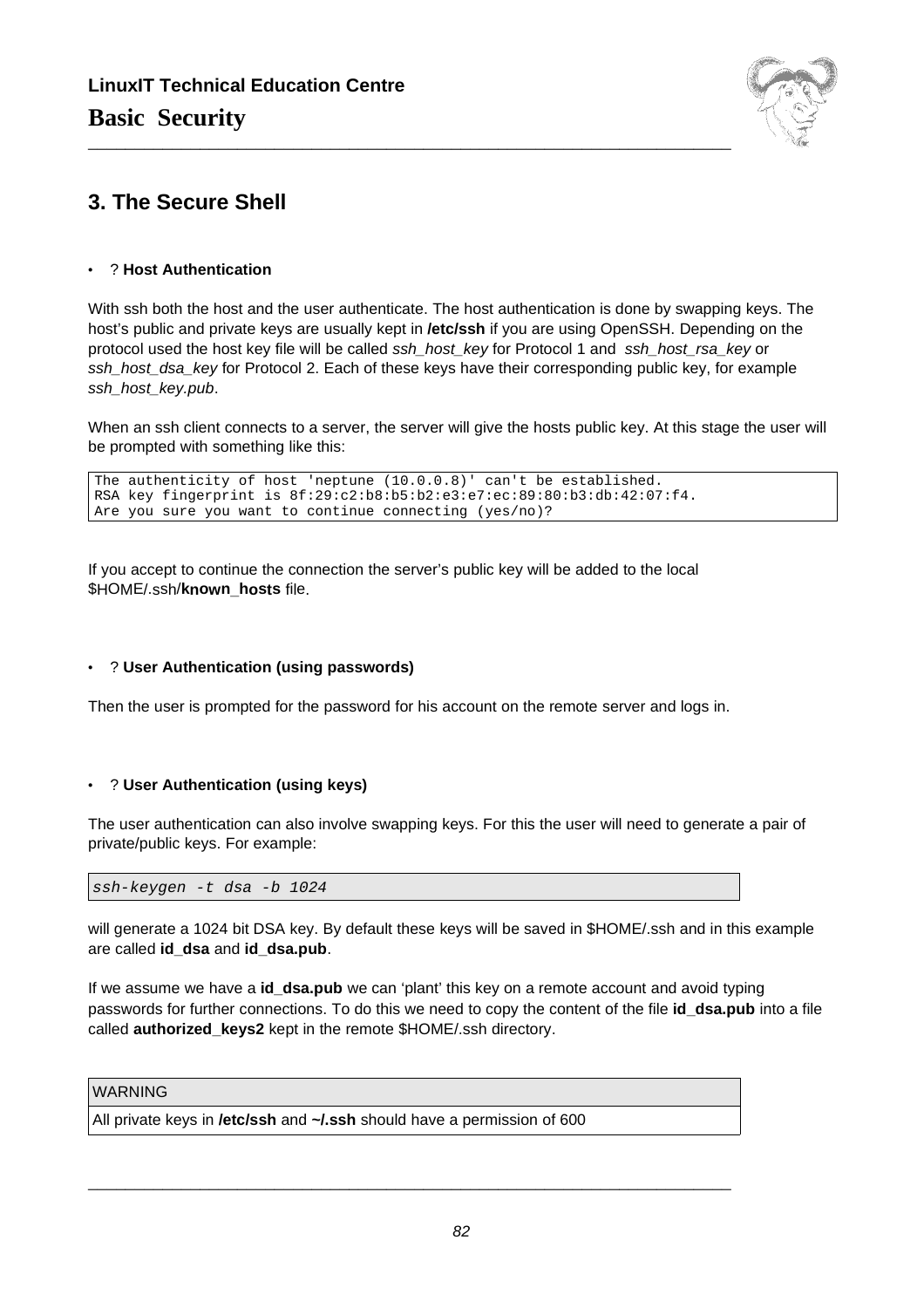## 3. The Secure Shell

- ? **Host Authentication**

With ssh both the host and the user authenticate. The host authentication is done by swapping keys. The host's public and private keys are usually kept in **/etc/ssh** if you are using OpenSSH. Depending on the protocol used the host key file will be called *ssh_host_key* for Protocol 1 and *ssh_host_rsa_key* or *ssh_host_dsa_key* for Protocol 2. Each of these keys have their corresponding public key, for example *ssh_host_key.pub*.

When an ssh client connects to a server, the server will give the hosts public key. At this stage the user will be prompted with something like this:

```
The authenticity of host 'neptune (10.0.0.8)' can't be established.
RSA key fingerprint is 8f:29:c2:b8:b5:b2:e3:e7:ec:89:80:b3:db:42:07:f4.
Are you sure you want to continue connecting (yes/no)?
```

If you accept to continue the connection the server's public key will be added to the local $HOME/.ssh/**known_hosts** file.

- ? **User Authentication (using passwords)**

Then the user is prompted for the password for his account on the remote server and logs in.

- ? **User Authentication (using keys)**

The user authentication can also involve swapping keys. For this the user will need to generate a pair of private/public keys. For example:

```
ssh-keygen -t dsa -b 1024
```

will generate a 1024 bit DSA key. By default these keys will be saved in $HOME/.ssh and in this example are called **id_dsa** and **id_dsa.pub**.

If we assume we have a **id_dsa.pub** we can 'plant' this key on a remote account and avoid typing passwords for further connections. To do this we need to copy the content of the file **id_dsa.pub** into a file called **authorized_keys2** kept in the remote $HOME/.ssh directory.

| WARNING |
|---|
| All private keys in **/etc/ssh** and **~/.ssh** should have a permission of 600 |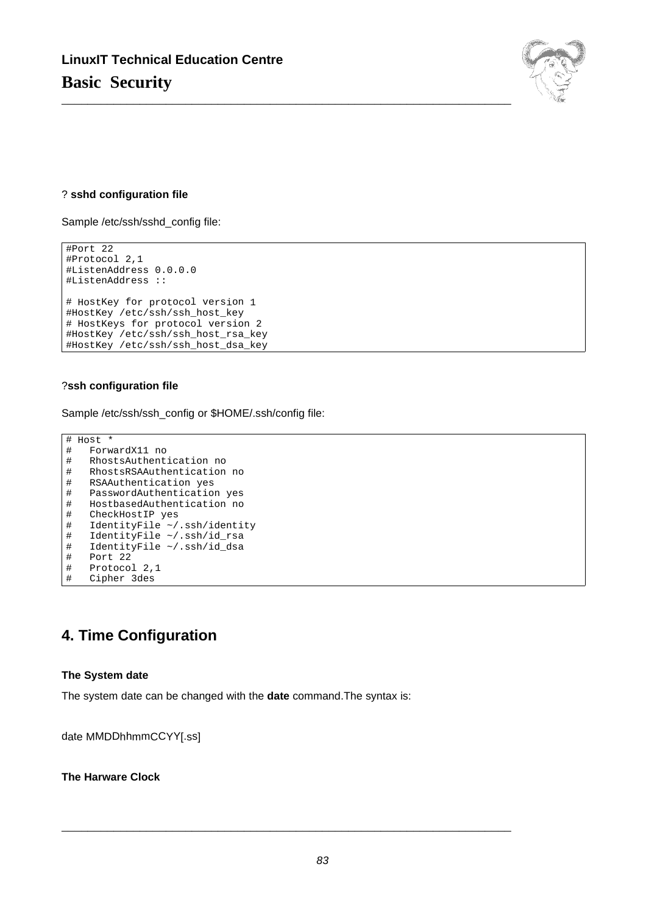? **sshd configuration file**

Sample /etc/ssh/sshd_config file:

```
#Port 22
#Protocol 2,1
#ListenAddress 0.0.0.0
#ListenAddress ::

# HostKey for protocol version 1
#HostKey /etc/ssh/ssh_host_key
# HostKeys for protocol version 2
#HostKey /etc/ssh/ssh_host_rsa_key
#HostKey /etc/ssh/ssh_host_dsa_key
```

?**ssh configuration file**

Sample /etc/ssh/ssh_config or $HOME/.ssh/config file:

```
# Host *
#   ForwardX11 no
#   RhostsAuthentication no
#   RhostsRSAAuthentication no
#   RSAAuthentication yes
#   PasswordAuthentication yes
#   HostbasedAuthentication no
#   CheckHostIP yes
#   IdentityFile ~/.ssh/identity
#   IdentityFile ~/.ssh/id_rsa
#   IdentityFile ~/.ssh/id_dsa
#   Port 22
#   Protocol 2,1
#   Cipher 3des
```

## 4. Time Configuration

**The System date**

The system date can be changed with the **date** command.The syntax is:

date MMDDhhmmCCYY[.ss]

**The Harware Clock**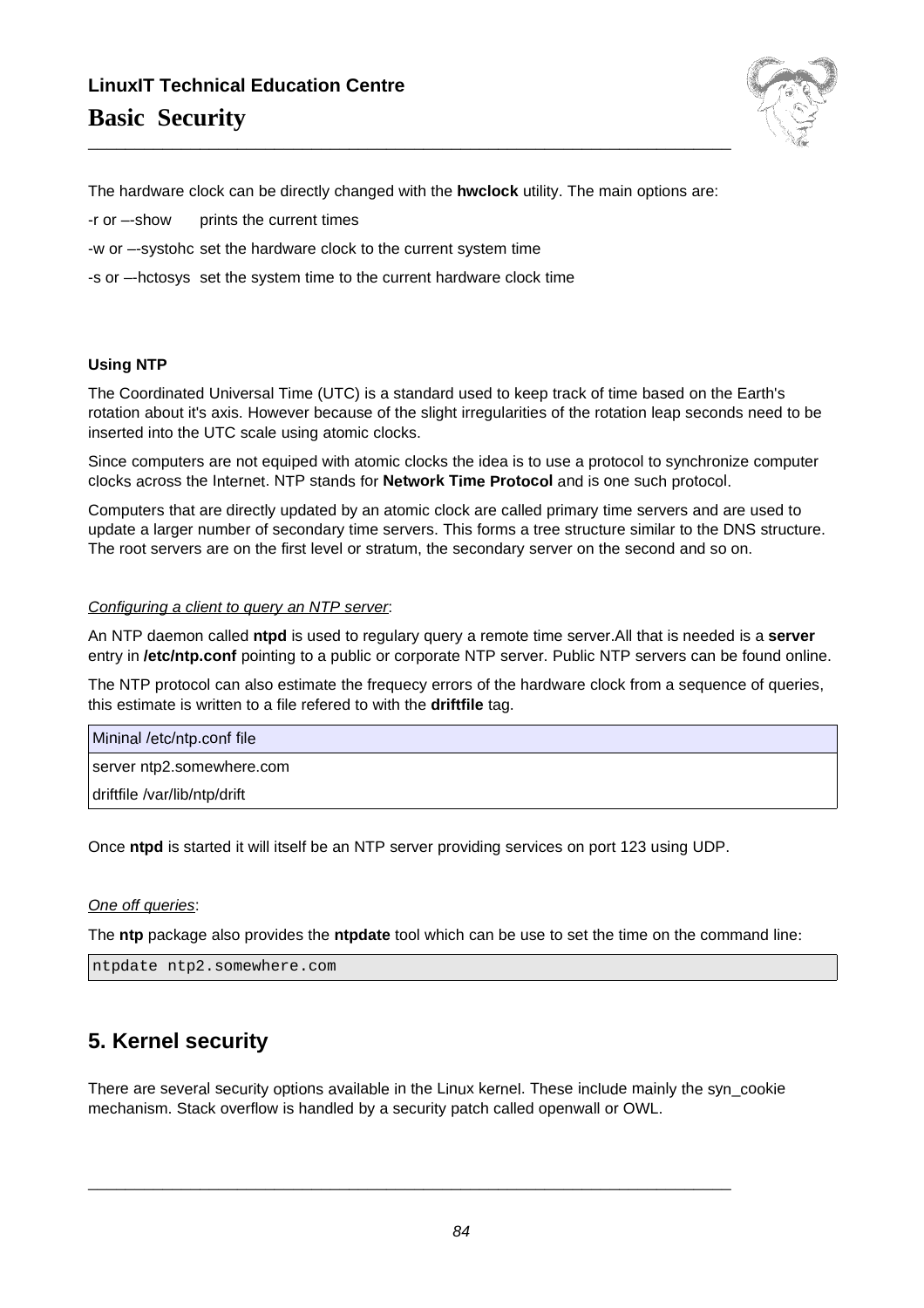The hardware clock can be directly changed with the **hwclock** utility. The main options are:

-r or –-show prints the current times

-w or –-systohc set the hardware clock to the current system time

-s or –-hctosys set the system time to the current hardware clock time

**Using NTP**

The Coordinated Universal Time (UTC) is a standard used to keep track of time based on the Earth's rotation about it's axis. However because of the slight irregularities of the rotation leap seconds need to be inserted into the UTC scale using atomic clocks.

Since computers are not equiped with atomic clocks the idea is to use a protocol to synchronize computer clocks across the Internet. NTP stands for **Network Time Protocol** and is one such protocol.

Computers that are directly updated by an atomic clock are called primary time servers and are used to update a larger number of secondary time servers. This forms a tree structure similar to the DNS structure. The root servers are on the first level or stratum, the secondary server on the second and so on.

*Configuring a client to query an NTP server*:

An NTP daemon called **ntpd** is used to regulary query a remote time server.All that is needed is a **server** entry in **/etc/ntp.conf** pointing to a public or corporate NTP server. Public NTP servers can be found online.

The NTP protocol can also estimate the frequecy errors of the hardware clock from a sequence of queries, this estimate is written to a file refered to with the **driftfile** tag.

| Mininal /etc/ntp.conf file |
|---|
| server ntp2.somewhere.com |
| driftfile /var/lib/ntp/drift |

Once **ntpd** is started it will itself be an NTP server providing services on port 123 using UDP.

*One off queries*:

The **ntp** package also provides the **ntpdate** tool which can be use to set the time on the command line:

```
ntpdate ntp2.somewhere.com
```

## 5. Kernel security

There are several security options available in the Linux kernel. These include mainly the syn_cookie mechanism. Stack overflow is handled by a security patch called openwall or OWL.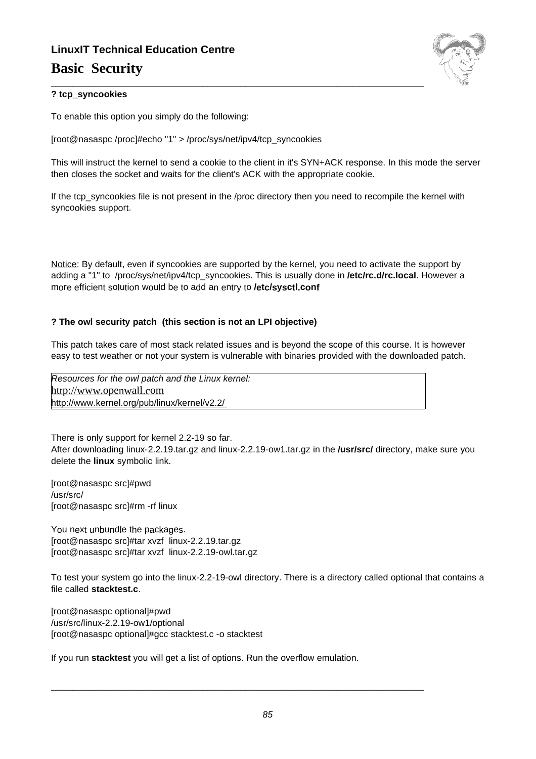**? tcp_syncookies**

To enable this option you simply do the following:

```
[root@nasaspc /proc]#echo "1" > /proc/sys/net/ipv4/tcp_syncookies
```

This will instruct the kernel to send a cookie to the client in it's SYN+ACK response. In this mode the server then closes the socket and waits for the client's ACK with the appropriate cookie.

If the tcp_syncookies file is not present in the /proc directory then you need to recompile the kernel with syncookies support.

Notice: By default, even if syncookies are supported by the kernel, you need to activate the support by adding a "1" to /proc/sys/net/ipv4/tcp_syncookies. This is usually done in **/etc/rc.d/rc.local**. However a more efficient solution would be to add an entry to **/etc/sysctl.conf**

**? The owl security patch (this section is not an LPI objective)**

This patch takes care of most stack related issues and is beyond the scope of this course. It is however easy to test weather or not your system is vulnerable with binaries provided with the downloaded patch.

| *Resources for the owl patch and the Linux kernel:* |
|---|
| http://www.openwall.com |
| http://www.kernel.org/pub/linux/kernel/v2.2/ |

There is only support for kernel 2.2-19 so far.
After downloading linux-2.2.19.tar.gz and linux-2.2.19-ow1.tar.gz in the **/usr/src/** directory, make sure you delete the **linux** symbolic link.

```
[root@nasaspc src]#pwd
/usr/src/
[root@nasaspc src]#rm -rf linux
```

You next unbundle the packages.

```
[root@nasaspc src]#tar xvzf  linux-2.2.19.tar.gz
[root@nasaspc src]#tar xvzf  linux-2.2.19-owl.tar.gz
```

To test your system go into the linux-2.2-19-owl directory. There is a directory called optional that contains a file called **stacktest.c**.

```
[root@nasaspc optional]#pwd
/usr/src/linux-2.2.19-ow1/optional
[root@nasaspc optional]#gcc stacktest.c -o stacktest
```

If you run **stacktest** you will get a list of options. Run the overflow emulation.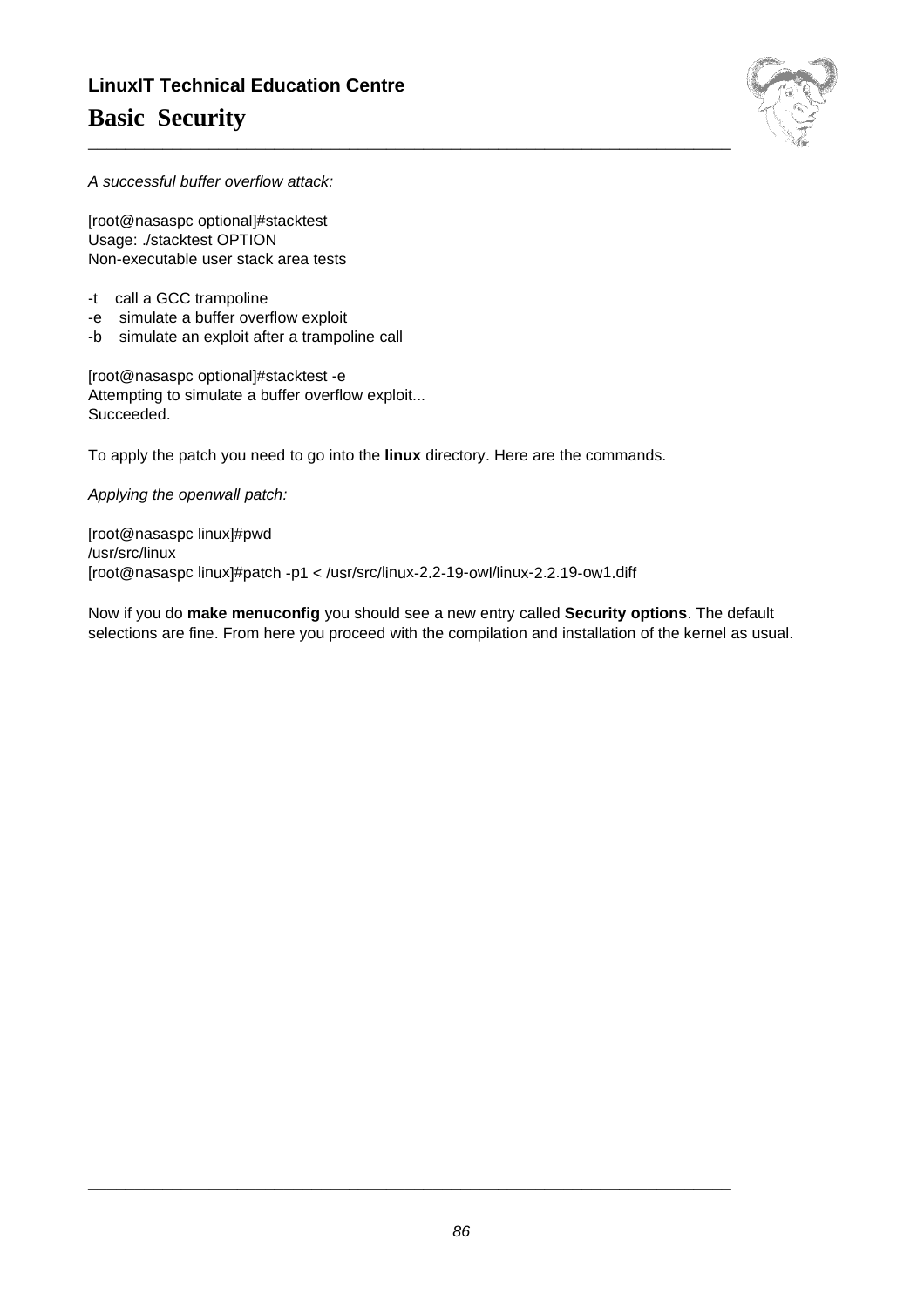*A successful buffer overflow attack:*

```
[root@nasaspc optional]#stacktest
Usage: ./stacktest OPTION
Non-executable user stack area tests

-t   call a GCC trampoline
-e   simulate a buffer overflow exploit
-b   simulate an exploit after a trampoline call

[root@nasaspc optional]#stacktest -e
Attempting to simulate a buffer overflow exploit...
Succeeded.
```

To apply the patch you need to go into the **linux** directory. Here are the commands.

*Applying the openwall patch:*

```
[root@nasaspc linux]#pwd
/usr/src/linux
[root@nasaspc linux]#patch -p1 < /usr/src/linux-2.2-19-owl/linux-2.2.19-ow1.diff
```

Now if you do **make menuconfig** you should see a new entry called **Security options**. The default selections are fine. From here you proceed with the compilation and installation of the kernel as usual.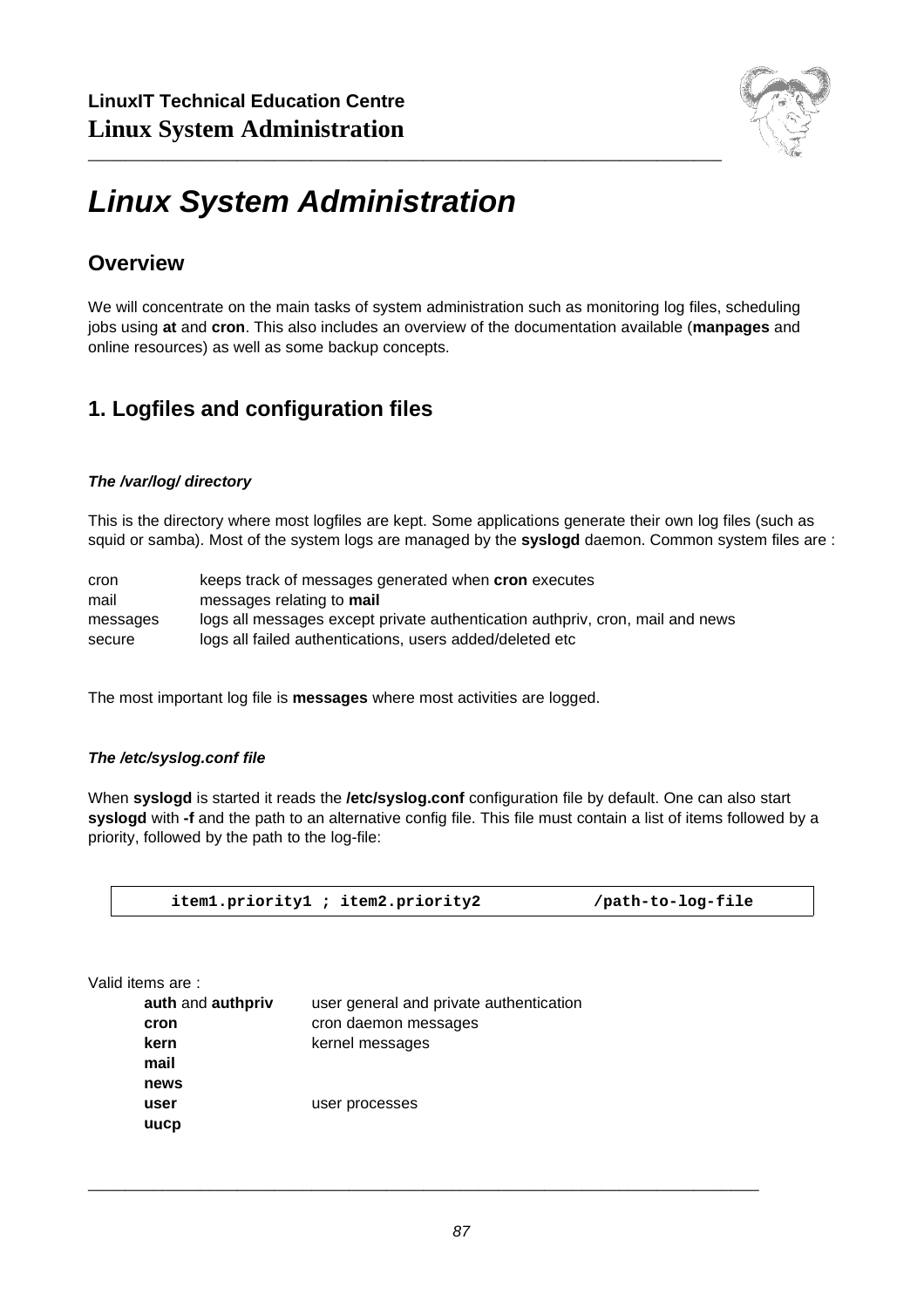# Linux System Administration

## Overview

We will concentrate on the main tasks of system administration such as monitoring log files, scheduling jobs using **at** and **cron**. This also includes an overview of the documentation available (**manpages** and online resources) as well as some backup concepts.

## 1. Logfiles and configuration files

#### *The /var/log/ directory*

This is the directory where most logfiles are kept. Some applications generate their own log files (such as squid or samba). Most of the system logs are managed by the **syslogd** daemon. Common system files are :

| | |
|---|---|
| cron | keeps track of messages generated when **cron** executes |
| mail | messages relating to **mail** |
| messages | logs all messages except private authentication authpriv, cron, mail and news |
| secure | logs all failed authentications, users added/deleted etc |

The most important log file is **messages** where most activities are logged.

#### *The /etc/syslog.conf file*

When **syslogd** is started it reads the **/etc/syslog.conf** configuration file by default. One can also start **syslogd** with **-f** and the path to an alternative config file. This file must contain a list of items followed by a priority, followed by the path to the log-file:

```
item1.priority1 ; item2.priority2          /path-to-log-file
```

Valid items are :

| | |
|---|---|
| **auth** and **authpriv** | user general and private authentication |
| **cron** | cron daemon messages |
| **kern** | kernel messages |
| **mail** | |
| **news** | |
| **user** | user processes |
| **uucp** | |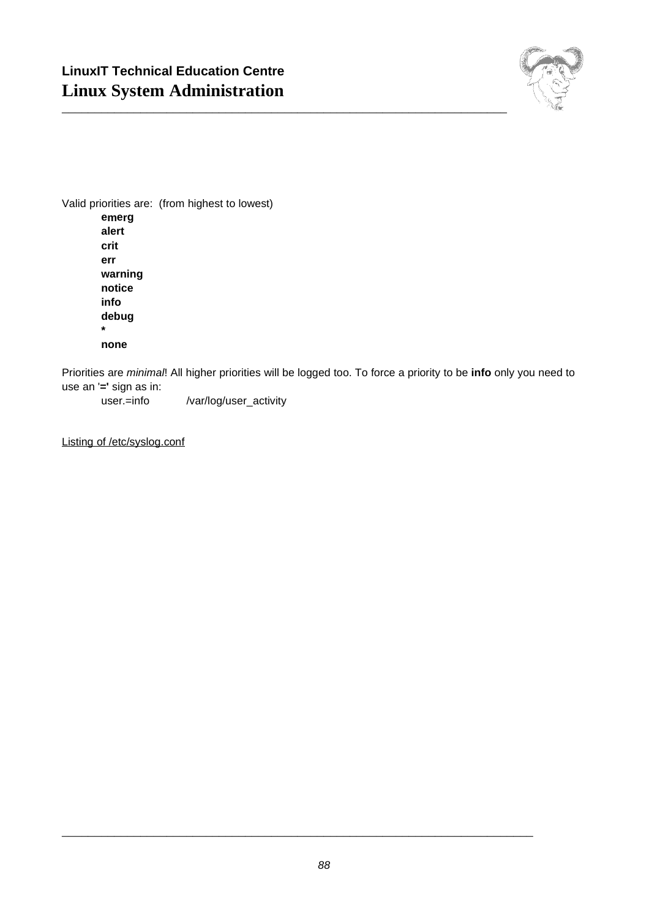Valid priorities are: (from highest to lowest)

**emerg**
**alert**
**crit**
**err**
**warning**
**notice**
**info**
**debug**
**\***
**none**

Priorities are *minimal*! All higher priorities will be logged too. To force a priority to be **info** only you need to use an '**=**' sign as in:

```
user.=info          /var/log/user_activity
```

Listing of /etc/syslog.conf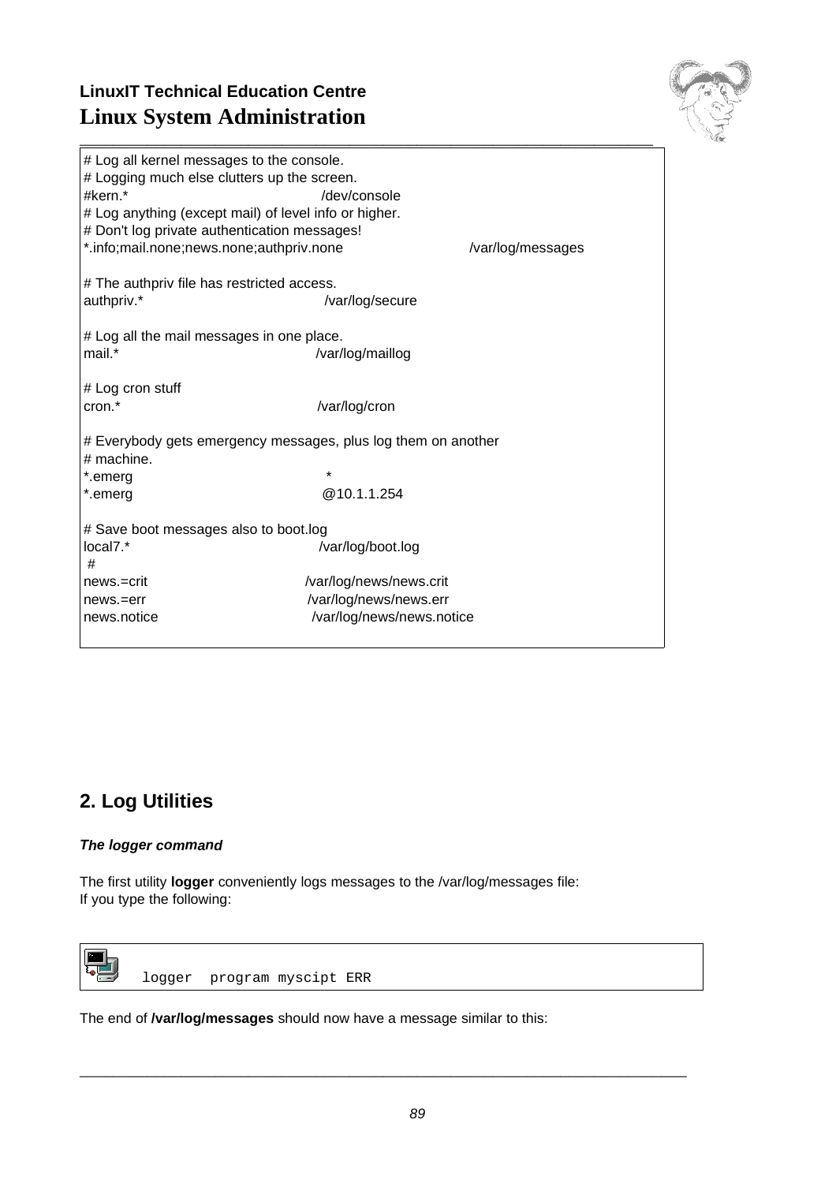```
# Log all kernel messages to the console.
# Logging much else clutters up the screen.
#kern.*                                  /dev/console
# Log anything (except mail) of level info or higher.
# Don't log private authentication messages!
*.info;mail.none;news.none;authpriv.none                    /var/log/messages

# The authpriv file has restricted access.
authpriv.*                               /var/log/secure

# Log all the mail messages in one place.
mail.*                                   /var/log/maillog

# Log cron stuff
cron.*                                   /var/log/cron

# Everybody gets emergency messages, plus log them on another
# machine.
*.emerg                                  *
*.emerg                                  @10.1.1.254

# Save boot messages also to boot.log
local7.*                                 /var/log/boot.log
 #
news.=crit                               /var/log/news/news.crit
news.=err                                /var/log/news/news.err
news.notice                              /var/log/news/news.notice
```

## 2. Log Utilities

***The logger command***

The first utility **logger** conveniently logs messages to the /var/log/messages file:
If you type the following:

```
logger  program myscipt ERR
```

The end of **/var/log/messages** should now have a message similar to this: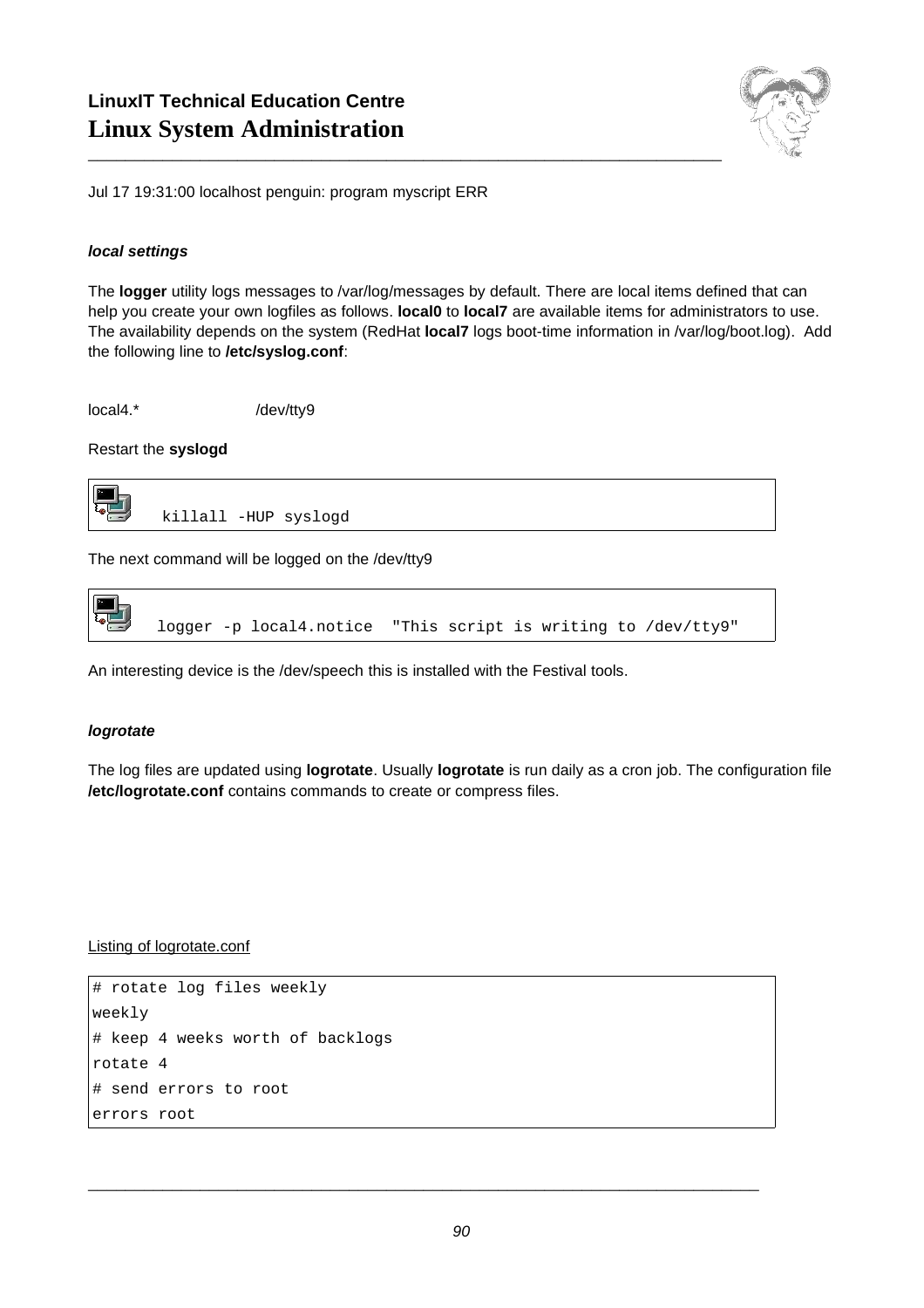Jul 17 19:31:00 localhost penguin: program myscript ERR

***local settings***

The **logger** utility logs messages to /var/log/messages by default. There are local items defined that can help you create your own logfiles as follows. **local0** to **local7** are available items for administrators to use. The availability depends on the system (RedHat **local7** logs boot-time information in /var/log/boot.log). Add the following line to **/etc/syslog.conf**:

local4.*                    /dev/tty9

Restart the **syslogd**

```
killall -HUP syslogd
```

The next command will be logged on the /dev/tty9

```
logger -p local4.notice  "This script is writing to /dev/tty9"
```

An interesting device is the /dev/speech this is installed with the Festival tools.

***logrotate***

The log files are updated using **logrotate**. Usually **logrotate** is run daily as a cron job. The configuration file **/etc/logrotate.conf** contains commands to create or compress files.

Listing of logrotate.conf

```
# rotate log files weekly
weekly
# keep 4 weeks worth of backlogs
rotate 4
# send errors to root
errors root
```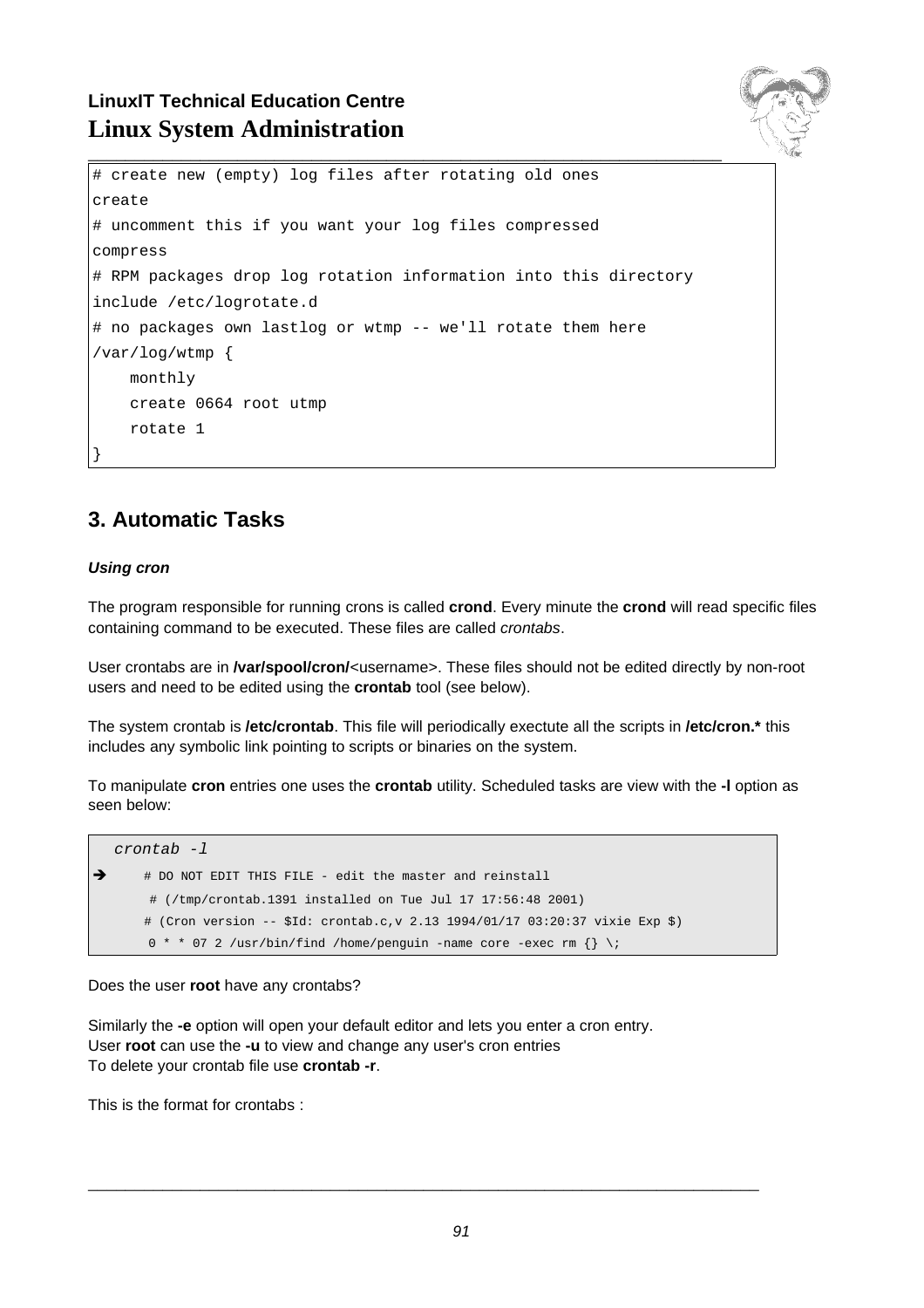```
# create new (empty) log files after rotating old ones
create
# uncomment this if you want your log files compressed
compress
# RPM packages drop log rotation information into this directory
include /etc/logrotate.d
# no packages own lastlog or wtmp -- we'll rotate them here
/var/log/wtmp {
    monthly
    create 0664 root utmp
    rotate 1
}
```

## 3. Automatic Tasks

***Using cron***

The program responsible for running crons is called **crond**. Every minute the **crond** will read specific files containing command to be executed. These files are called *crontabs*.

User crontabs are in **/var/spool/cron/**<username>. These files should not be edited directly by non-root users and need to be edited using the **crontab** tool (see below).

The system crontab is **/etc/crontab**. This file will periodically exectute all the scripts in **/etc/cron.*** this includes any symbolic link pointing to scripts or binaries on the system.

To manipulate **cron** entries one uses the **crontab** utility. Scheduled tasks are view with the **-l** option as seen below:

```
crontab -l
➔   # DO NOT EDIT THIS FILE - edit the master and reinstall
    # (/tmp/crontab.1391 installed on Tue Jul 17 17:56:48 2001)
    # (Cron version -- $Id: crontab.c,v 2.13 1994/01/17 03:20:37 vixie Exp $)
    0 * * 07 2 /usr/bin/find /home/penguin -name core -exec rm {} \;
```

Does the user **root** have any crontabs?

Similarly the **-e** option will open your default editor and lets you enter a cron entry.
User **root** can use the **-u** to view and change any user's cron entries
To delete your crontab file use **crontab -r**.

This is the format for crontabs :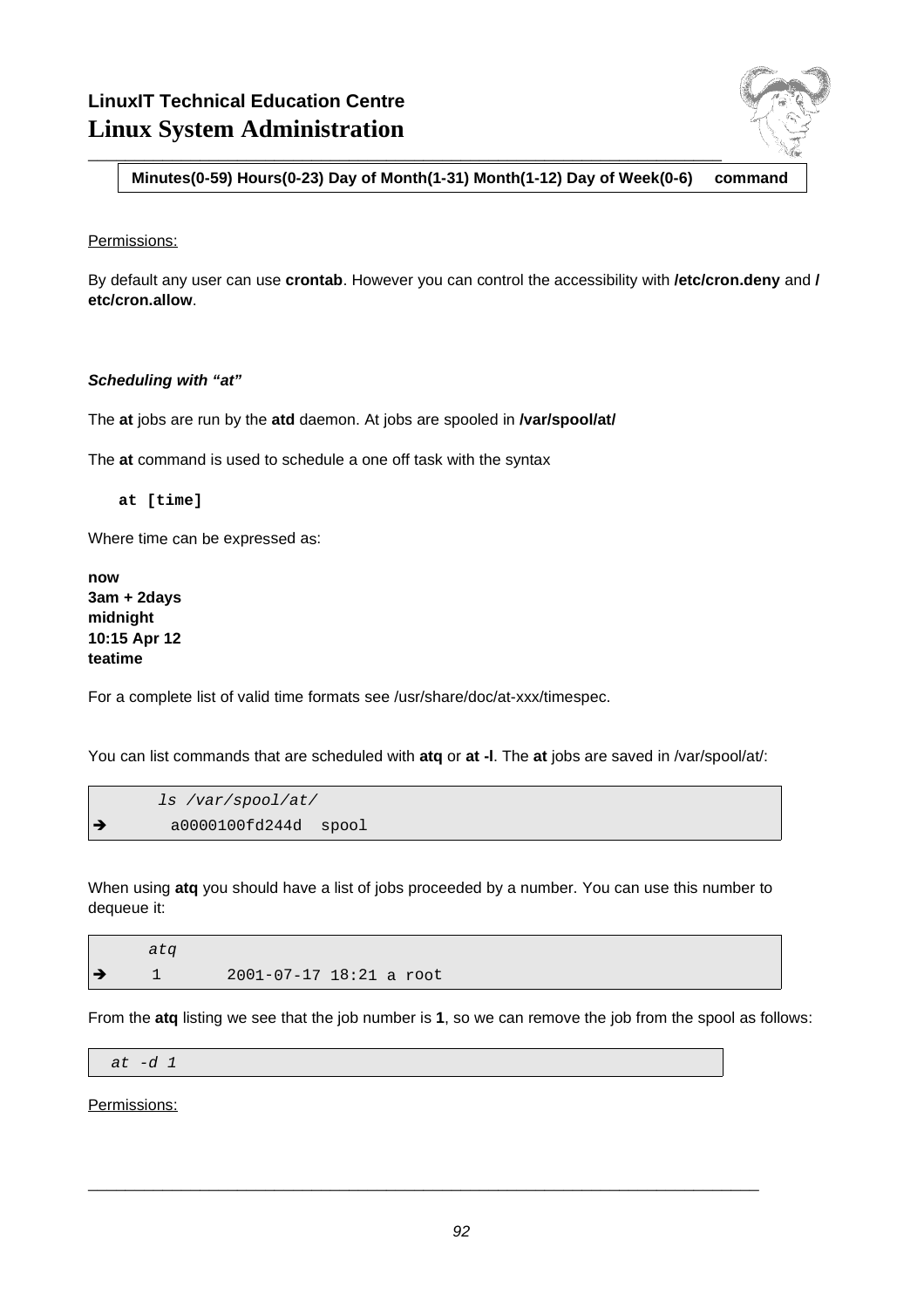| Minutes(0-59) Hours(0-23) Day of Month(1-31) Month(1-12) Day of Week(0-6) | command |
|---|---|

Permissions:

By default any user can use **crontab**. However you can control the accessibility with **/etc/cron.deny** and **/etc/cron.allow**.

***Scheduling with "at"***

The **at** jobs are run by the **atd** daemon. At jobs are spooled in **/var/spool/at/**

The **at** command is used to schedule a one off task with the syntax

```
at [time]
```

Where time can be expressed as:

**now**
**3am + 2days**
**midnight**
**10:15 Apr 12**
**teatime**

For a complete list of valid time formats see /usr/share/doc/at-xxx/timespec.

You can list commands that are scheduled with **atq** or **at -l**. The **at** jobs are saved in /var/spool/at/:

```
    ls /var/spool/at/
➔    a0000100fd244d  spool
```

When using **atq** you should have a list of jobs proceeded by a number. You can use this number to dequeue it:

```
    atq
➔   1       2001-07-17 18:21 a root
```

From the **atq** listing we see that the job number is **1**, so we can remove the job from the spool as follows:

```
at -d 1
```

Permissions: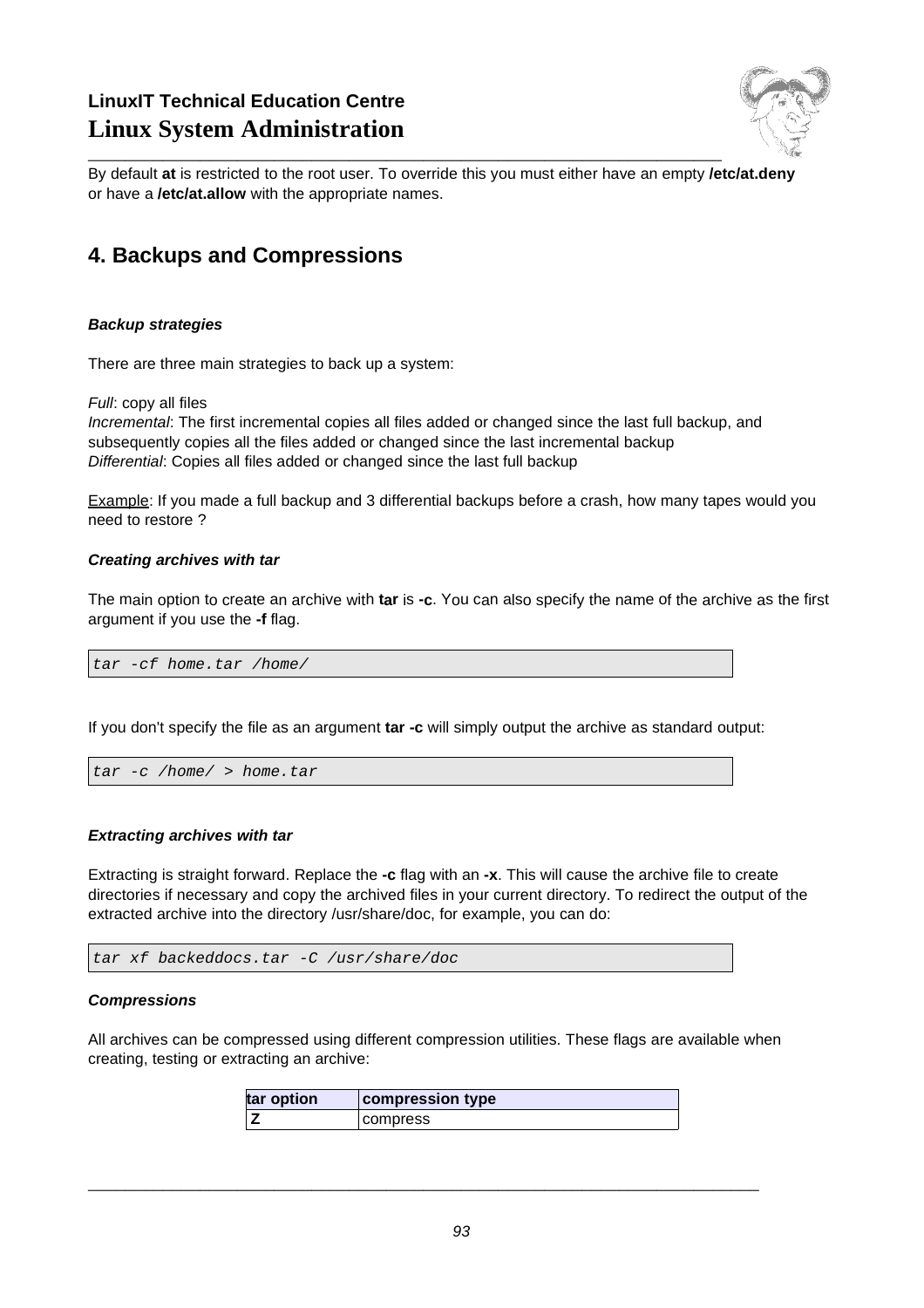By default **at** is restricted to the root user. To override this you must either have an empty **/etc/at.deny** or have a **/etc/at.allow** with the appropriate names.

## 4. Backups and Compressions

***Backup strategies***

There are three main strategies to back up a system:

*Full*: copy all files
*Incremental*: The first incremental copies all files added or changed since the last full backup, and subsequently copies all the files added or changed since the last incremental backup
*Differential*: Copies all files added or changed since the last full backup

<u>Example</u>: If you made a full backup and 3 differential backups before a crash, how many tapes would you need to restore ?

***Creating archives with tar***

The main option to create an archive with **tar** is **-c**. You can also specify the name of the archive as the first argument if you use the **-f** flag.

```
tar -cf home.tar /home/
```

If you don't specify the file as an argument **tar -c** will simply output the archive as standard output:

```
tar -c /home/ > home.tar
```

***Extracting archives with tar***

Extracting is straight forward. Replace the **-c** flag with an **-x**. This will cause the archive file to create directories if necessary and copy the archived files in your current directory. To redirect the output of the extracted archive into the directory /usr/share/doc, for example, you can do:

```
tar xf backeddocs.tar -C /usr/share/doc
```

***Compressions***

All archives can be compressed using different compression utilities. These flags are available when creating, testing or extracting an archive:

| tar option | compression type |
|---|---|
| **Z** | compress |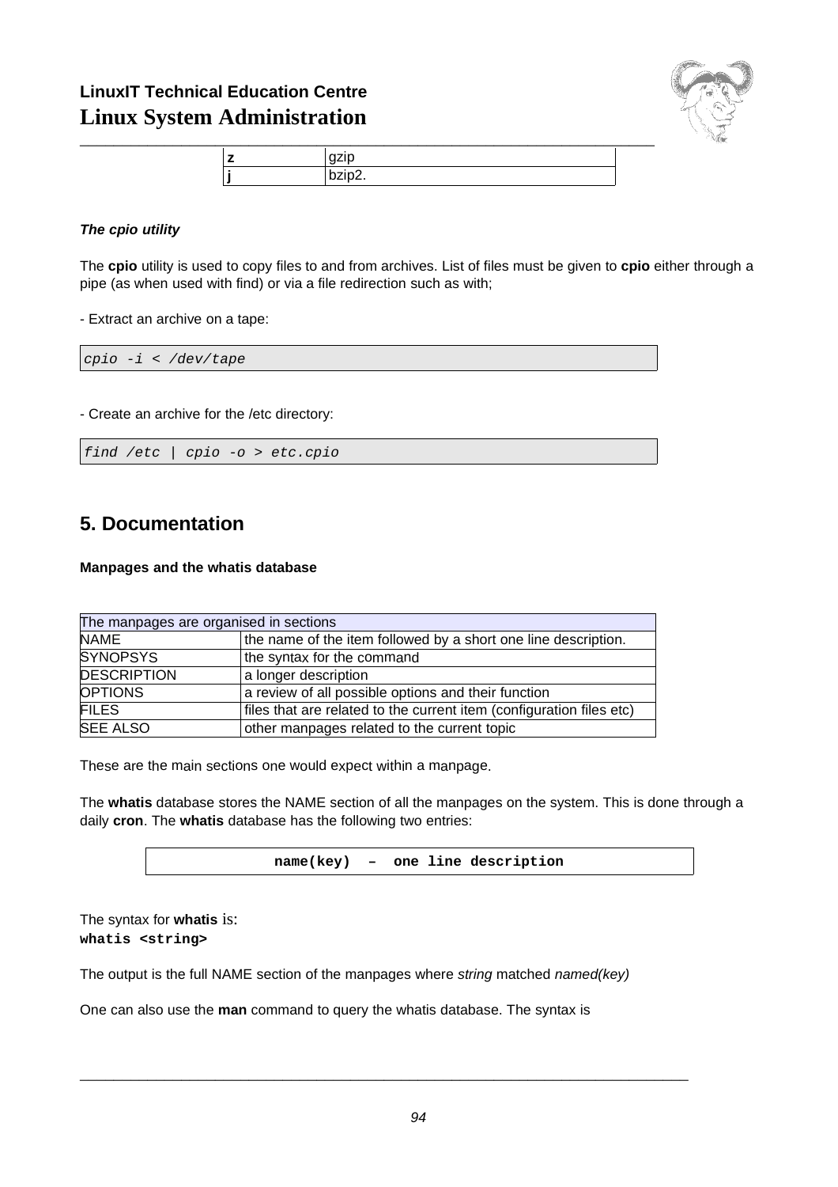| | |
|---|---|
| **z** | gzip |
| **j** | bzip2. |

***The cpio utility***

The **cpio** utility is used to copy files to and from archives. List of files must be given to **cpio** either through a pipe (as when used with find) or via a file redirection such as with;

- Extract an archive on a tape:

```
cpio -i < /dev/tape
```

- Create an archive for the /etc directory:

```
find /etc | cpio -o > etc.cpio
```

## 5. Documentation

**Manpages and the whatis database**

| The manpages are organised in sections | |
|---|---|
| NAME | the name of the item followed by a short one line description. |
| SYNOPSYS | the syntax for the command |
| DESCRIPTION | a longer description |
| OPTIONS | a review of all possible options and their function |
| FILES | files that are related to the current item (configuration files etc) |
| SEE ALSO | other manpages related to the current topic |

These are the main sections one would expect within a manpage.

The **whatis** database stores the NAME section of all the manpages on the system. This is done through a daily **cron**. The **whatis** database has the following two entries:

```
name(key)  –  one line description
```

The syntax for **whatis** is:
**`whatis <string>`**

The output is the full NAME section of the manpages where *string* matched *named(key)*

One can also use the **man** command to query the whatis database. The syntax is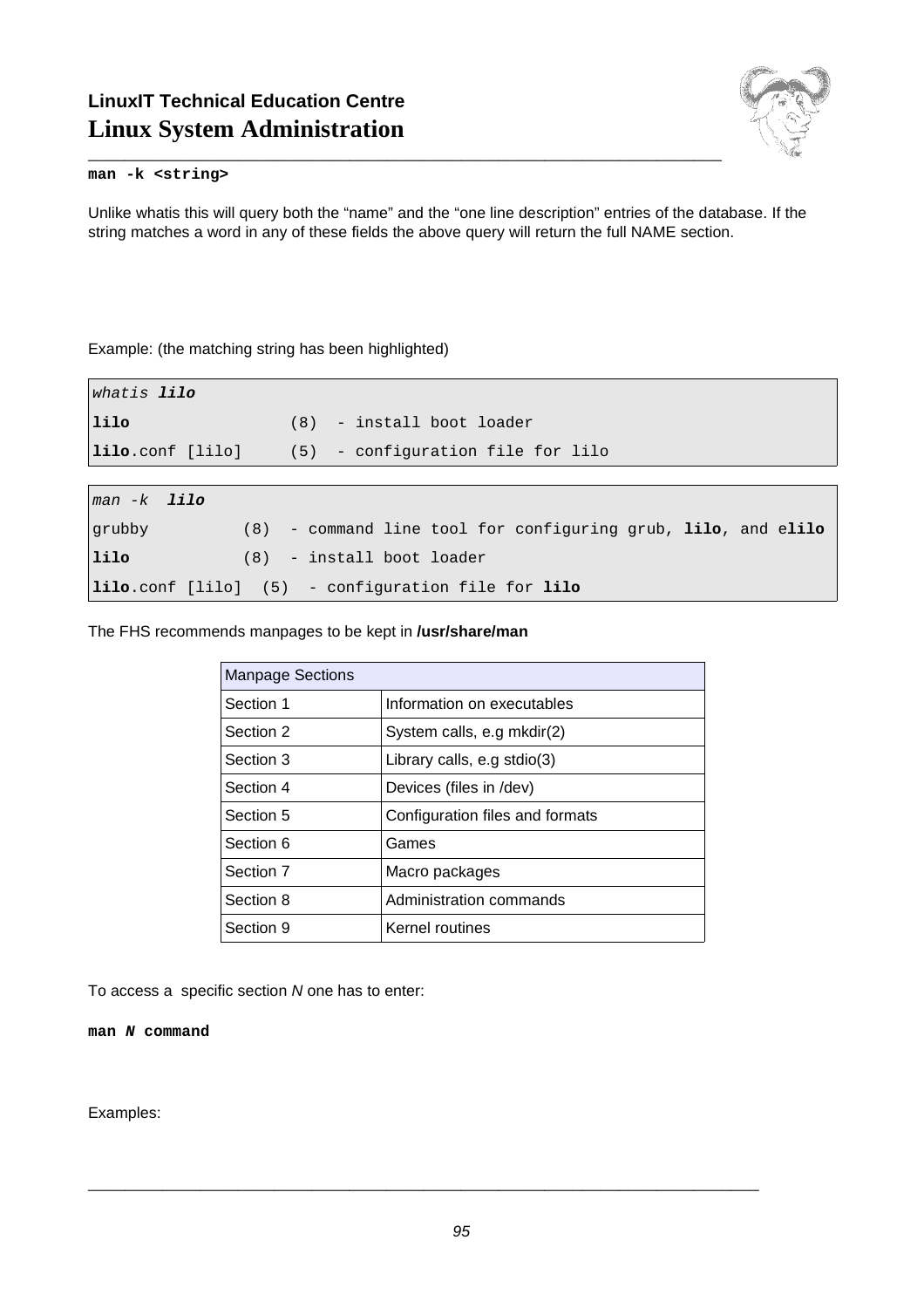**man -k <string>**

Unlike whatis this will query both the "name" and the "one line description" entries of the database. If the string matches a word in any of these fields the above query will return the full NAME section.

Example: (the matching string has been highlighted)

```
whatis lilo
lilo                (8)  - install boot loader
lilo.conf [lilo]    (5)  - configuration file for lilo
```

```
man -k  lilo
grubby          (8)  - command line tool for configuring grub, lilo, and elilo
lilo            (8)  - install boot loader
lilo.conf [lilo]  (5)  - configuration file for lilo
```

The FHS recommends manpages to be kept in **/usr/share/man**

| Manpage Sections | |
|---|---|
| Section 1 | Information on executables |
| Section 2 | System calls, e.g mkdir(2) |
| Section 3 | Library calls, e.g stdio(3) |
| Section 4 | Devices (files in /dev) |
| Section 5 | Configuration files and formats |
| Section 6 | Games |
| Section 7 | Macro packages |
| Section 8 | Administration commands |
| Section 9 | Kernel routines |

To access a specific section *N* one has to enter:

**man *N* command**

Examples: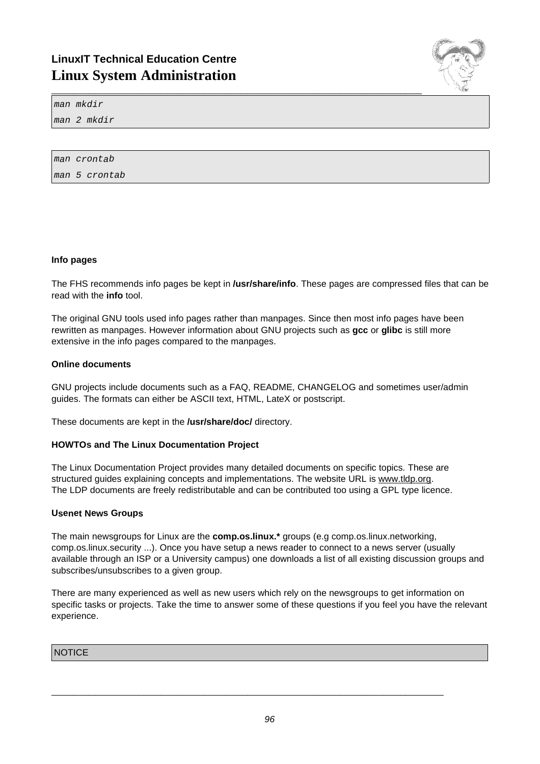```
man mkdir
man 2 mkdir
```

```
man crontab
man 5 crontab
```

**Info pages**

The FHS recommends info pages be kept in **/usr/share/info**. These pages are compressed files that can be read with the **info** tool.

The original GNU tools used info pages rather than manpages. Since then most info pages have been rewritten as manpages. However information about GNU projects such as **gcc** or **glibc** is still more extensive in the info pages compared to the manpages.

**Online documents**

GNU projects include documents such as a FAQ, README, CHANGELOG and sometimes user/admin guides. The formats can either be ASCII text, HTML, LateX or postscript.

These documents are kept in the **/usr/share/doc/** directory.

**HOWTOs and The Linux Documentation Project**

The Linux Documentation Project provides many detailed documents on specific topics. These are structured guides explaining concepts and implementations. The website URL is www.tldp.org.
The LDP documents are freely redistributable and can be contributed too using a GPL type licence.

**Usenet News Groups**

The main newsgroups for Linux are the **comp.os.linux.*** groups (e.g comp.os.linux.networking, comp.os.linux.security ...). Once you have setup a news reader to connect to a news server (usually available through an ISP or a University campus) one downloads a list of all existing discussion groups and subscribes/unsubscribes to a given group.

There are many experienced as well as new users which rely on the newsgroups to get information on specific tasks or projects. Take the time to answer some of these questions if you feel you have the relevant experience.

NOTICE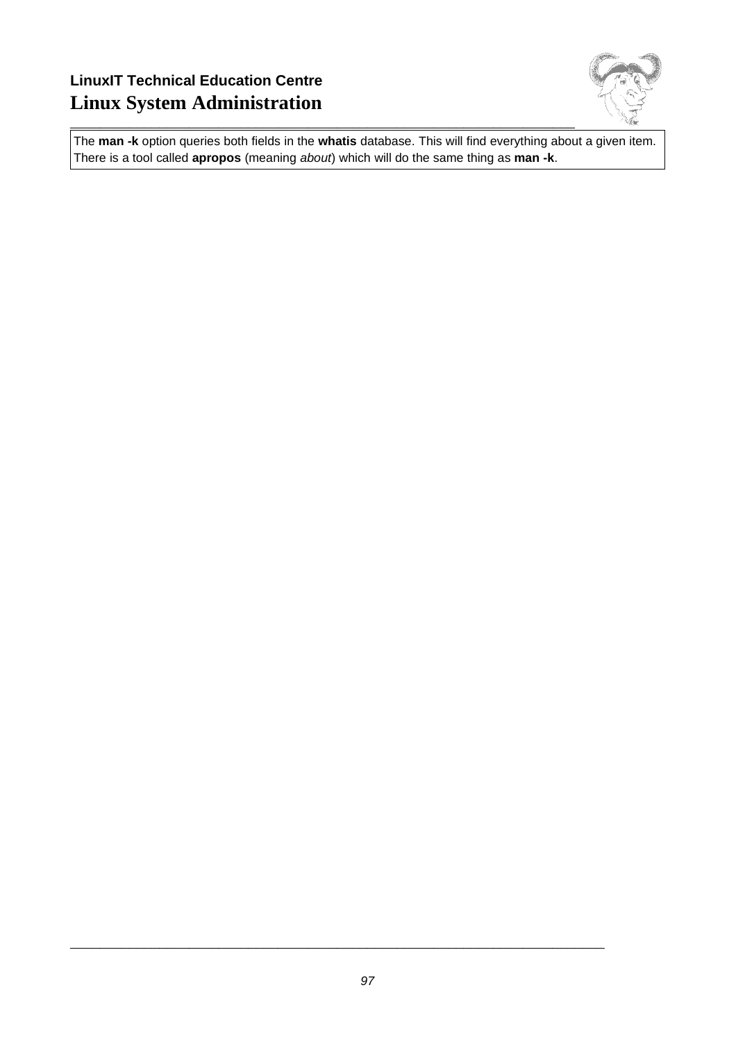The **man -k** option queries both fields in the **whatis** database. This will find everything about a given item. There is a tool called **apropos** (meaning *about*) which will do the same thing as **man -k**.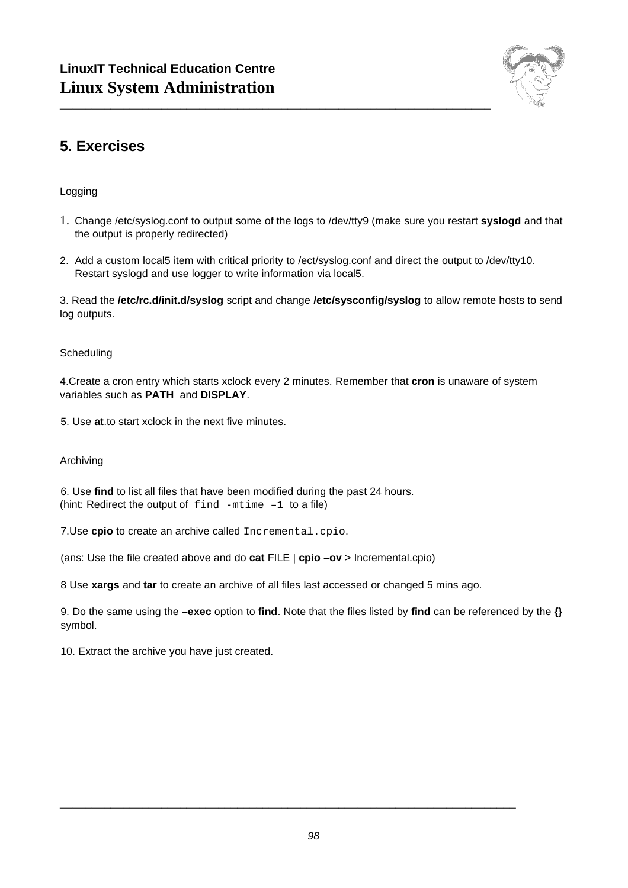## 5. Exercises

Logging

1. Change /etc/syslog.conf to output some of the logs to /dev/tty9 (make sure you restart **syslogd** and that the output is properly redirected)

2. Add a custom local5 item with critical priority to /ect/syslog.conf and direct the output to /dev/tty10. Restart syslogd and use logger to write information via local5.

3. Read the **/etc/rc.d/init.d/syslog** script and change **/etc/sysconfig/syslog** to allow remote hosts to send log outputs.

Scheduling

4.Create a cron entry which starts xclock every 2 minutes. Remember that **cron** is unaware of system variables such as **PATH** and **DISPLAY**.

5. Use **at**.to start xclock in the next five minutes.

Archiving

6. Use **find** to list all files that have been modified during the past 24 hours.
(hint: Redirect the output of `find -mtime –1` to a file)

7.Use **cpio** to create an archive called `Incremental.cpio`.

(ans: Use the file created above and do **cat** FILE | **cpio –ov** > Incremental.cpio)

8 Use **xargs** and **tar** to create an archive of all files last accessed or changed 5 mins ago.

9. Do the same using the **–exec** option to **find**. Note that the files listed by **find** can be referenced by the **{}** symbol.

10. Extract the archive you have just created.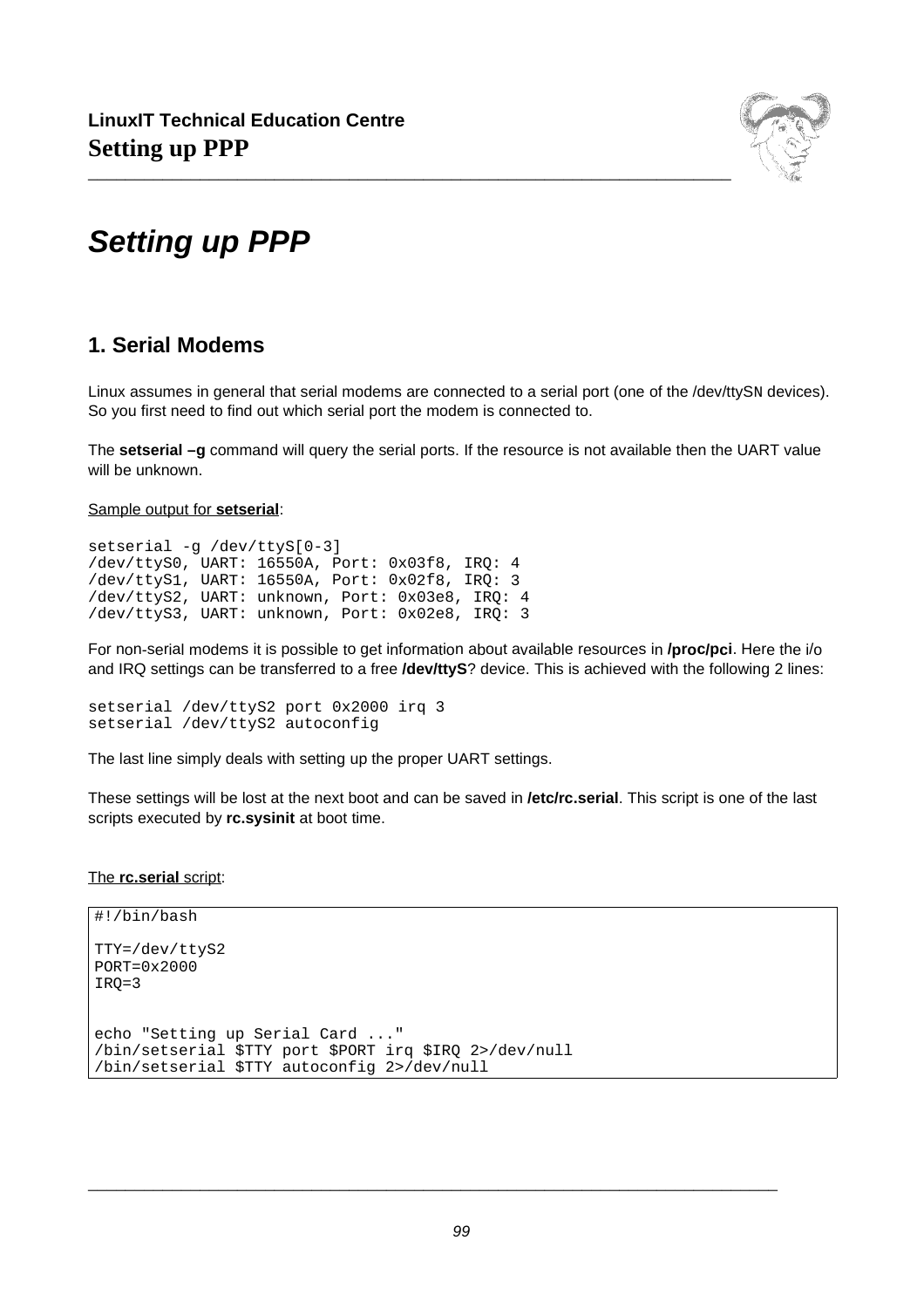# Setting up PPP

## 1. Serial Modems

Linux assumes in general that serial modems are connected to a serial port (one of the /dev/ttySN devices). So you first need to find out which serial port the modem is connected to.

The **setserial –g** command will query the serial ports. If the resource is not available then the UART value will be unknown.

Sample output for **setserial**:

```
setserial -g /dev/ttyS[0-3]
/dev/ttyS0, UART: 16550A, Port: 0x03f8, IRQ: 4
/dev/ttyS1, UART: 16550A, Port: 0x02f8, IRQ: 3
/dev/ttyS2, UART: unknown, Port: 0x03e8, IRQ: 4
/dev/ttyS3, UART: unknown, Port: 0x02e8, IRQ: 3
```

For non-serial modems it is possible to get information about available resources in **/proc/pci**. Here the i/o and IRQ settings can be transferred to a free **/dev/ttyS**? device. This is achieved with the following 2 lines:

```
setserial /dev/ttyS2 port 0x2000 irq 3
setserial /dev/ttyS2 autoconfig
```

The last line simply deals with setting up the proper UART settings.

These settings will be lost at the next boot and can be saved in **/etc/rc.serial**. This script is one of the last scripts executed by **rc.sysinit** at boot time.

The **rc.serial** script:

```
#!/bin/bash

TTY=/dev/ttyS2
PORT=0x2000
IRQ=3


echo "Setting up Serial Card ..."
/bin/setserial $TTY port $PORT irq $IRQ 2>/dev/null
/bin/setserial $TTY autoconfig 2>/dev/null
```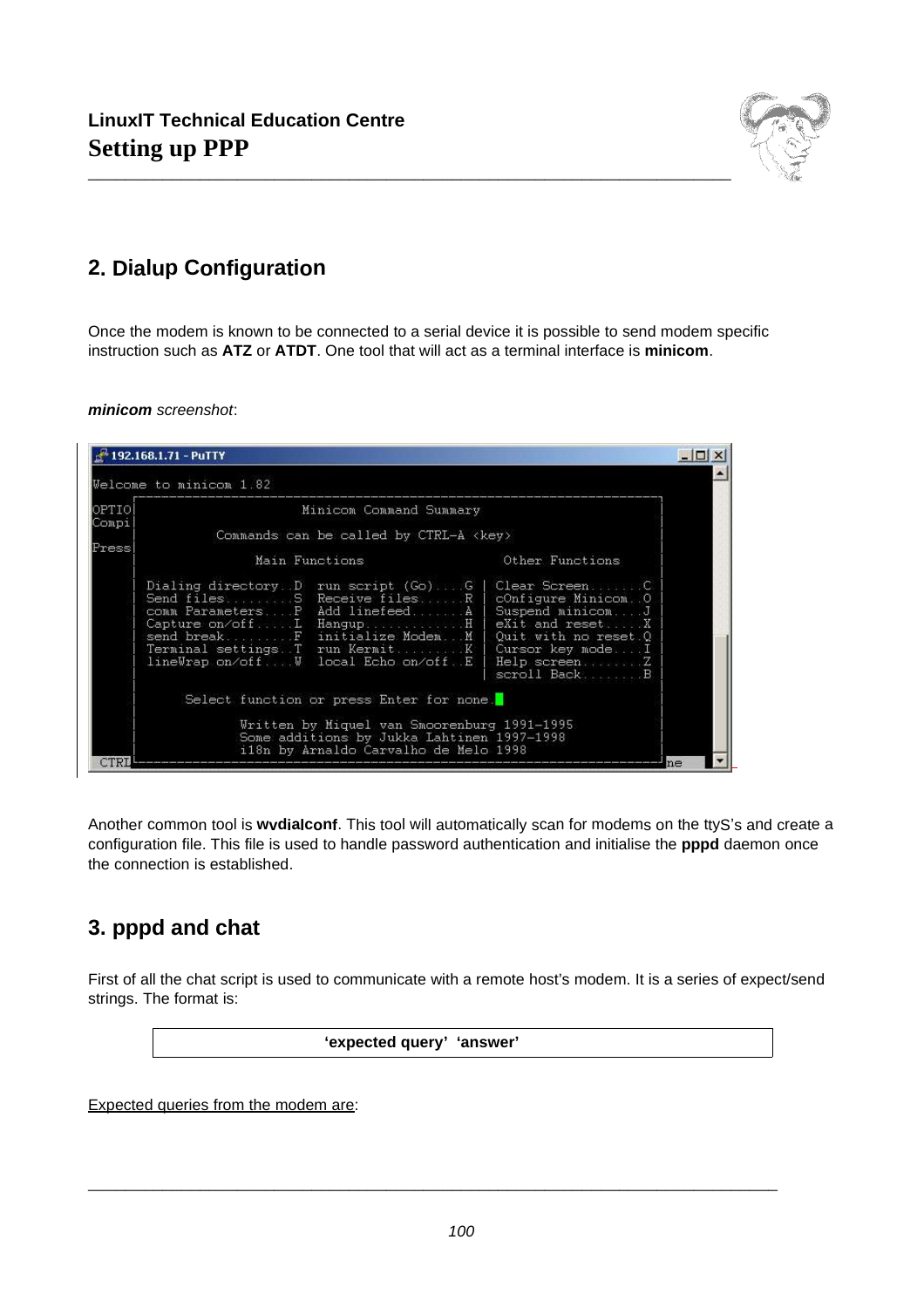## 2. Dialup Configuration

Once the modem is known to be connected to a serial device it is possible to send modem specific instruction such as **ATZ** or **ATDT**. One tool that will act as a terminal interface is **minicom**.

***minicom*** *screenshot*:

```
Welcome to minicom 1.82

OPTIO          Minicom Command Summary
Compi
           Commands can be called by CTRL-A <key>
Press
           Main Functions                  Other Functions

 Dialing directory..D  run script (Go)....G | Clear Screen.......C
 Send files.........S  Receive files......R | cOnfigure Minicom..O
 comm Parameters....P  Add linefeed.......A | Suspend minicom....J
 Capture on/off.....L  Hangup.............H | eXit and reset.....X
 send break.........F  initialize Modem...M | Quit with no reset.Q
 Terminal settings..T  run Kermit.........K | Cursor key mode....I
 lineWrap on/off....W  local Echo on/off..E | Help screen........Z
                                            | scroll Back........B

       Select function or press Enter for none.

            Written by Miquel van Smoorenburg 1991-1995
            Some additions by Jukka Lahtinen 1997-1998
            i18n by Arnaldo Carvalho de Melo 1998
CTRL
```

Another common tool is **wvdialconf**. This tool will automatically scan for modems on the ttyS's and create a configuration file. This file is used to handle password authentication and initialise the **pppd** daemon once the connection is established.

## 3. pppd and chat

First of all the chat script is used to communicate with a remote host's modem. It is a series of expect/send strings. The format is:

**'expected query' 'answer'**

Expected queries from the modem are: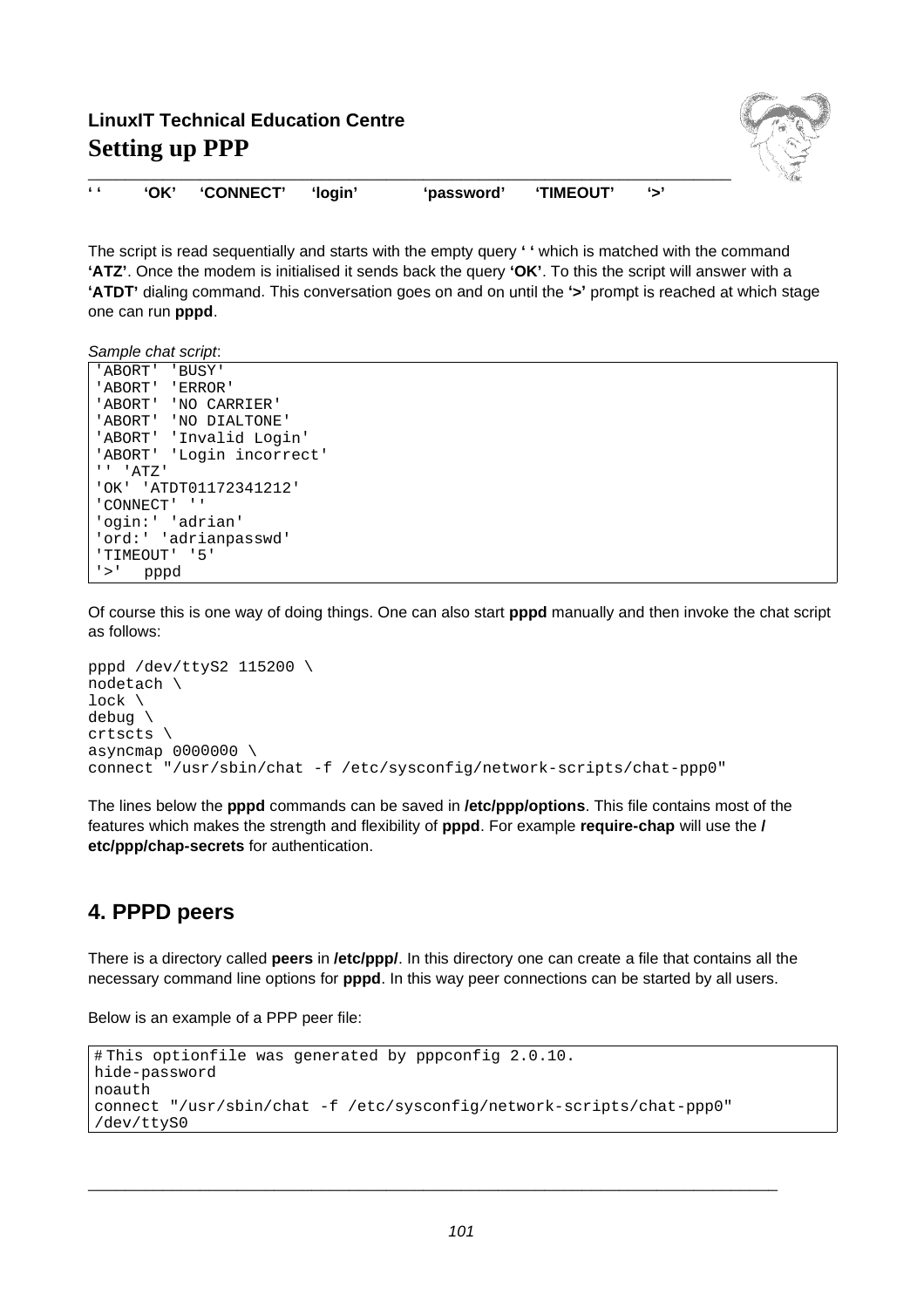**' '** **'OK'** **'CONNECT'** **'login'** **'password'** **'TIMEOUT'** **'>'**

The script is read sequentially and starts with the empty query **' '** which is matched with the command **'ATZ'**. Once the modem is initialised it sends back the query **'OK'**. To this the script will answer with a **'ATDT'** dialing command. This conversation goes on and on until the **'>'** prompt is reached at which stage one can run **pppd**.

*Sample chat script*:

```
'ABORT' 'BUSY'
'ABORT' 'ERROR'
'ABORT' 'NO CARRIER'
'ABORT' 'NO DIALTONE'
'ABORT' 'Invalid Login'
'ABORT' 'Login incorrect'
'' 'ATZ'
'OK' 'ATDT01172341212'
'CONNECT' ''
'ogin:' 'adrian'
'ord:' 'adrianpasswd'
'TIMEOUT' '5'
'>'  pppd
```

Of course this is one way of doing things. One can also start **pppd** manually and then invoke the chat script as follows:

```
pppd /dev/ttyS2 115200 \
nodetach \
lock \
debug \
crtscts \
asyncmap 0000000 \
connect "/usr/sbin/chat -f /etc/sysconfig/network-scripts/chat-ppp0"
```

The lines below the **pppd** commands can be saved in **/etc/ppp/options**. This file contains most of the features which makes the strength and flexibility of **pppd**. For example **require-chap** will use the **/etc/ppp/chap-secrets** for authentication.

## 4. PPPD peers

There is a directory called **peers** in **/etc/ppp/**. In this directory one can create a file that contains all the necessary command line options for **pppd**. In this way peer connections can be started by all users.

Below is an example of a PPP peer file:

```
# This optionfile was generated by pppconfig 2.0.10.
hide-password
noauth
connect "/usr/sbin/chat -f /etc/sysconfig/network-scripts/chat-ppp0"
/dev/ttyS0
```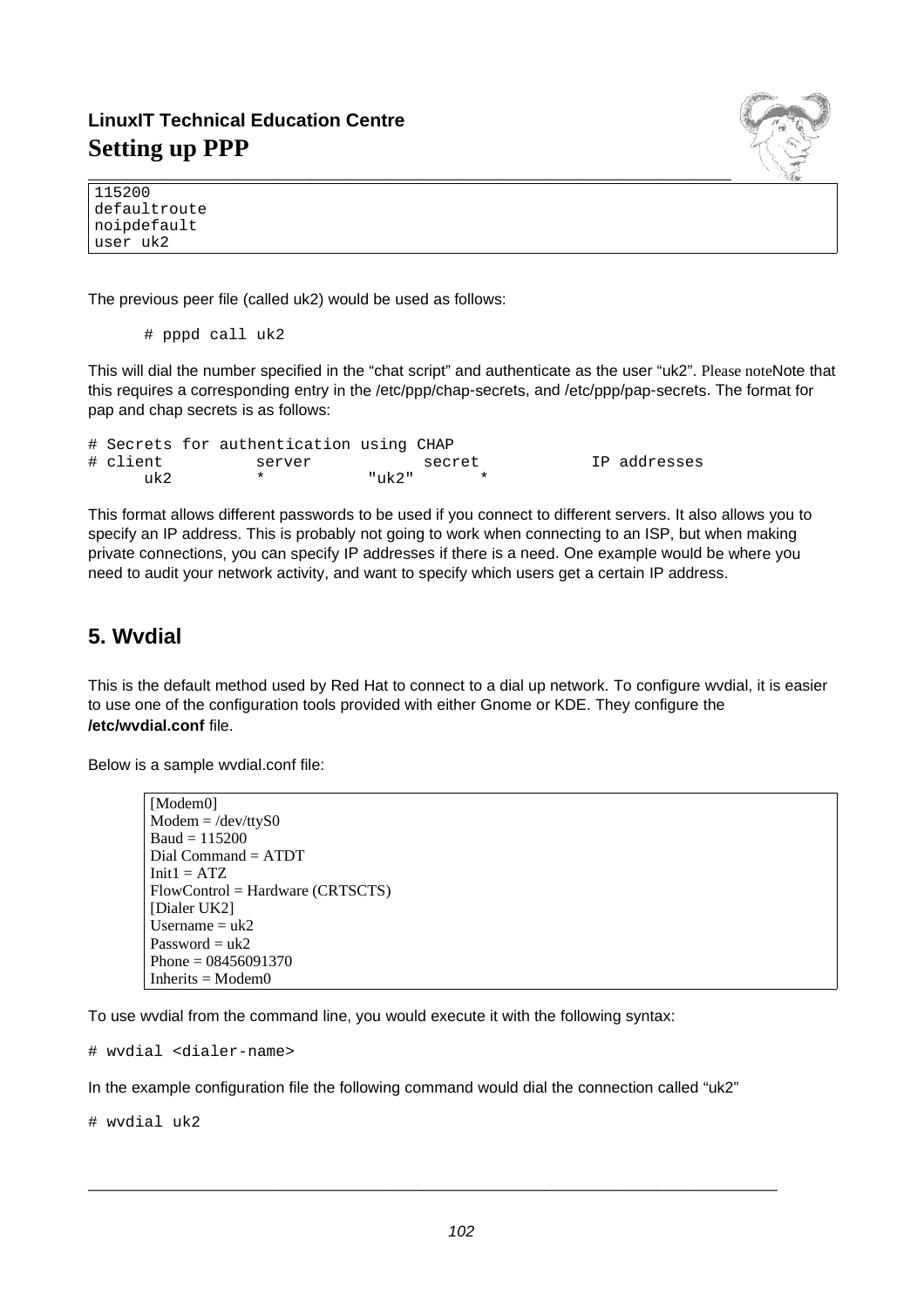```
115200
defaultroute
noipdefault
user uk2
```

The previous peer file (called uk2) would be used as follows:

```
# pppd call uk2
```

This will dial the number specified in the “chat script” and authenticate as the user “uk2”. Please noteNote that this requires a corresponding entry in the /etc/ppp/chap-secrets, and /etc/ppp/pap-secrets. The format for pap and chap secrets is as follows:

```
# Secrets for authentication using CHAP
# client          server            secret            IP addresses
      uk2         *           "uk2"       *
```

This format allows different passwords to be used if you connect to different servers. It also allows you to specify an IP address. This is probably not going to work when connecting to an ISP, but when making private connections, you can specify IP addresses if there is a need. One example would be where you need to audit your network activity, and want to specify which users get a certain IP address.

## 5. Wvdial

This is the default method used by Red Hat to connect to a dial up network. To configure wvdial, it is easier to use one of the configuration tools provided with either Gnome or KDE. They configure the **/etc/wvdial.conf** file.

Below is a sample wvdial.conf file:

```
[Modem0]
Modem = /dev/ttyS0
Baud = 115200
Dial Command = ATDT
Init1 = ATZ
FlowControl = Hardware (CRTSCTS)
[Dialer UK2]
Username = uk2
Password = uk2
Phone = 08456091370
Inherits = Modem0
```

To use wvdial from the command line, you would execute it with the following syntax:

```
# wvdial <dialer-name>
```

In the example configuration file the following command would dial the connection called “uk2”

```
# wvdial uk2
```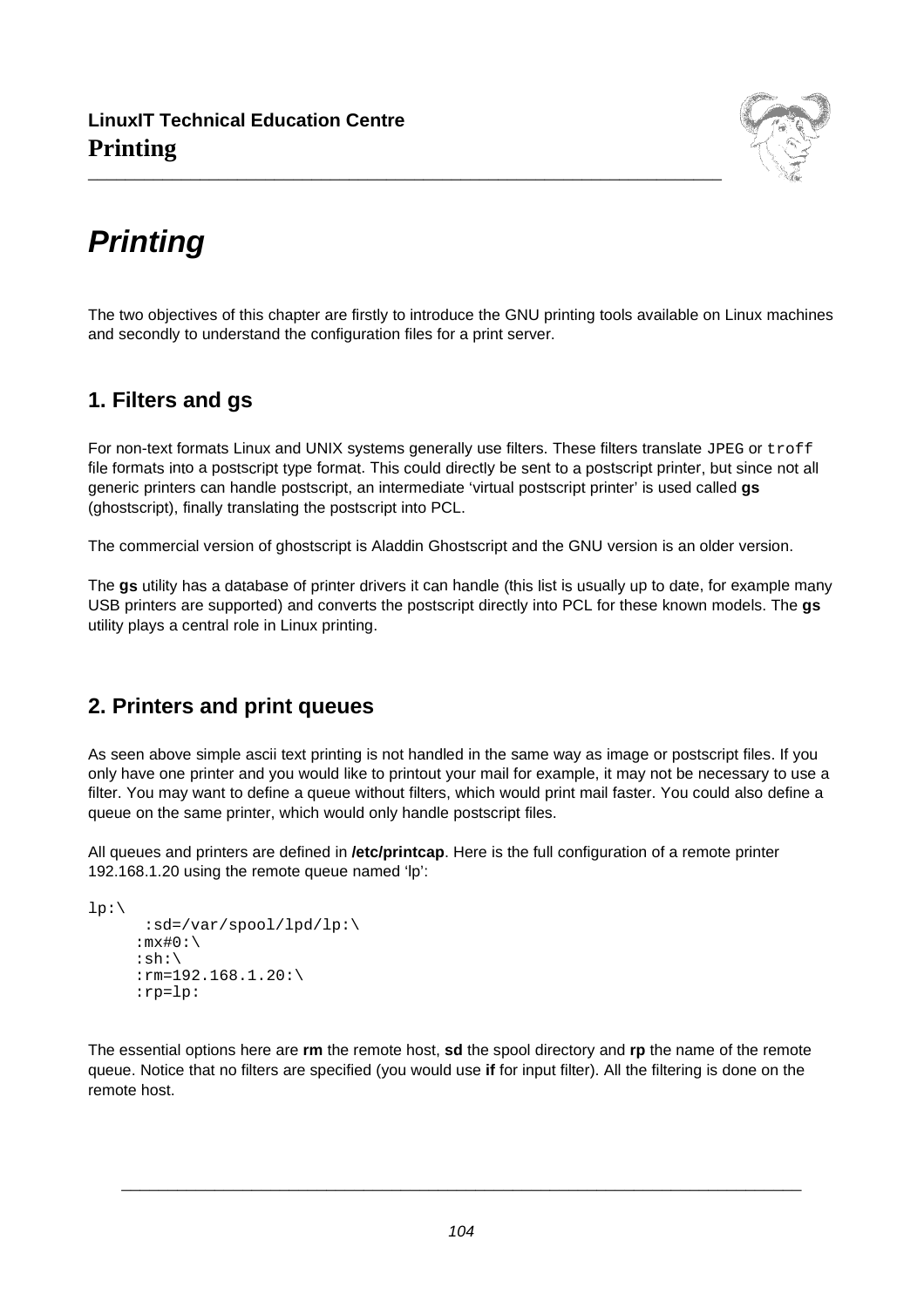# Printing

The two objectives of this chapter are firstly to introduce the GNU printing tools available on Linux machines and secondly to understand the configuration files for a print server.

## 1. Filters and gs

For non-text formats Linux and UNIX systems generally use filters. These filters translate `JPEG` or `troff` file formats into a postscript type format. This could directly be sent to a postscript printer, but since not all generic printers can handle postscript, an intermediate 'virtual postscript printer' is used called **gs** (ghostscript), finally translating the postscript into PCL.

The commercial version of ghostscript is Aladdin Ghostscript and the GNU version is an older version.

The **gs** utility has a database of printer drivers it can handle (this list is usually up to date, for example many USB printers are supported) and converts the postscript directly into PCL for these known models. The **gs** utility plays a central role in Linux printing.

## 2. Printers and print queues

As seen above simple ascii text printing is not handled in the same way as image or postscript files. If you only have one printer and you would like to printout your mail for example, it may not be necessary to use a filter. You may want to define a queue without filters, which would print mail faster. You could also define a queue on the same printer, which would only handle postscript files.

All queues and printers are defined in **/etc/printcap**. Here is the full configuration of a remote printer 192.168.1.20 using the remote queue named 'lp':

```
lp:\
       :sd=/var/spool/lpd/lp:\
      :mx#0:\
      :sh:\
      :rm=192.168.1.20:\
      :rp=lp:
```

The essential options here are **rm** the remote host, **sd** the spool directory and **rp** the name of the remote queue. Notice that no filters are specified (you would use **if** for input filter). All the filtering is done on the remote host.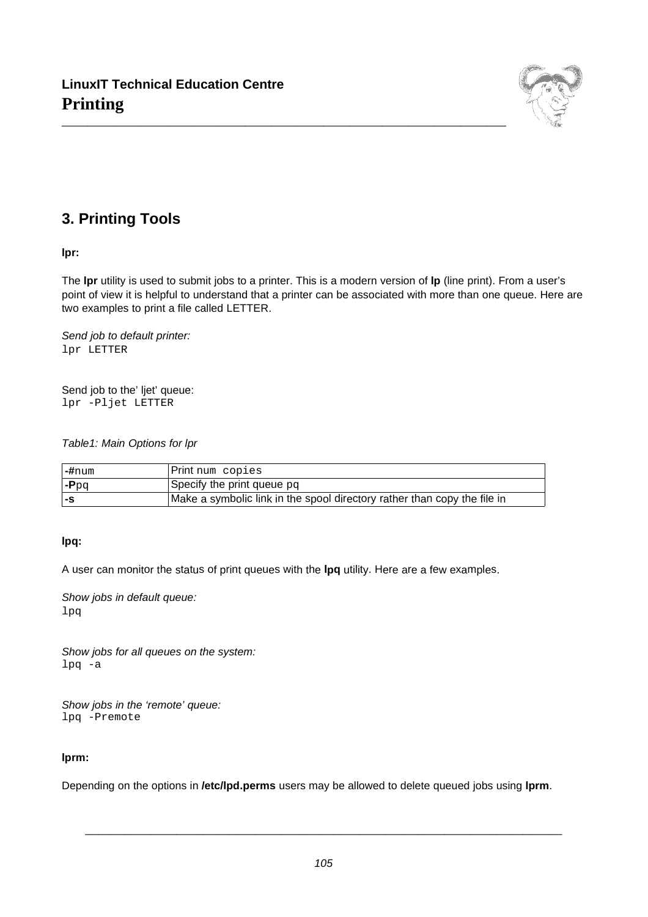# 3. Printing Tools

**lpr:**

The **lpr** utility is used to submit jobs to a printer. This is a modern version of **lp** (line print). From a user's point of view it is helpful to understand that a printer can be associated with more than one queue. Here are two examples to print a file called LETTER.

*Send job to default printer:*

```
lpr LETTER
```

Send job to the' ljet' queue:

```
lpr -Pljet LETTER
```

*Table1: Main Options for lpr*

| | |
|---|---|
| **-#**num | Print num copies |
| **-P**pq | Specify the print queue pq |
| **-s** | Make a symbolic link in the spool directory rather than copy the file in |

**lpq:**

A user can monitor the status of print queues with the **lpq** utility. Here are a few examples.

*Show jobs in default queue:*

```
lpq
```

*Show jobs for all queues on the system:*

```
lpq -a
```

*Show jobs in the 'remote' queue:*

```
lpq -Premote
```

**lprm:**

Depending on the options in **/etc/lpd.perms** users may be allowed to delete queued jobs using **lprm**.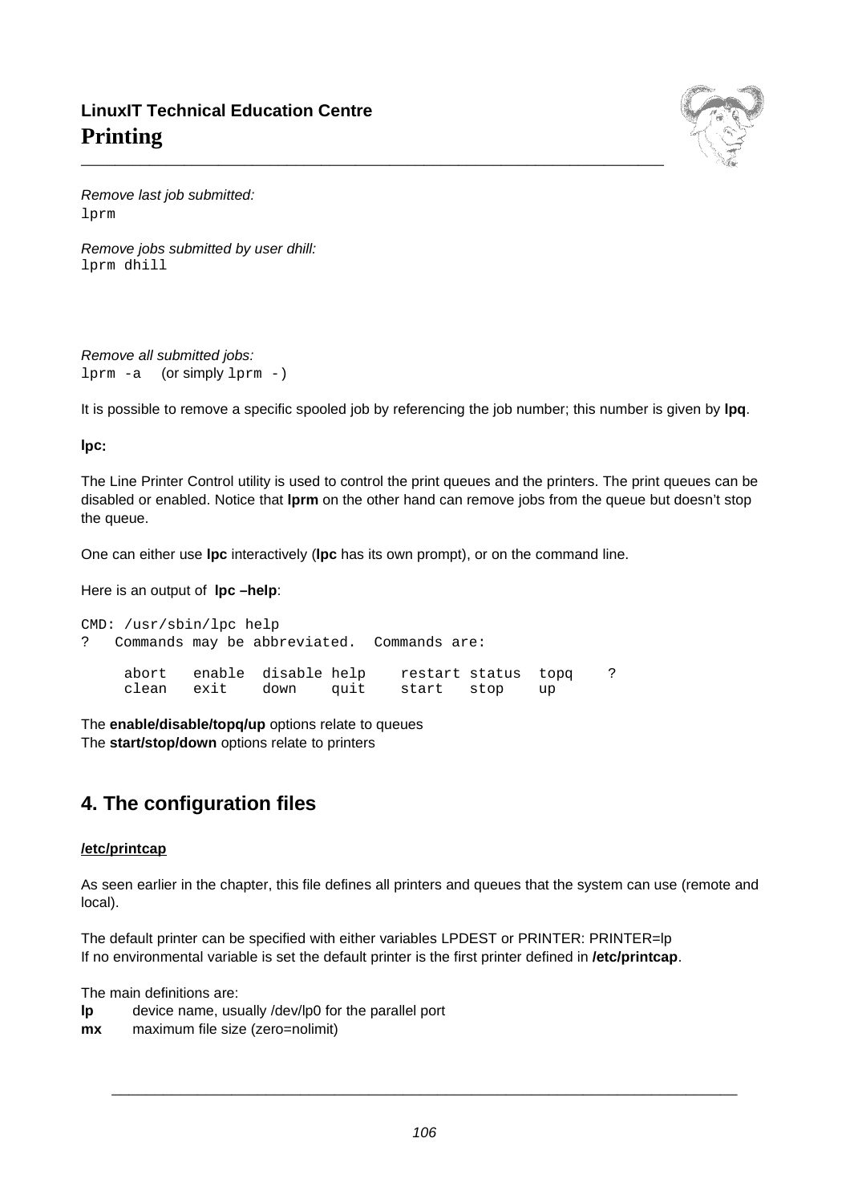*Remove last job submitted:*
`lprm`

*Remove jobs submitted by user dhill:*
`lprm dhill`

*Remove all submitted jobs:*
`lprm -a`   (or simply `lprm -`)

It is possible to remove a specific spooled job by referencing the job number; this number is given by **lpq**.

**lpc:**

The Line Printer Control utility is used to control the print queues and the printers. The print queues can be disabled or enabled. Notice that **lprm** on the other hand can remove jobs from the queue but doesn't stop the queue.

One can either use **lpc** interactively (**lpc** has its own prompt), or on the command line.

Here is an output of **lpc –help**:

```
CMD: /usr/sbin/lpc help
?   Commands may be abbreviated.  Commands are:

     abort   enable  disable help    restart status  topq    ?
     clean   exit    down    quit    start   stop    up
```

The **enable/disable/topq/up** options relate to queues
The **start/stop/down** options relate to printers

## 4. The configuration files

**/etc/printcap**

As seen earlier in the chapter, this file defines all printers and queues that the system can use (remote and local).

The default printer can be specified with either variables LPDEST or PRINTER: PRINTER=lp
If no environmental variable is set the default printer is the first printer defined in **/etc/printcap**.

The main definitions are:
**lp** device name, usually /dev/lp0 for the parallel port
**mx** maximum file size (zero=nolimit)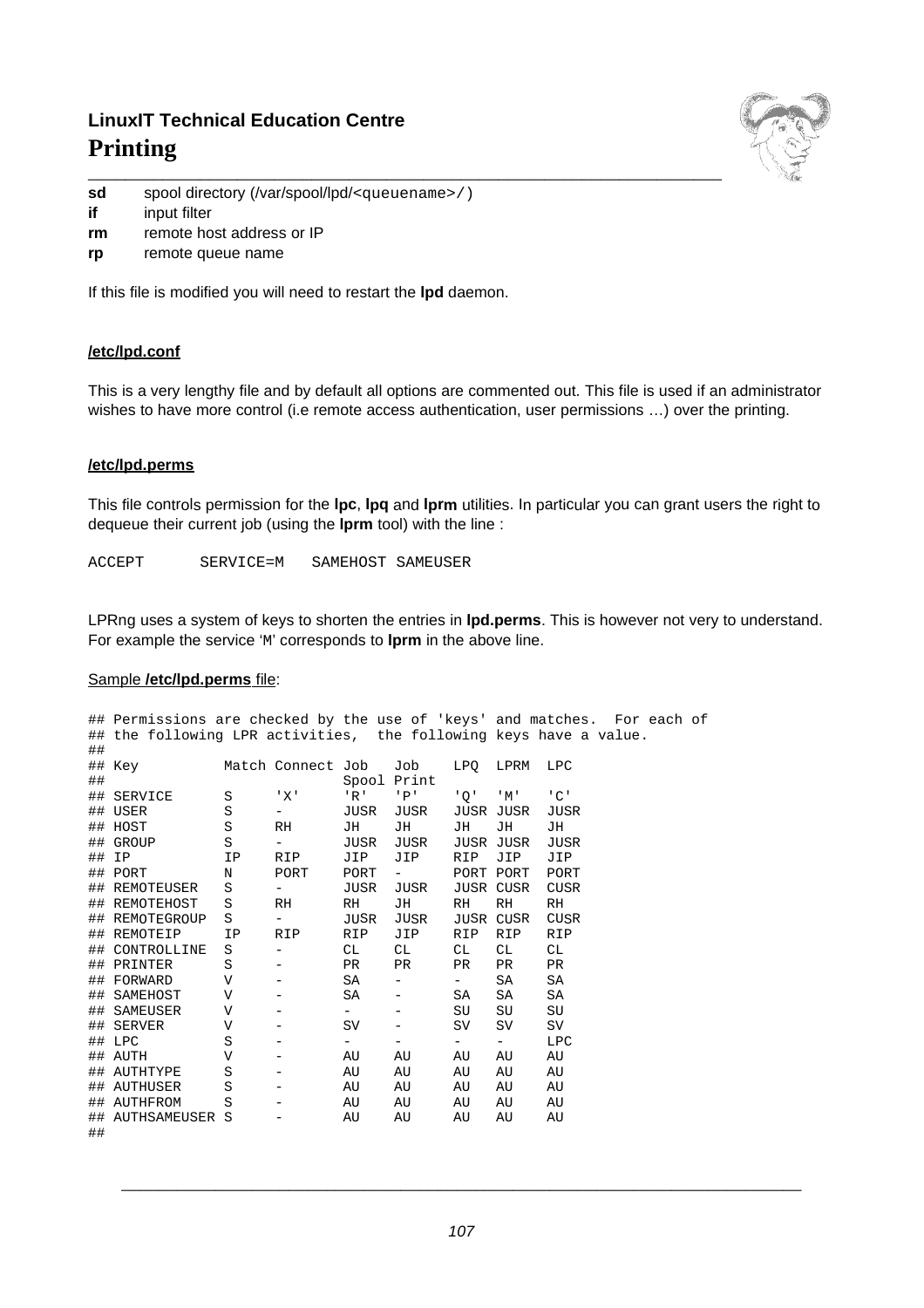**sd** spool directory (/var/spool/lpd/<queuename>/)
**if** input filter
**rm** remote host address or IP
**rp** remote queue name

If this file is modified you will need to restart the **lpd** daemon.

### /etc/lpd.conf

This is a very lengthy file and by default all options are commented out. This file is used if an administrator wishes to have more control (i.e remote access authentication, user permissions …) over the printing.

### /etc/lpd.perms

This file controls permission for the **lpc**, **lpq** and **lprm** utilities. In particular you can grant users the right to dequeue their current job (using the **lprm** tool) with the line :

```
ACCEPT      SERVICE=M   SAMEHOST SAMEUSER
```

LPRng uses a system of keys to shorten the entries in **lpd.perms**. This is however not very to understand. For example the service 'M' corresponds to **lprm** in the above line.

Sample **/etc/lpd.perms** file:

```
## Permissions are checked by the use of 'keys' and matches.  For each of
## the following LPR activities,  the following keys have a value.
##
## Key          Match Connect Job   Job    LPQ  LPRM  LPC
##                            Spool Print
## SERVICE      S      'X'    'R'   'P'    'Q'  'M'   'C'
## USER         S      -      JUSR  JUSR   JUSR JUSR  JUSR
## HOST         S      RH     JH    JH     JH   JH    JH
## GROUP        S      -      JUSR  JUSR   JUSR JUSR  JUSR
## IP           IP     RIP    JIP   JIP    RIP  JIP   JIP
## PORT         N      PORT   PORT  -      PORT PORT  PORT
## REMOTEUSER   S      -      JUSR  JUSR   JUSR CUSR  CUSR
## REMOTEHOST   S      RH     RH    JH     RH   RH    RH
## REMOTEGROUP  S      -      JUSR  JUSR   JUSR CUSR  CUSR
## REMOTEIP     IP     RIP    RIP   JIP    RIP  RIP   RIP
## CONTROLLINE  S      -      CL    CL     CL   CL    CL
## PRINTER      S      -      PR    PR     PR   PR    PR
## FORWARD      V      -      SA    -      -    SA    SA
## SAMEHOST     V      -      SA    -      SA   SA    SA
## SAMEUSER     V      -      -     -      SU   SU    SU
## SERVER       V      -      SV    -      SV   SV    SV
## LPC          S      -      -     -      -    -     LPC
## AUTH         V      -      AU    AU     AU   AU    AU
## AUTHTYPE     S      -      AU    AU     AU   AU    AU
## AUTHUSER     S      -      AU    AU     AU   AU    AU
## AUTHFROM     S      -      AU    AU     AU   AU    AU
## AUTHSAMEUSER S      -      AU    AU     AU   AU    AU
##
```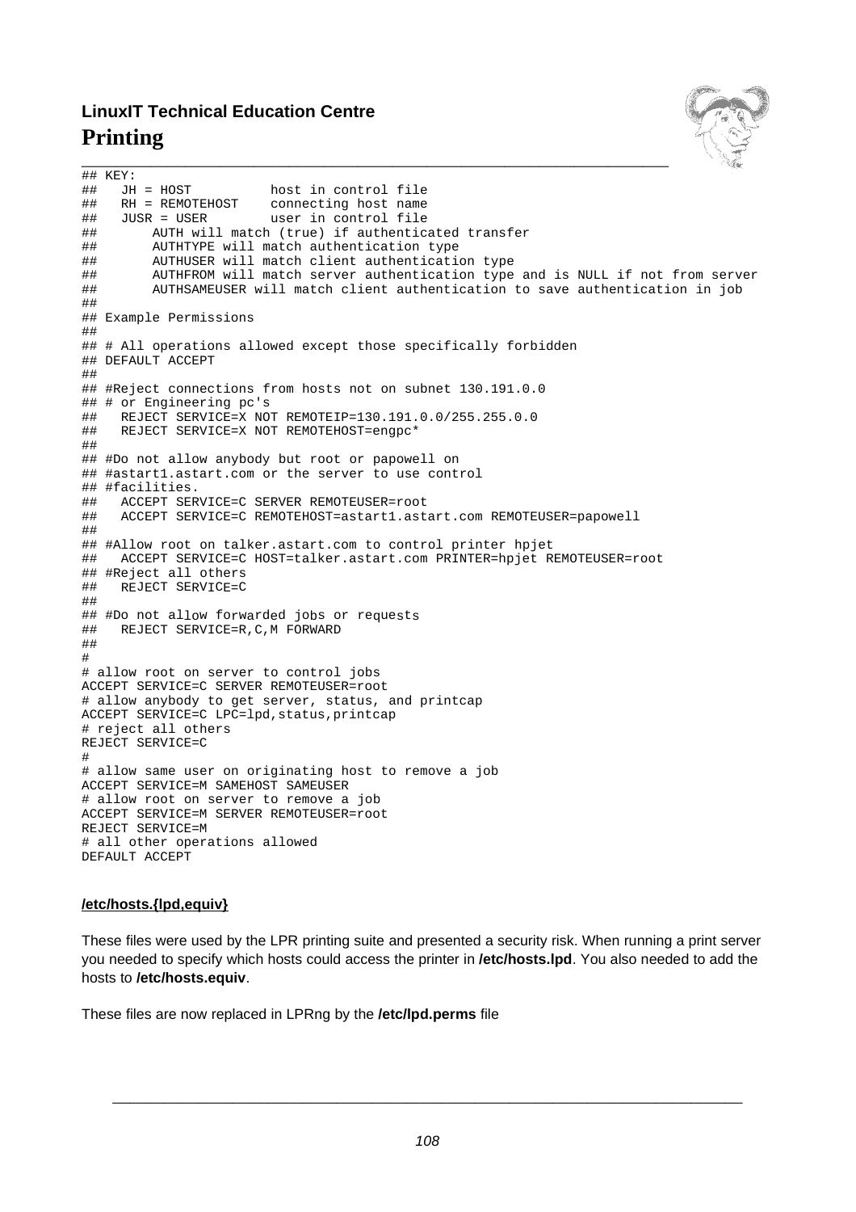```
## KEY:
##   JH = HOST          host in control file
##   RH = REMOTEHOST    connecting host name
##   JUSR = USER        user in control file
##       AUTH will match (true) if authenticated transfer
##       AUTHTYPE will match authentication type
##       AUTHUSER will match client authentication type
##       AUTHFROM will match server authentication type and is NULL if not from server
##       AUTHSAMEUSER will match client authentication to save authentication in job
##
## Example Permissions
##
## # All operations allowed except those specifically forbidden
## DEFAULT ACCEPT
##
## #Reject connections from hosts not on subnet 130.191.0.0
## # or Engineering pc's
##   REJECT SERVICE=X NOT REMOTEIP=130.191.0.0/255.255.0.0
##   REJECT SERVICE=X NOT REMOTEHOST=engpc*
##
## #Do not allow anybody but root or papowell on
## #astart1.astart.com or the server to use control
## #facilities.
##   ACCEPT SERVICE=C SERVER REMOTEUSER=root
##   ACCEPT SERVICE=C REMOTEHOST=astart1.astart.com REMOTEUSER=papowell
##
## #Allow root on talker.astart.com to control printer hpjet
##   ACCEPT SERVICE=C HOST=talker.astart.com PRINTER=hpjet REMOTEUSER=root
## #Reject all others
##   REJECT SERVICE=C
##
## #Do not allow forwarded jobs or requests
##   REJECT SERVICE=R,C,M FORWARD
##
#
# allow root on server to control jobs
ACCEPT SERVICE=C SERVER REMOTEUSER=root
# allow anybody to get server, status, and printcap
ACCEPT SERVICE=C LPC=lpd,status,printcap
# reject all others
REJECT SERVICE=C
#
# allow same user on originating host to remove a job
ACCEPT SERVICE=M SAMEHOST SAMEUSER
# allow root on server to remove a job
ACCEPT SERVICE=M SERVER REMOTEUSER=root
REJECT SERVICE=M
# all other operations allowed
DEFAULT ACCEPT
```

**/etc/hosts.{lpd,equiv}**

These files were used by the LPR printing suite and presented a security risk. When running a print server you needed to specify which hosts could access the printer in **/etc/hosts.lpd**. You also needed to add the hosts to **/etc/hosts.equiv**.

These files are now replaced in LPRng by the **/etc/lpd.perms** file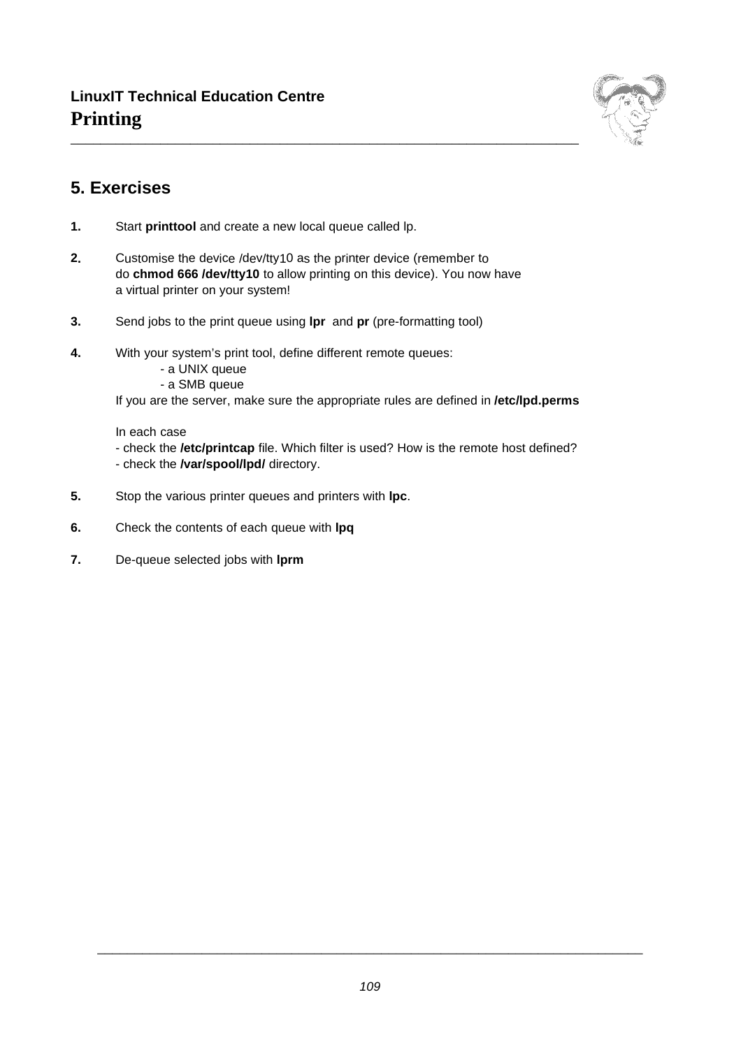## 5. Exercises

1. Start **printtool** and create a new local queue called lp.

2. Customise the device /dev/tty10 as the printer device (remember to do **chmod 666 /dev/tty10** to allow printing on this device). You now have a virtual printer on your system!

3. Send jobs to the print queue using **lpr** and **pr** (pre-formatting tool)

4. With your system's print tool, define different remote queues:
   - a UNIX queue
   - a SMB queue

   If you are the server, make sure the appropriate rules are defined in **/etc/lpd.perms**

   In each case
   - check the **/etc/printcap** file. Which filter is used? How is the remote host defined?
   - check the **/var/spool/lpd/** directory.

5. Stop the various printer queues and printers with **lpc**.

6. Check the contents of each queue with **lpq**

7. De-queue selected jobs with **lprm**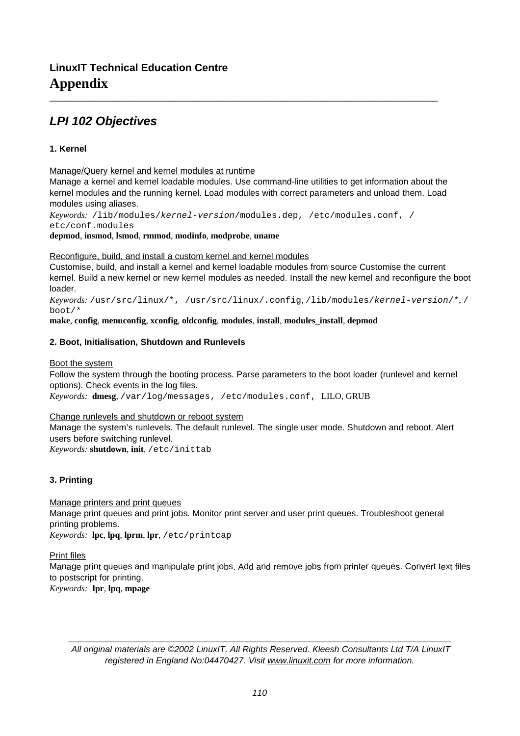**LinuxIT Technical Education Centre**

# Appendix

## *LPI 102 Objectives*

### 1. Kernel

Manage/Query kernel and kernel modules at runtime

Manage a kernel and kernel loadable modules. Use command-line utilities to get information about the kernel modules and the running kernel. Load modules with correct parameters and unload them. Load modules using aliases.

*Keywords:* `/lib/modules/kernel-version/modules.dep`, `/etc/modules.conf`, `/etc/conf.modules`

**depmod**, **insmod**, **lsmod**, **rmmod**, **modinfo**, **modprobe**, **uname**

Reconfigure, build, and install a custom kernel and kernel modules

Customise, build, and install a kernel and kernel loadable modules from source Customise the current kernel. Build a new kernel or new kernel modules as needed. Install the new kernel and reconfigure the boot loader.

*Keywords:* `/usr/src/linux/*`, `/usr/src/linux/.config`, `/lib/modules/kernel-version/*`, `/boot/*`

**make**, **config**, **menuconfig**, **xconfig**, **oldconfig**, **modules**, **install**, **modules_install**, **depmod**

### 2. Boot, Initialisation, Shutdown and Runlevels

Boot the system

Follow the system through the booting process. Parse parameters to the boot loader (runlevel and kernel options). Check events in the log files.

*Keywords:* **dmesg**, `/var/log/messages`, `/etc/modules.conf`, LILO, GRUB

Change runlevels and shutdown or reboot system

Manage the system's runlevels. The default runlevel. The single user mode. Shutdown and reboot. Alert users before switching runlevel.

*Keywords:* **shutdown**, **init**, `/etc/inittab`

### 3. Printing

Manage printers and print queues

Manage print queues and print jobs. Monitor print server and user print queues. Troubleshoot general printing problems.

*Keywords:* **lpc**, **lpq**, **lprm**, **lpr**, `/etc/printcap`

Print files

Manage print queues and manipulate print jobs. Add and remove jobs from printer queues. Convert text files to postscript for printing.

*Keywords:* **lpr**, **lpq**, **mpage**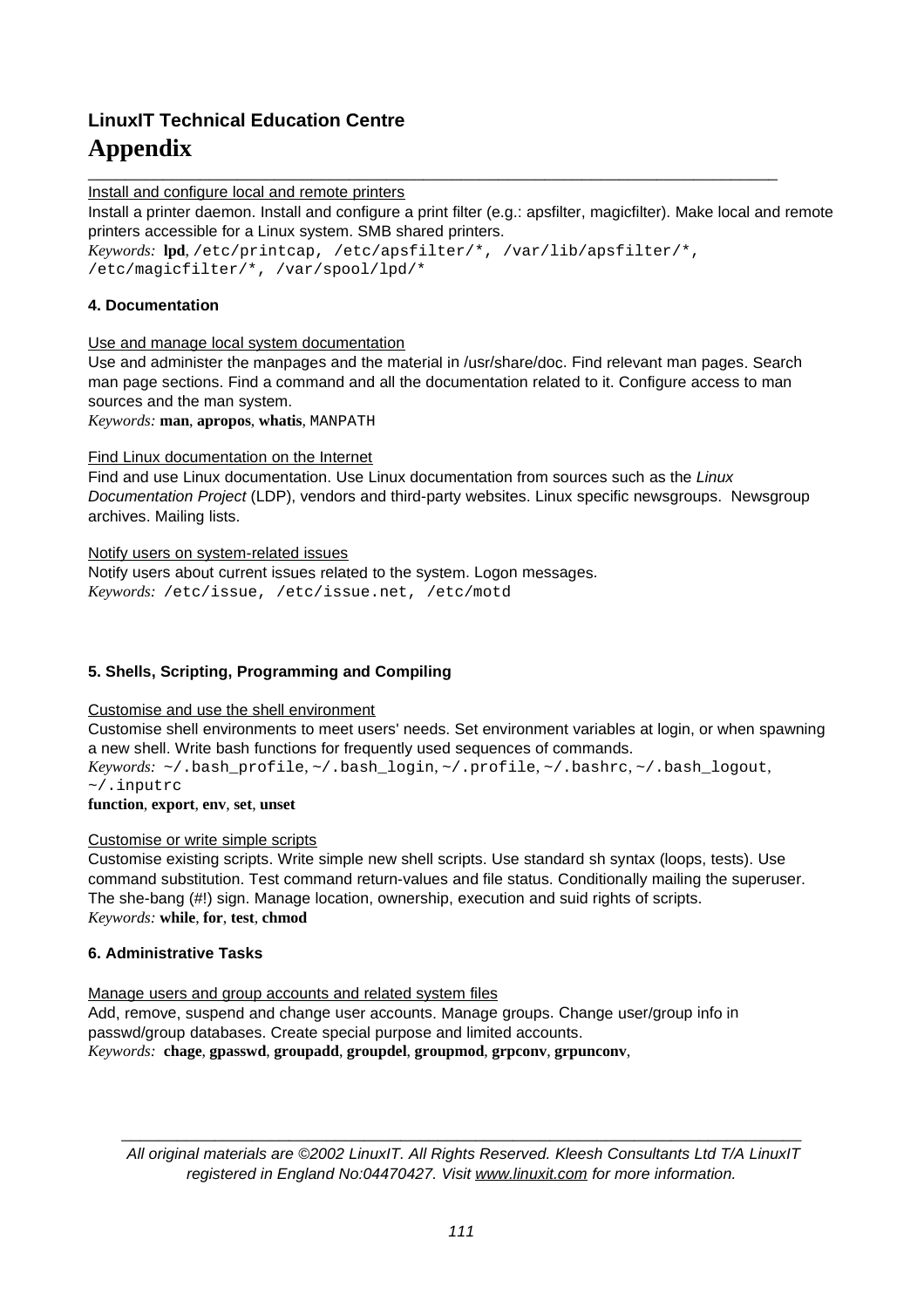Install and configure local and remote printers

Install a printer daemon. Install and configure a print filter (e.g.: apsfilter, magicfilter). Make local and remote printers accessible for a Linux system. SMB shared printers.

*Keywords:* **lpd**, `/etc/printcap, /etc/apsfilter/*, /var/lib/apsfilter/*, /etc/magicfilter/*, /var/spool/lpd/*`

### 4. Documentation

Use and manage local system documentation

Use and administer the manpages and the material in /usr/share/doc. Find relevant man pages. Search man page sections. Find a command and all the documentation related to it. Configure access to man sources and the man system.

*Keywords:* **man**, **apropos**, **whatis**, `MANPATH`

Find Linux documentation on the Internet

Find and use Linux documentation. Use Linux documentation from sources such as the *Linux Documentation Project* (LDP), vendors and third-party websites. Linux specific newsgroups. Newsgroup archives. Mailing lists.

Notify users on system-related issues

Notify users about current issues related to the system. Logon messages.

*Keywords:* `/etc/issue, /etc/issue.net, /etc/motd`

### 5. Shells, Scripting, Programming and Compiling

Customise and use the shell environment

Customise shell environments to meet users' needs. Set environment variables at login, or when spawning a new shell. Write bash functions for frequently used sequences of commands.

*Keywords:* `~/.bash_profile`, `~/.bash_login`, `~/.profile`, `~/.bashrc`, `~/.bash_logout`, `~/.inputrc`
**function**, **export**, **env**, **set**, **unset**

Customise or write simple scripts

Customise existing scripts. Write simple new shell scripts. Use standard sh syntax (loops, tests). Use command substitution. Test command return-values and file status. Conditionally mailing the superuser. The she-bang (#!) sign. Manage location, ownership, execution and suid rights of scripts.

*Keywords:* **while**, **for**, **test**, **chmod**

### 6. Administrative Tasks

Manage users and group accounts and related system files

Add, remove, suspend and change user accounts. Manage groups. Change user/group info in passwd/group databases. Create special purpose and limited accounts.

*Keywords:* **chage**, **gpasswd**, **groupadd**, **groupdel**, **groupmod**, **grpconv**, **grpunconv**,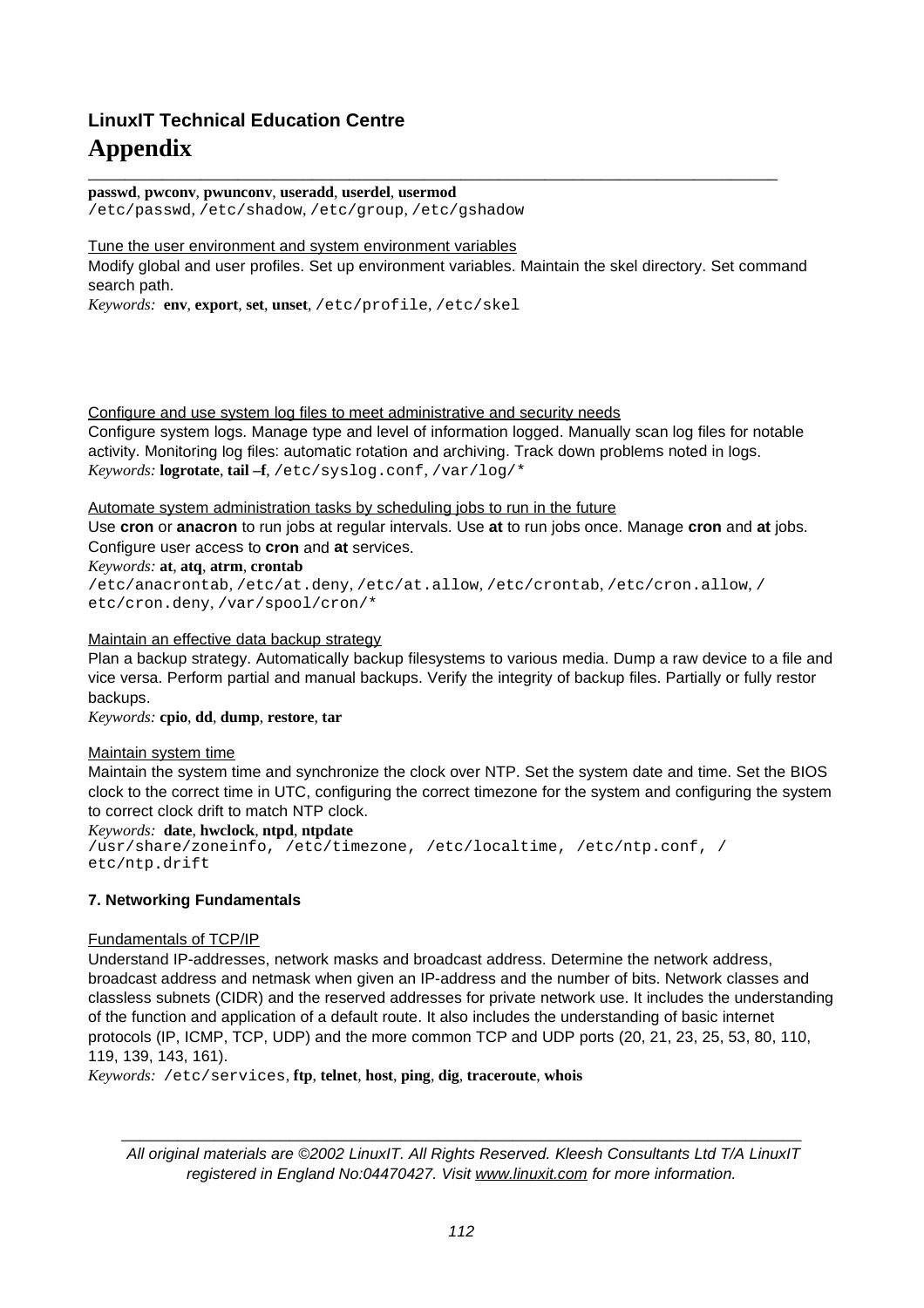**passwd**, **pwconv**, **pwunconv**, **useradd**, **userdel**, **usermod**
`/etc/passwd`, `/etc/shadow`, `/etc/group`, `/etc/gshadow`

Tune the user environment and system environment variables
Modify global and user profiles. Set up environment variables. Maintain the skel directory. Set command search path.
*Keywords:* **env**, **export**, **set**, **unset**, `/etc/profile`, `/etc/skel`

Configure and use system log files to meet administrative and security needs
Configure system logs. Manage type and level of information logged. Manually scan log files for notable activity. Monitoring log files: automatic rotation and archiving. Track down problems noted in logs.
*Keywords:* **logrotate**, **tail –f**, `/etc/syslog.conf`, `/var/log/*`

Automate system administration tasks by scheduling jobs to run in the future
Use **cron** or **anacron** to run jobs at regular intervals. Use **at** to run jobs once. Manage **cron** and **at** jobs. Configure user access to **cron** and **at** services.
*Keywords:* **at**, **atq**, **atrm**, **crontab**
`/etc/anacrontab`, `/etc/at.deny`, `/etc/at.allow`, `/etc/crontab`, `/etc/cron.allow`, `/etc/cron.deny`, `/var/spool/cron/*`

Maintain an effective data backup strategy
Plan a backup strategy. Automatically backup filesystems to various media. Dump a raw device to a file and vice versa. Perform partial and manual backups. Verify the integrity of backup files. Partially or fully restor backups.
*Keywords:* **cpio**, **dd**, **dump**, **restore**, **tar**

Maintain system time
Maintain the system time and synchronize the clock over NTP. Set the system date and time. Set the BIOS clock to the correct time in UTC, configuring the correct timezone for the system and configuring the system to correct clock drift to match NTP clock.
*Keywords:* **date**, **hwclock**, **ntpd**, **ntpdate**
`/usr/share/zoneinfo, /etc/timezone, /etc/localtime, /etc/ntp.conf, /etc/ntp.drift`

**7. Networking Fundamentals**

Fundamentals of TCP/IP
Understand IP-addresses, network masks and broadcast address. Determine the network address, broadcast address and netmask when given an IP-address and the number of bits. Network classes and classless subnets (CIDR) and the reserved addresses for private network use. It includes the understanding of the function and application of a default route. It also includes the understanding of basic internet protocols (IP, ICMP, TCP, UDP) and the more common TCP and UDP ports (20, 21, 23, 25, 53, 80, 110, 119, 139, 143, 161).
*Keywords:* `/etc/services`, **ftp**, **telnet**, **host**, **ping**, **dig**, **traceroute**, **whois**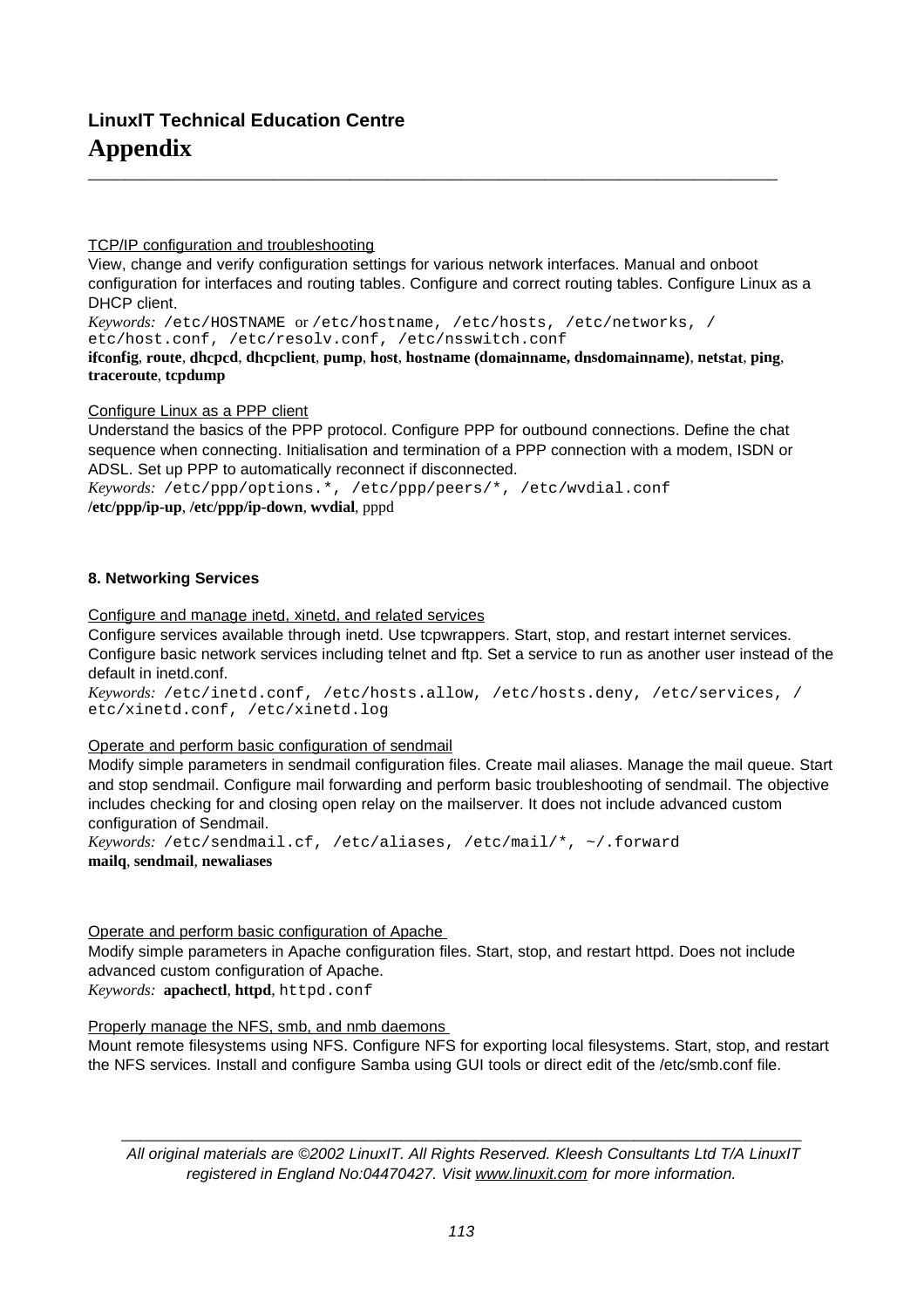TCP/IP configuration and troubleshooting

View, change and verify configuration settings for various network interfaces. Manual and onboot configuration for interfaces and routing tables. Configure and correct routing tables. Configure Linux as a DHCP client.

*Keywords:* `/etc/HOSTNAME` or `/etc/hostname, /etc/hosts, /etc/networks, /etc/host.conf, /etc/resolv.conf, /etc/nsswitch.conf`

**ifconfig**, **route**, **dhcpcd**, **dhcpclient**, **pump**, **host**, **hostname (domainname, dnsdomainname)**, **netstat**, **ping**, **traceroute**, **tcpdump**

Configure Linux as a PPP client

Understand the basics of the PPP protocol. Configure PPP for outbound connections. Define the chat sequence when connecting. Initialisation and termination of a PPP connection with a modem, ISDN or ADSL. Set up PPP to automatically reconnect if disconnected.

*Keywords:* `/etc/ppp/options.*, /etc/ppp/peers/*, /etc/wvdial.conf`

**/etc/ppp/ip-up**, **/etc/ppp/ip-down**, **wvdial**, pppd

#### 8. Networking Services

Configure and manage inetd, xinetd, and related services

Configure services available through inetd. Use tcpwrappers. Start, stop, and restart internet services. Configure basic network services including telnet and ftp. Set a service to run as another user instead of the default in inetd.conf.

*Keywords:* `/etc/inetd.conf, /etc/hosts.allow, /etc/hosts.deny, /etc/services, /etc/xinetd.conf, /etc/xinetd.log`

Operate and perform basic configuration of sendmail

Modify simple parameters in sendmail configuration files. Create mail aliases. Manage the mail queue. Start and stop sendmail. Configure mail forwarding and perform basic troubleshooting of sendmail. The objective includes checking for and closing open relay on the mailserver. It does not include advanced custom configuration of Sendmail.

*Keywords:* `/etc/sendmail.cf, /etc/aliases, /etc/mail/*, ~/.forward`

**mailq**, **sendmail**, **newaliases**

Operate and perform basic configuration of Apache

Modify simple parameters in Apache configuration files. Start, stop, and restart httpd. Does not include advanced custom configuration of Apache.

*Keywords:* **apachectl**, **httpd**, `httpd.conf`

Properly manage the NFS, smb, and nmb daemons

Mount remote filesystems using NFS. Configure NFS for exporting local filesystems. Start, stop, and restart the NFS services. Install and configure Samba using GUI tools or direct edit of the /etc/smb.conf file.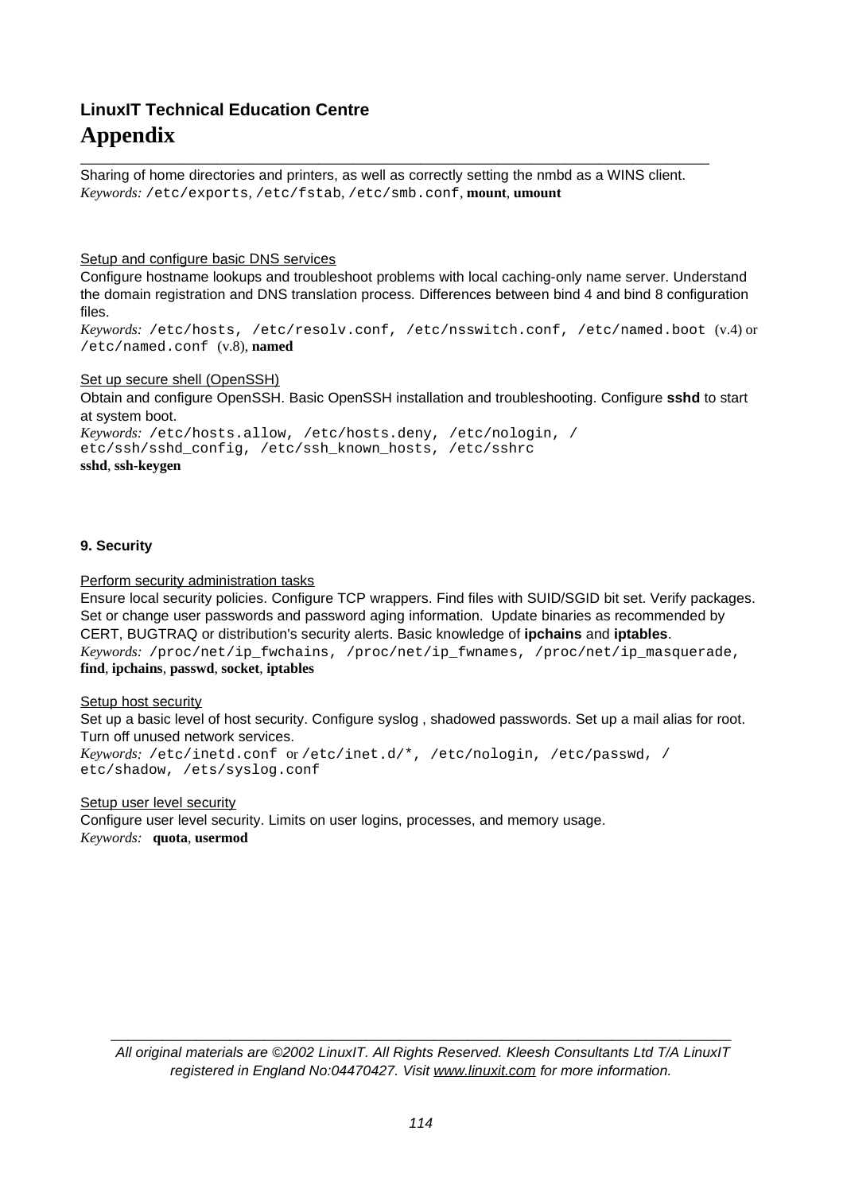Sharing of home directories and printers, as well as correctly setting the nmbd as a WINS client.
*Keywords:* `/etc/exports`, `/etc/fstab`, `/etc/smb.conf`, **mount**, **umount**

Setup and configure basic DNS services

Configure hostname lookups and troubleshoot problems with local caching-only name server. Understand the domain registration and DNS translation process. Differences between bind 4 and bind 8 configuration files.
*Keywords:* `/etc/hosts`, `/etc/resolv.conf`, `/etc/nsswitch.conf`, `/etc/named.boot` (v.4) or `/etc/named.conf` (v.8), **named**

Set up secure shell (OpenSSH)

Obtain and configure OpenSSH. Basic OpenSSH installation and troubleshooting. Configure **sshd** to start at system boot.
*Keywords:* `/etc/hosts.allow`, `/etc/hosts.deny`, `/etc/nologin`, `/etc/ssh/sshd_config`, `/etc/ssh_known_hosts`, `/etc/sshrc`
**sshd**, **ssh-keygen**

### 9. Security

Perform security administration tasks

Ensure local security policies. Configure TCP wrappers. Find files with SUID/SGID bit set. Verify packages. Set or change user passwords and password aging information. Update binaries as recommended by CERT, BUGTRAQ or distribution's security alerts. Basic knowledge of **ipchains** and **iptables**.
*Keywords:* `/proc/net/ip_fwchains`, `/proc/net/ip_fwnames`, `/proc/net/ip_masquerade`, **find**, **ipchains**, **passwd**, **socket**, **iptables**

Setup host security

Set up a basic level of host security. Configure syslog , shadowed passwords. Set up a mail alias for root. Turn off unused network services.
*Keywords:* `/etc/inetd.conf` or `/etc/inet.d/*`, `/etc/nologin`, `/etc/passwd`, `/etc/shadow`, `/ets/syslog.conf`

Setup user level security

Configure user level security. Limits on user logins, processes, and memory usage.
*Keywords:* **quota**, **usermod**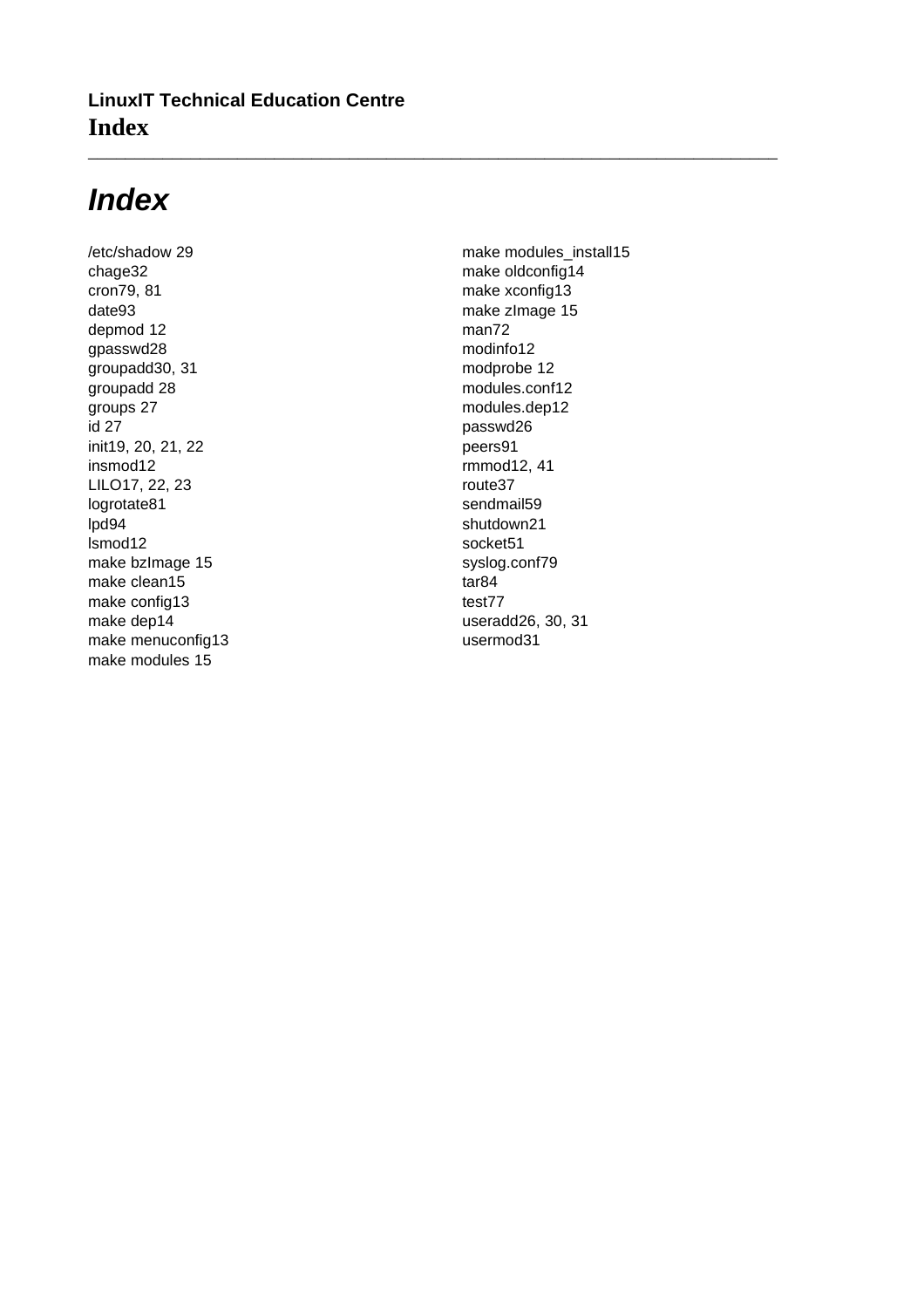# Index

/etc/shadow 29
chage32
cron79, 81
date93
depmod 12
gpasswd28
groupadd30, 31
groupadd 28
groups 27
id 27
init19, 20, 21, 22
insmod12
LILO17, 22, 23
logrotate81
lpd94
lsmod12
make bzImage 15
make clean15
make config13
make dep14
make menuconfig13
make modules 15
make modules_install15
make oldconfig14
make xconfig13
make zImage 15
man72
modinfo12
modprobe 12
modules.conf12
modules.dep12
passwd26
peers91
rmmod12, 41
route37
sendmail59
shutdown21
socket51
syslog.conf79
tar84
test77
useradd26, 30, 31
usermod31